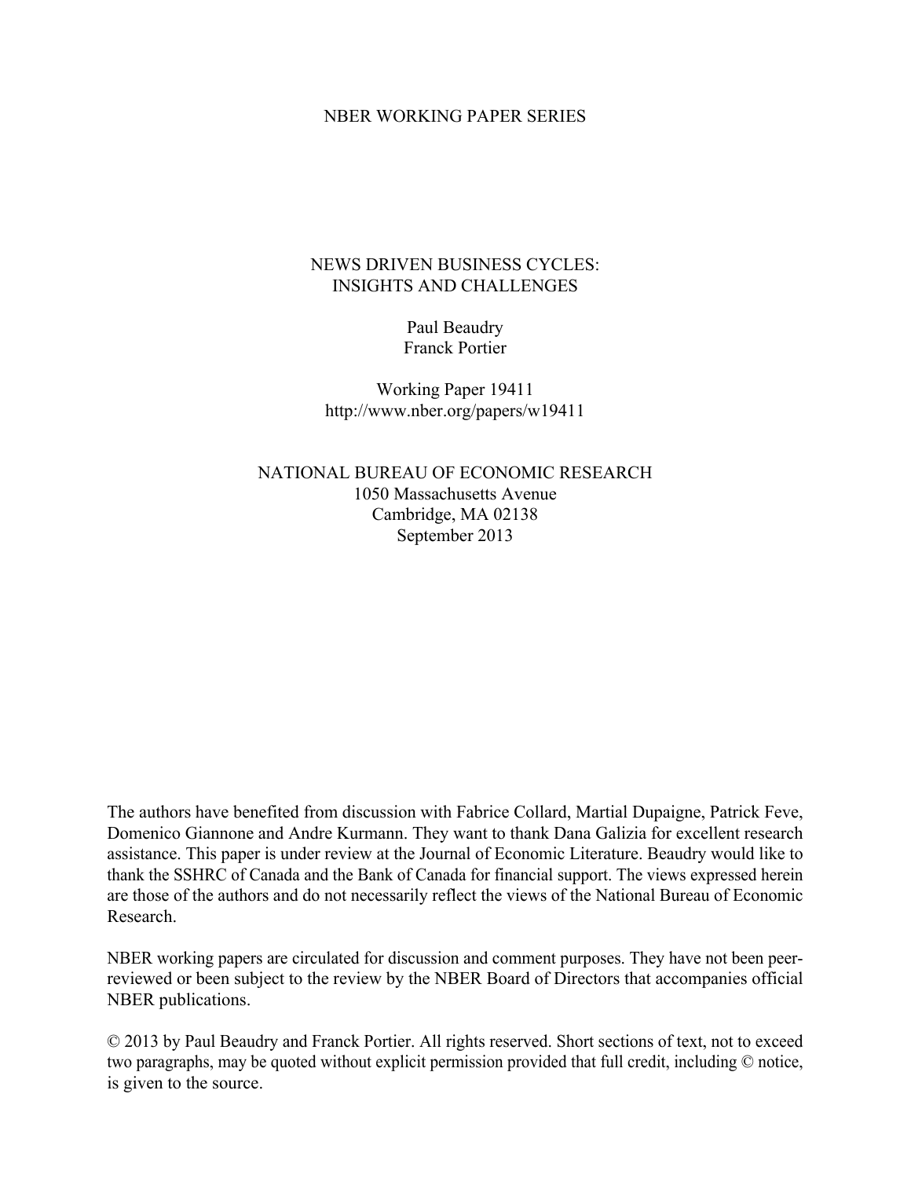NBER WORKING PAPER SERIES

# NEWS DRIVEN BUSINESS CYCLES:
# INSIGHTS AND CHALLENGES

Paul Beaudry
Franck Portier

Working Paper 19411
http://www.nber.org/papers/w19411

NATIONAL BUREAU OF ECONOMIC RESEARCH
1050 Massachusetts Avenue
Cambridge, MA 02138
September 2013

The authors have benefited from discussion with Fabrice Collard, Martial Dupaigne, Patrick Feve, Domenico Giannone and Andre Kurmann. They want to thank Dana Galizia for excellent research assistance. This paper is under review at the Journal of Economic Literature. Beaudry would like to thank the SSHRC of Canada and the Bank of Canada for financial support. The views expressed herein are those of the authors and do not necessarily reflect the views of the National Bureau of Economic Research.

NBER working papers are circulated for discussion and comment purposes. They have not been peer-reviewed or been subject to the review by the NBER Board of Directors that accompanies official NBER publications.

© 2013 by Paul Beaudry and Franck Portier. All rights reserved. Short sections of text, not to exceed two paragraphs, may be quoted without explicit permission provided that full credit, including © notice, is given to the source.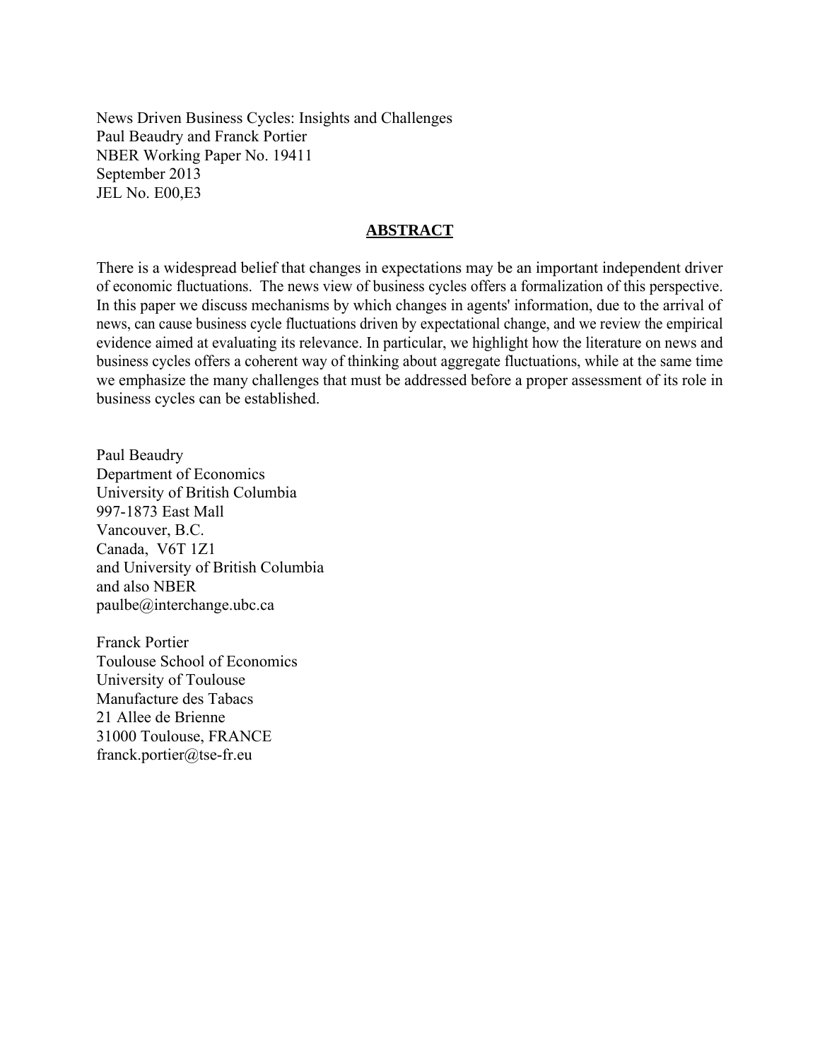News Driven Business Cycles: Insights and Challenges
Paul Beaudry and Franck Portier
NBER Working Paper No. 19411
September 2013
JEL No. E00,E3

## ABSTRACT

There is a widespread belief that changes in expectations may be an important independent driver of economic fluctuations. The news view of business cycles offers a formalization of this perspective. In this paper we discuss mechanisms by which changes in agents' information, due to the arrival of news, can cause business cycle fluctuations driven by expectational change, and we review the empirical evidence aimed at evaluating its relevance. In particular, we highlight how the literature on news and business cycles offers a coherent way of thinking about aggregate fluctuations, while at the same time we emphasize the many challenges that must be addressed before a proper assessment of its role in business cycles can be established.

Paul Beaudry
Department of Economics
University of British Columbia
997-1873 East Mall
Vancouver, B.C.
Canada, V6T 1Z1
and University of British Columbia
and also NBER
paulbe@interchange.ubc.ca

Franck Portier
Toulouse School of Economics
University of Toulouse
Manufacture des Tabacs
21 Allee de Brienne
31000 Toulouse, FRANCE
franck.portier@tse-fr.eu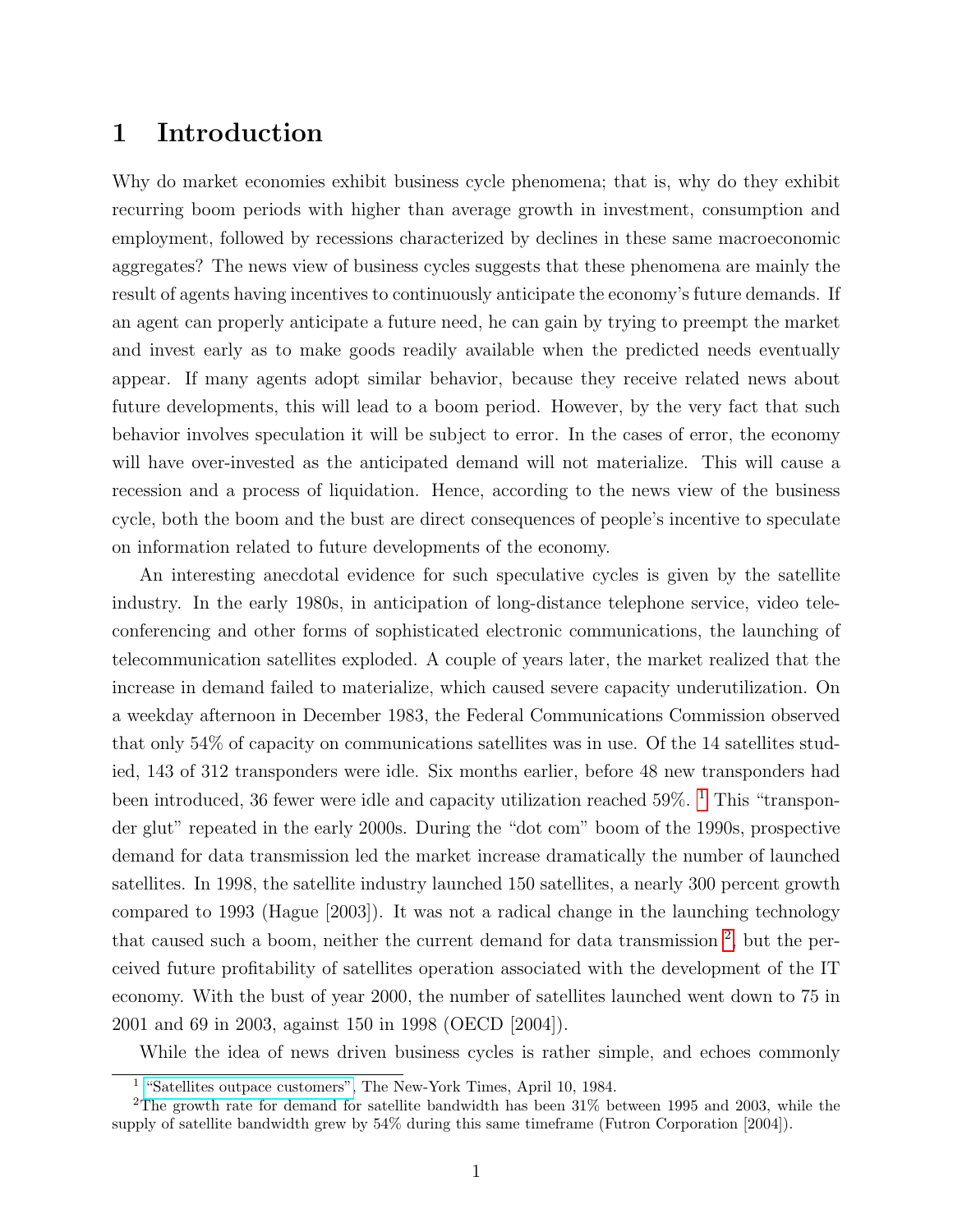# 1 Introduction

Why do market economies exhibit business cycle phenomena; that is, why do they exhibit recurring boom periods with higher than average growth in investment, consumption and employment, followed by recessions characterized by declines in these same macroeconomic aggregates? The news view of business cycles suggests that these phenomena are mainly the result of agents having incentives to continuously anticipate the economy's future demands. If an agent can properly anticipate a future need, he can gain by trying to preempt the market and invest early as to make goods readily available when the predicted needs eventually appear. If many agents adopt similar behavior, because they receive related news about future developments, this will lead to a boom period. However, by the very fact that such behavior involves speculation it will be subject to error. In the cases of error, the economy will have over-invested as the anticipated demand will not materialize. This will cause a recession and a process of liquidation. Hence, according to the news view of the business cycle, both the boom and the bust are direct consequences of people's incentive to speculate on information related to future developments of the economy.

An interesting anecdotal evidence for such speculative cycles is given by the satellite industry. In the early 1980s, in anticipation of long-distance telephone service, video teleconferencing and other forms of sophisticated electronic communications, the launching of telecommunication satellites exploded. A couple of years later, the market realized that the increase in demand failed to materialize, which caused severe capacity underutilization. On a weekday afternoon in December 1983, the Federal Communications Commission observed that only 54% of capacity on communications satellites was in use. Of the 14 satellites studied, 143 of 312 transponders were idle. Six months earlier, before 48 new transponders had been introduced, 36 fewer were idle and capacity utilization reached 59%. [1] This "transponder glut" repeated in the early 2000s. During the "dot com" boom of the 1990s, prospective demand for data transmission led the market increase dramatically the number of launched satellites. In 1998, the satellite industry launched 150 satellites, a nearly 300 percent growth compared to 1993 (Hague [2003]). It was not a radical change in the launching technology that caused such a boom, neither the current demand for data transmission [2], but the perceived future profitability of satellites operation associated with the development of the IT economy. With the bust of year 2000, the number of satellites launched went down to 75 in 2001 and 69 in 2003, against 150 in 1998 (OECD [2004]).

While the idea of news driven business cycles is rather simple, and echoes commonly

[1] "Satellites outpace customers", The New-York Times, April 10, 1984.

[2] The growth rate for demand for satellite bandwidth has been 31% between 1995 and 2003, while the supply of satellite bandwidth grew by 54% during this same timeframe (Futron Corporation [2004]).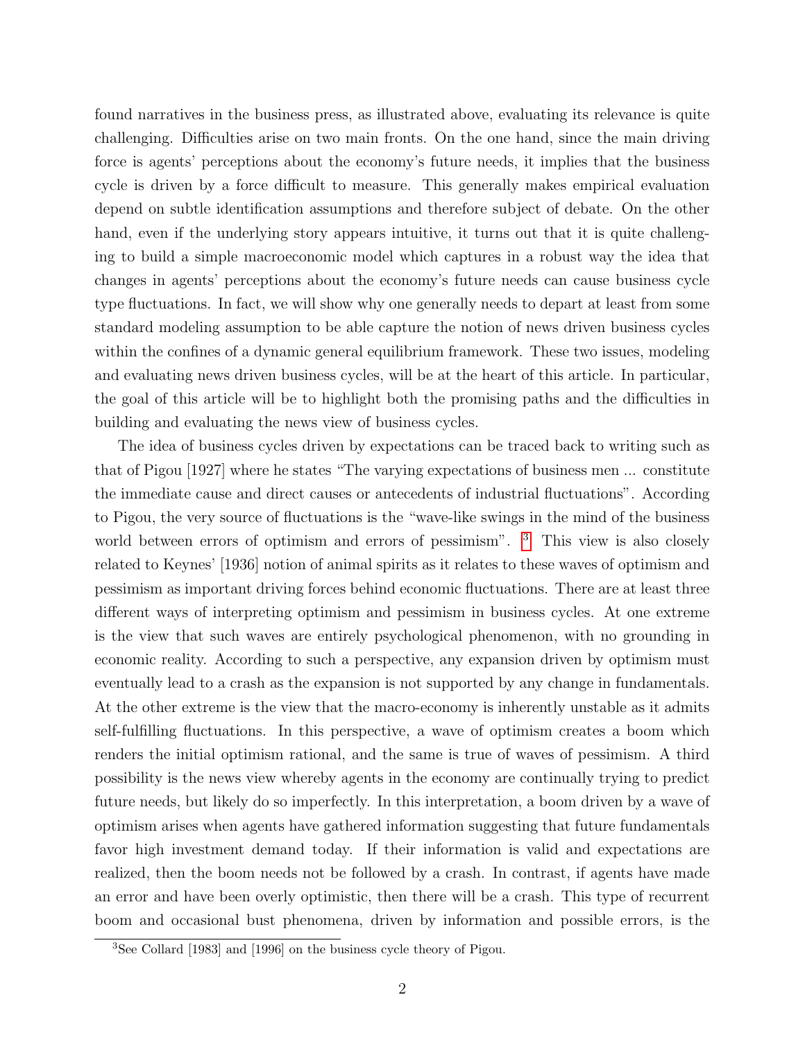found narratives in the business press, as illustrated above, evaluating its relevance is quite challenging. Difficulties arise on two main fronts. On the one hand, since the main driving force is agents' perceptions about the economy's future needs, it implies that the business cycle is driven by a force difficult to measure. This generally makes empirical evaluation depend on subtle identification assumptions and therefore subject of debate. On the other hand, even if the underlying story appears intuitive, it turns out that it is quite challenging to build a simple macroeconomic model which captures in a robust way the idea that changes in agents' perceptions about the economy's future needs can cause business cycle type fluctuations. In fact, we will show why one generally needs to depart at least from some standard modeling assumption to be able capture the notion of news driven business cycles within the confines of a dynamic general equilibrium framework. These two issues, modeling and evaluating news driven business cycles, will be at the heart of this article. In particular, the goal of this article will be to highlight both the promising paths and the difficulties in building and evaluating the news view of business cycles.

The idea of business cycles driven by expectations can be traced back to writing such as that of Pigou [1927] where he states "The varying expectations of business men ... constitute the immediate cause and direct causes or antecedents of industrial fluctuations". According to Pigou, the very source of fluctuations is the "wave-like swings in the mind of the business world between errors of optimism and errors of pessimism". [3] This view is also closely related to Keynes' [1936] notion of animal spirits as it relates to these waves of optimism and pessimism as important driving forces behind economic fluctuations. There are at least three different ways of interpreting optimism and pessimism in business cycles. At one extreme is the view that such waves are entirely psychological phenomenon, with no grounding in economic reality. According to such a perspective, any expansion driven by optimism must eventually lead to a crash as the expansion is not supported by any change in fundamentals. At the other extreme is the view that the macro-economy is inherently unstable as it admits self-fulfilling fluctuations. In this perspective, a wave of optimism creates a boom which renders the initial optimism rational, and the same is true of waves of pessimism. A third possibility is the news view whereby agents in the economy are continually trying to predict future needs, but likely do so imperfectly. In this interpretation, a boom driven by a wave of optimism arises when agents have gathered information suggesting that future fundamentals favor high investment demand today. If their information is valid and expectations are realized, then the boom needs not be followed by a crash. In contrast, if agents have made an error and have been overly optimistic, then there will be a crash. This type of recurrent boom and occasional bust phenomena, driven by information and possible errors, is the

[3] See Collard [1983] and [1996] on the business cycle theory of Pigou.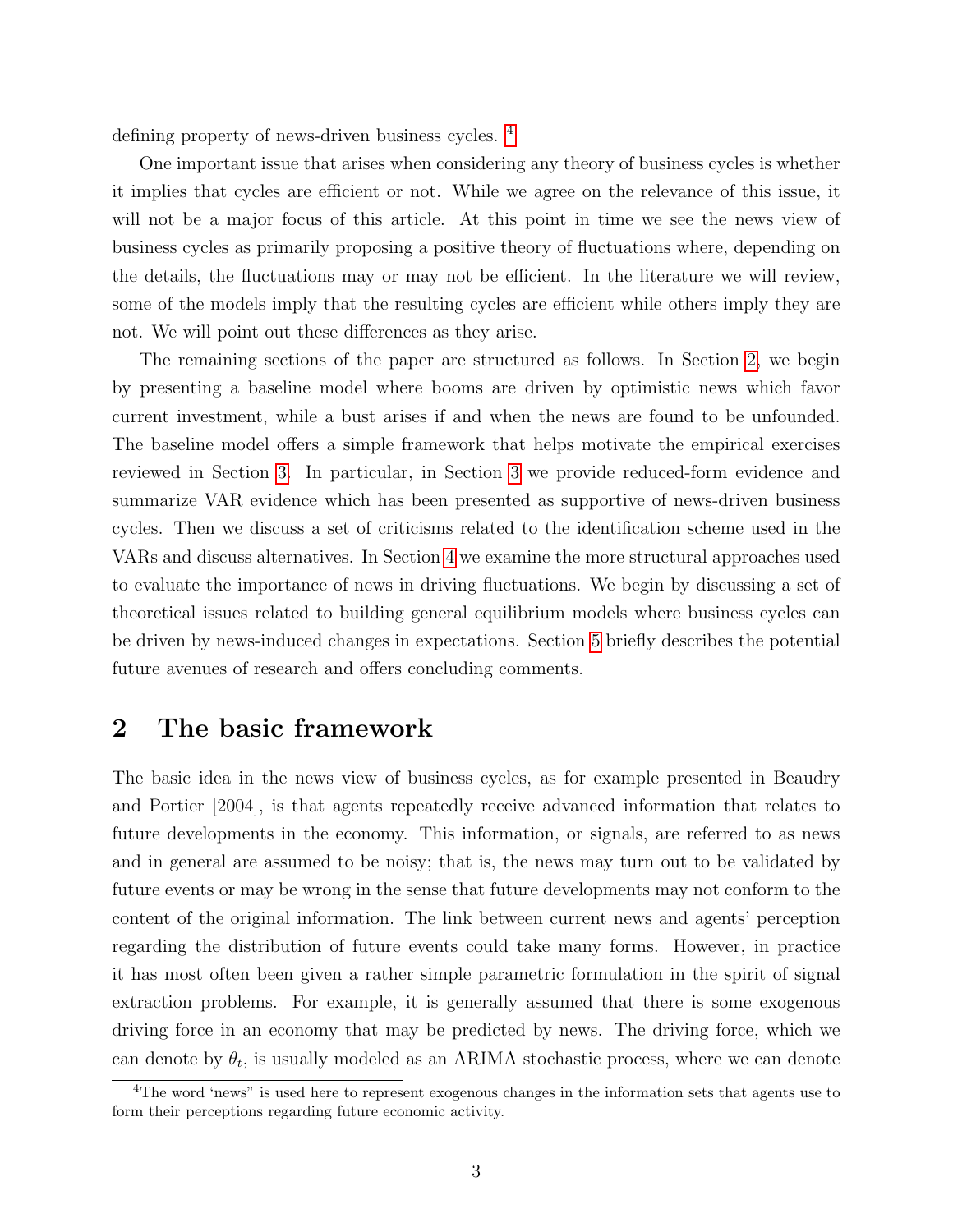defining property of news-driven business cycles. [4]

One important issue that arises when considering any theory of business cycles is whether it implies that cycles are efficient or not. While we agree on the relevance of this issue, it will not be a major focus of this article. At this point in time we see the news view of business cycles as primarily proposing a positive theory of fluctuations where, depending on the details, the fluctuations may or may not be efficient. In the literature we will review, some of the models imply that the resulting cycles are efficient while others imply they are not. We will point out these differences as they arise.

The remaining sections of the paper are structured as follows. In Section 2, we begin by presenting a baseline model where booms are driven by optimistic news which favor current investment, while a bust arises if and when the news are found to be unfounded. The baseline model offers a simple framework that helps motivate the empirical exercises reviewed in Section 3. In particular, in Section 3 we provide reduced-form evidence and summarize VAR evidence which has been presented as supportive of news-driven business cycles. Then we discuss a set of criticisms related to the identification scheme used in the VARs and discuss alternatives. In Section 4 we examine the more structural approaches used to evaluate the importance of news in driving fluctuations. We begin by discussing a set of theoretical issues related to building general equilibrium models where business cycles can be driven by news-induced changes in expectations. Section 5 briefly describes the potential future avenues of research and offers concluding comments.

## 2 The basic framework

The basic idea in the news view of business cycles, as for example presented in Beaudry and Portier [2004], is that agents repeatedly receive advanced information that relates to future developments in the economy. This information, or signals, are referred to as news and in general are assumed to be noisy; that is, the news may turn out to be validated by future events or may be wrong in the sense that future developments may not conform to the content of the original information. The link between current news and agents' perception regarding the distribution of future events could take many forms. However, in practice it has most often been given a rather simple parametric formulation in the spirit of signal extraction problems. For example, it is generally assumed that there is some exogenous driving force in an economy that may be predicted by news. The driving force, which we can denote by $\theta_t$, is usually modeled as an ARIMA stochastic process, where we can denote

[4] The word 'news" is used here to represent exogenous changes in the information sets that agents use to form their perceptions regarding future economic activity.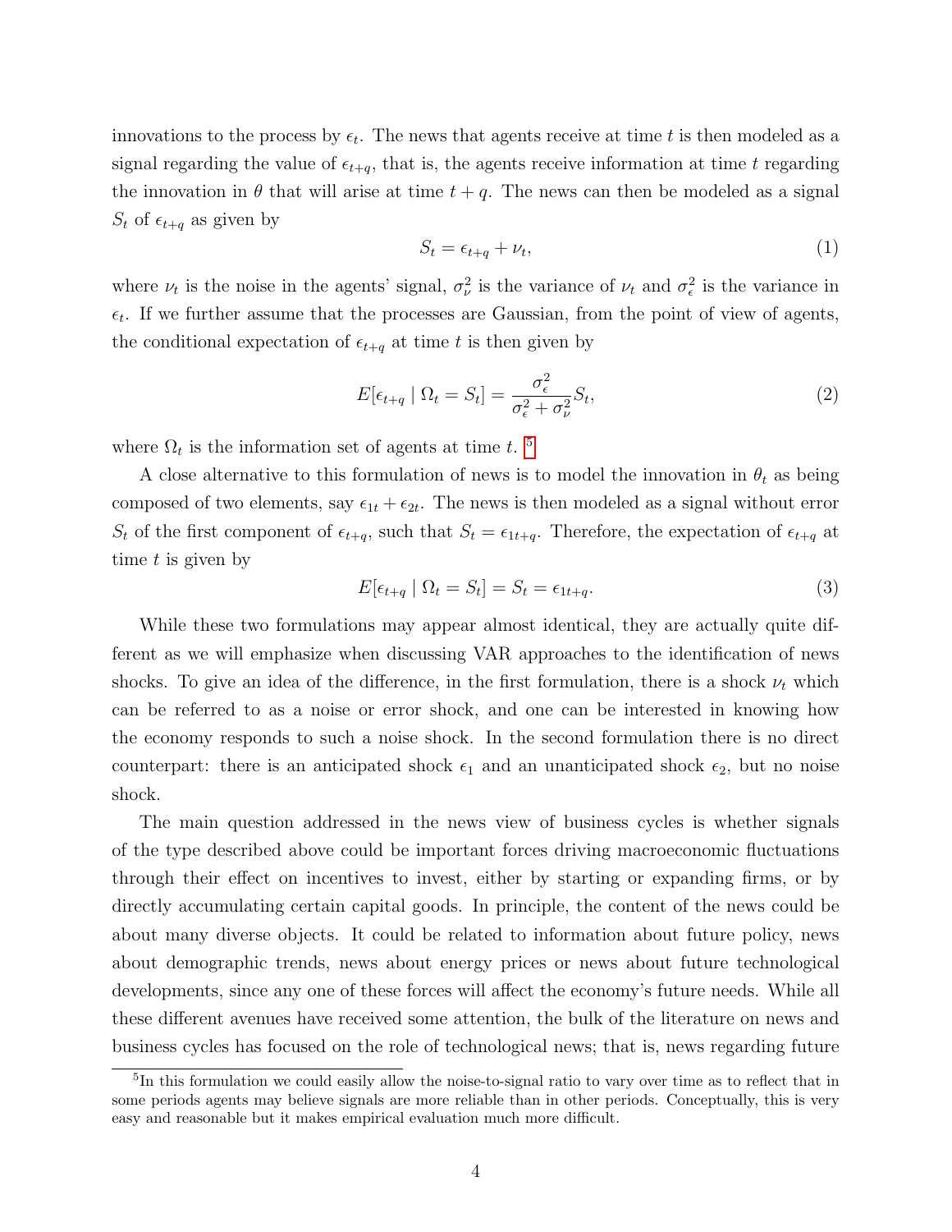innovations to the process by $\epsilon_t$. The news that agents receive at time $t$ is then modeled as a signal regarding the value of $\epsilon_{t+q}$, that is, the agents receive information at time $t$ regarding the innovation in $\theta$ that will arise at time $t+q$. The news can then be modeled as a signal $S_t$ of $\epsilon_{t+q}$ as given by

$$S_t = \epsilon_{t+q} + \nu_t, \tag{1}$$

where $\nu_t$ is the noise in the agents' signal, $\sigma_\nu^2$ is the variance of $\nu_t$ and $\sigma_\epsilon^2$ is the variance in $\epsilon_t$. If we further assume that the processes are Gaussian, from the point of view of agents, the conditional expectation of $\epsilon_{t+q}$ at time $t$ is then given by

$$E[\epsilon_{t+q} \mid \Omega_t = S_t] = \frac{\sigma_\epsilon^2}{\sigma_\epsilon^2 + \sigma_\nu^2} S_t, \tag{2}$$

where $\Omega_t$ is the information set of agents at time $t$. [5]

A close alternative to this formulation of news is to model the innovation in $\theta_t$ as being composed of two elements, say $\epsilon_{1t} + \epsilon_{2t}$. The news is then modeled as a signal without error $S_t$ of the first component of $\epsilon_{t+q}$, such that $S_t = \epsilon_{1t+q}$. Therefore, the expectation of $\epsilon_{t+q}$ at time $t$ is given by

$$E[\epsilon_{t+q} \mid \Omega_t = S_t] = S_t = \epsilon_{1t+q}. \tag{3}$$

While these two formulations may appear almost identical, they are actually quite different as we will emphasize when discussing VAR approaches to the identification of news shocks. To give an idea of the difference, in the first formulation, there is a shock $\nu_t$ which can be referred to as a noise or error shock, and one can be interested in knowing how the economy responds to such a noise shock. In the second formulation there is no direct counterpart: there is an anticipated shock $\epsilon_1$ and an unanticipated shock $\epsilon_2$, but no noise shock.

The main question addressed in the news view of business cycles is whether signals of the type described above could be important forces driving macroeconomic fluctuations through their effect on incentives to invest, either by starting or expanding firms, or by directly accumulating certain capital goods. In principle, the content of the news could be about many diverse objects. It could be related to information about future policy, news about demographic trends, news about energy prices or news about future technological developments, since any one of these forces will affect the economy's future needs. While all these different avenues have received some attention, the bulk of the literature on news and business cycles has focused on the role of technological news; that is, news regarding future

[5] In this formulation we could easily allow the noise-to-signal ratio to vary over time as to reflect that in some periods agents may believe signals are more reliable than in other periods. Conceptually, this is very easy and reasonable but it makes empirical evaluation much more difficult.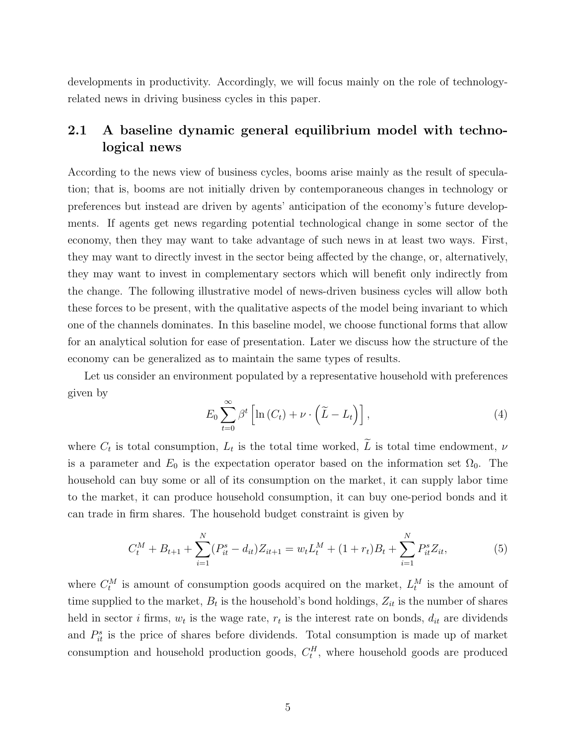developments in productivity. Accordingly, we will focus mainly on the role of technology-related news in driving business cycles in this paper.

## 2.1 A baseline dynamic general equilibrium model with technological news

According to the news view of business cycles, booms arise mainly as the result of speculation; that is, booms are not initially driven by contemporaneous changes in technology or preferences but instead are driven by agents' anticipation of the economy's future developments. If agents get news regarding potential technological change in some sector of the economy, then they may want to take advantage of such news in at least two ways. First, they may want to directly invest in the sector being affected by the change, or, alternatively, they may want to invest in complementary sectors which will benefit only indirectly from the change. The following illustrative model of news-driven business cycles will allow both these forces to be present, with the qualitative aspects of the model being invariant to which one of the channels dominates. In this baseline model, we choose functional forms that allow for an analytical solution for ease of presentation. Later we discuss how the structure of the economy can be generalized as to maintain the same types of results.

Let us consider an environment populated by a representative household with preferences given by

$$E_0 \sum_{t=0}^{\infty} \beta^t \left[ \ln\left(C_t\right) + \nu \cdot \left( \widetilde{L} - L_t \right) \right], \tag{4}$$

where $C_t$ is total consumption, $L_t$ is the total time worked, $\widetilde{L}$ is total time endowment, $\nu$ is a parameter and $E_0$ is the expectation operator based on the information set $\Omega_0$. The household can buy some or all of its consumption on the market, it can supply labor time to the market, it can produce household consumption, it can buy one-period bonds and it can trade in firm shares. The household budget constraint is given by

$$C_t^M + B_{t+1} + \sum_{i=1}^{N} (P_{it}^s - d_{it}) Z_{it+1} = w_t L_t^M + (1 + r_t) B_t + \sum_{i=1}^{N} P_{it}^s Z_{it}, \tag{5}$$

where $C_t^M$ is amount of consumption goods acquired on the market, $L_t^M$ is the amount of time supplied to the market, $B_t$ is the household's bond holdings, $Z_{it}$ is the number of shares held in sector $i$ firms, $w_t$ is the wage rate, $r_t$ is the interest rate on bonds, $d_{it}$ are dividends and $P_{it}^s$ is the price of shares before dividends. Total consumption is made up of market consumption and household production goods, $C_t^H$, where household goods are produced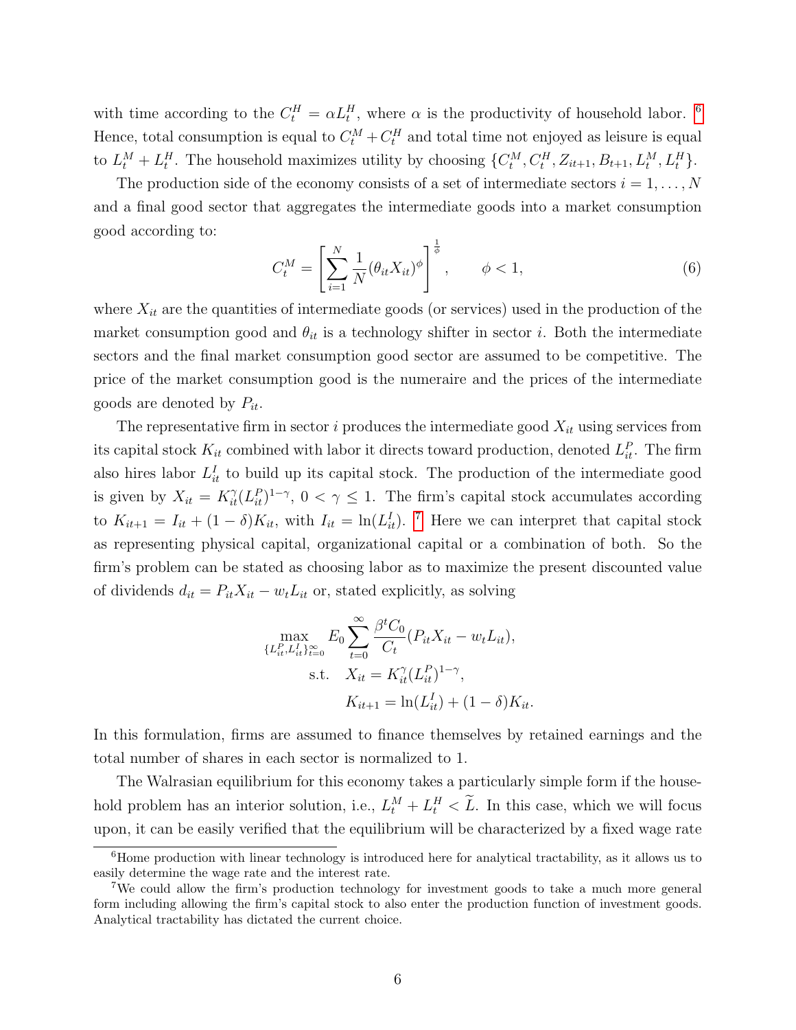with time according to the $C_t^H = \alpha L_t^H$, where $\alpha$ is the productivity of household labor. [6] Hence, total consumption is equal to $C_t^M + C_t^H$ and total time not enjoyed as leisure is equal to $L_t^M + L_t^H$. The household maximizes utility by choosing $\{C_t^M, C_t^H, Z_{it+1}, B_{t+1}, L_t^M, L_t^H\}$.

The production side of the economy consists of a set of intermediate sectors $i = 1, \ldots, N$ and a final good sector that aggregates the intermediate goods into a market consumption good according to:

$$C_t^M = \left[\sum_{i=1}^{N} \frac{1}{N}(\theta_{it} X_{it})^{\phi}\right]^{\frac{1}{\phi}}, \qquad \phi < 1, \tag{6}$$

where $X_{it}$ are the quantities of intermediate goods (or services) used in the production of the market consumption good and $\theta_{it}$ is a technology shifter in sector $i$. Both the intermediate sectors and the final market consumption good sector are assumed to be competitive. The price of the market consumption good is the numeraire and the prices of the intermediate goods are denoted by $P_{it}$.

The representative firm in sector $i$ produces the intermediate good $X_{it}$ using services from its capital stock $K_{it}$ combined with labor it directs toward production, denoted $L_{it}^P$. The firm also hires labor $L_{it}^I$ to build up its capital stock. The production of the intermediate good is given by $X_{it} = K_{it}^{\gamma}(L_{it}^P)^{1-\gamma}$, $0 < \gamma \leq 1$. The firm's capital stock accumulates according to $K_{it+1} = I_{it} + (1-\delta)K_{it}$, with $I_{it} = \ln(L_{it}^I)$. [7] Here we can interpret that capital stock as representing physical capital, organizational capital or a combination of both. So the firm's problem can be stated as choosing labor as to maximize the present discounted value of dividends $d_{it} = P_{it}X_{it} - w_t L_{it}$ or, stated explicitly, as solving

$$\max_{\{L_{it}^P, L_{it}^I\}_{t=0}^{\infty}} E_0 \sum_{t=0}^{\infty} \frac{\beta^t C_0}{C_t}(P_{it}X_{it} - w_t L_{it}),$$
$$\text{s.t.} \quad X_{it} = K_{it}^{\gamma}(L_{it}^P)^{1-\gamma},$$
$$K_{it+1} = \ln(L_{it}^I) + (1-\delta)K_{it}.$$

In this formulation, firms are assumed to finance themselves by retained earnings and the total number of shares in each sector is normalized to 1.

The Walrasian equilibrium for this economy takes a particularly simple form if the household problem has an interior solution, i.e., $L_t^M + L_t^H < \widetilde{L}$. In this case, which we will focus upon, it can be easily verified that the equilibrium will be characterized by a fixed wage rate

[6] Home production with linear technology is introduced here for analytical tractability, as it allows us to easily determine the wage rate and the interest rate.

[7] We could allow the firm's production technology for investment goods to take a much more general form including allowing the firm's capital stock to also enter the production function of investment goods. Analytical tractability has dictated the current choice.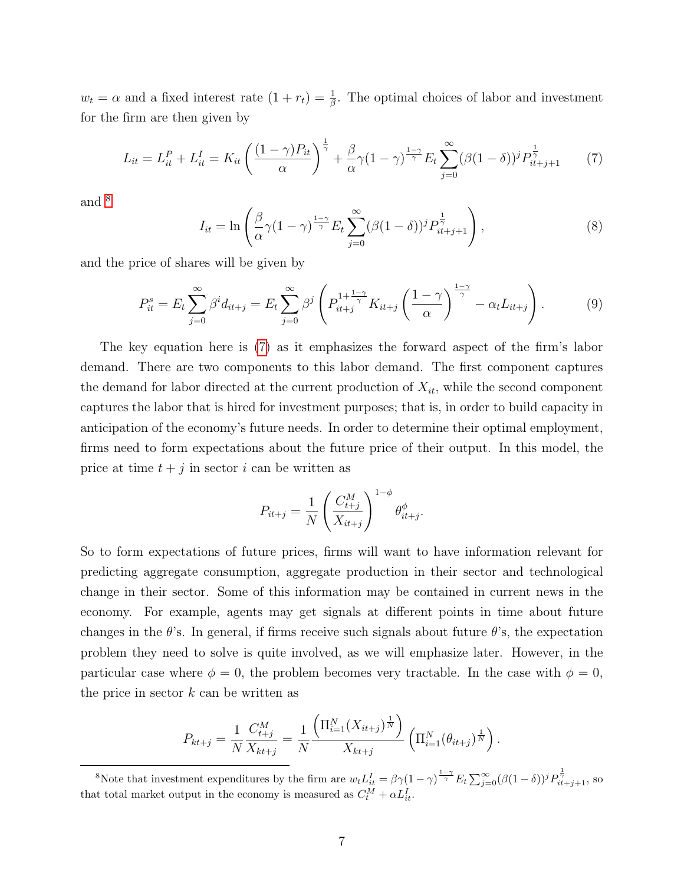$w_t = \alpha$ and a fixed interest rate $(1 + r_t) = \frac{1}{\beta}$. The optimal choices of labor and investment for the firm are then given by

$$L_{it} = L_{it}^P + L_{it}^I = K_{it} \left( \frac{(1-\gamma) P_{it}}{\alpha} \right)^{\frac{1}{\gamma}} + \frac{\beta}{\alpha} \gamma (1-\gamma)^{\frac{1-\gamma}{\gamma}} E_t \sum_{j=0}^{\infty} (\beta(1-\delta))^j P_{it+j+1}^{\frac{1}{\gamma}} \tag{7}$$

and [8]

$$I_{it} = \ln \left( \frac{\beta}{\alpha} \gamma (1-\gamma)^{\frac{1-\gamma}{\gamma}} E_t \sum_{j=0}^{\infty} (\beta(1-\delta))^j P_{it+j+1}^{\frac{1}{\gamma}} \right), \tag{8}$$

and the price of shares will be given by

$$P_{it}^s = E_t \sum_{j=0}^{\infty} \beta^i d_{it+j} = E_t \sum_{j=0}^{\infty} \beta^j \left( P_{it+j}^{1+\frac{1-\gamma}{\gamma}} K_{it+j} \left( \frac{1-\gamma}{\alpha} \right)^{\frac{1-\gamma}{\gamma}} - \alpha_t L_{it+j} \right). \tag{9}$$

The key equation here is (7) as it emphasizes the forward aspect of the firm's labor demand. There are two components to this labor demand. The first component captures the demand for labor directed at the current production of $X_{it}$, while the second component captures the labor that is hired for investment purposes; that is, in order to build capacity in anticipation of the economy's future needs. In order to determine their optimal employment, firms need to form expectations about the future price of their output. In this model, the price at time $t + j$ in sector $i$ can be written as

$$P_{it+j} = \frac{1}{N} \left( \frac{C_{t+j}^M}{X_{it+j}} \right)^{1-\phi} \theta_{it+j}^{\phi}.$$

So to form expectations of future prices, firms will want to have information relevant for predicting aggregate consumption, aggregate production in their sector and technological change in their sector. Some of this information may be contained in current news in the economy. For example, agents may get signals at different points in time about future changes in the $\theta$'s. In general, if firms receive such signals about future $\theta$'s, the expectation problem they need to solve is quite involved, as we will emphasize later. However, in the particular case where $\phi = 0$, the problem becomes very tractable. In the case with $\phi = 0$, the price in sector $k$ can be written as

$$P_{kt+j} = \frac{1}{N} \frac{C_{t+j}^M}{X_{kt+j}} = \frac{1}{N} \frac{\left( \Pi_{i=1}^N (X_{it+j})^{\frac{1}{N}} \right)}{X_{kt+j}} \left( \Pi_{i=1}^N (\theta_{it+j})^{\frac{1}{N}} \right).$$

[8] Note that investment expenditures by the firm are $w_t L_{it}^I = \beta \gamma (1-\gamma)^{\frac{1-\gamma}{\gamma}} E_t \sum_{j=0}^{\infty} (\beta(1-\delta))^j P_{it+j+1}^{\frac{1}{\gamma}}$, so that total market output in the economy is measured as $C_t^M + \alpha L_{it}^I$.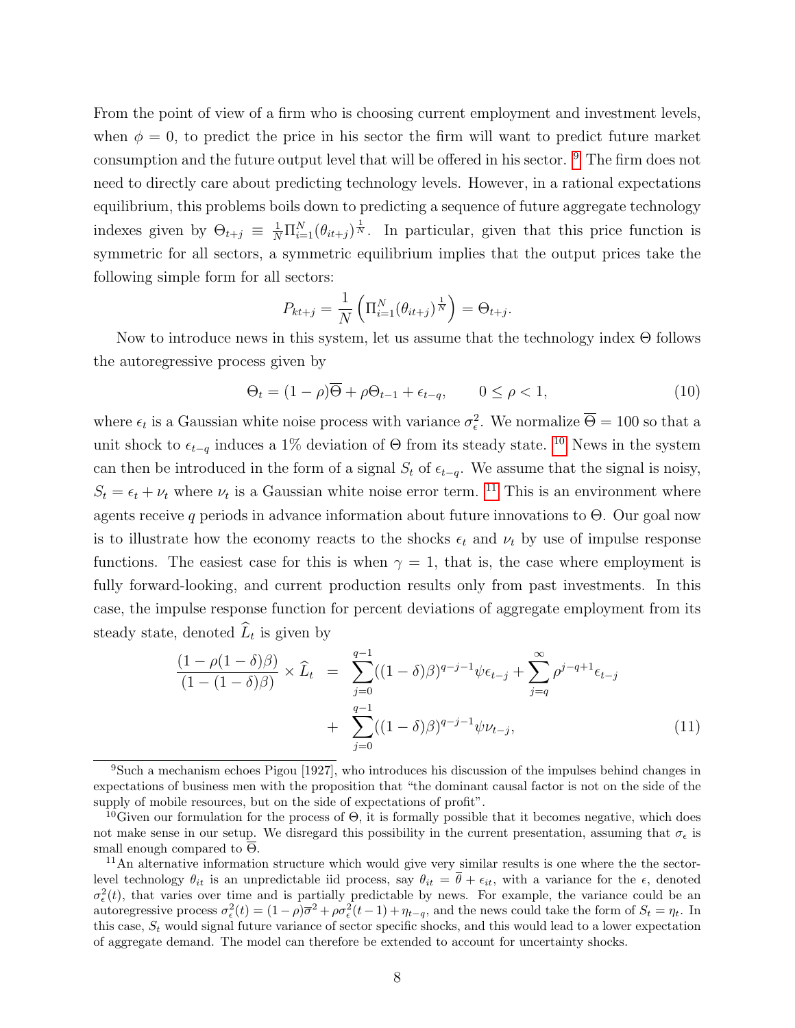From the point of view of a firm who is choosing current employment and investment levels, when $\phi = 0$, to predict the price in his sector the firm will want to predict future market consumption and the future output level that will be offered in his sector. [9] The firm does not need to directly care about predicting technology levels. However, in a rational expectations equilibrium, this problems boils down to predicting a sequence of future aggregate technology indexes given by $\Theta_{t+j} \equiv \frac{1}{N}\Pi_{i=1}^{N}(\theta_{it+j})^{\frac{1}{N}}$. In particular, given that this price function is symmetric for all sectors, a symmetric equilibrium implies that the output prices take the following simple form for all sectors:

$$P_{kt+j} = \frac{1}{N}\left(\Pi_{i=1}^{N}(\theta_{it+j})^{\frac{1}{N}}\right) = \Theta_{t+j}.$$

Now to introduce news in this system, let us assume that the technology index $\Theta$ follows the autoregressive process given by

$$\Theta_t = (1-\rho)\overline{\Theta} + \rho\Theta_{t-1} + \epsilon_{t-q}, \qquad 0 \leq \rho < 1, \tag{10}$$

where $\epsilon_t$ is a Gaussian white noise process with variance $\sigma_\epsilon^2$. We normalize $\overline{\Theta} = 100$ so that a unit shock to $\epsilon_{t-q}$ induces a 1% deviation of $\Theta$ from its steady state. [10] News in the system can then be introduced in the form of a signal $S_t$ of $\epsilon_{t-q}$. We assume that the signal is noisy, $S_t = \epsilon_t + \nu_t$ where $\nu_t$ is a Gaussian white noise error term. [11] This is an environment where agents receive $q$ periods in advance information about future innovations to $\Theta$. Our goal now is to illustrate how the economy reacts to the shocks $\epsilon_t$ and $\nu_t$ by use of impulse response functions. The easiest case for this is when $\gamma = 1$, that is, the case where employment is fully forward-looking, and current production results only from past investments. In this case, the impulse response function for percent deviations of aggregate employment from its steady state, denoted $\widehat{L}_t$ is given by

$$\begin{aligned}
\frac{(1-\rho(1-\delta)\beta)}{(1-(1-\delta)\beta)} \times \widehat{L}_t \;&=\; \sum_{j=0}^{q-1}((1-\delta)\beta)^{q-j-1}\psi\epsilon_{t-j} + \sum_{j=q}^{\infty}\rho^{j-q+1}\epsilon_{t-j} \\
&+\; \sum_{j=0}^{q-1}((1-\delta)\beta)^{q-j-1}\psi\nu_{t-j},
\end{aligned} \tag{11}$$

[9] Such a mechanism echoes Pigou [1927], who introduces his discussion of the impulses behind changes in expectations of business men with the proposition that "the dominant causal factor is not on the side of the supply of mobile resources, but on the side of expectations of profit".

[10] Given our formulation for the process of $\Theta$, it is formally possible that it becomes negative, which does not make sense in our setup. We disregard this possibility in the current presentation, assuming that $\sigma_\epsilon$ is small enough compared to $\overline{\Theta}$.

[11] An alternative information structure which would give very similar results is one where the the sector-level technology $\theta_{it}$ is an unpredictable iid process, say $\theta_{it} = \overline{\theta} + \epsilon_{it}$, with a variance for the $\epsilon$, denoted $\sigma_\epsilon^2(t)$, that varies over time and is partially predictable by news. For example, the variance could be an autoregressive process $\sigma_\epsilon^2(t) = (1-\rho)\overline{\sigma}^2 + \rho\sigma_\epsilon^2(t-1) + \eta_{t-q}$, and the news could take the form of $S_t = \eta_t$. In this case, $S_t$ would signal future variance of sector specific shocks, and this would lead to a lower expectation of aggregate demand. The model can therefore be extended to account for uncertainty shocks.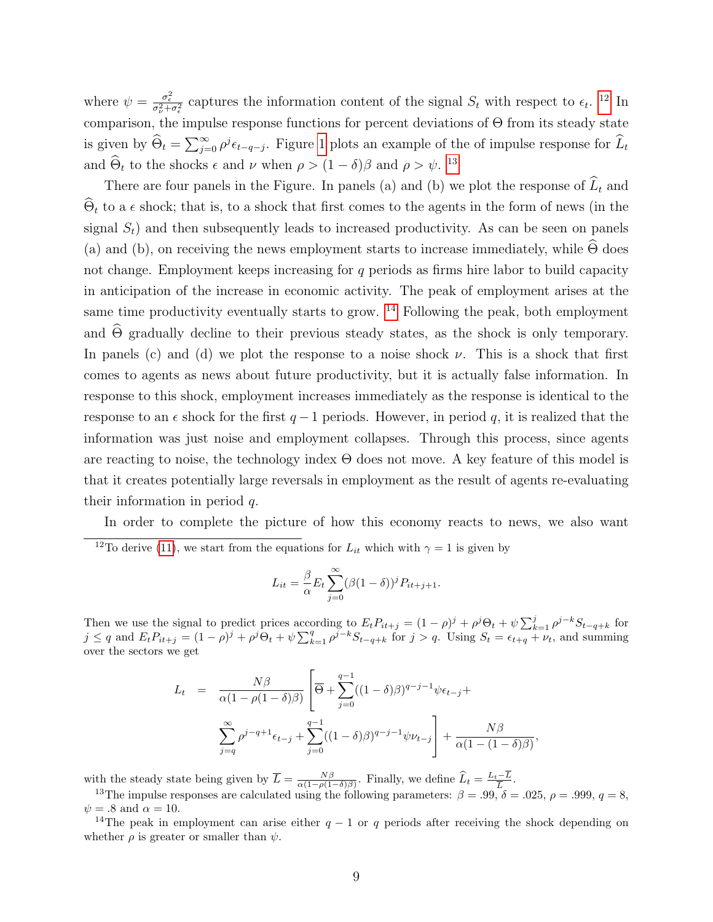where $\psi = \frac{\sigma_\epsilon^2}{\sigma_\nu^2 + \sigma_\epsilon^2}$ captures the information content of the signal $S_t$ with respect to $\epsilon_t$. [12] In comparison, the impulse response functions for percent deviations of $\Theta$ from its steady state is given by $\widehat{\Theta}_t = \sum_{j=0}^{\infty} \rho^j \epsilon_{t-q-j}$. Figure 1 plots an example of the of impulse response for $\widehat{L}_t$ and $\widehat{\Theta}_t$ to the shocks $\epsilon$ and $\nu$ when $\rho > (1-\delta)\beta$ and $\rho > \psi$. [13]

There are four panels in the Figure. In panels (a) and (b) we plot the response of $\widehat{L}_t$ and $\widehat{\Theta}_t$ to a $\epsilon$ shock; that is, to a shock that first comes to the agents in the form of news (in the signal $S_t$) and then subsequently leads to increased productivity. As can be seen on panels (a) and (b), on receiving the news employment starts to increase immediately, while $\widehat{\Theta}$ does not change. Employment keeps increasing for $q$ periods as firms hire labor to build capacity in anticipation of the increase in economic activity. The peak of employment arises at the same time productivity eventually starts to grow. [14] Following the peak, both employment and $\widehat{\Theta}$ gradually decline to their previous steady states, as the shock is only temporary. In panels (c) and (d) we plot the response to a noise shock $\nu$. This is a shock that first comes to agents as news about future productivity, but it is actually false information. In response to this shock, employment increases immediately as the response is identical to the response to an $\epsilon$ shock for the first $q-1$ periods. However, in period $q$, it is realized that the information was just noise and employment collapses. Through this process, since agents are reacting to noise, the technology index $\Theta$ does not move. A key feature of this model is that it creates potentially large reversals in employment as the result of agents re-evaluating their information in period $q$.

In order to complete the picture of how this economy reacts to news, we also want

---

[12] To derive (11), we start from the equations for $L_{it}$ which with $\gamma = 1$ is given by

$$L_{it} = \frac{\beta}{\alpha} E_t \sum_{j=0}^{\infty} (\beta(1-\delta))^j P_{it+j+1}.$$

Then we use the signal to predict prices according to $E_t P_{it+j} = (1-\rho)^j + \rho^j \Theta_t + \psi \sum_{k=1}^{j} \rho^{j-k} S_{t-q+k}$ for $j \le q$ and $E_t P_{it+j} = (1-\rho)^j + \rho^j \Theta_t + \psi \sum_{k=1}^{q} \rho^{j-k} S_{t-q+k}$ for $j > q$. Using $S_t = \epsilon_{t+q} + \nu_t$, and summing over the sectors we get

$$\begin{aligned} L_t &= \frac{N\beta}{\alpha(1-\rho(1-\delta)\beta)} \Bigg[ \overline{\Theta} + \sum_{j=0}^{q-1} ((1-\delta)\beta)^{q-j-1} \psi \epsilon_{t-j} + \\ &\quad \sum_{j=q}^{\infty} \rho^{j-q+1} \epsilon_{t-j} + \sum_{j=0}^{q-1} ((1-\delta)\beta)^{q-j-1} \psi \nu_{t-j} \Bigg] + \frac{N\beta}{\alpha(1-(1-\delta)\beta)}, \end{aligned}$$

with the steady state being given by $\overline{L} = \frac{N\beta}{\alpha(1-\rho(1-\delta)\beta)}$. Finally, we define $\widehat{L}_t = \frac{L_t - \overline{L}}{\overline{L}}$.

[13] The impulse responses are calculated using the following parameters: $\beta = .99$, $\delta = .025$, $\rho = .999$, $q = 8$, $\psi = .8$ and $\alpha = 10$.

[14] The peak in employment can arise either $q-1$ or $q$ periods after receiving the shock depending on whether $\rho$ is greater or smaller than $\psi$.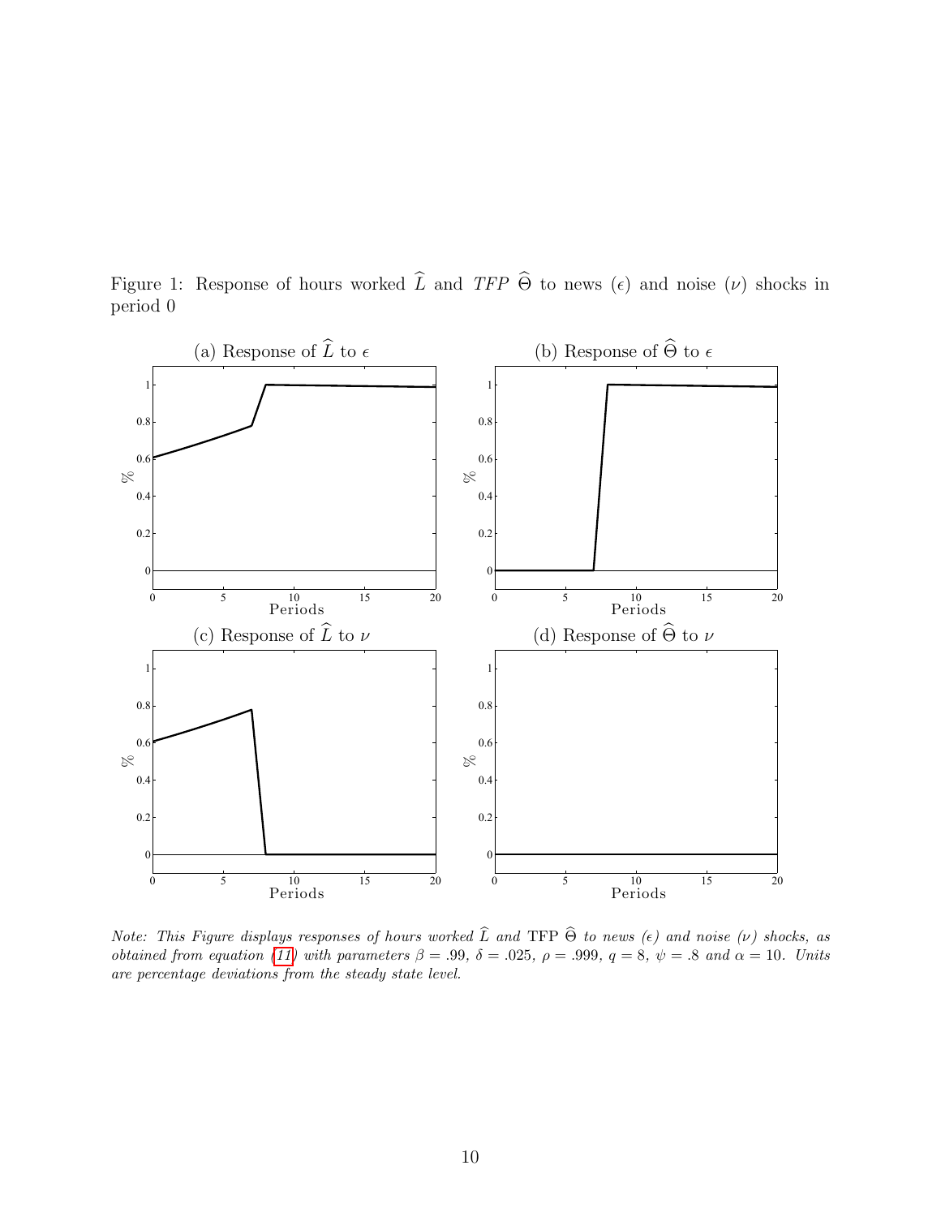Figure 1: Response of hours worked $\widehat{L}$ and *TFP* $\widehat{\Theta}$ to news ($\epsilon$) and noise ($\nu$) shocks in period 0

(a) Response of $\widehat{L}$ to $\epsilon$

(b) Response of $\widehat{\Theta}$ to $\epsilon$

(c) Response of $\widehat{L}$ to $\nu$

(d) Response of $\widehat{\Theta}$ to $\nu$

*Note: This Figure displays responses of hours worked $\widehat{L}$ and* TFP *$\widehat{\Theta}$ to news ($\epsilon$) and noise ($\nu$) shocks, as obtained from equation (11) with parameters $\beta = .99$, $\delta = .025$, $\rho = .999$, $q = 8$, $\psi = .8$ and $\alpha = 10$. Units are percentage deviations from the steady state level.*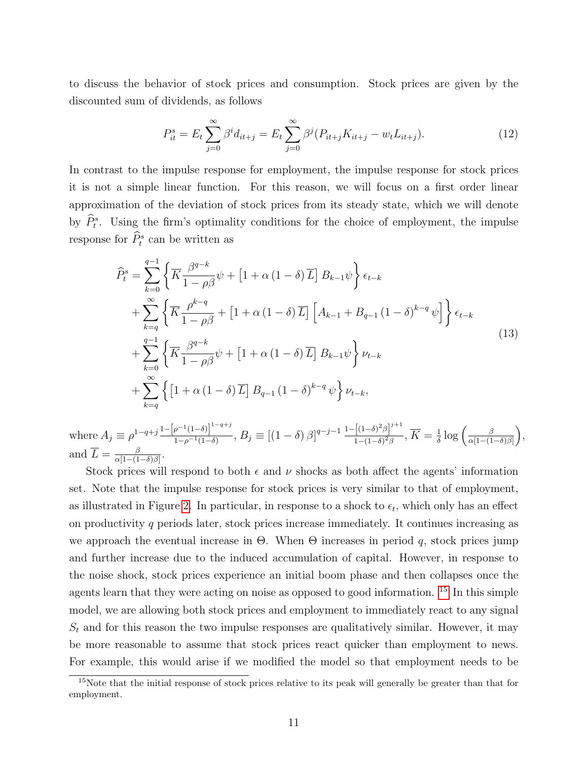to discuss the behavior of stock prices and consumption. Stock prices are given by the discounted sum of dividends, as follows

$$P_{it}^{s} = E_t \sum_{j=0}^{\infty} \beta^i d_{it+j} = E_t \sum_{j=0}^{\infty} \beta^j (P_{it+j} K_{it+j} - w_t L_{it+j}). \tag{12}$$

In contrast to the impulse response for employment, the impulse response for stock prices it is not a simple linear function. For this reason, we will focus on a first order linear approximation of the deviation of stock prices from its steady state, which we will denote by $\widehat{P}_t^s$. Using the firm's optimality conditions for the choice of employment, the impulse response for $\widehat{P}_t^s$ can be written as

$$\begin{aligned}
\widehat{P}_t^s = & \sum_{k=0}^{q-1} \left\{ \overline{K} \frac{\beta^{q-k}}{1-\rho\beta} \psi + \left[1 + \alpha (1-\delta) \overline{L}\right] B_{k-1} \psi \right\} \epsilon_{t-k} \\
& + \sum_{k=q}^{\infty} \left\{ \overline{K} \frac{\rho^{k-q}}{1-\rho\beta} + \left[1 + \alpha (1-\delta) \overline{L}\right] \left[ A_{k-1} + B_{q-1} (1-\delta)^{k-q} \psi \right] \right\} \epsilon_{t-k} \\
& + \sum_{k=0}^{q-1} \left\{ \overline{K} \frac{\beta^{q-k}}{1-\rho\beta} \psi + \left[1 + \alpha (1-\delta) \overline{L}\right] B_{k-1} \psi \right\} \nu_{t-k} \\
& + \sum_{k=q}^{\infty} \left\{ \left[1 + \alpha (1-\delta) \overline{L}\right] B_{q-1} (1-\delta)^{k-q} \psi \right\} \nu_{t-k},
\end{aligned} \tag{13}$$

where $A_j \equiv \rho^{1-q+j} \frac{1-\left[\rho^{-1}(1-\delta)\right]^{1-q+j}}{1-\rho^{-1}(1-\delta)}$, $B_j \equiv \left[(1-\delta)\beta\right]^{q-j-1} \frac{1-\left[(1-\delta)^2\beta\right]^{j+1}}{1-(1-\delta)^2\beta}$, $\overline{K} = \frac{1}{\delta} \log\left(\frac{\beta}{\alpha[1-(1-\delta)\beta]}\right)$, and $\overline{L} = \frac{\beta}{\alpha[1-(1-\delta)\beta]}$.

Stock prices will respond to both $\epsilon$ and $\nu$ shocks as both affect the agents' information set. Note that the impulse response for stock prices is very similar to that of employment, as illustrated in Figure 2. In particular, in response to a shock to $\epsilon_t$, which only has an effect on productivity $q$ periods later, stock prices increase immediately. It continues increasing as we approach the eventual increase in $\Theta$. When $\Theta$ increases in period $q$, stock prices jump and further increase due to the induced accumulation of capital. However, in response to the noise shock, stock prices experience an initial boom phase and then collapses once the agents learn that they were acting on noise as opposed to good information. [15] In this simple model, we are allowing both stock prices and employment to immediately react to any signal $S_t$ and for this reason the two impulse responses are qualitatively similar. However, it may be more reasonable to assume that stock prices react quicker than employment to news. For example, this would arise if we modified the model so that employment needs to be

[15] Note that the initial response of stock prices relative to its peak will generally be greater than that for employment.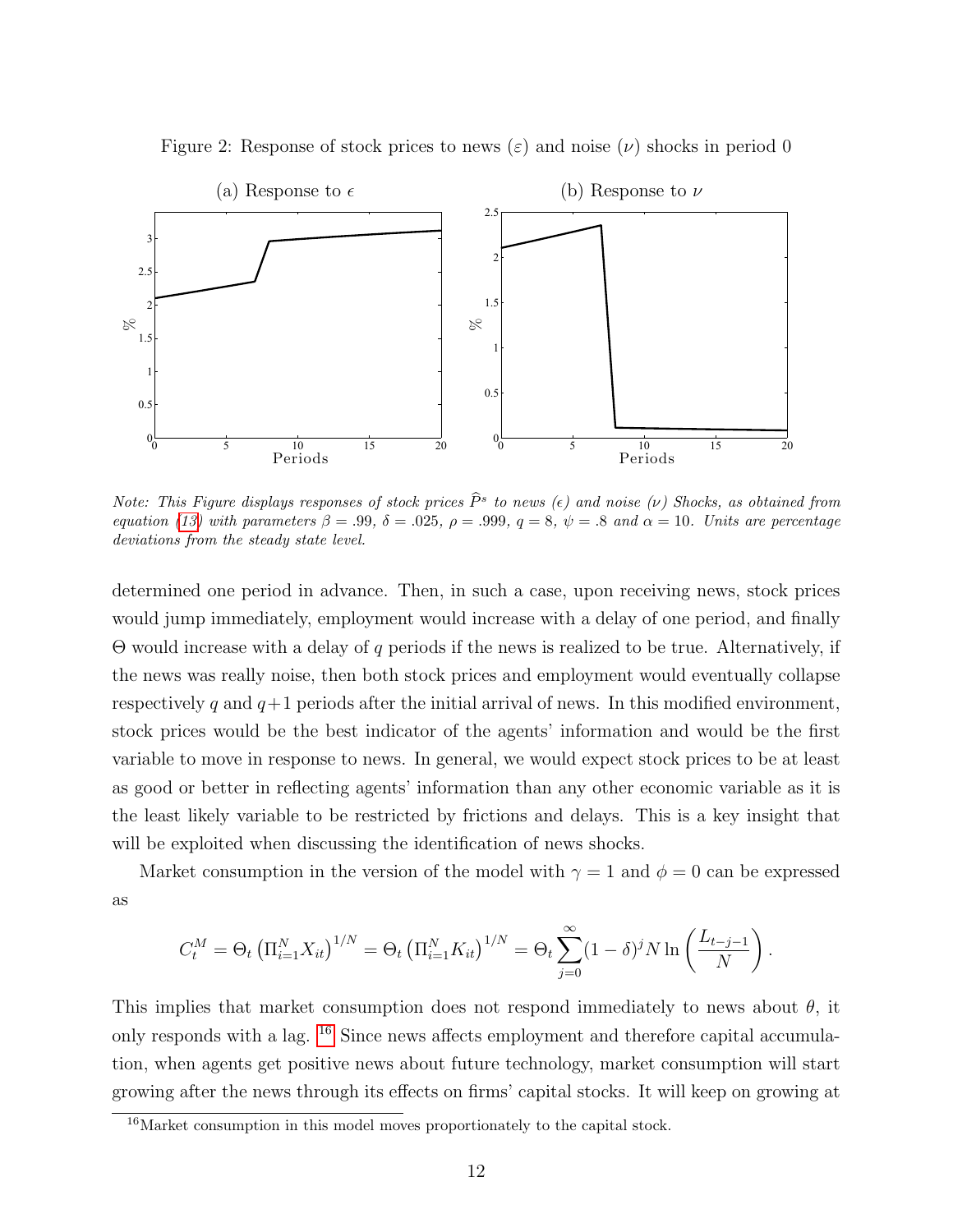Figure 2: Response of stock prices to news ($\varepsilon$) and noise ($\nu$) shocks in period 0

(a) Response to $\epsilon$

(b) Response to $\nu$

*Note: This Figure displays responses of stock prices $\widehat{P}^s$ to news ($\epsilon$) and noise ($\nu$) Shocks, as obtained from equation (13) with parameters $\beta = .99$, $\delta = .025$, $\rho = .999$, $q = 8$, $\psi = .8$ and $\alpha = 10$. Units are percentage deviations from the steady state level.*

determined one period in advance. Then, in such a case, upon receiving news, stock prices would jump immediately, employment would increase with a delay of one period, and finally $\Theta$ would increase with a delay of $q$ periods if the news is realized to be true. Alternatively, if the news was really noise, then both stock prices and employment would eventually collapse respectively $q$ and $q+1$ periods after the initial arrival of news. In this modified environment, stock prices would be the best indicator of the agents' information and would be the first variable to move in response to news. In general, we would expect stock prices to be at least as good or better in reflecting agents' information than any other economic variable as it is the least likely variable to be restricted by frictions and delays. This is a key insight that will be exploited when discussing the identification of news shocks.

Market consumption in the version of the model with $\gamma = 1$ and $\phi = 0$ can be expressed as

$$C_t^M = \Theta_t \left(\Pi_{i=1}^N X_{it}\right)^{1/N} = \Theta_t \left(\Pi_{i=1}^N K_{it}\right)^{1/N} = \Theta_t \sum_{j=0}^{\infty} (1-\delta)^j N \ln\left(\frac{L_{t-j-1}}{N}\right).$$

This implies that market consumption does not respond immediately to news about $\theta$, it only responds with a lag. [16] Since news affects employment and therefore capital accumulation, when agents get positive news about future technology, market consumption will start growing after the news through its effects on firms' capital stocks. It will keep on growing at

[16] Market consumption in this model moves proportionately to the capital stock.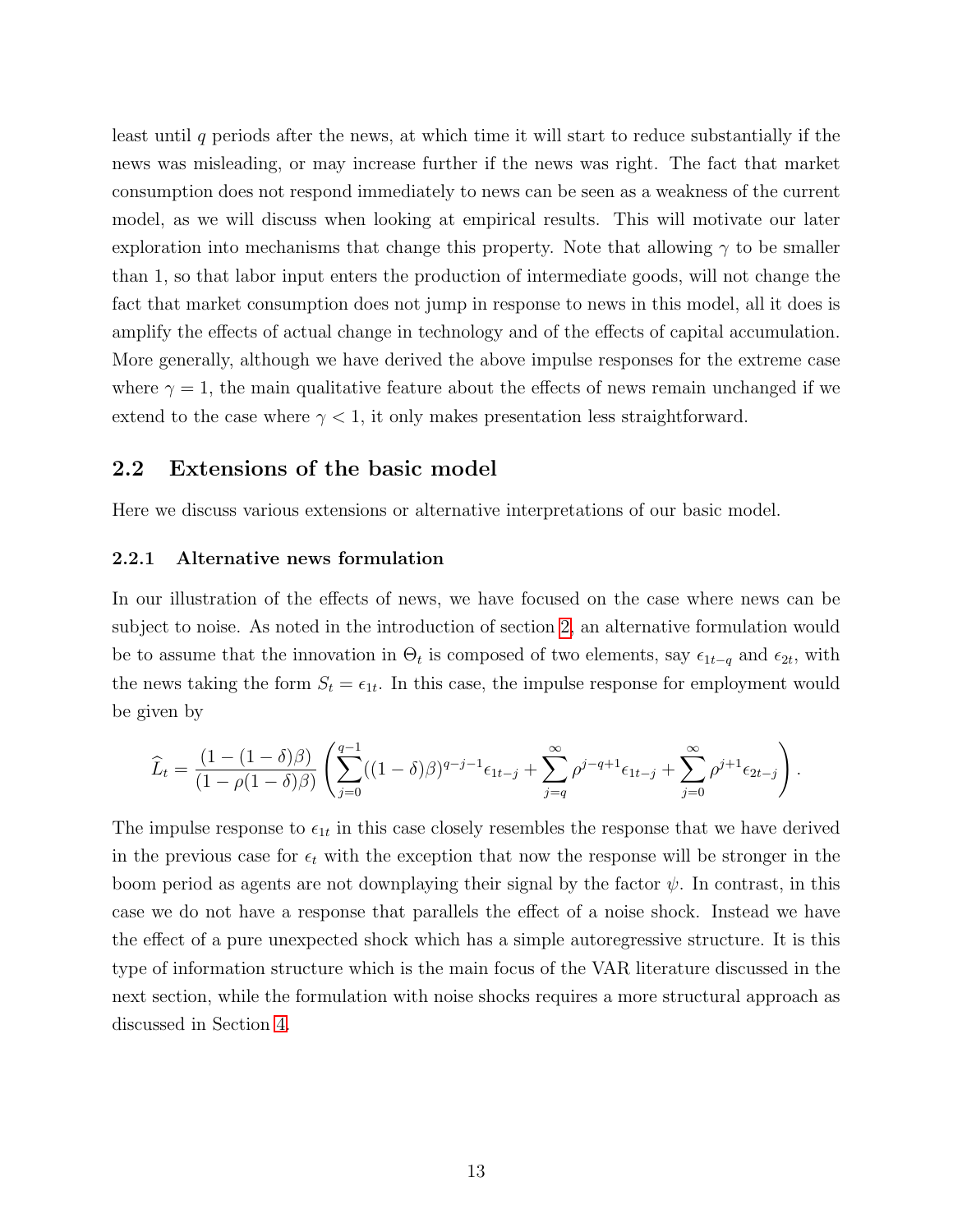least until $q$ periods after the news, at which time it will start to reduce substantially if the news was misleading, or may increase further if the news was right. The fact that market consumption does not respond immediately to news can be seen as a weakness of the current model, as we will discuss when looking at empirical results. This will motivate our later exploration into mechanisms that change this property. Note that allowing $\gamma$ to be smaller than 1, so that labor input enters the production of intermediate goods, will not change the fact that market consumption does not jump in response to news in this model, all it does is amplify the effects of actual change in technology and of the effects of capital accumulation. More generally, although we have derived the above impulse responses for the extreme case where $\gamma = 1$, the main qualitative feature about the effects of news remain unchanged if we extend to the case where $\gamma < 1$, it only makes presentation less straightforward.

## 2.2 Extensions of the basic model

Here we discuss various extensions or alternative interpretations of our basic model.

### 2.2.1 Alternative news formulation

In our illustration of the effects of news, we have focused on the case where news can be subject to noise. As noted in the introduction of section 2, an alternative formulation would be to assume that the innovation in $\Theta_t$ is composed of two elements, say $\epsilon_{1t-q}$ and $\epsilon_{2t}$, with the news taking the form $S_t = \epsilon_{1t}$. In this case, the impulse response for employment would be given by

$$\widehat{L}_t = \frac{(1-(1-\delta)\beta)}{(1-\rho(1-\delta)\beta)} \left( \sum_{j=0}^{q-1} ((1-\delta)\beta)^{q-j-1} \epsilon_{1t-j} + \sum_{j=q}^{\infty} \rho^{j-q+1} \epsilon_{1t-j} + \sum_{j=0}^{\infty} \rho^{j+1} \epsilon_{2t-j} \right).$$

The impulse response to $\epsilon_{1t}$ in this case closely resembles the response that we have derived in the previous case for $\epsilon_t$ with the exception that now the response will be stronger in the boom period as agents are not downplaying their signal by the factor $\psi$. In contrast, in this case we do not have a response that parallels the effect of a noise shock. Instead we have the effect of a pure unexpected shock which has a simple autoregressive structure. It is this type of information structure which is the main focus of the VAR literature discussed in the next section, while the formulation with noise shocks requires a more structural approach as discussed in Section 4.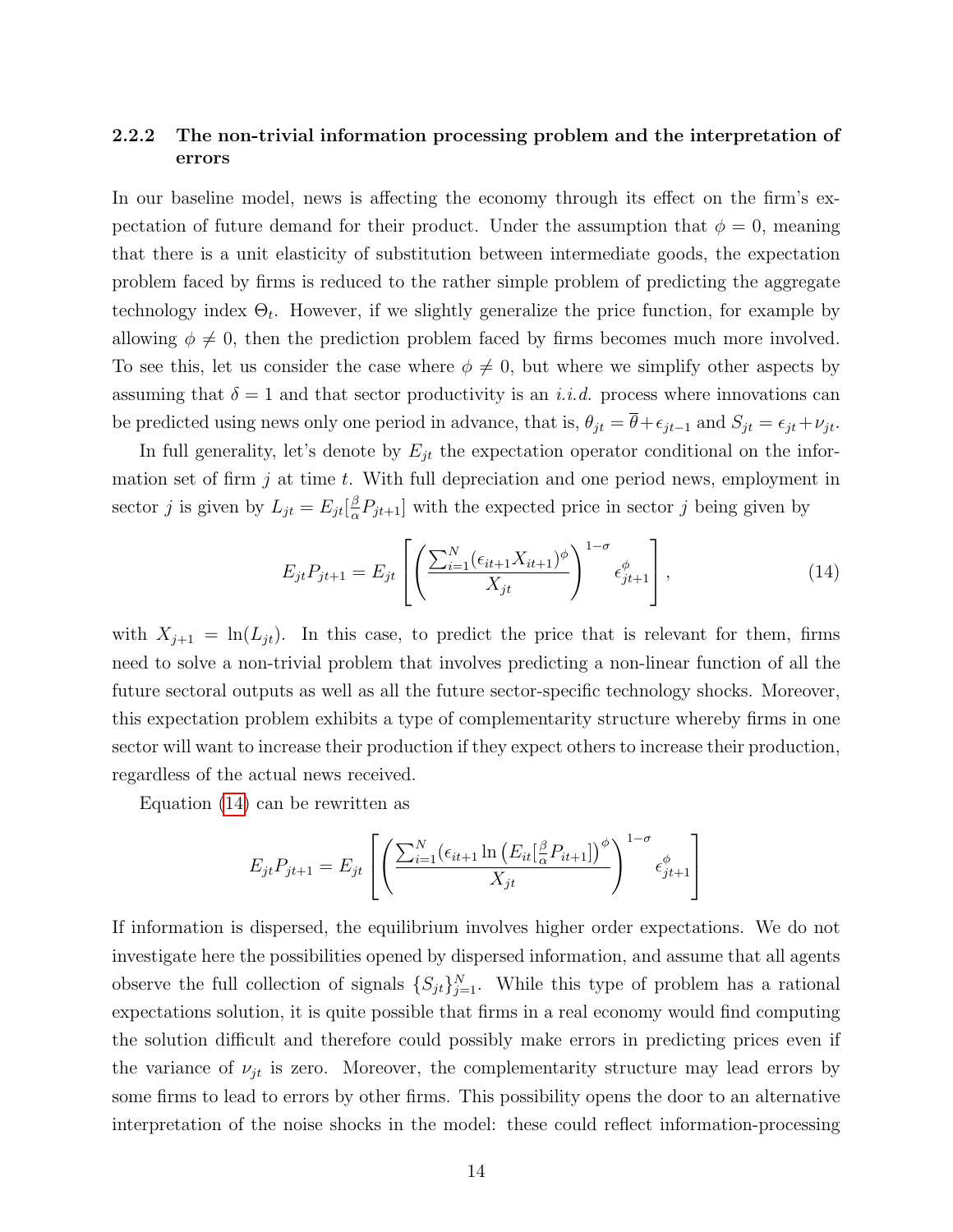### 2.2.2 The non-trivial information processing problem and the interpretation of errors

In our baseline model, news is affecting the economy through its effect on the firm's expectation of future demand for their product. Under the assumption that $\phi = 0$, meaning that there is a unit elasticity of substitution between intermediate goods, the expectation problem faced by firms is reduced to the rather simple problem of predicting the aggregate technology index $\Theta_t$. However, if we slightly generalize the price function, for example by allowing $\phi \neq 0$, then the prediction problem faced by firms becomes much more involved. To see this, let us consider the case where $\phi \neq 0$, but where we simplify other aspects by assuming that $\delta = 1$ and that sector productivity is an *i.i.d.* process where innovations can be predicted using news only one period in advance, that is, $\theta_{jt} = \overline{\theta} + \epsilon_{jt-1}$ and $S_{jt} = \epsilon_{jt} + \nu_{jt}$.

In full generality, let's denote by $E_{jt}$ the expectation operator conditional on the information set of firm $j$ at time $t$. With full depreciation and one period news, employment in sector $j$ is given by $L_{jt} = E_{jt}[\frac{\beta}{\alpha}P_{jt+1}]$ with the expected price in sector $j$ being given by

$$E_{jt}P_{jt+1} = E_{jt}\left[\left(\frac{\sum_{i=1}^{N}(\epsilon_{it+1}X_{it+1})^{\phi}}{X_{jt}}\right)^{1-\sigma}\epsilon_{jt+1}^{\phi}\right], \tag{14}$$

with $X_{j+1} = \ln(L_{jt})$. In this case, to predict the price that is relevant for them, firms need to solve a non-trivial problem that involves predicting a non-linear function of all the future sectoral outputs as well as all the future sector-specific technology shocks. Moreover, this expectation problem exhibits a type of complementarity structure whereby firms in one sector will want to increase their production if they expect others to increase their production, regardless of the actual news received.

Equation (14) can be rewritten as

$$E_{jt}P_{jt+1} = E_{jt}\left[\left(\frac{\sum_{i=1}^{N}(\epsilon_{it+1}\ln\left(E_{it}[\frac{\beta}{\alpha}P_{it+1}]\right)^{\phi}}{X_{jt}}\right)^{1-\sigma}\epsilon_{jt+1}^{\phi}\right]$$

If information is dispersed, the equilibrium involves higher order expectations. We do not investigate here the possibilities opened by dispersed information, and assume that all agents observe the full collection of signals $\{S_{jt}\}_{j=1}^{N}$. While this type of problem has a rational expectations solution, it is quite possible that firms in a real economy would find computing the solution difficult and therefore could possibly make errors in predicting prices even if the variance of $\nu_{jt}$ is zero. Moreover, the complementarity structure may lead errors by some firms to lead to errors by other firms. This possibility opens the door to an alternative interpretation of the noise shocks in the model: these could reflect information-processing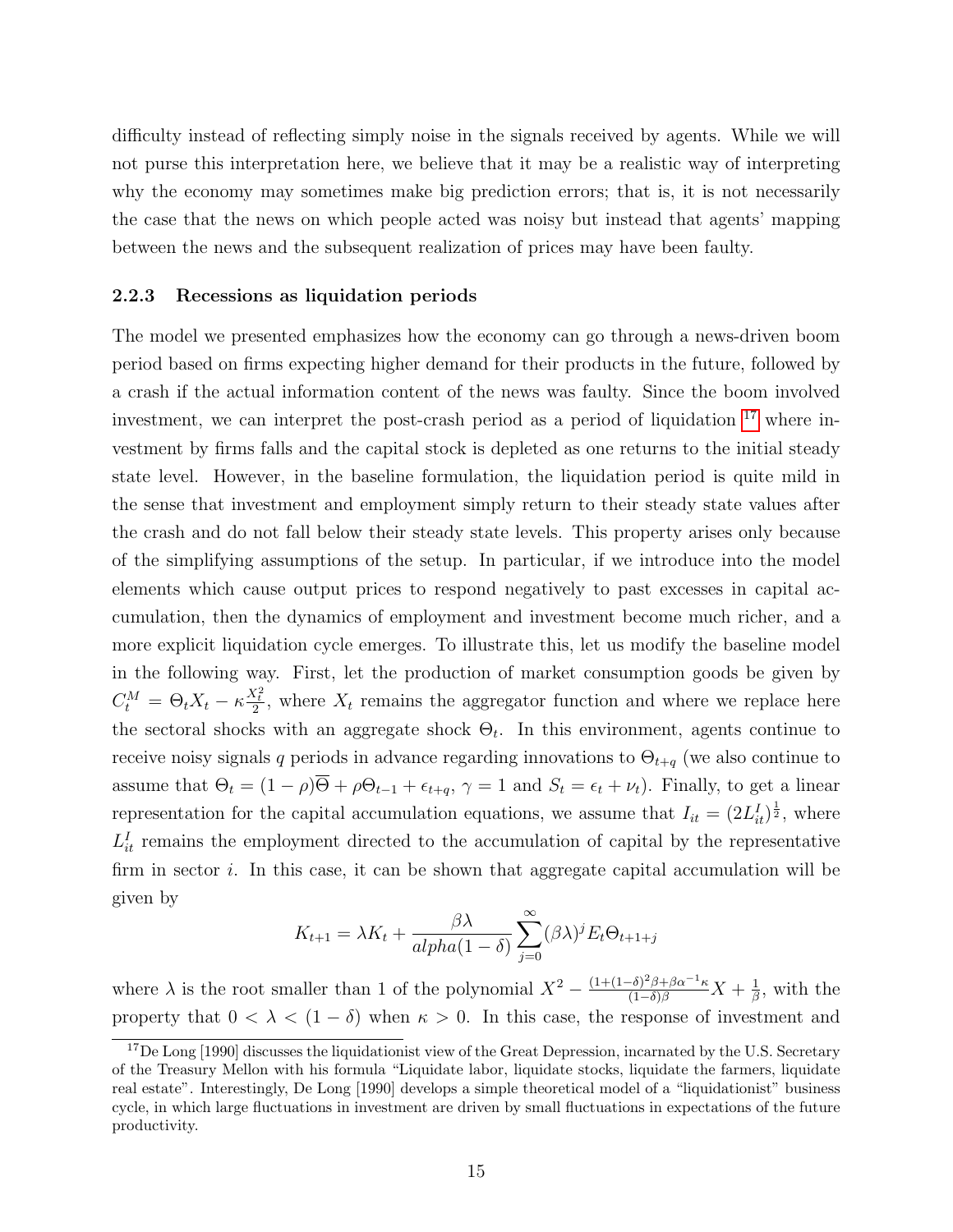difficulty instead of reflecting simply noise in the signals received by agents. While we will not purse this interpretation here, we believe that it may be a realistic way of interpreting why the economy may sometimes make big prediction errors; that is, it is not necessarily the case that the news on which people acted was noisy but instead that agents' mapping between the news and the subsequent realization of prices may have been faulty.

### 2.2.3 Recessions as liquidation periods

The model we presented emphasizes how the economy can go through a news-driven boom period based on firms expecting higher demand for their products in the future, followed by a crash if the actual information content of the news was faulty. Since the boom involved investment, we can interpret the post-crash period as a period of liquidation [17] where investment by firms falls and the capital stock is depleted as one returns to the initial steady state level. However, in the baseline formulation, the liquidation period is quite mild in the sense that investment and employment simply return to their steady state values after the crash and do not fall below their steady state levels. This property arises only because of the simplifying assumptions of the setup. In particular, if we introduce into the model elements which cause output prices to respond negatively to past excesses in capital accumulation, then the dynamics of employment and investment become much richer, and a more explicit liquidation cycle emerges. To illustrate this, let us modify the baseline model in the following way. First, let the production of market consumption goods be given by $C_t^M = \Theta_t X_t - \kappa \frac{X_t^2}{2}$, where $X_t$ remains the aggregator function and where we replace here the sectoral shocks with an aggregate shock $\Theta_t$. In this environment, agents continue to receive noisy signals $q$ periods in advance regarding innovations to $\Theta_{t+q}$ (we also continue to assume that $\Theta_t = (1-\rho)\overline{\Theta} + \rho\Theta_{t-1} + \epsilon_{t+q}$, $\gamma = 1$ and $S_t = \epsilon_t + \nu_t$). Finally, to get a linear representation for the capital accumulation equations, we assume that $I_{it} = (2L_{it}^I)^{\frac{1}{2}}$, where $L_{it}^I$ remains the employment directed to the accumulation of capital by the representative firm in sector $i$. In this case, it can be shown that aggregate capital accumulation will be given by

$$K_{t+1} = \lambda K_t + \frac{\beta\lambda}{alpha(1-\delta)} \sum_{j=0}^{\infty} (\beta\lambda)^j E_t \Theta_{t+1+j}$$

where $\lambda$ is the root smaller than 1 of the polynomial $X^2 - \frac{(1+(1-\delta)^2\beta + \beta\alpha^{-1}\kappa}{(1-\delta)\beta} X + \frac{1}{\beta}$, with the property that $0 < \lambda < (1-\delta)$ when $\kappa > 0$. In this case, the response of investment and

[17] De Long [1990] discusses the liquidationist view of the Great Depression, incarnated by the U.S. Secretary of the Treasury Mellon with his formula "Liquidate labor, liquidate stocks, liquidate the farmers, liquidate real estate". Interestingly, De Long [1990] develops a simple theoretical model of a "liquidationist" business cycle, in which large fluctuations in investment are driven by small fluctuations in expectations of the future productivity.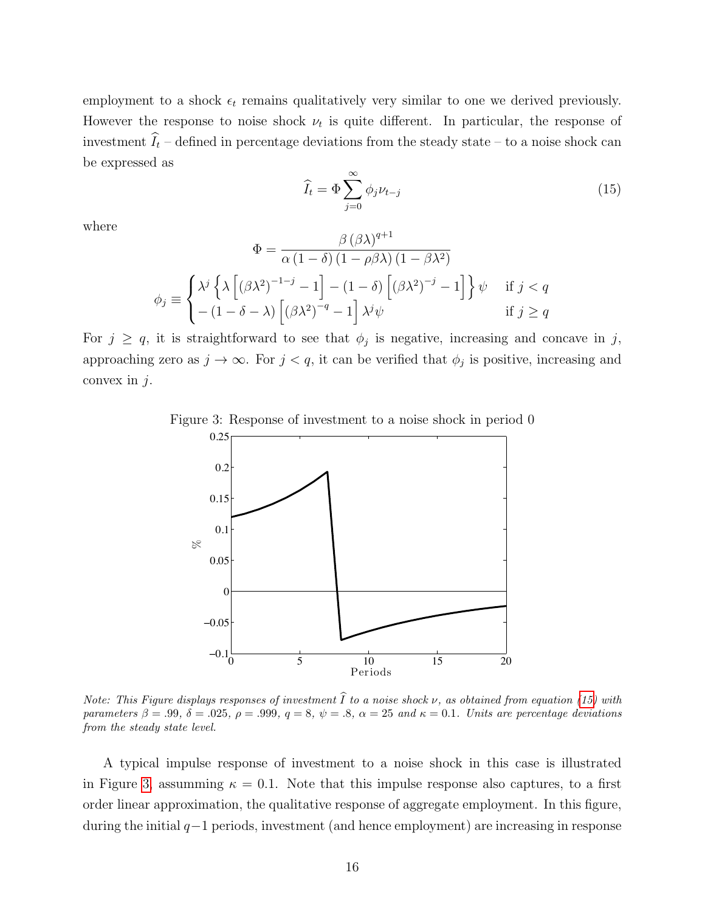employment to a shock $\epsilon_t$ remains qualitatively very similar to one we derived previously. However the response to noise shock $\nu_t$ is quite different. In particular, the response of investment $\widehat{I}_t$ – defined in percentage deviations from the steady state – to a noise shock can be expressed as

$$\widehat{I}_t = \Phi \sum_{j=0}^{\infty} \phi_j \nu_{t-j} \tag{15}$$

where

$$\Phi = \frac{\beta (\beta\lambda)^{q+1}}{\alpha (1-\delta)(1-\rho\beta\lambda)(1-\beta\lambda^2)}$$

$$\phi_j \equiv \begin{cases} \lambda^j \left\{ \lambda \left[ (\beta\lambda^2)^{-1-j} - 1 \right] - (1-\delta) \left[ (\beta\lambda^2)^{-j} - 1 \right] \right\} \psi & \text{if } j < q \\ -(1-\delta-\lambda) \left[ (\beta\lambda^2)^{-q} - 1 \right] \lambda^j \psi & \text{if } j \geq q \end{cases}$$

For $j \geq q$, it is straightforward to see that $\phi_j$ is negative, increasing and concave in $j$, approaching zero as $j \to \infty$. For $j < q$, it can be verified that $\phi_j$ is positive, increasing and convex in $j$.

Figure 3: Response of investment to a noise shock in period 0

*Note: This Figure displays responses of investment $\widehat{I}$ to a noise shock $\nu$, as obtained from equation (15) with parameters $\beta = .99$, $\delta = .025$, $\rho = .999$, $q = 8$, $\psi = .8$, $\alpha = 25$ and $\kappa = 0.1$. Units are percentage deviations from the steady state level.*

A typical impulse response of investment to a noise shock in this case is illustrated in Figure 3, assumming $\kappa = 0.1$. Note that this impulse response also captures, to a first order linear approximation, the qualitative response of aggregate employment. In this figure, during the initial $q-1$ periods, investment (and hence employment) are increasing in response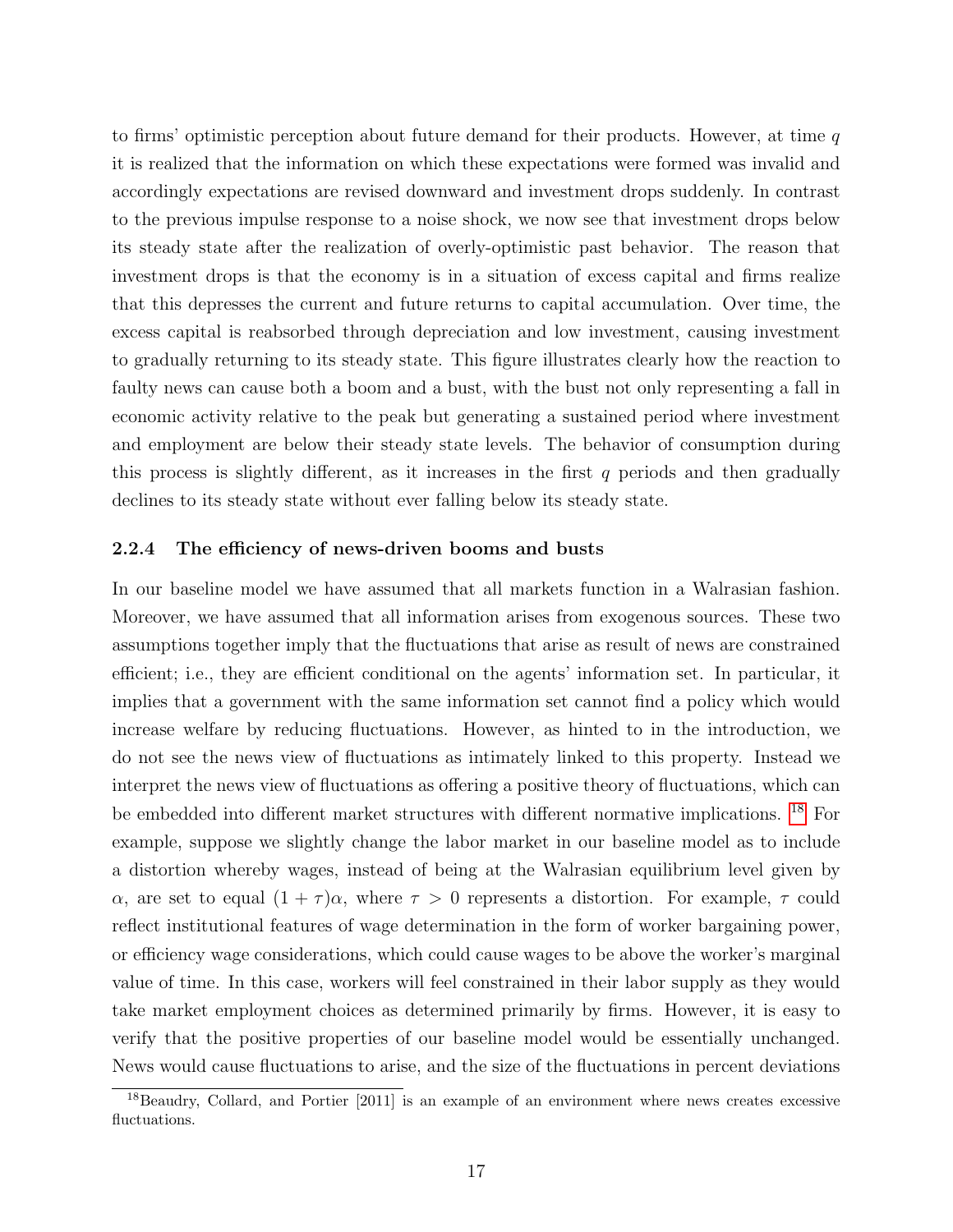to firms' optimistic perception about future demand for their products. However, at time $q$ it is realized that the information on which these expectations were formed was invalid and accordingly expectations are revised downward and investment drops suddenly. In contrast to the previous impulse response to a noise shock, we now see that investment drops below its steady state after the realization of overly-optimistic past behavior. The reason that investment drops is that the economy is in a situation of excess capital and firms realize that this depresses the current and future returns to capital accumulation. Over time, the excess capital is reabsorbed through depreciation and low investment, causing investment to gradually returning to its steady state. This figure illustrates clearly how the reaction to faulty news can cause both a boom and a bust, with the bust not only representing a fall in economic activity relative to the peak but generating a sustained period where investment and employment are below their steady state levels. The behavior of consumption during this process is slightly different, as it increases in the first $q$ periods and then gradually declines to its steady state without ever falling below its steady state.

### 2.2.4 The efficiency of news-driven booms and busts

In our baseline model we have assumed that all markets function in a Walrasian fashion. Moreover, we have assumed that all information arises from exogenous sources. These two assumptions together imply that the fluctuations that arise as result of news are constrained efficient; i.e., they are efficient conditional on the agents' information set. In particular, it implies that a government with the same information set cannot find a policy which would increase welfare by reducing fluctuations. However, as hinted to in the introduction, we do not see the news view of fluctuations as intimately linked to this property. Instead we interpret the news view of fluctuations as offering a positive theory of fluctuations, which can be embedded into different market structures with different normative implications. [18] For example, suppose we slightly change the labor market in our baseline model as to include a distortion whereby wages, instead of being at the Walrasian equilibrium level given by $\alpha$, are set to equal $(1+\tau)\alpha$, where $\tau > 0$ represents a distortion. For example, $\tau$ could reflect institutional features of wage determination in the form of worker bargaining power, or efficiency wage considerations, which could cause wages to be above the worker's marginal value of time. In this case, workers will feel constrained in their labor supply as they would take market employment choices as determined primarily by firms. However, it is easy to verify that the positive properties of our baseline model would be essentially unchanged. News would cause fluctuations to arise, and the size of the fluctuations in percent deviations

[18] Beaudry, Collard, and Portier [2011] is an example of an environment where news creates excessive fluctuations.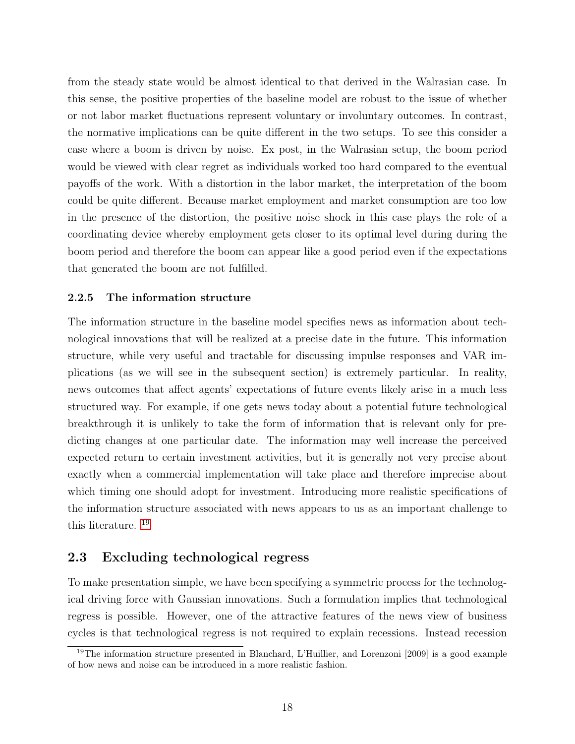from the steady state would be almost identical to that derived in the Walrasian case. In this sense, the positive properties of the baseline model are robust to the issue of whether or not labor market fluctuations represent voluntary or involuntary outcomes. In contrast, the normative implications can be quite different in the two setups. To see this consider a case where a boom is driven by noise. Ex post, in the Walrasian setup, the boom period would be viewed with clear regret as individuals worked too hard compared to the eventual payoffs of the work. With a distortion in the labor market, the interpretation of the boom could be quite different. Because market employment and market consumption are too low in the presence of the distortion, the positive noise shock in this case plays the role of a coordinating device whereby employment gets closer to its optimal level during during the boom period and therefore the boom can appear like a good period even if the expectations that generated the boom are not fulfilled.

### 2.2.5 The information structure

The information structure in the baseline model specifies news as information about technological innovations that will be realized at a precise date in the future. This information structure, while very useful and tractable for discussing impulse responses and VAR implications (as we will see in the subsequent section) is extremely particular. In reality, news outcomes that affect agents' expectations of future events likely arise in a much less structured way. For example, if one gets news today about a potential future technological breakthrough it is unlikely to take the form of information that is relevant only for predicting changes at one particular date. The information may well increase the perceived expected return to certain investment activities, but it is generally not very precise about exactly when a commercial implementation will take place and therefore imprecise about which timing one should adopt for investment. Introducing more realistic specifications of the information structure associated with news appears to us as an important challenge to this literature. [19]

## 2.3 Excluding technological regress

To make presentation simple, we have been specifying a symmetric process for the technological driving force with Gaussian innovations. Such a formulation implies that technological regress is possible. However, one of the attractive features of the news view of business cycles is that technological regress is not required to explain recessions. Instead recession

[19] The information structure presented in Blanchard, L'Huillier, and Lorenzoni [2009] is a good example of how news and noise can be introduced in a more realistic fashion.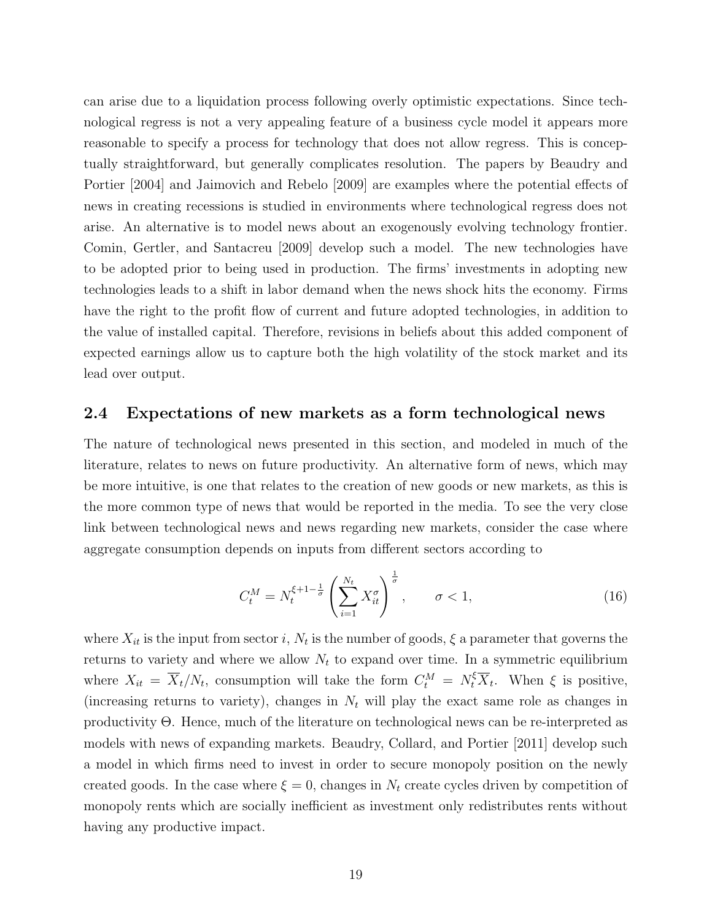can arise due to a liquidation process following overly optimistic expectations. Since technological regress is not a very appealing feature of a business cycle model it appears more reasonable to specify a process for technology that does not allow regress. This is conceptually straightforward, but generally complicates resolution. The papers by Beaudry and Portier [2004] and Jaimovich and Rebelo [2009] are examples where the potential effects of news in creating recessions is studied in environments where technological regress does not arise. An alternative is to model news about an exogenously evolving technology frontier. Comin, Gertler, and Santacreu [2009] develop such a model. The new technologies have to be adopted prior to being used in production. The firms' investments in adopting new technologies leads to a shift in labor demand when the news shock hits the economy. Firms have the right to the profit flow of current and future adopted technologies, in addition to the value of installed capital. Therefore, revisions in beliefs about this added component of expected earnings allow us to capture both the high volatility of the stock market and its lead over output.

## 2.4 Expectations of new markets as a form technological news

The nature of technological news presented in this section, and modeled in much of the literature, relates to news on future productivity. An alternative form of news, which may be more intuitive, is one that relates to the creation of new goods or new markets, as this is the more common type of news that would be reported in the media. To see the very close link between technological news and news regarding new markets, consider the case where aggregate consumption depends on inputs from different sectors according to

$$C_t^M = N_t^{\xi+1-\frac{1}{\sigma}} \left( \sum_{i=1}^{N_t} X_{it}^{\sigma} \right)^{\frac{1}{\sigma}}, \qquad \sigma < 1, \tag{16}$$

where $X_{it}$ is the input from sector $i$, $N_t$ is the number of goods, $\xi$ a parameter that governs the returns to variety and where we allow $N_t$ to expand over time. In a symmetric equilibrium where $X_{it} = \overline{X}_t / N_t$, consumption will take the form $C_t^M = N_t^{\xi} \overline{X}_t$. When $\xi$ is positive, (increasing returns to variety), changes in $N_t$ will play the exact same role as changes in productivity $\Theta$. Hence, much of the literature on technological news can be re-interpreted as models with news of expanding markets. Beaudry, Collard, and Portier [2011] develop such a model in which firms need to invest in order to secure monopoly position on the newly created goods. In the case where $\xi = 0$, changes in $N_t$ create cycles driven by competition of monopoly rents which are socially inefficient as investment only redistributes rents without having any productive impact.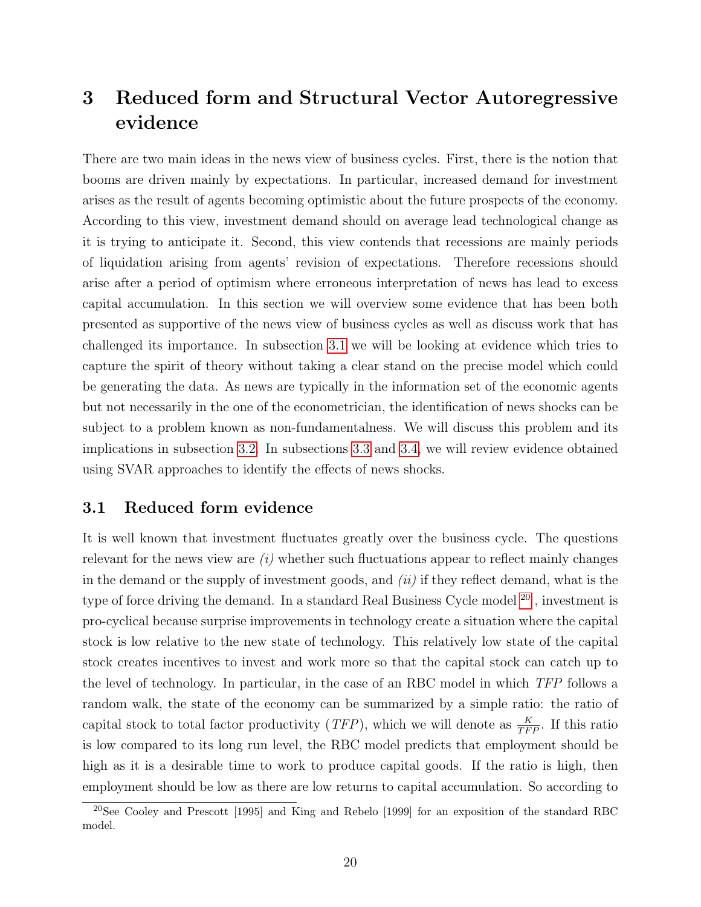# 3 Reduced form and Structural Vector Autoregressive evidence

There are two main ideas in the news view of business cycles. First, there is the notion that booms are driven mainly by expectations. In particular, increased demand for investment arises as the result of agents becoming optimistic about the future prospects of the economy. According to this view, investment demand should on average lead technological change as it is trying to anticipate it. Second, this view contends that recessions are mainly periods of liquidation arising from agents' revision of expectations. Therefore recessions should arise after a period of optimism where erroneous interpretation of news has lead to excess capital accumulation. In this section we will overview some evidence that has been both presented as supportive of the news view of business cycles as well as discuss work that has challenged its importance. In subsection 3.1 we will be looking at evidence which tries to capture the spirit of theory without taking a clear stand on the precise model which could be generating the data. As news are typically in the information set of the economic agents but not necessarily in the one of the econometrician, the identification of news shocks can be subject to a problem known as non-fundamentalness. We will discuss this problem and its implications in subsection 3.2. In subsections 3.3 and 3.4, we will review evidence obtained using SVAR approaches to identify the effects of news shocks.

## 3.1 Reduced form evidence

It is well known that investment fluctuates greatly over the business cycle. The questions relevant for the news view are *(i)* whether such fluctuations appear to reflect mainly changes in the demand or the supply of investment goods, and *(ii)* if they reflect demand, what is the type of force driving the demand. In a standard Real Business Cycle model [20], investment is pro-cyclical because surprise improvements in technology create a situation where the capital stock is low relative to the new state of technology. This relatively low state of the capital stock creates incentives to invest and work more so that the capital stock can catch up to the level of technology. In particular, in the case of an RBC model in which *TFP* follows a random walk, the state of the economy can be summarized by a simple ratio: the ratio of capital stock to total factor productivity (*TFP*), which we will denote as $\frac{K}{TFP}$. If this ratio is low compared to its long run level, the RBC model predicts that employment should be high as it is a desirable time to work to produce capital goods. If the ratio is high, then employment should be low as there are low returns to capital accumulation. So according to

[20] See Cooley and Prescott [1995] and King and Rebelo [1999] for an exposition of the standard RBC model.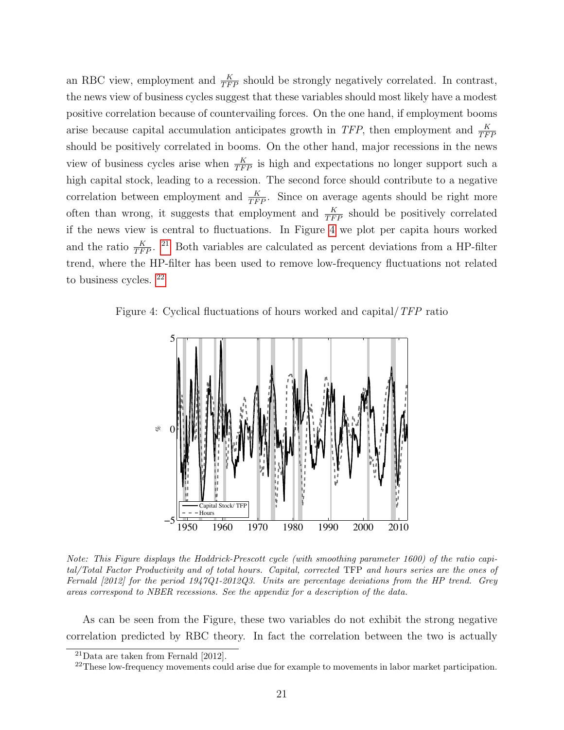an RBC view, employment and $\frac{K}{TFP}$ should be strongly negatively correlated. In contrast, the news view of business cycles suggest that these variables should most likely have a modest positive correlation because of countervailing forces. On the one hand, if employment booms arise because capital accumulation anticipates growth in *TFP*, then employment and $\frac{K}{TFP}$ should be positively correlated in booms. On the other hand, major recessions in the news view of business cycles arise when $\frac{K}{TFP}$ is high and expectations no longer support such a high capital stock, leading to a recession. The second force should contribute to a negative correlation between employment and $\frac{K}{TFP}$. Since on average agents should be right more often than wrong, it suggests that employment and $\frac{K}{TFP}$ should be positively correlated if the news view is central to fluctuations. In Figure 4 we plot per capita hours worked and the ratio $\frac{K}{TFP}$. [21] Both variables are calculated as percent deviations from a HP-filter trend, where the HP-filter has been used to remove low-frequency fluctuations not related to business cycles. [22]

Figure 4: Cyclical fluctuations of hours worked and capital/*TFP* ratio

*Note: This Figure displays the Hoddrick-Prescott cycle (with smoothing parameter 1600) of the ratio capital/Total Factor Productivity and of total hours. Capital, corrected* TFP *and hours series are the ones of Fernald [2012] for the period 1947Q1-2012Q3. Units are percentage deviations from the HP trend. Grey areas correspond to NBER recessions. See the appendix for a description of the data.*

As can be seen from the Figure, these two variables do not exhibit the strong negative correlation predicted by RBC theory. In fact the correlation between the two is actually

[21] Data are taken from Fernald [2012].

[22] These low-frequency movements could arise due for example to movements in labor market participation.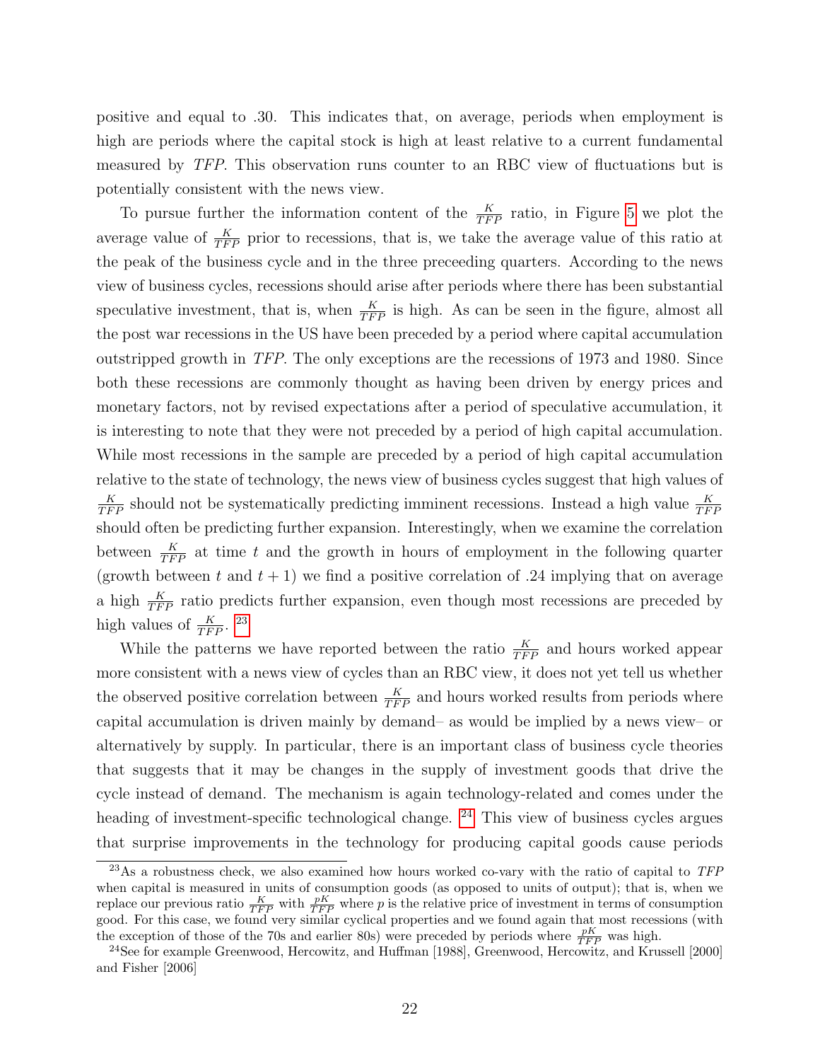positive and equal to .30. This indicates that, on average, periods when employment is high are periods where the capital stock is high at least relative to a current fundamental measured by *TFP*. This observation runs counter to an RBC view of fluctuations but is potentially consistent with the news view.

To pursue further the information content of the $\frac{K}{TFP}$ ratio, in Figure 5 we plot the average value of $\frac{K}{TFP}$ prior to recessions, that is, we take the average value of this ratio at the peak of the business cycle and in the three preceeding quarters. According to the news view of business cycles, recessions should arise after periods where there has been substantial speculative investment, that is, when $\frac{K}{TFP}$ is high. As can be seen in the figure, almost all the post war recessions in the US have been preceded by a period where capital accumulation outstripped growth in *TFP*. The only exceptions are the recessions of 1973 and 1980. Since both these recessions are commonly thought as having been driven by energy prices and monetary factors, not by revised expectations after a period of speculative accumulation, it is interesting to note that they were not preceded by a period of high capital accumulation. While most recessions in the sample are preceded by a period of high capital accumulation relative to the state of technology, the news view of business cycles suggest that high values of $\frac{K}{TFP}$ should not be systematically predicting imminent recessions. Instead a high value $\frac{K}{TFP}$ should often be predicting further expansion. Interestingly, when we examine the correlation between $\frac{K}{TFP}$ at time $t$ and the growth in hours of employment in the following quarter (growth between $t$ and $t+1$) we find a positive correlation of .24 implying that on average a high $\frac{K}{TFP}$ ratio predicts further expansion, even though most recessions are preceded by high values of $\frac{K}{TFP}$. [23]

While the patterns we have reported between the ratio $\frac{K}{TFP}$ and hours worked appear more consistent with a news view of cycles than an RBC view, it does not yet tell us whether the observed positive correlation between $\frac{K}{TFP}$ and hours worked results from periods where capital accumulation is driven mainly by demand– as would be implied by a news view– or alternatively by supply. In particular, there is an important class of business cycle theories that suggests that it may be changes in the supply of investment goods that drive the cycle instead of demand. The mechanism is again technology-related and comes under the heading of investment-specific technological change. [24] This view of business cycles argues that surprise improvements in the technology for producing capital goods cause periods

[23] As a robustness check, we also examined how hours worked co-vary with the ratio of capital to *TFP* when capital is measured in units of consumption goods (as opposed to units of output); that is, when we replace our previous ratio $\frac{K}{TFP}$ with $\frac{pK}{TFP}$ where $p$ is the relative price of investment in terms of consumption good. For this case, we found very similar cyclical properties and we found again that most recessions (with the exception of those of the 70s and earlier 80s) were preceded by periods where $\frac{pK}{TFP}$ was high.

[24] See for example Greenwood, Hercowitz, and Huffman [1988], Greenwood, Hercowitz, and Krussell [2000] and Fisher [2006]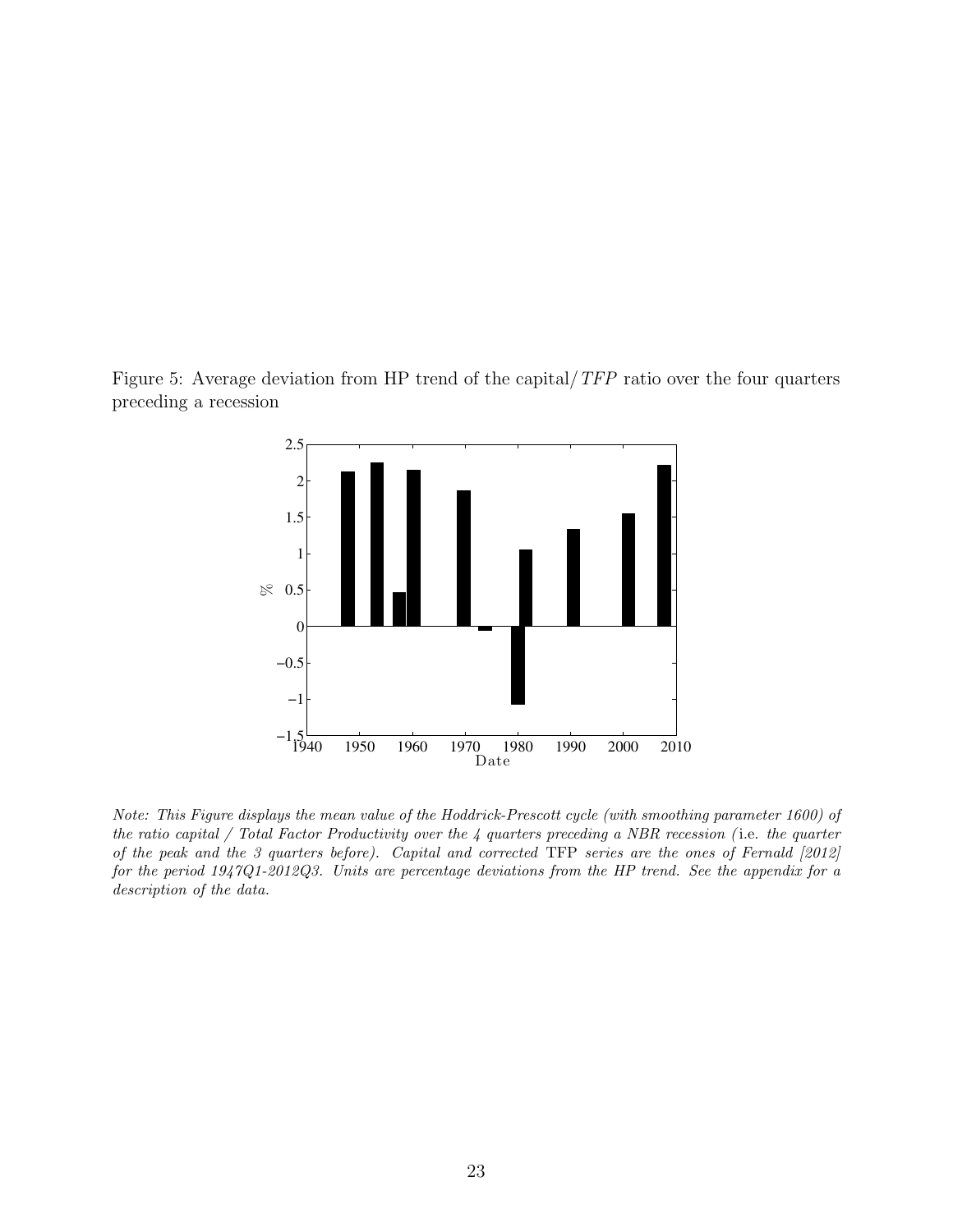Figure 5: Average deviation from HP trend of the capital/*TFP* ratio over the four quarters preceding a recession

*Note: This Figure displays the mean value of the Hoddrick-Prescott cycle (with smoothing parameter 1600) of the ratio capital / Total Factor Productivity over the 4 quarters preceding a NBR recession (*i.e. *the quarter of the peak and the 3 quarters before). Capital and corrected* TFP *series are the ones of Fernald [2012] for the period 1947Q1-2012Q3. Units are percentage deviations from the HP trend. See the appendix for a description of the data.*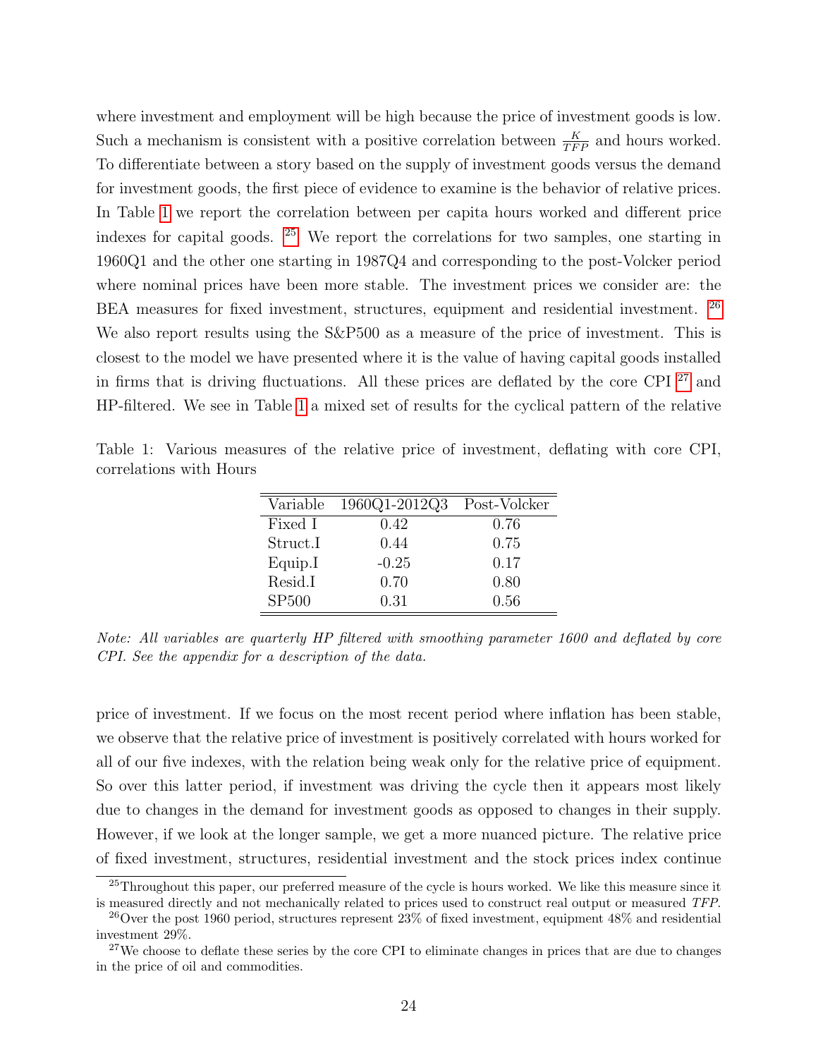where investment and employment will be high because the price of investment goods is low. Such a mechanism is consistent with a positive correlation between $\frac{K}{TFP}$ and hours worked. To differentiate between a story based on the supply of investment goods versus the demand for investment goods, the first piece of evidence to examine is the behavior of relative prices. In Table 1 we report the correlation between per capita hours worked and different price indexes for capital goods. [25] We report the correlations for two samples, one starting in 1960Q1 and the other one starting in 1987Q4 and corresponding to the post-Volcker period where nominal prices have been more stable. The investment prices we consider are: the BEA measures for fixed investment, structures, equipment and residential investment. [26] We also report results using the S&P500 as a measure of the price of investment. This is closest to the model we have presented where it is the value of having capital goods installed in firms that is driving fluctuations. All these prices are deflated by the core CPI [27] and HP-filtered. We see in Table 1 a mixed set of results for the cyclical pattern of the relative

Table 1: Various measures of the relative price of investment, deflating with core CPI, correlations with Hours

| Variable | 1960Q1-2012Q3 | Post-Volcker |
|---|---|---|
| Fixed I | 0.42 | 0.76 |
| Struct.I | 0.44 | 0.75 |
| Equip.I | -0.25 | 0.17 |
| Resid.I | 0.70 | 0.80 |
| SP500 | 0.31 | 0.56 |

*Note: All variables are quarterly HP filtered with smoothing parameter 1600 and deflated by core CPI. See the appendix for a description of the data.*

price of investment. If we focus on the most recent period where inflation has been stable, we observe that the relative price of investment is positively correlated with hours worked for all of our five indexes, with the relation being weak only for the relative price of equipment. So over this latter period, if investment was driving the cycle then it appears most likely due to changes in the demand for investment goods as opposed to changes in their supply. However, if we look at the longer sample, we get a more nuanced picture. The relative price of fixed investment, structures, residential investment and the stock prices index continue

[25] Throughout this paper, our preferred measure of the cycle is hours worked. We like this measure since it is measured directly and not mechanically related to prices used to construct real output or measured *TFP*.

[26] Over the post 1960 period, structures represent 23% of fixed investment, equipment 48% and residential investment 29%.

[27] We choose to deflate these series by the core CPI to eliminate changes in prices that are due to changes in the price of oil and commodities.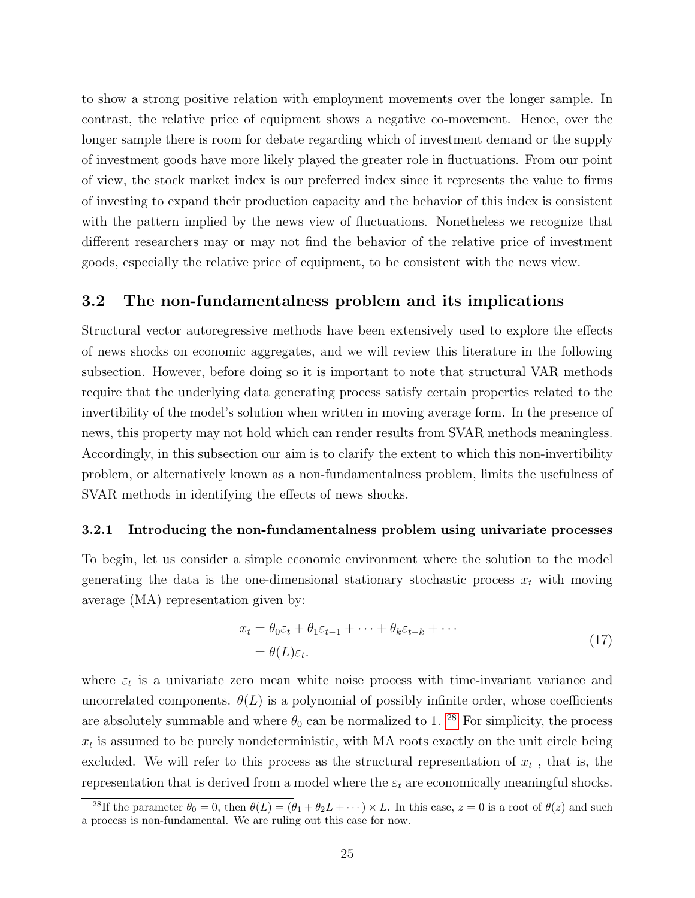to show a strong positive relation with employment movements over the longer sample. In contrast, the relative price of equipment shows a negative co-movement. Hence, over the longer sample there is room for debate regarding which of investment demand or the supply of investment goods have more likely played the greater role in fluctuations. From our point of view, the stock market index is our preferred index since it represents the value to firms of investing to expand their production capacity and the behavior of this index is consistent with the pattern implied by the news view of fluctuations. Nonetheless we recognize that different researchers may or may not find the behavior of the relative price of investment goods, especially the relative price of equipment, to be consistent with the news view.

## 3.2 The non-fundamentalness problem and its implications

Structural vector autoregressive methods have been extensively used to explore the effects of news shocks on economic aggregates, and we will review this literature in the following subsection. However, before doing so it is important to note that structural VAR methods require that the underlying data generating process satisfy certain properties related to the invertibility of the model's solution when written in moving average form. In the presence of news, this property may not hold which can render results from SVAR methods meaningless. Accordingly, in this subsection our aim is to clarify the extent to which this non-invertibility problem, or alternatively known as a non-fundamentalness problem, limits the usefulness of SVAR methods in identifying the effects of news shocks.

### 3.2.1 Introducing the non-fundamentalness problem using univariate processes

To begin, let us consider a simple economic environment where the solution to the model generating the data is the one-dimensional stationary stochastic process $x_t$ with moving average (MA) representation given by:

$$
\begin{aligned}
x_t &= \theta_0 \varepsilon_t + \theta_1 \varepsilon_{t-1} + \cdots + \theta_k \varepsilon_{t-k} + \cdots \\
&= \theta(L)\varepsilon_t.
\end{aligned}
\tag{17}
$$

where $\varepsilon_t$ is a univariate zero mean white noise process with time-invariant variance and uncorrelated components. $\theta(L)$ is a polynomial of possibly infinite order, whose coefficients are absolutely summable and where $\theta_0$ can be normalized to 1. [28] For simplicity, the process $x_t$ is assumed to be purely nondeterministic, with MA roots exactly on the unit circle being excluded. We will refer to this process as the structural representation of $x_t$ , that is, the representation that is derived from a model where the $\varepsilon_t$ are economically meaningful shocks.

[28] If the parameter $\theta_0 = 0$, then $\theta(L) = (\theta_1 + \theta_2 L + \cdots) \times L$. In this case, $z = 0$ is a root of $\theta(z)$ and such a process is non-fundamental. We are ruling out this case for now.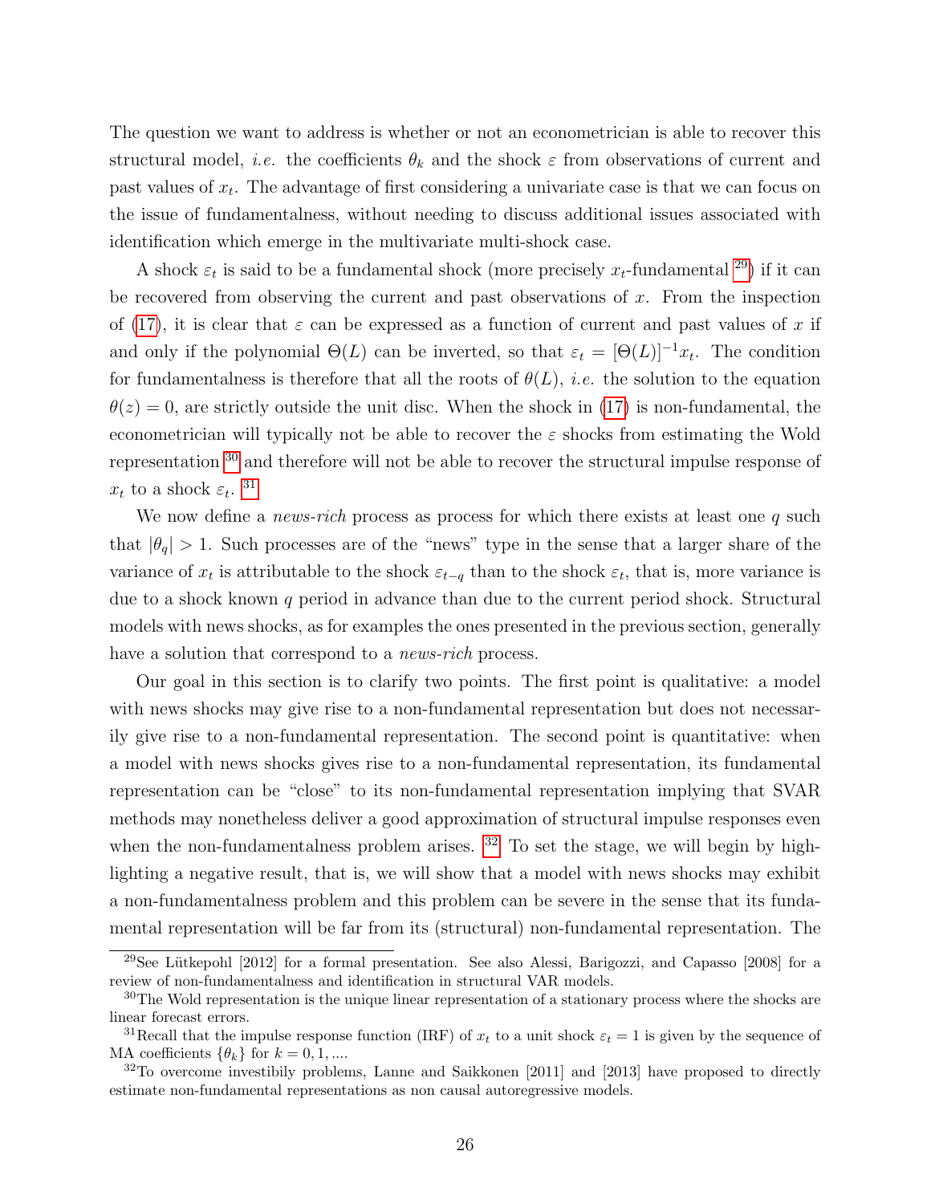The question we want to address is whether or not an econometrician is able to recover this structural model, *i.e.* the coefficients $\theta_k$ and the shock $\varepsilon$ from observations of current and past values of $x_t$. The advantage of first considering a univariate case is that we can focus on the issue of fundamentalness, without needing to discuss additional issues associated with identification which emerge in the multivariate multi-shock case.

A shock $\varepsilon_t$ is said to be a fundamental shock (more precisely $x_t$-fundamental [29]) if it can be recovered from observing the current and past observations of $x$. From the inspection of (17), it is clear that $\varepsilon$ can be expressed as a function of current and past values of $x$ if and only if the polynomial $\Theta(L)$ can be inverted, so that $\varepsilon_t = [\Theta(L)]^{-1}x_t$. The condition for fundamentalness is therefore that all the roots of $\theta(L)$, *i.e.* the solution to the equation $\theta(z) = 0$, are strictly outside the unit disc. When the shock in (17) is non-fundamental, the econometrician will typically not be able to recover the $\varepsilon$ shocks from estimating the Wold representation [30] and therefore will not be able to recover the structural impulse response of $x_t$ to a shock $\varepsilon_t$. [31]

We now define a *news-rich* process as process for which there exists at least one $q$ such that $|\theta_q| > 1$. Such processes are of the "news" type in the sense that a larger share of the variance of $x_t$ is attributable to the shock $\varepsilon_{t-q}$ than to the shock $\varepsilon_t$, that is, more variance is due to a shock known $q$ period in advance than due to the current period shock. Structural models with news shocks, as for examples the ones presented in the previous section, generally have a solution that correspond to a *news-rich* process.

Our goal in this section is to clarify two points. The first point is qualitative: a model with news shocks may give rise to a non-fundamental representation but does not necessarily give rise to a non-fundamental representation. The second point is quantitative: when a model with news shocks gives rise to a non-fundamental representation, its fundamental representation can be "close" to its non-fundamental representation implying that SVAR methods may nonetheless deliver a good approximation of structural impulse responses even when the non-fundamentalness problem arises. [32] To set the stage, we will begin by highlighting a negative result, that is, we will show that a model with news shocks may exhibit a non-fundamentalness problem and this problem can be severe in the sense that its fundamental representation will be far from its (structural) non-fundamental representation. The

---

[29] See Lütkepohl [2012] for a formal presentation. See also Alessi, Barigozzi, and Capasso [2008] for a review of non-fundamentalness and identification in structural VAR models.

[30] The Wold representation is the unique linear representation of a stationary process where the shocks are linear forecast errors.

[31] Recall that the impulse response function (IRF) of $x_t$ to a unit shock $\varepsilon_t = 1$ is given by the sequence of MA coefficients $\{\theta_k\}$ for $k = 0, 1, ....$

[32] To overcome investibily problems, Lanne and Saikkonen [2011] and [2013] have proposed to directly estimate non-fundamental representations as non causal autoregressive models.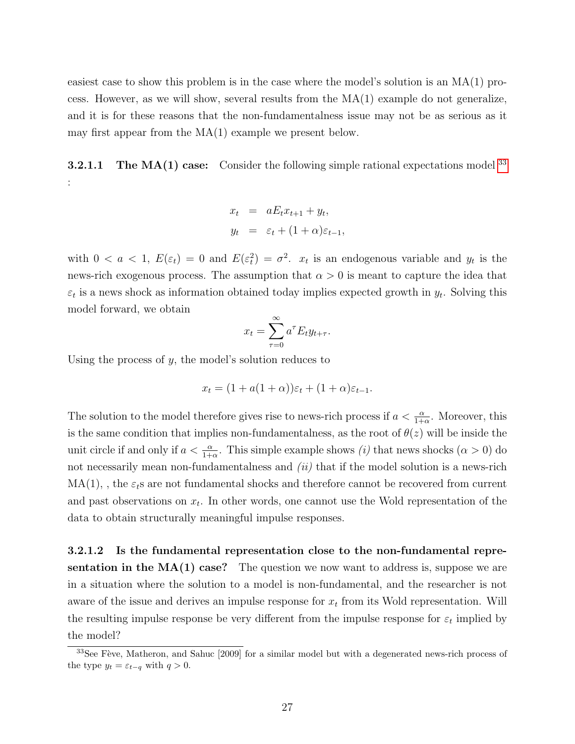easiest case to show this problem is in the case where the model's solution is an MA(1) process. However, as we will show, several results from the MA(1) example do not generalize, and it is for these reasons that the non-fundamentalness issue may not be as serious as it may first appear from the MA(1) example we present below.

**3.2.1.1 The MA(1) case:** Consider the following simple rational expectations model[33] :

$$
\begin{aligned}
x_t &= aE_t x_{t+1} + y_t, \\
y_t &= \varepsilon_t + (1+\alpha)\varepsilon_{t-1},
\end{aligned}
$$

with $0 < a < 1$, $E(\varepsilon_t) = 0$ and $E(\varepsilon_t^2) = \sigma^2$. $x_t$ is an endogenous variable and $y_t$ is the news-rich exogenous process. The assumption that $\alpha > 0$ is meant to capture the idea that $\varepsilon_t$ is a news shock as information obtained today implies expected growth in $y_t$. Solving this model forward, we obtain

$$
x_t = \sum_{\tau=0}^{\infty} a^{\tau} E_t y_{t+\tau}.
$$

Using the process of $y$, the model's solution reduces to

$$
x_t = (1 + a(1+\alpha))\varepsilon_t + (1+\alpha)\varepsilon_{t-1}.
$$

The solution to the model therefore gives rise to news-rich process if $a < \frac{\alpha}{1+\alpha}$. Moreover, this is the same condition that implies non-fundamentalness, as the root of $\theta(z)$ will be inside the unit circle if and only if $a < \frac{\alpha}{1+\alpha}$. This simple example shows *(i)* that news shocks ($\alpha > 0$) do not necessarily mean non-fundamentalness and *(ii)* that if the model solution is a news-rich MA(1), , the $\varepsilon_t$s are not fundamental shocks and therefore cannot be recovered from current and past observations on $x_t$. In other words, one cannot use the Wold representation of the data to obtain structurally meaningful impulse responses.

**3.2.1.2 Is the fundamental representation close to the non-fundamental representation in the MA(1) case?** The question we now want to address is, suppose we are in a situation where the solution to a model is non-fundamental, and the researcher is not aware of the issue and derives an impulse response for $x_t$ from its Wold representation. Will the resulting impulse response be very different from the impulse response for $\varepsilon_t$ implied by the model?

[33] See Fève, Matheron, and Sahuc [2009] for a similar model but with a degenerated news-rich process of the type $y_t = \varepsilon_{t-q}$ with $q > 0$.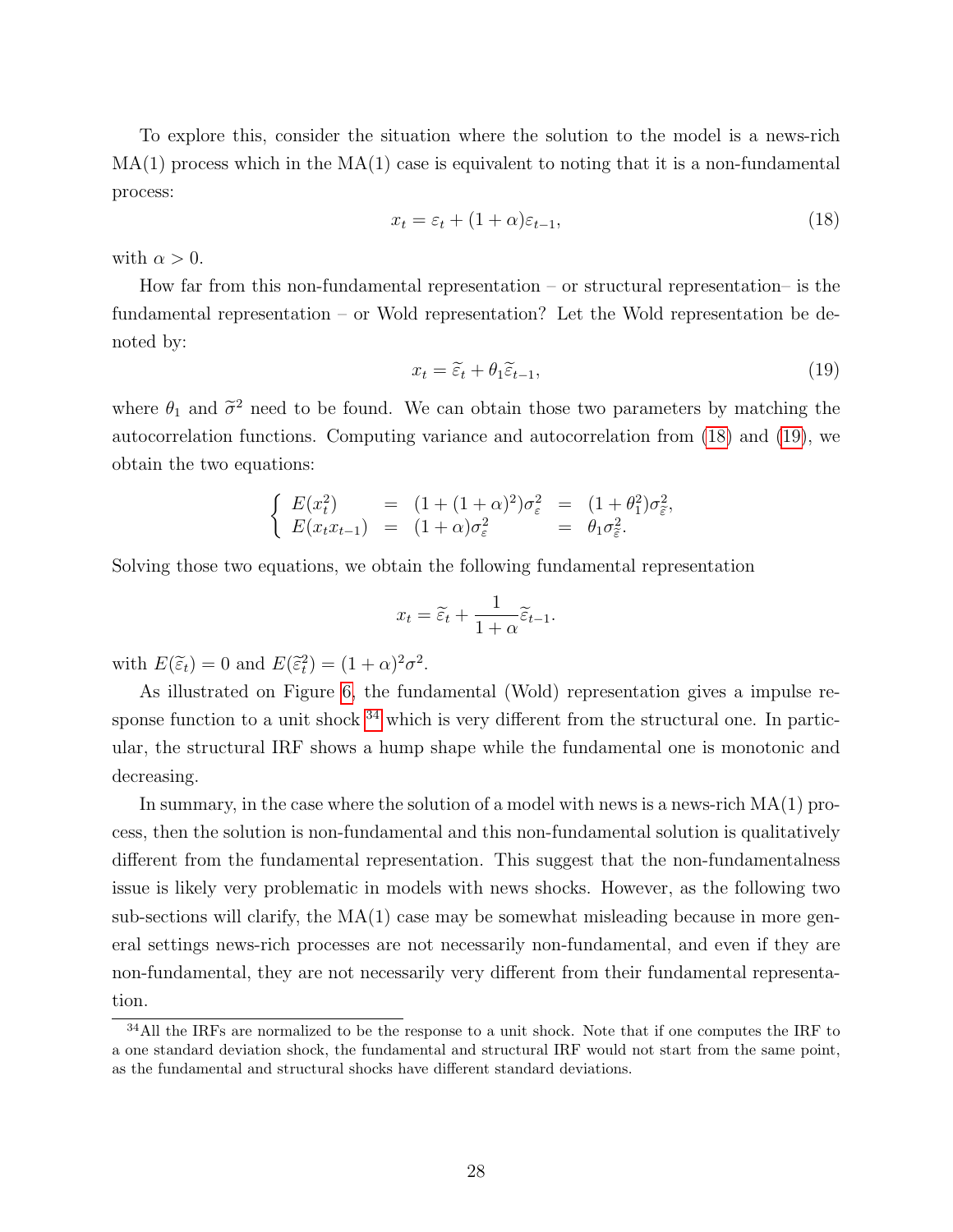To explore this, consider the situation where the solution to the model is a news-rich MA(1) process which in the MA(1) case is equivalent to noting that it is a non-fundamental process:

$$x_t = \varepsilon_t + (1+\alpha)\varepsilon_{t-1}, \tag{18}$$

with $\alpha > 0$.

How far from this non-fundamental representation – or structural representation– is the fundamental representation – or Wold representation? Let the Wold representation be denoted by:

$$x_t = \widetilde{\varepsilon}_t + \theta_1 \widetilde{\varepsilon}_{t-1}, \tag{19}$$

where $\theta_1$ and $\widetilde{\sigma}^2$ need to be found. We can obtain those two parameters by matching the autocorrelation functions. Computing variance and autocorrelation from (18) and (19), we obtain the two equations:

$$\begin{cases} E(x_t^2) &= (1+(1+\alpha)^2)\sigma_\varepsilon^2 &= (1+\theta_1^2)\sigma_{\widetilde{\varepsilon}}^2, \\ E(x_t x_{t-1}) &= (1+\alpha)\sigma_\varepsilon^2 &= \theta_1 \sigma_{\widetilde{\varepsilon}}^2. \end{cases}$$

Solving those two equations, we obtain the following fundamental representation

$$x_t = \widetilde{\varepsilon}_t + \frac{1}{1+\alpha}\widetilde{\varepsilon}_{t-1}.$$

with $E(\widetilde{\varepsilon}_t) = 0$ and $E(\widetilde{\varepsilon}_t^2) = (1+\alpha)^2\sigma^2$.

As illustrated on Figure 6, the fundamental (Wold) representation gives a impulse response function to a unit shock [34] which is very different from the structural one. In particular, the structural IRF shows a hump shape while the fundamental one is monotonic and decreasing.

In summary, in the case where the solution of a model with news is a news-rich MA(1) process, then the solution is non-fundamental and this non-fundamental solution is qualitatively different from the fundamental representation. This suggest that the non-fundamentalness issue is likely very problematic in models with news shocks. However, as the following two sub-sections will clarify, the MA(1) case may be somewhat misleading because in more general settings news-rich processes are not necessarily non-fundamental, and even if they are non-fundamental, they are not necessarily very different from their fundamental representation.

[34] All the IRFs are normalized to be the response to a unit shock. Note that if one computes the IRF to a one standard deviation shock, the fundamental and structural IRF would not start from the same point, as the fundamental and structural shocks have different standard deviations.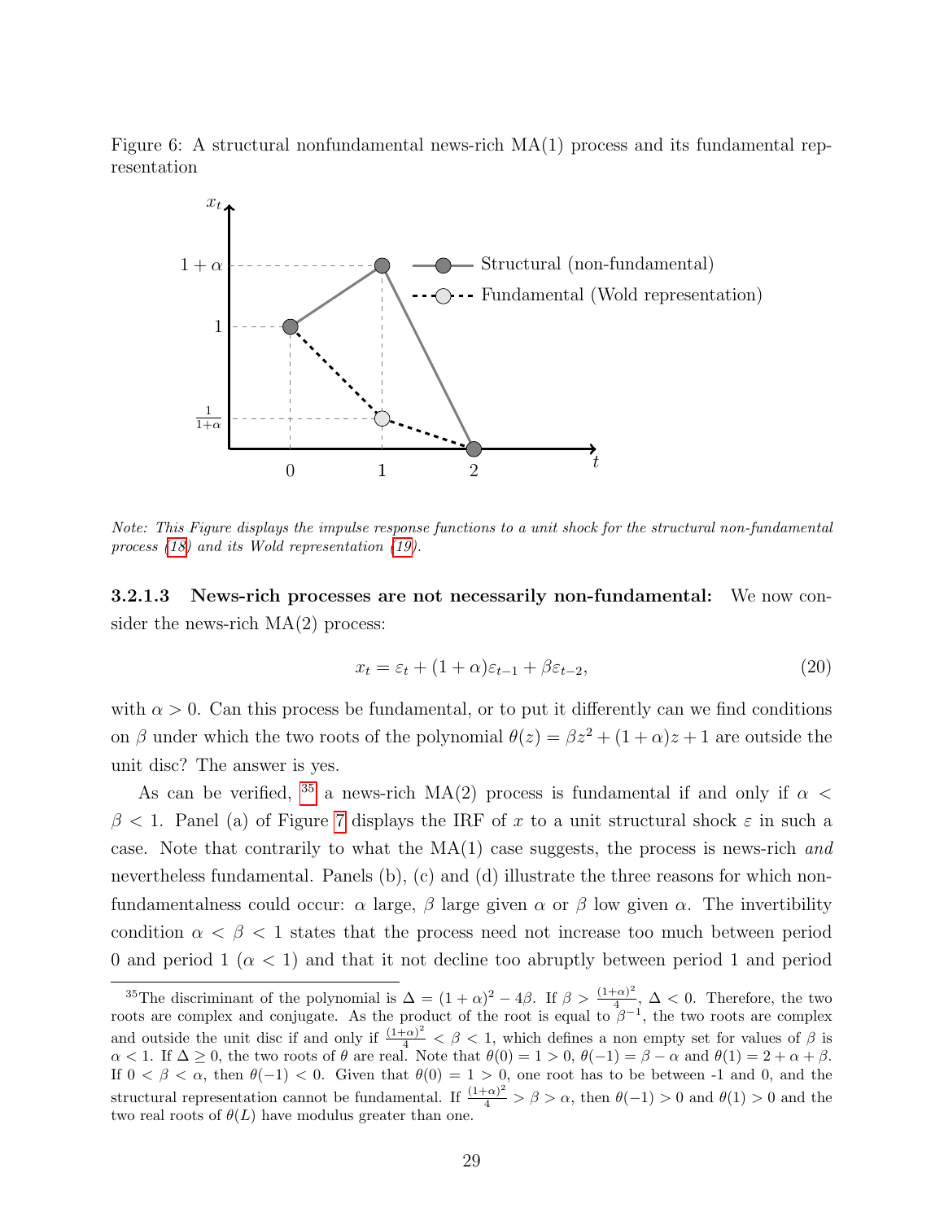Figure 6: A structural nonfundamental news-rich MA(1) process and its fundamental representation

*Note: This Figure displays the impulse response functions to a unit shock for the structural non-fundamental process (18) and its Wold representation (19).*

#### 3.2.1.3 News-rich processes are not necessarily non-fundamental:

We now consider the news-rich MA(2) process:

$$x_t = \varepsilon_t + (1+\alpha)\varepsilon_{t-1} + \beta\varepsilon_{t-2}, \tag{20}$$

with $\alpha > 0$. Can this process be fundamental, or to put it differently can we find conditions on $\beta$ under which the two roots of the polynomial $\theta(z) = \beta z^2 + (1+\alpha)z + 1$ are outside the unit disc? The answer is yes.

As can be verified, [35] a news-rich MA(2) process is fundamental if and only if $\alpha < \beta < 1$. Panel (a) of Figure 7 displays the IRF of $x$ to a unit structural shock $\varepsilon$ in such a case. Note that contrarily to what the MA(1) case suggests, the process is news-rich *and* nevertheless fundamental. Panels (b), (c) and (d) illustrate the three reasons for which non-fundamentalness could occur: $\alpha$ large, $\beta$ large given $\alpha$ or $\beta$ low given $\alpha$. The invertibility condition $\alpha < \beta < 1$ states that the process need not increase too much between period 0 and period 1 ($\alpha < 1$) and that it not decline too abruptly between period 1 and period

[35] The discriminant of the polynomial is $\Delta = (1+\alpha)^2 - 4\beta$. If $\beta > \frac{(1+\alpha)^2}{4}$, $\Delta < 0$. Therefore, the two roots are complex and conjugate. As the product of the root is equal to $\beta^{-1}$, the two roots are complex and outside the unit disc if and only if $\frac{(1+\alpha)^2}{4} < \beta < 1$, which defines a non empty set for values of $\beta$ is $\alpha < 1$. If $\Delta \geq 0$, the two roots of $\theta$ are real. Note that $\theta(0) = 1 > 0$, $\theta(-1) = \beta - \alpha$ and $\theta(1) = 2 + \alpha + \beta$. If $0 < \beta < \alpha$, then $\theta(-1) < 0$. Given that $\theta(0) = 1 > 0$, one root has to be between -1 and 0, and the structural representation cannot be fundamental. If $\frac{(1+\alpha)^2}{4} > \beta > \alpha$, then $\theta(-1) > 0$ and $\theta(1) > 0$ and the two real roots of $\theta(L)$ have modulus greater than one.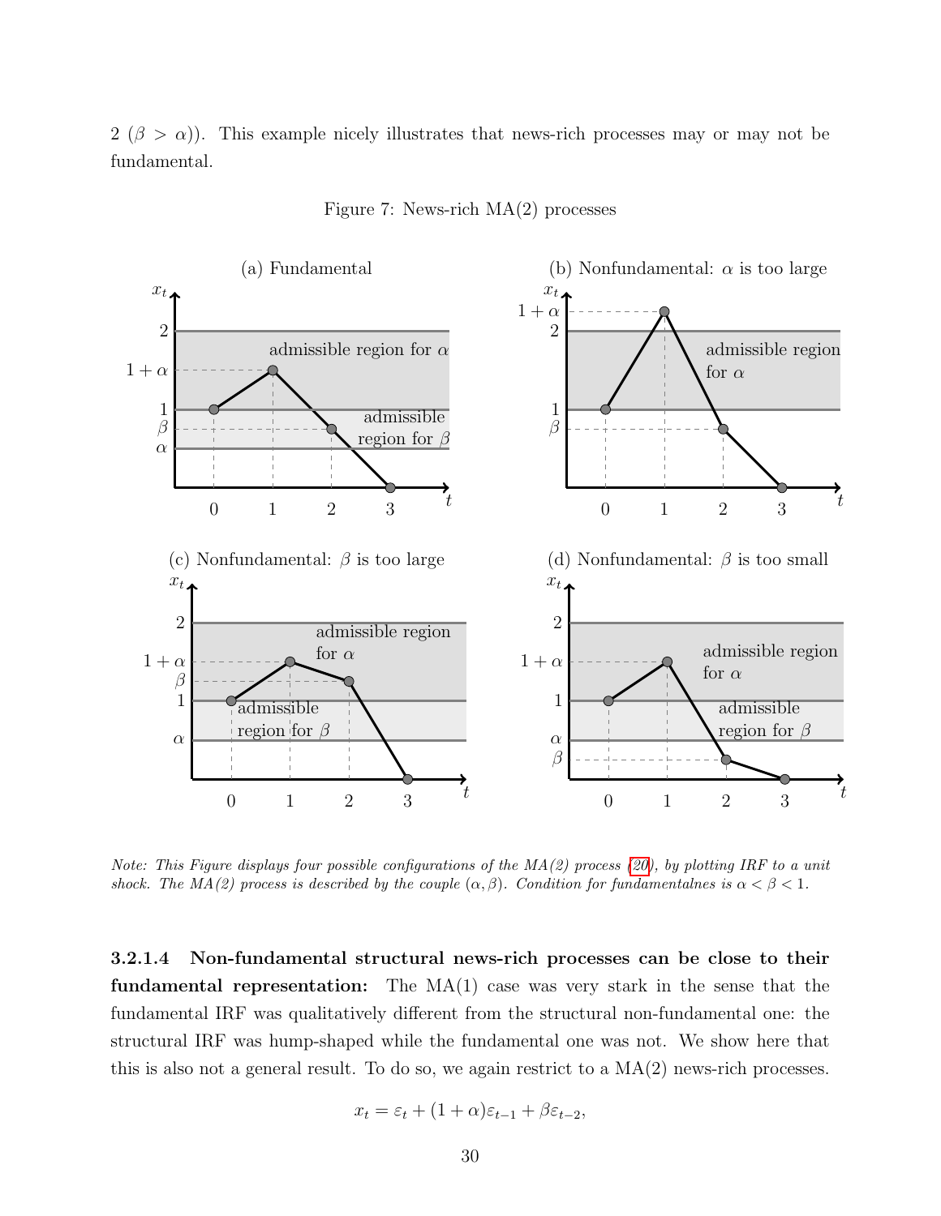2 ($\beta > \alpha$)). This example nicely illustrates that news-rich processes may or may not be fundamental.

Figure 7: News-rich MA(2) processes

(a) Fundamental

(b) Nonfundamental: $\alpha$ is too large

(c) Nonfundamental: $\beta$ is too large

(d) Nonfundamental: $\beta$ is too small

*Note: This Figure displays four possible configurations of the MA(2) process (20), by plotting IRF to a unit shock. The MA(2) process is described by the couple $(\alpha, \beta)$. Condition for fundamentalnes is $\alpha < \beta < 1$.*

#### 3.2.1.4 Non-fundamental structural news-rich processes can be close to their fundamental representation:

The MA(1) case was very stark in the sense that the fundamental IRF was qualitatively different from the structural non-fundamental one: the structural IRF was hump-shaped while the fundamental one was not. We show here that this is also not a general result. To do so, we again restrict to a MA(2) news-rich processes.

$$x_t = \varepsilon_t + (1 + \alpha)\varepsilon_{t-1} + \beta\varepsilon_{t-2},$$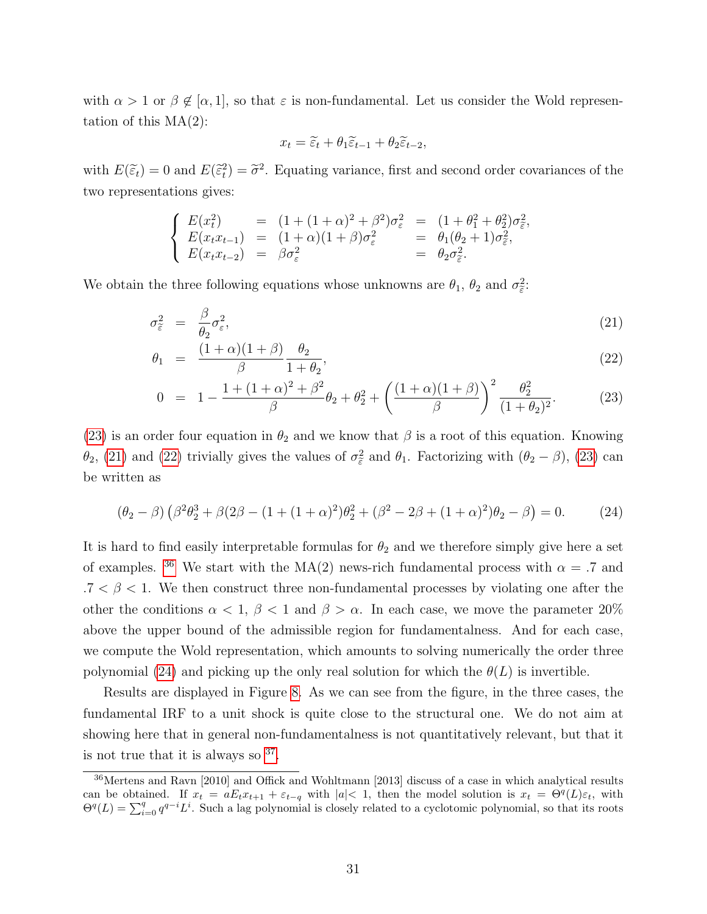with $\alpha > 1$ or $\beta \notin [\alpha, 1]$, so that $\varepsilon$ is non-fundamental. Let us consider the Wold representation of this MA(2):

$$x_t = \widetilde{\varepsilon}_t + \theta_1 \widetilde{\varepsilon}_{t-1} + \theta_2 \widetilde{\varepsilon}_{t-2},$$

with $E(\widetilde{\varepsilon}_t) = 0$ and $E(\widetilde{\varepsilon}_t^2) = \widetilde{\sigma}^2$. Equating variance, first and second order covariances of the two representations gives:

$$\left\{ \begin{array}{lllll} E(x_t^2) & = & (1 + (1+\alpha)^2 + \beta^2)\sigma_\varepsilon^2 & = & (1 + \theta_1^2 + \theta_2^2)\sigma_{\widetilde{\varepsilon}}^2, \\ E(x_t x_{t-1}) & = & (1+\alpha)(1+\beta)\sigma_\varepsilon^2 & = & \theta_1(\theta_2 + 1)\sigma_{\widetilde{\varepsilon}}^2, \\ E(x_t x_{t-2}) & = & \beta \sigma_\varepsilon^2 & = & \theta_2 \sigma_{\widetilde{\varepsilon}}^2. \end{array} \right.$$

We obtain the three following equations whose unknowns are $\theta_1$, $\theta_2$ and $\sigma_{\widetilde{\varepsilon}}^2$:

$$\sigma_{\widetilde{\varepsilon}}^2 = \frac{\beta}{\theta_2}\sigma_\varepsilon^2, \tag{21}$$

$$\theta_1 = \frac{(1+\alpha)(1+\beta)}{\beta}\frac{\theta_2}{1+\theta_2}, \tag{22}$$

$$0 = 1 - \frac{1 + (1+\alpha)^2 + \beta^2}{\beta}\theta_2 + \theta_2^2 + \left(\frac{(1+\alpha)(1+\beta)}{\beta}\right)^2 \frac{\theta_2^2}{(1+\theta_2)^2}. \tag{23}$$

(23) is an order four equation in $\theta_2$ and we know that $\beta$ is a root of this equation. Knowing $\theta_2$, (21) and (22) trivially gives the values of $\sigma_{\widetilde{\varepsilon}}^2$ and $\theta_1$. Factorizing with $(\theta_2 - \beta)$, (23) can be written as

$$(\theta_2 - \beta)\left(\beta^2\theta_2^3 + \beta(2\beta - (1 + (1+\alpha)^2)\theta_2^2 + (\beta^2 - 2\beta + (1+\alpha)^2)\theta_2 - \beta\right) = 0. \tag{24}$$

It is hard to find easily interpretable formulas for $\theta_2$ and we therefore simply give here a set of examples. [36] We start with the MA(2) news-rich fundamental process with $\alpha = .7$ and $.7 < \beta < 1$. We then construct three non-fundamental processes by violating one after the other the conditions $\alpha < 1$, $\beta < 1$ and $\beta > \alpha$. In each case, we move the parameter 20% above the upper bound of the admissible region for fundamentalness. And for each case, we compute the Wold representation, which amounts to solving numerically the order three polynomial (24) and picking up the only real solution for which the $\theta(L)$ is invertible.

Results are displayed in Figure 8. As we can see from the figure, in the three cases, the fundamental IRF to a unit shock is quite close to the structural one. We do not aim at showing here that in general non-fundamentalness is not quantitatively relevant, but that it is not true that it is always so [37].

---

[36] Mertens and Ravn [2010] and Offick and Wohltmann [2013] discuss of a case in which analytical results can be obtained. If $x_t = aE_t x_{t+1} + \varepsilon_{t-q}$ with $|a| < 1$, then the model solution is $x_t = \Theta^q(L)\varepsilon_t$, with $\Theta^q(L) = \sum_{i=0}^{q} q^{q-i} L^i$. Such a lag polynomial is closely related to a cyclotomic polynomial, so that its roots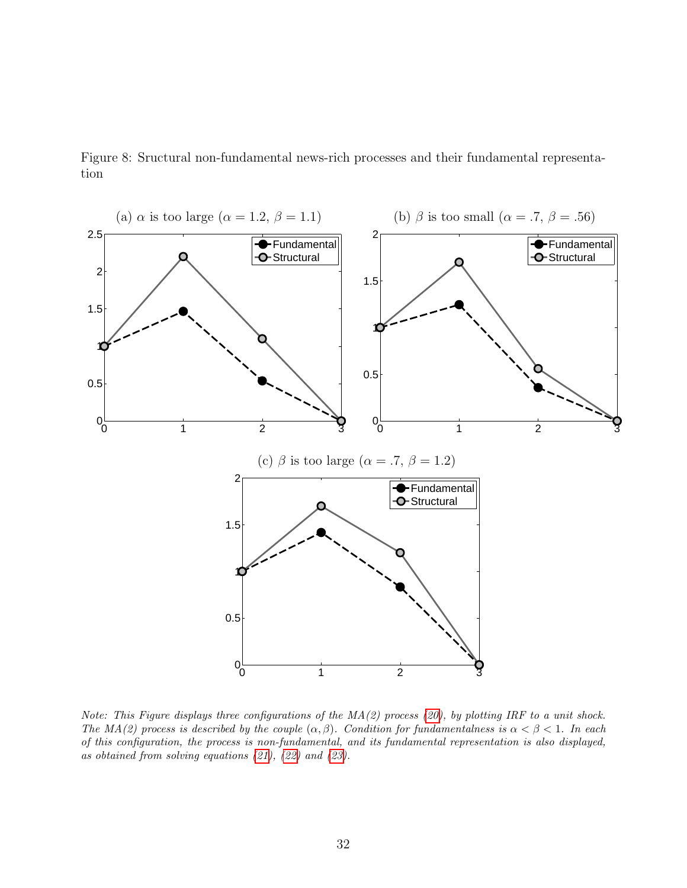Figure 8: Sructural non-fundamental news-rich processes and their fundamental representation

(a) $\alpha$ is too large ($\alpha = 1.2$, $\beta = 1.1$)

(b) $\beta$ is too small ($\alpha = .7$, $\beta = .56$)

(c) $\beta$ is too large ($\alpha = .7$, $\beta = 1.2$)

*Note: This Figure displays three configurations of the MA(2) process (20), by plotting IRF to a unit shock. The MA(2) process is described by the couple $(\alpha, \beta)$. Condition for fundamentalness is $\alpha < \beta < 1$. In each of this configuration, the process is non-fundamental, and its fundamental representation is also displayed, as obtained from solving equations (21), (22) and (23).*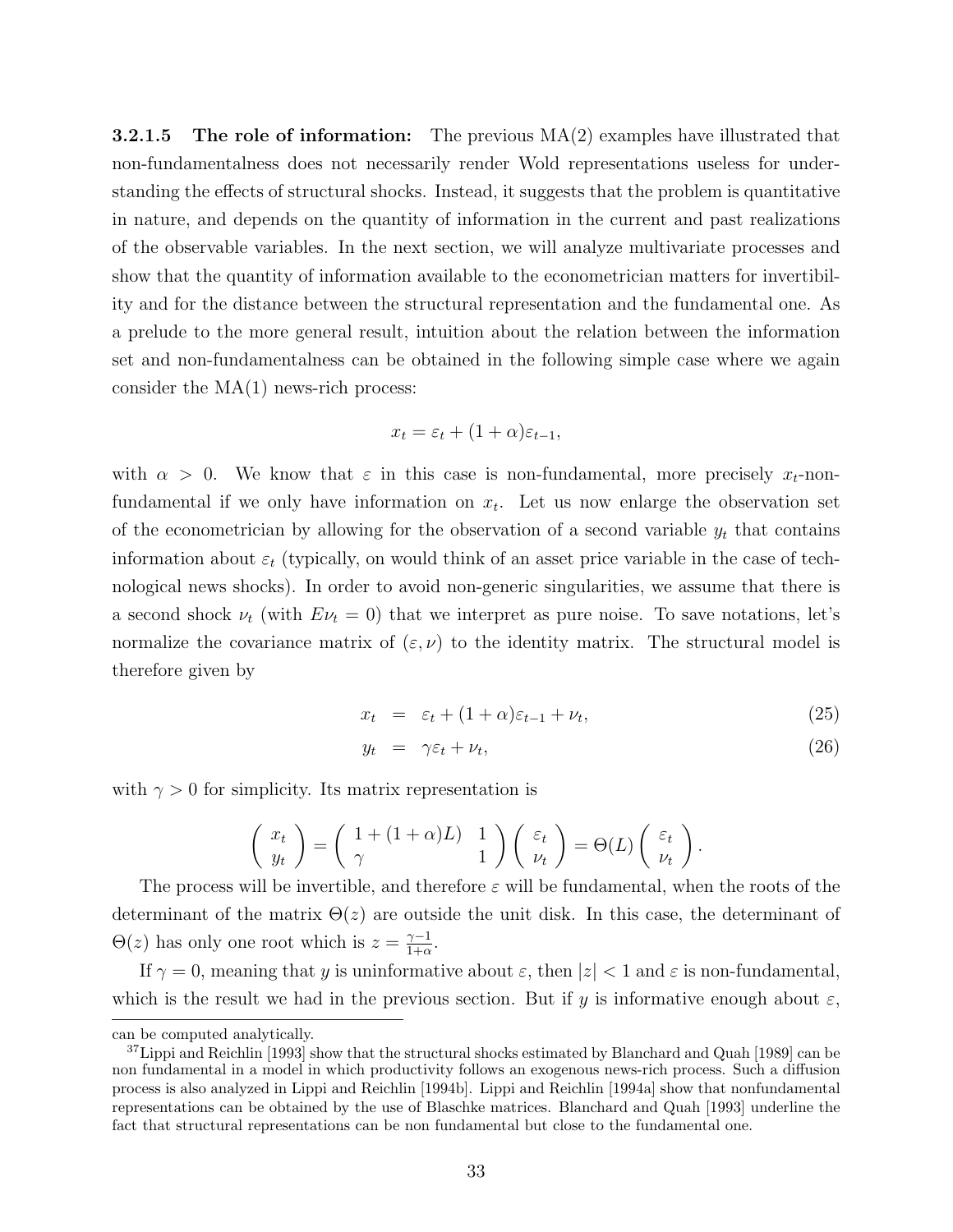**3.2.1.5 The role of information:** The previous MA(2) examples have illustrated that non-fundamentalness does not necessarily render Wold representations useless for understanding the effects of structural shocks. Instead, it suggests that the problem is quantitative in nature, and depends on the quantity of information in the current and past realizations of the observable variables. In the next section, we will analyze multivariate processes and show that the quantity of information available to the econometrician matters for invertibility and for the distance between the structural representation and the fundamental one. As a prelude to the more general result, intuition about the relation between the information set and non-fundamentalness can be obtained in the following simple case where we again consider the MA(1) news-rich process:

$$x_t = \varepsilon_t + (1+\alpha)\varepsilon_{t-1},$$

with $\alpha > 0$. We know that $\varepsilon$ in this case is non-fundamental, more precisely $x_t$-non-fundamental if we only have information on $x_t$. Let us now enlarge the observation set of the econometrician by allowing for the observation of a second variable $y_t$ that contains information about $\varepsilon_t$ (typically, on would think of an asset price variable in the case of technological news shocks). In order to avoid non-generic singularities, we assume that there is a second shock $\nu_t$ (with $E\nu_t = 0$) that we interpret as pure noise. To save notations, let's normalize the covariance matrix of $(\varepsilon, \nu)$ to the identity matrix. The structural model is therefore given by

$$x_t = \varepsilon_t + (1+\alpha)\varepsilon_{t-1} + \nu_t, \tag{25}$$

$$y_t = \gamma\varepsilon_t + \nu_t, \tag{26}$$

with $\gamma > 0$ for simplicity. Its matrix representation is

$$\begin{pmatrix} x_t \\ y_t \end{pmatrix} = \begin{pmatrix} 1+(1+\alpha)L & 1 \\ \gamma & 1 \end{pmatrix} \begin{pmatrix} \varepsilon_t \\ \nu_t \end{pmatrix} = \Theta(L) \begin{pmatrix} \varepsilon_t \\ \nu_t \end{pmatrix}.$$

The process will be invertible, and therefore $\varepsilon$ will be fundamental, when the roots of the determinant of the matrix $\Theta(z)$ are outside the unit disk. In this case, the determinant of $\Theta(z)$ has only one root which is $z = \frac{\gamma-1}{1+\alpha}$.

If $\gamma = 0$, meaning that $y$ is uninformative about $\varepsilon$, then $|z| < 1$ and $\varepsilon$ is non-fundamental, which is the result we had in the previous section. But if $y$ is informative enough about $\varepsilon$,

---

can be computed analytically.

[37] Lippi and Reichlin [1993] show that the structural shocks estimated by Blanchard and Quah [1989] can be non fundamental in a model in which productivity follows an exogenous news-rich process. Such a diffusion process is also analyzed in Lippi and Reichlin [1994b]. Lippi and Reichlin [1994a] show that nonfundamental representations can be obtained by the use of Blaschke matrices. Blanchard and Quah [1993] underline the fact that structural representations can be non fundamental but close to the fundamental one.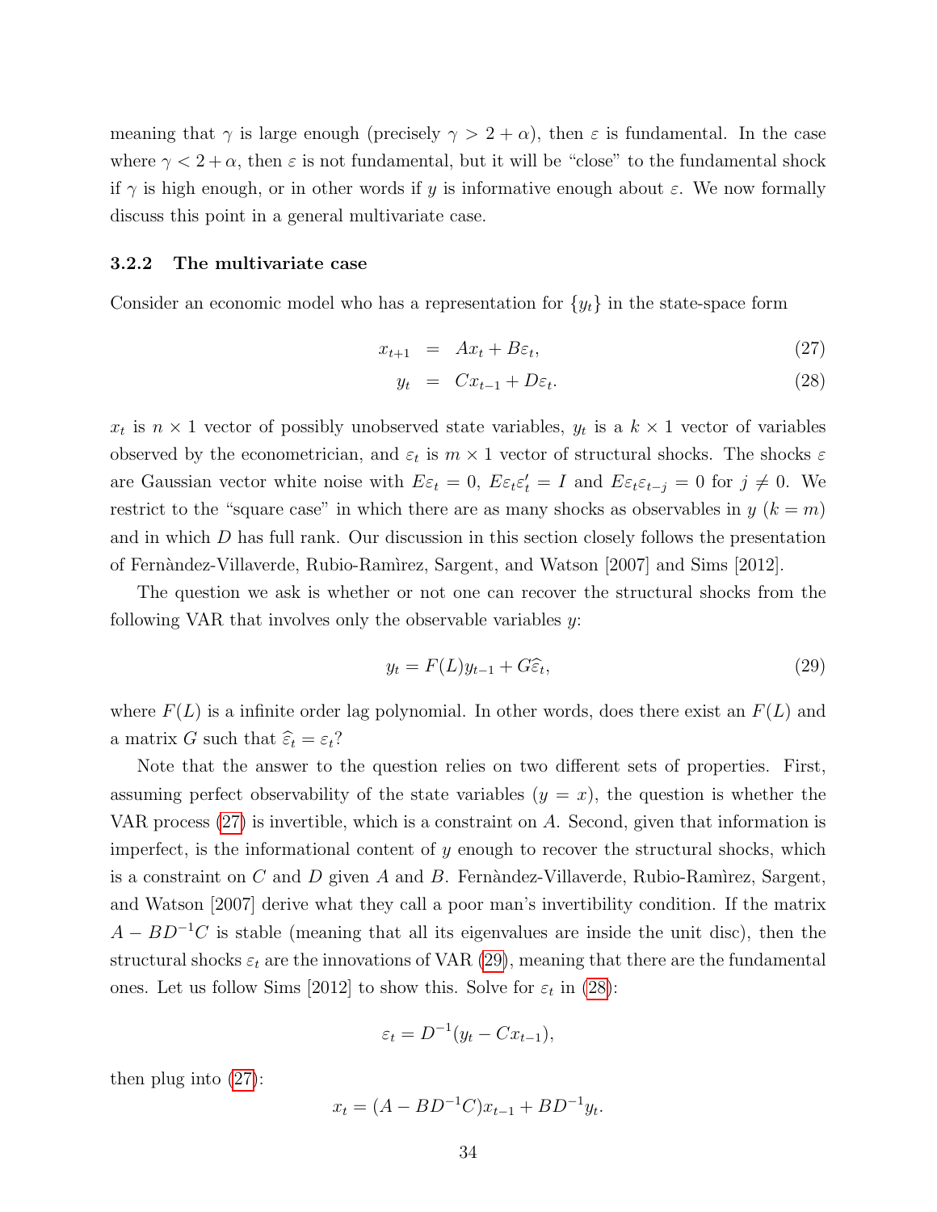meaning that $\gamma$ is large enough (precisely $\gamma > 2 + \alpha$), then $\varepsilon$ is fundamental. In the case where $\gamma < 2 + \alpha$, then $\varepsilon$ is not fundamental, but it will be "close" to the fundamental shock if $\gamma$ is high enough, or in other words if $y$ is informative enough about $\varepsilon$. We now formally discuss this point in a general multivariate case.

### 3.2.2 The multivariate case

Consider an economic model who has a representation for $\{y_t\}$ in the state-space form

$$x_{t+1} = Ax_t + B\varepsilon_t, \tag{27}$$

$$y_t = Cx_{t-1} + D\varepsilon_t. \tag{28}$$

$x_t$ is $n \times 1$ vector of possibly unobserved state variables, $y_t$ is a $k \times 1$ vector of variables observed by the econometrician, and $\varepsilon_t$ is $m \times 1$ vector of structural shocks. The shocks $\varepsilon$ are Gaussian vector white noise with $E\varepsilon_t = 0$, $E\varepsilon_t\varepsilon_t' = I$ and $E\varepsilon_t\varepsilon_{t-j} = 0$ for $j \neq 0$. We restrict to the "square case" in which there are as many shocks as observables in $y$ ($k = m$) and in which $D$ has full rank. Our discussion in this section closely follows the presentation of Fernàndez-Villaverde, Rubio-Ramìrez, Sargent, and Watson [2007] and Sims [2012].

The question we ask is whether or not one can recover the structural shocks from the following VAR that involves only the observable variables $y$:

$$y_t = F(L)y_{t-1} + G\widehat{\varepsilon}_t, \tag{29}$$

where $F(L)$ is a infinite order lag polynomial. In other words, does there exist an $F(L)$ and a matrix $G$ such that $\widehat{\varepsilon}_t = \varepsilon_t$?

Note that the answer to the question relies on two different sets of properties. First, assuming perfect observability of the state variables ($y = x$), the question is whether the VAR process (27) is invertible, which is a constraint on $A$. Second, given that information is imperfect, is the informational content of $y$ enough to recover the structural shocks, which is a constraint on $C$ and $D$ given $A$ and $B$. Fernàndez-Villaverde, Rubio-Ramìrez, Sargent, and Watson [2007] derive what they call a poor man's invertibility condition. If the matrix $A - BD^{-1}C$ is stable (meaning that all its eigenvalues are inside the unit disc), then the structural shocks $\varepsilon_t$ are the innovations of VAR (29), meaning that there are the fundamental ones. Let us follow Sims [2012] to show this. Solve for $\varepsilon_t$ in (28):

$$\varepsilon_t = D^{-1}(y_t - Cx_{t-1}),$$

then plug into (27):

$$x_t = (A - BD^{-1}C)x_{t-1} + BD^{-1}y_t.$$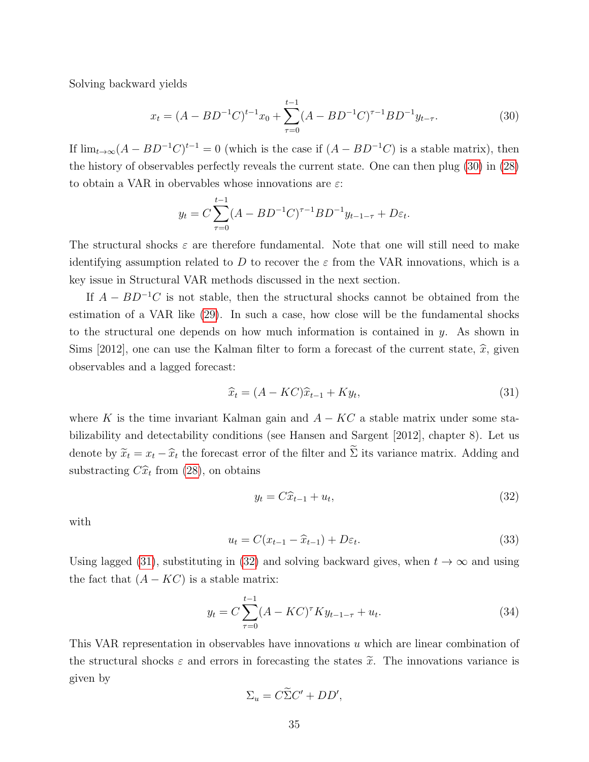Solving backward yields

$$x_t = (A - BD^{-1}C)^{t-1}x_0 + \sum_{\tau=0}^{t-1}(A - BD^{-1}C)^{\tau-1}BD^{-1}y_{t-\tau}. \tag{30}$$

If $\lim_{t\to\infty}(A - BD^{-1}C)^{t-1} = 0$ (which is the case if $(A - BD^{-1}C)$ is a stable matrix), then the history of observables perfectly reveals the current state. One can then plug (30) in (28) to obtain a VAR in obervables whose innovations are $\varepsilon$:

$$y_t = C\sum_{\tau=0}^{t-1}(A - BD^{-1}C)^{\tau-1}BD^{-1}y_{t-1-\tau} + D\varepsilon_t.$$

The structural shocks $\varepsilon$ are therefore fundamental. Note that one will still need to make identifying assumption related to $D$ to recover the $\varepsilon$ from the VAR innovations, which is a key issue in Structural VAR methods discussed in the next section.

If $A - BD^{-1}C$ is not stable, then the structural shocks cannot be obtained from the estimation of a VAR like (29). In such a case, how close will be the fundamental shocks to the structural one depends on how much information is contained in $y$. As shown in Sims [2012], one can use the Kalman filter to form a forecast of the current state, $\widehat{x}$, given observables and a lagged forecast:

$$\widehat{x}_t = (A - KC)\widehat{x}_{t-1} + Ky_t, \tag{31}$$

where $K$ is the time invariant Kalman gain and $A - KC$ a stable matrix under some stabilizability and detectability conditions (see Hansen and Sargent [2012], chapter 8). Let us denote by $\widetilde{x}_t = x_t - \widehat{x}_t$ the forecast error of the filter and $\widetilde{\Sigma}$ its variance matrix. Adding and substracting $C\widehat{x}_t$ from (28), on obtains

$$y_t = C\widehat{x}_{t-1} + u_t, \tag{32}$$

with

$$u_t = C(x_{t-1} - \widehat{x}_{t-1}) + D\varepsilon_t. \tag{33}$$

Using lagged (31), substituting in (32) and solving backward gives, when $t \to \infty$ and using the fact that $(A - KC)$ is a stable matrix:

$$y_t = C\sum_{\tau=0}^{t-1}(A - KC)^{\tau}Ky_{t-1-\tau} + u_t. \tag{34}$$

This VAR representation in observables have innovations $u$ which are linear combination of the structural shocks $\varepsilon$ and errors in forecasting the states $\widetilde{x}$. The innovations variance is given by

$$\Sigma_u = C\widetilde{\Sigma}C' + DD',$$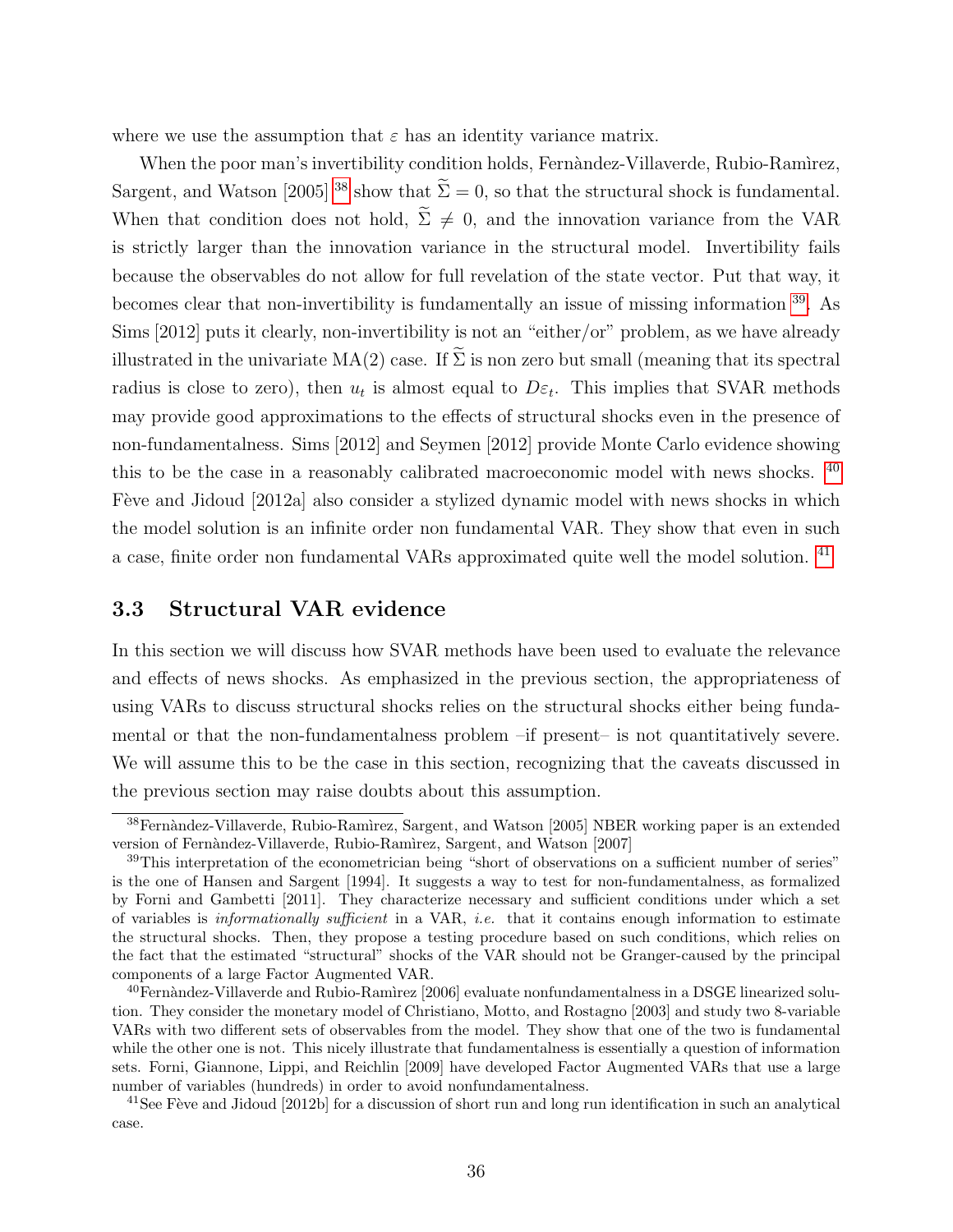where we use the assumption that $\varepsilon$ has an identity variance matrix.

When the poor man's invertibility condition holds, Fernàndez-Villaverde, Rubio-Ramìrez, Sargent, and Watson [2005] [38] show that $\widetilde{\Sigma} = 0$, so that the structural shock is fundamental. When that condition does not hold, $\widetilde{\Sigma} \neq 0$, and the innovation variance from the VAR is strictly larger than the innovation variance in the structural model. Invertibility fails because the observables do not allow for full revelation of the state vector. Put that way, it becomes clear that non-invertibility is fundamentally an issue of missing information [39]. As Sims [2012] puts it clearly, non-invertibility is not an "either/or" problem, as we have already illustrated in the univariate MA(2) case. If $\widetilde{\Sigma}$ is non zero but small (meaning that its spectral radius is close to zero), then $u_t$ is almost equal to $D\varepsilon_t$. This implies that SVAR methods may provide good approximations to the effects of structural shocks even in the presence of non-fundamentalness. Sims [2012] and Seymen [2012] provide Monte Carlo evidence showing this to be the case in a reasonably calibrated macroeconomic model with news shocks. [40] Fève and Jidoud [2012a] also consider a stylized dynamic model with news shocks in which the model solution is an infinite order non fundamental VAR. They show that even in such a case, finite order non fundamental VARs approximated quite well the model solution. [41]

## 3.3 Structural VAR evidence

In this section we will discuss how SVAR methods have been used to evaluate the relevance and effects of news shocks. As emphasized in the previous section, the appropriateness of using VARs to discuss structural shocks relies on the structural shocks either being fundamental or that the non-fundamentalness problem –if present– is not quantitatively severe. We will assume this to be the case in this section, recognizing that the caveats discussed in the previous section may raise doubts about this assumption.

---

[38] Fernàndez-Villaverde, Rubio-Ramìrez, Sargent, and Watson [2005] NBER working paper is an extended version of Fernàndez-Villaverde, Rubio-Ramìrez, Sargent, and Watson [2007]

[39] This interpretation of the econometrician being "short of observations on a sufficient number of series" is the one of Hansen and Sargent [1994]. It suggests a way to test for non-fundamentalness, as formalized by Forni and Gambetti [2011]. They characterize necessary and sufficient conditions under which a set of variables is *informationally sufficient* in a VAR, *i.e.* that it contains enough information to estimate the structural shocks. Then, they propose a testing procedure based on such conditions, which relies on the fact that the estimated "structural" shocks of the VAR should not be Granger-caused by the principal components of a large Factor Augmented VAR.

[40] Fernàndez-Villaverde and Rubio-Ramìrez [2006] evaluate nonfundamentalness in a DSGE linearized solution. They consider the monetary model of Christiano, Motto, and Rostagno [2003] and study two 8-variable VARs with two different sets of observables from the model. They show that one of the two is fundamental while the other one is not. This nicely illustrate that fundamentalness is essentially a question of information sets. Forni, Giannone, Lippi, and Reichlin [2009] have developed Factor Augmented VARs that use a large number of variables (hundreds) in order to avoid nonfundamentalness.

[41] See Fève and Jidoud [2012b] for a discussion of short run and long run identification in such an analytical case.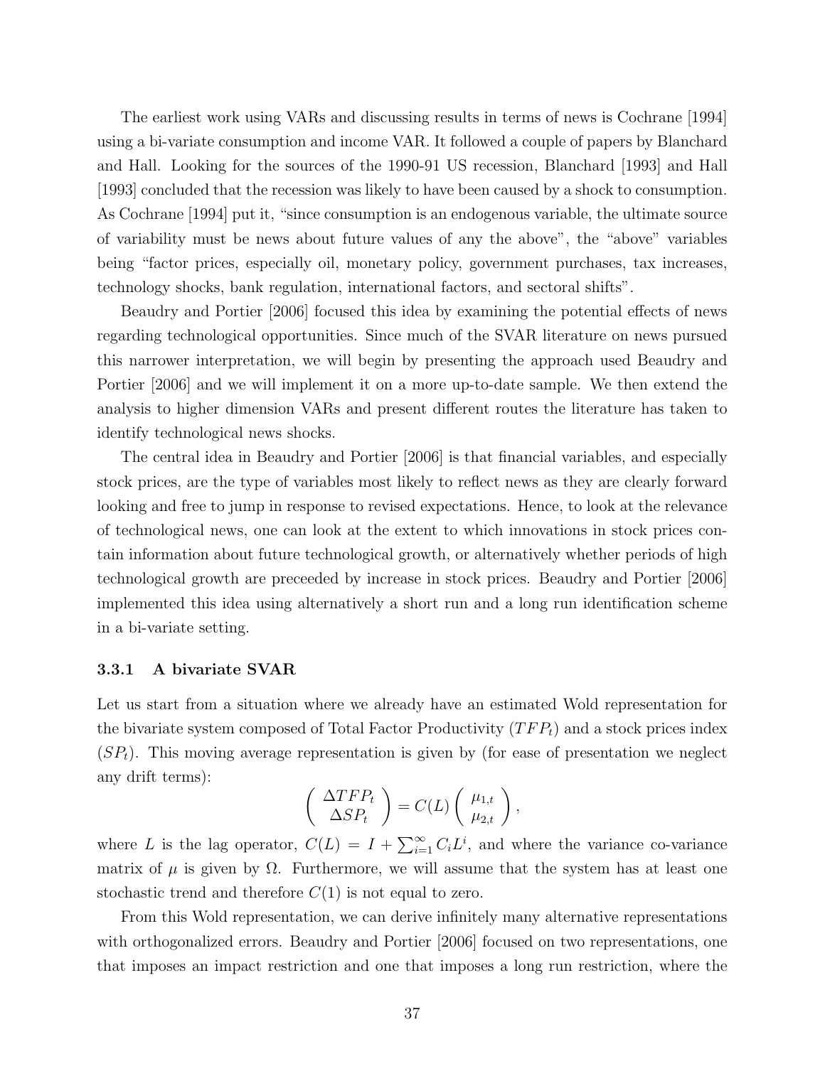The earliest work using VARs and discussing results in terms of news is Cochrane [1994] using a bi-variate consumption and income VAR. It followed a couple of papers by Blanchard and Hall. Looking for the sources of the 1990-91 US recession, Blanchard [1993] and Hall [1993] concluded that the recession was likely to have been caused by a shock to consumption. As Cochrane [1994] put it, "since consumption is an endogenous variable, the ultimate source of variability must be news about future values of any the above", the "above" variables being "factor prices, especially oil, monetary policy, government purchases, tax increases, technology shocks, bank regulation, international factors, and sectoral shifts".

Beaudry and Portier [2006] focused this idea by examining the potential effects of news regarding technological opportunities. Since much of the SVAR literature on news pursued this narrower interpretation, we will begin by presenting the approach used Beaudry and Portier [2006] and we will implement it on a more up-to-date sample. We then extend the analysis to higher dimension VARs and present different routes the literature has taken to identify technological news shocks.

The central idea in Beaudry and Portier [2006] is that financial variables, and especially stock prices, are the type of variables most likely to reflect news as they are clearly forward looking and free to jump in response to revised expectations. Hence, to look at the relevance of technological news, one can look at the extent to which innovations in stock prices contain information about future technological growth, or alternatively whether periods of high technological growth are preceeded by increase in stock prices. Beaudry and Portier [2006] implemented this idea using alternatively a short run and a long run identification scheme in a bi-variate setting.

### 3.3.1 A bivariate SVAR

Let us start from a situation where we already have an estimated Wold representation for the bivariate system composed of Total Factor Productivity ($TFP_t$) and a stock prices index ($SP_t$). This moving average representation is given by (for ease of presentation we neglect any drift terms):

$$\begin{pmatrix} \Delta TFP_t \\ \Delta SP_t \end{pmatrix} = C(L) \begin{pmatrix} \mu_{1,t} \\ \mu_{2,t} \end{pmatrix},$$

where $L$ is the lag operator, $C(L) = I + \sum_{i=1}^{\infty} C_i L^i$, and where the variance co-variance matrix of $\mu$ is given by $\Omega$. Furthermore, we will assume that the system has at least one stochastic trend and therefore $C(1)$ is not equal to zero.

From this Wold representation, we can derive infinitely many alternative representations with orthogonalized errors. Beaudry and Portier [2006] focused on two representations, one that imposes an impact restriction and one that imposes a long run restriction, where the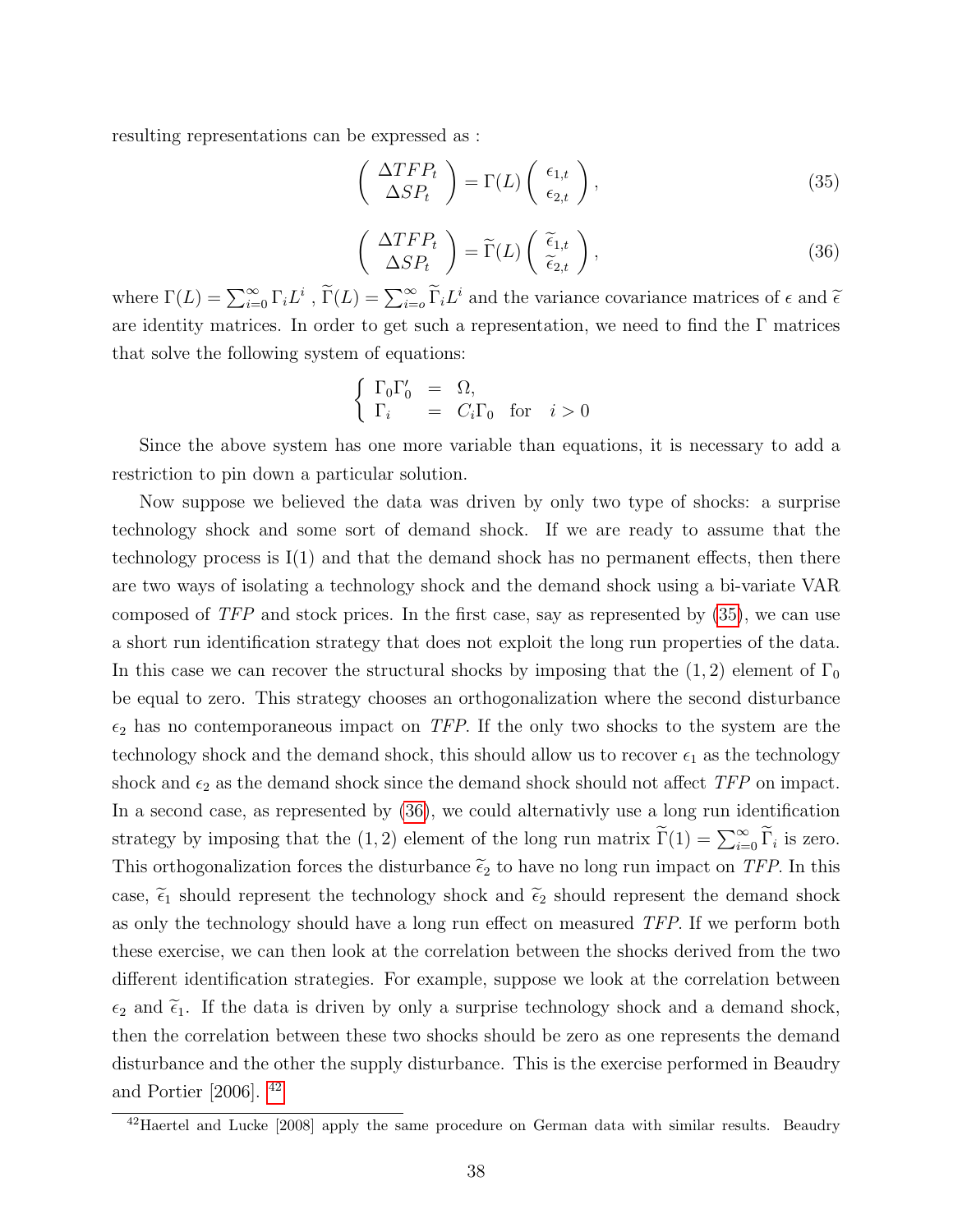resulting representations can be expressed as :

$$\begin{pmatrix} \Delta TFP_t \\ \Delta SP_t \end{pmatrix} = \Gamma(L) \begin{pmatrix} \epsilon_{1,t} \\ \epsilon_{2,t} \end{pmatrix}, \tag{35}$$

$$\begin{pmatrix} \Delta TFP_t \\ \Delta SP_t \end{pmatrix} = \widetilde{\Gamma}(L) \begin{pmatrix} \widetilde{\epsilon}_{1,t} \\ \widetilde{\epsilon}_{2,t} \end{pmatrix}, \tag{36}$$

where $\Gamma(L) = \sum_{i=0}^{\infty} \Gamma_i L^i$ , $\widetilde{\Gamma}(L) = \sum_{i=o}^{\infty} \widetilde{\Gamma}_i L^i$ and the variance covariance matrices of $\epsilon$ and $\widetilde{\epsilon}$ are identity matrices. In order to get such a representation, we need to find the $\Gamma$ matrices that solve the following system of equations:

$$\begin{cases} \Gamma_0 \Gamma_0' &= \Omega, \\ \Gamma_i &= C_i \Gamma_0 \quad \text{for} \quad i > 0 \end{cases}$$

Since the above system has one more variable than equations, it is necessary to add a restriction to pin down a particular solution.

Now suppose we believed the data was driven by only two type of shocks: a surprise technology shock and some sort of demand shock. If we are ready to assume that the technology process is I(1) and that the demand shock has no permanent effects, then there are two ways of isolating a technology shock and the demand shock using a bi-variate VAR composed of *TFP* and stock prices. In the first case, say as represented by (35), we can use a short run identification strategy that does not exploit the long run properties of the data. In this case we can recover the structural shocks by imposing that the $(1, 2)$ element of $\Gamma_0$ be equal to zero. This strategy chooses an orthogonalization where the second disturbance $\epsilon_2$ has no contemporaneous impact on *TFP*. If the only two shocks to the system are the technology shock and the demand shock, this should allow us to recover $\epsilon_1$ as the technology shock and $\epsilon_2$ as the demand shock since the demand shock should not affect *TFP* on impact. In a second case, as represented by (36), we could alternativly use a long run identification strategy by imposing that the $(1, 2)$ element of the long run matrix $\widetilde{\Gamma}(1) = \sum_{i=0}^{\infty} \widetilde{\Gamma}_i$ is zero. This orthogonalization forces the disturbance $\widetilde{\epsilon}_2$ to have no long run impact on *TFP*. In this case, $\widetilde{\epsilon}_1$ should represent the technology shock and $\widetilde{\epsilon}_2$ should represent the demand shock as only the technology should have a long run effect on measured *TFP*. If we perform both these exercise, we can then look at the correlation between the shocks derived from the two different identification strategies. For example, suppose we look at the correlation between $\epsilon_2$ and $\widetilde{\epsilon}_1$. If the data is driven by only a surprise technology shock and a demand shock, then the correlation between these two shocks should be zero as one represents the demand disturbance and the other the supply disturbance. This is the exercise performed in Beaudry and Portier [2006]. [42]

[42] Haertel and Lucke [2008] apply the same procedure on German data with similar results. Beaudry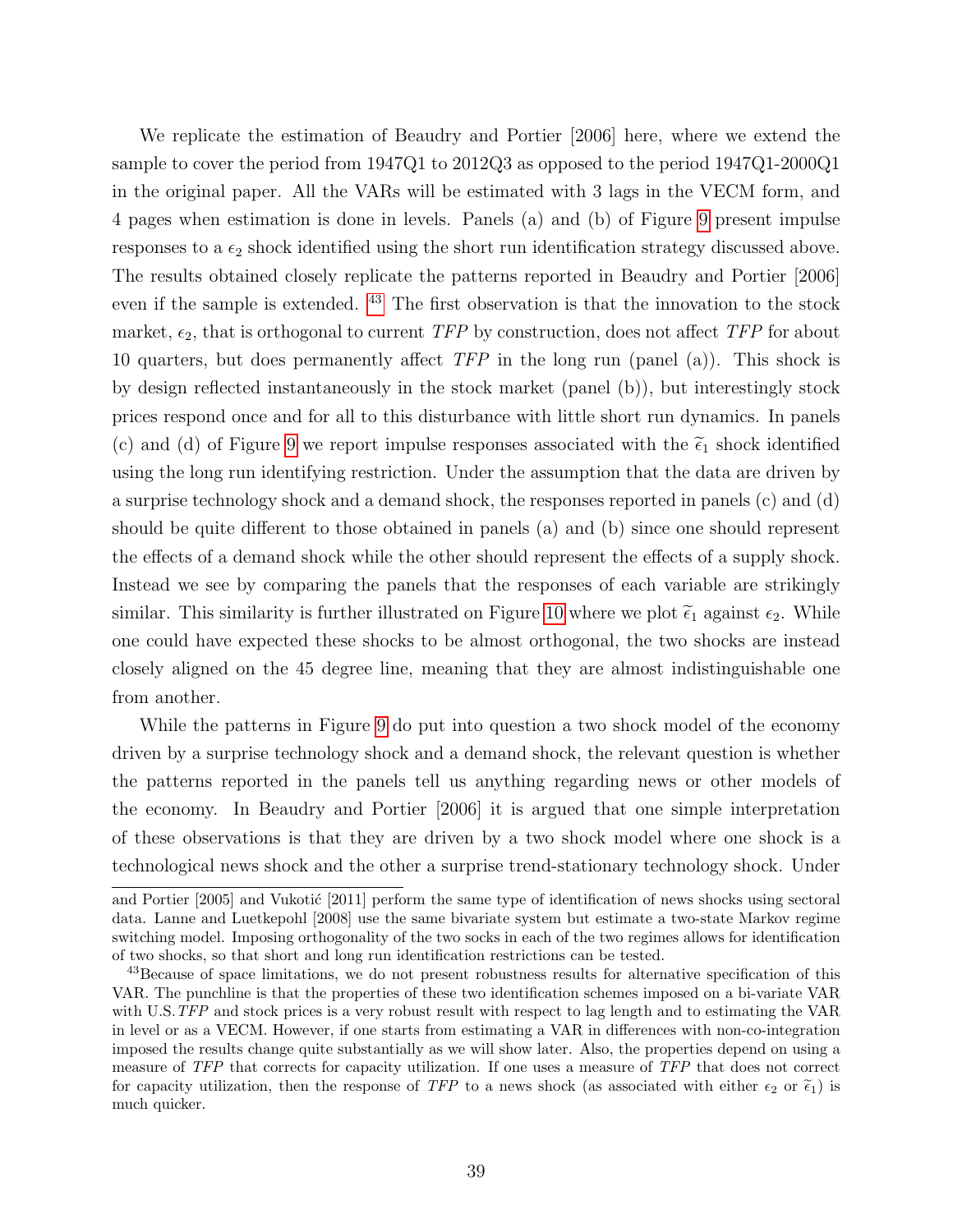We replicate the estimation of Beaudry and Portier [2006] here, where we extend the sample to cover the period from 1947Q1 to 2012Q3 as opposed to the period 1947Q1-2000Q1 in the original paper. All the VARs will be estimated with 3 lags in the VECM form, and 4 pages when estimation is done in levels. Panels (a) and (b) of Figure 9 present impulse responses to a $\epsilon_2$ shock identified using the short run identification strategy discussed above. The results obtained closely replicate the patterns reported in Beaudry and Portier [2006] even if the sample is extended. [43] The first observation is that the innovation to the stock market, $\epsilon_2$, that is orthogonal to current *TFP* by construction, does not affect *TFP* for about 10 quarters, but does permanently affect *TFP* in the long run (panel (a)). This shock is by design reflected instantaneously in the stock market (panel (b)), but interestingly stock prices respond once and for all to this disturbance with little short run dynamics. In panels (c) and (d) of Figure 9 we report impulse responses associated with the $\widetilde{\epsilon}_1$ shock identified using the long run identifying restriction. Under the assumption that the data are driven by a surprise technology shock and a demand shock, the responses reported in panels (c) and (d) should be quite different to those obtained in panels (a) and (b) since one should represent the effects of a demand shock while the other should represent the effects of a supply shock. Instead we see by comparing the panels that the responses of each variable are strikingly similar. This similarity is further illustrated on Figure 10 where we plot $\widetilde{\epsilon}_1$ against $\epsilon_2$. While one could have expected these shocks to be almost orthogonal, the two shocks are instead closely aligned on the 45 degree line, meaning that they are almost indistinguishable one from another.

While the patterns in Figure 9 do put into question a two shock model of the economy driven by a surprise technology shock and a demand shock, the relevant question is whether the patterns reported in the panels tell us anything regarding news or other models of the economy. In Beaudry and Portier [2006] it is argued that one simple interpretation of these observations is that they are driven by a two shock model where one shock is a technological news shock and the other a surprise trend-stationary technology shock. Under

and Portier [2005] and Vukotić [2011] perform the same type of identification of news shocks using sectoral data. Lanne and Luetkepohl [2008] use the same bivariate system but estimate a two-state Markov regime switching model. Imposing orthogonality of the two socks in each of the two regimes allows for identification of two shocks, so that short and long run identification restrictions can be tested.

[43] Because of space limitations, we do not present robustness results for alternative specification of this VAR. The punchline is that the properties of these two identification schemes imposed on a bi-variate VAR with U.S. *TFP* and stock prices is a very robust result with respect to lag length and to estimating the VAR in level or as a VECM. However, if one starts from estimating a VAR in differences with non-co-integration imposed the results change quite substantially as we will show later. Also, the properties depend on using a measure of *TFP* that corrects for capacity utilization. If one uses a measure of *TFP* that does not correct for capacity utilization, then the response of *TFP* to a news shock (as associated with either $\epsilon_2$ or $\widetilde{\epsilon}_1$) is much quicker.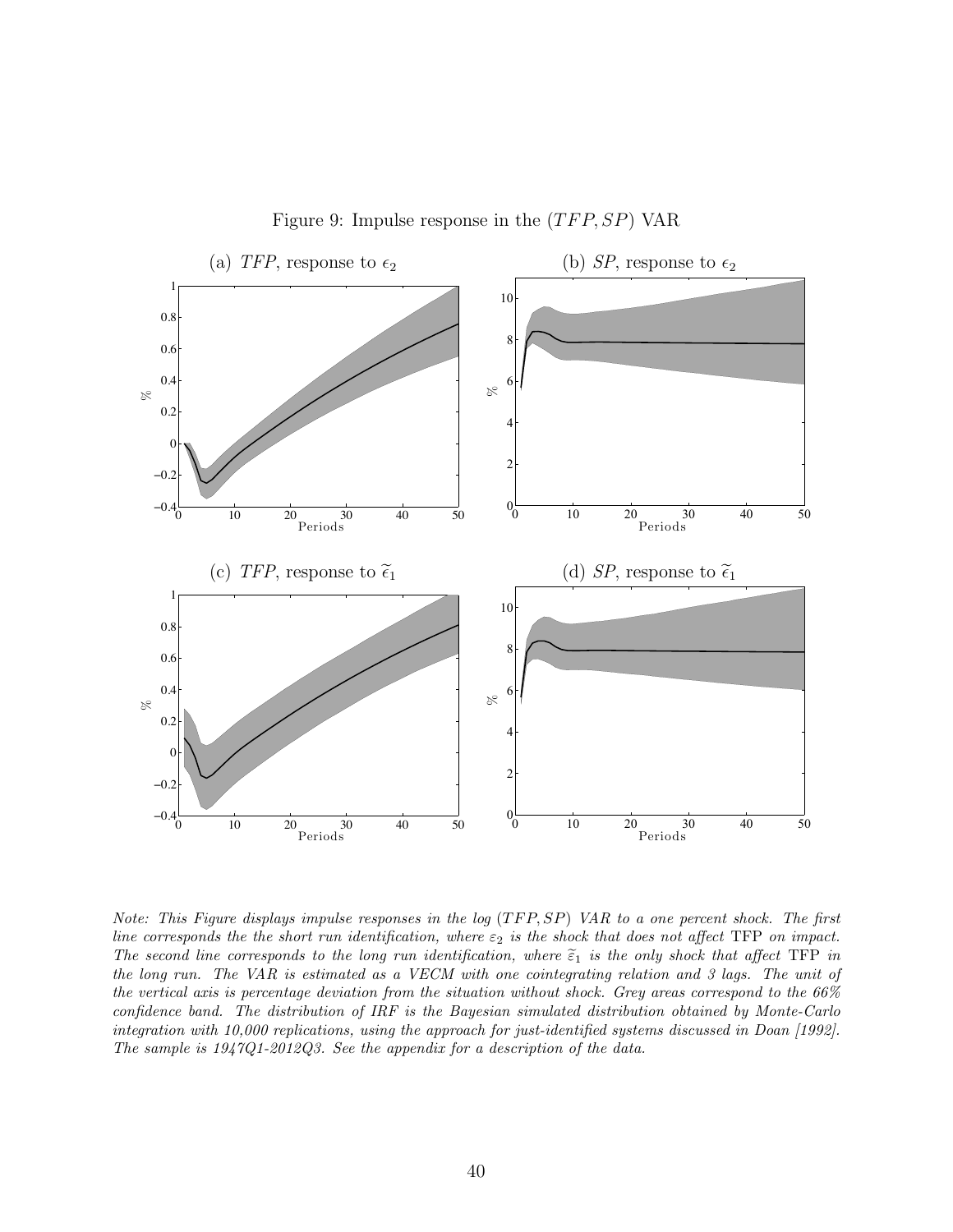Figure 9: Impulse response in the $(TFP, SP)$ VAR

(a) *TFP*, response to $\epsilon_2$

(b) *SP*, response to $\epsilon_2$

(c) *TFP*, response to $\widetilde{\epsilon}_1$

(d) *SP*, response to $\widetilde{\epsilon}_1$

*Note: This Figure displays impulse responses in the log $(TFP, SP)$ VAR to a one percent shock. The first line corresponds the the short run identification, where $\varepsilon_2$ is the shock that does not affect* TFP *on impact. The second line corresponds to the long run identification, where $\widetilde{\varepsilon}_1$ is the only shock that affect* TFP *in the long run. The VAR is estimated as a VECM with one cointegrating relation and 3 lags. The unit of the vertical axis is percentage deviation from the situation without shock. Grey areas correspond to the 66% confidence band. The distribution of IRF is the Bayesian simulated distribution obtained by Monte-Carlo integration with 10,000 replications, using the approach for just-identified systems discussed in Doan [1992]. The sample is 1947Q1-2012Q3. See the appendix for a description of the data.*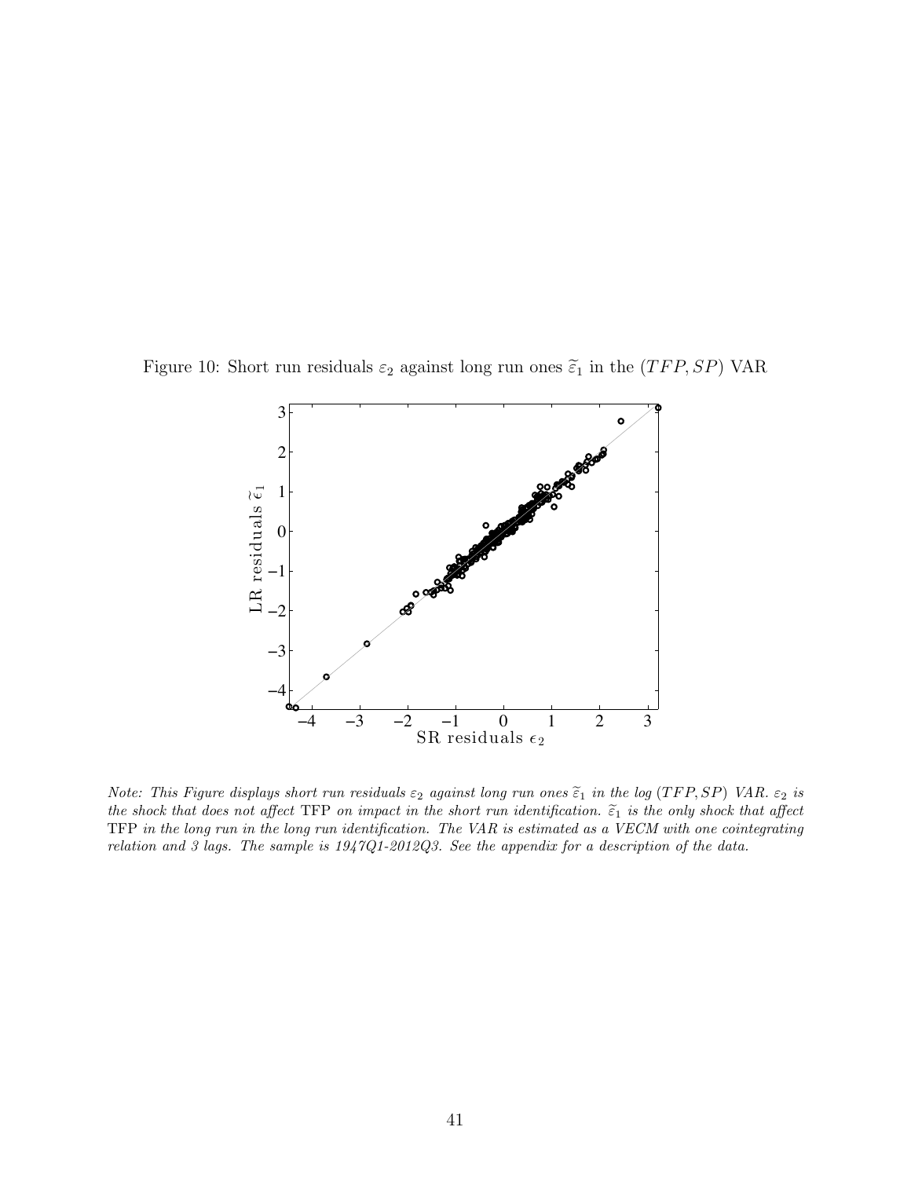Figure 10: Short run residuals $\varepsilon_2$ against long run ones $\widetilde{\varepsilon}_1$ in the $(TFP, SP)$ VAR

*Note: This Figure displays short run residuals $\varepsilon_2$ against long run ones $\widetilde{\varepsilon}_1$ in the log $(TFP, SP)$ VAR. $\varepsilon_2$ is the shock that does not affect* TFP *on impact in the short run identification. $\widetilde{\varepsilon}_1$ is the only shock that affect* TFP *in the long run in the long run identification. The VAR is estimated as a VECM with one cointegrating relation and 3 lags. The sample is 1947Q1-2012Q3. See the appendix for a description of the data.*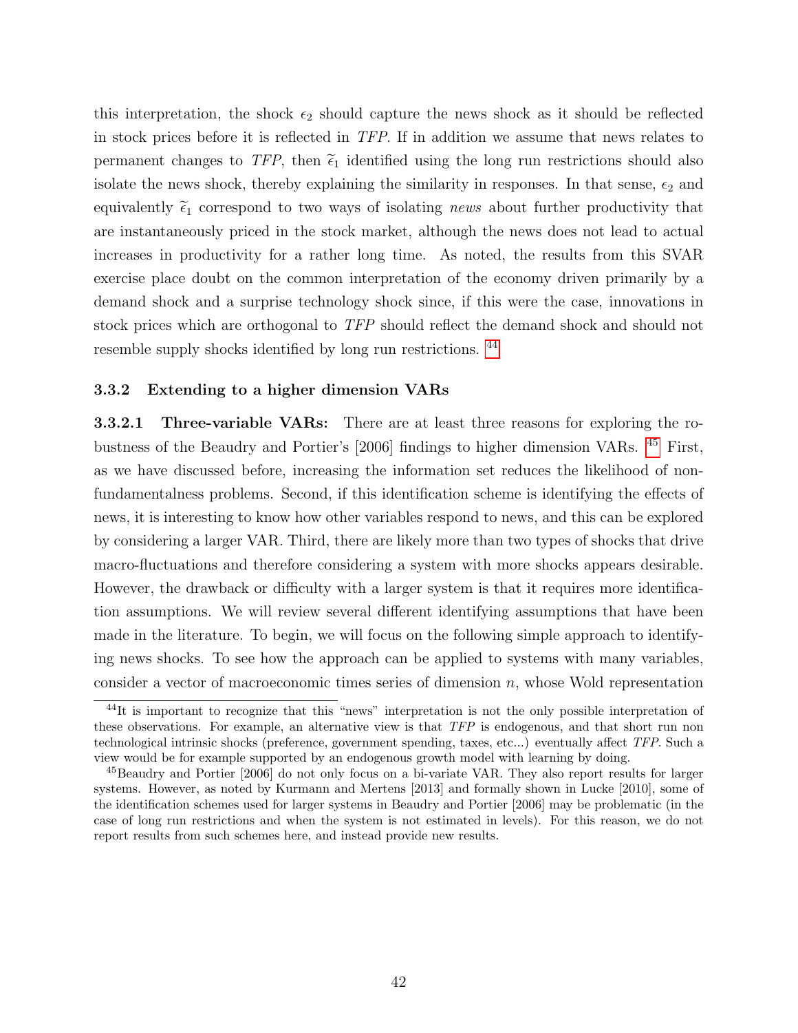this interpretation, the shock $\epsilon_2$ should capture the news shock as it should be reflected in stock prices before it is reflected in *TFP*. If in addition we assume that news relates to permanent changes to *TFP*, then $\widetilde{\epsilon}_1$ identified using the long run restrictions should also isolate the news shock, thereby explaining the similarity in responses. In that sense, $\epsilon_2$ and equivalently $\widetilde{\epsilon}_1$ correspond to two ways of isolating *news* about further productivity that are instantaneously priced in the stock market, although the news does not lead to actual increases in productivity for a rather long time. As noted, the results from this SVAR exercise place doubt on the common interpretation of the economy driven primarily by a demand shock and a surprise technology shock since, if this were the case, innovations in stock prices which are orthogonal to *TFP* should reflect the demand shock and should not resemble supply shocks identified by long run restrictions. [44]

### 3.3.2 Extending to a higher dimension VARs

**3.3.2.1 Three-variable VARs:** There are at least three reasons for exploring the robustness of the Beaudry and Portier's [2006] findings to higher dimension VARs. [45] First, as we have discussed before, increasing the information set reduces the likelihood of non-fundamentalness problems. Second, if this identification scheme is identifying the effects of news, it is interesting to know how other variables respond to news, and this can be explored by considering a larger VAR. Third, there are likely more than two types of shocks that drive macro-fluctuations and therefore considering a system with more shocks appears desirable. However, the drawback or difficulty with a larger system is that it requires more identification assumptions. We will review several different identifying assumptions that have been made in the literature. To begin, we will focus on the following simple approach to identifying news shocks. To see how the approach can be applied to systems with many variables, consider a vector of macroeconomic times series of dimension $n$, whose Wold representation

[44] It is important to recognize that this "news" interpretation is not the only possible interpretation of these observations. For example, an alternative view is that *TFP* is endogenous, and that short run non technological intrinsic shocks (preference, government spending, taxes, etc...) eventually affect *TFP*. Such a view would be for example supported by an endogenous growth model with learning by doing.

[45] Beaudry and Portier [2006] do not only focus on a bi-variate VAR. They also report results for larger systems. However, as noted by Kurmann and Mertens [2013] and formally shown in Lucke [2010], some of the identification schemes used for larger systems in Beaudry and Portier [2006] may be problematic (in the case of long run restrictions and when the system is not estimated in levels). For this reason, we do not report results from such schemes here, and instead provide new results.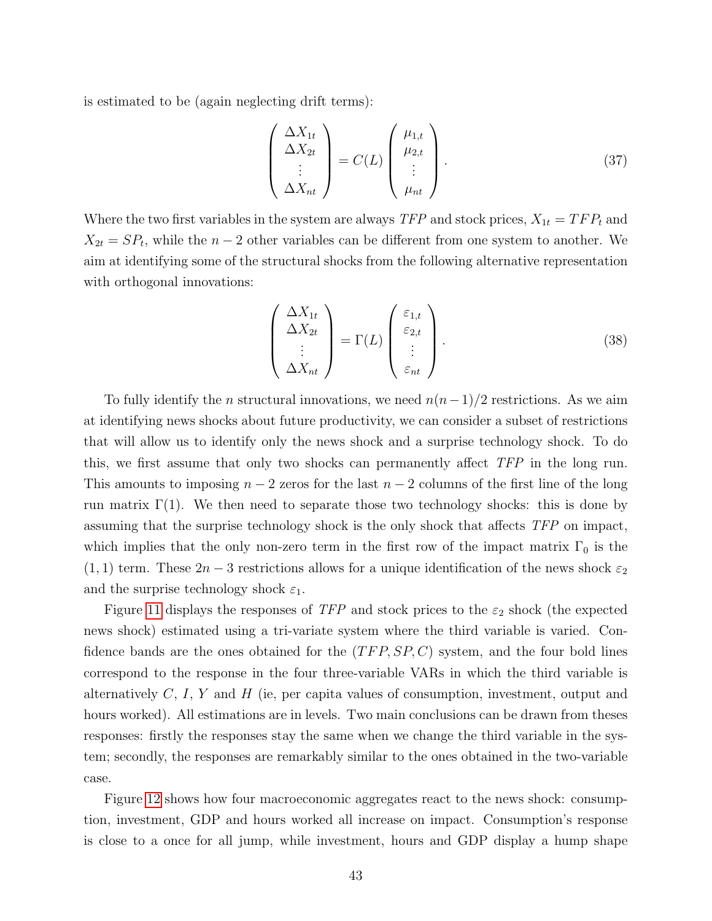is estimated to be (again neglecting drift terms):

$$
\begin{pmatrix} \Delta X_{1t} \\ \Delta X_{2t} \\ \vdots \\ \Delta X_{nt} \end{pmatrix} = C(L) \begin{pmatrix} \mu_{1,t} \\ \mu_{2,t} \\ \vdots \\ \mu_{nt} \end{pmatrix}. \tag{37}
$$

Where the two first variables in the system are always $TFP$ and stock prices, $X_{1t} = TFP_t$ and $X_{2t} = SP_t$, while the $n-2$ other variables can be different from one system to another. We aim at identifying some of the structural shocks from the following alternative representation with orthogonal innovations:

$$
\begin{pmatrix} \Delta X_{1t} \\ \Delta X_{2t} \\ \vdots \\ \Delta X_{nt} \end{pmatrix} = \Gamma(L) \begin{pmatrix} \varepsilon_{1,t} \\ \varepsilon_{2,t} \\ \vdots \\ \varepsilon_{nt} \end{pmatrix}. \tag{38}
$$

To fully identify the $n$ structural innovations, we need $n(n-1)/2$ restrictions. As we aim at identifying news shocks about future productivity, we can consider a subset of restrictions that will allow us to identify only the news shock and a surprise technology shock. To do this, we first assume that only two shocks can permanently affect $TFP$ in the long run. This amounts to imposing $n-2$ zeros for the last $n-2$ columns of the first line of the long run matrix $\Gamma(1)$. We then need to separate those two technology shocks: this is done by assuming that the surprise technology shock is the only shock that affects $TFP$ on impact, which implies that the only non-zero term in the first row of the impact matrix $\Gamma_0$ is the $(1,1)$ term. These $2n-3$ restrictions allows for a unique identification of the news shock $\varepsilon_2$ and the surprise technology shock $\varepsilon_1$.

Figure 11 displays the responses of $TFP$ and stock prices to the $\varepsilon_2$ shock (the expected news shock) estimated using a tri-variate system where the third variable is varied. Confidence bands are the ones obtained for the $(TFP, SP, C)$ system, and the four bold lines correspond to the response in the four three-variable VARs in which the third variable is alternatively $C$, $I$, $Y$ and $H$ (ie, per capita values of consumption, investment, output and hours worked). All estimations are in levels. Two main conclusions can be drawn from theses responses: firstly the responses stay the same when we change the third variable in the system; secondly, the responses are remarkably similar to the ones obtained in the two-variable case.

Figure 12 shows how four macroeconomic aggregates react to the news shock: consumption, investment, GDP and hours worked all increase on impact. Consumption's response is close to a once for all jump, while investment, hours and GDP display a hump shape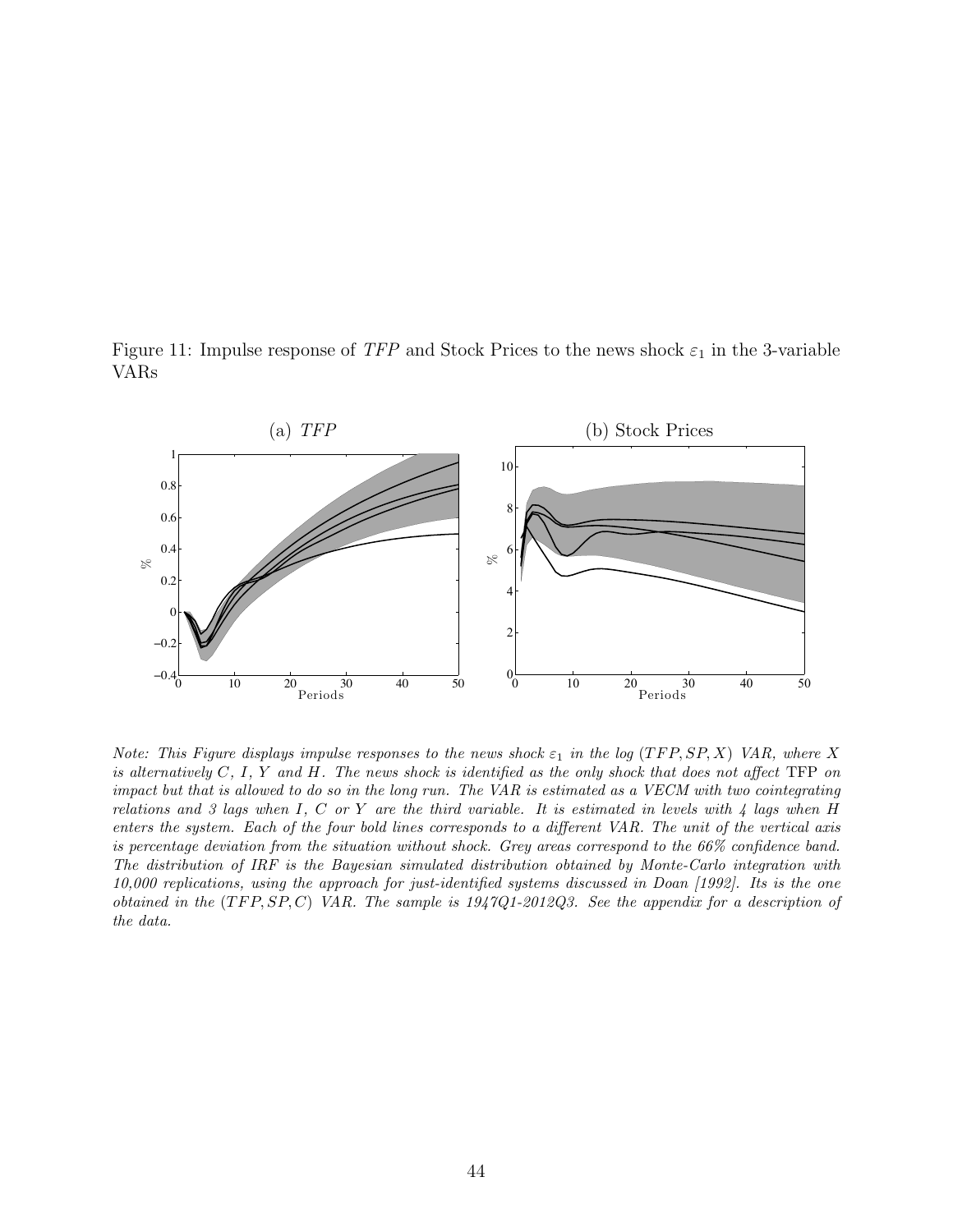Figure 11: Impulse response of *TFP* and Stock Prices to the news shock $\varepsilon_1$ in the 3-variable VARs

*Note: This Figure displays impulse responses to the news shock $\varepsilon_1$ in the log $(TFP, SP, X)$ VAR, where $X$ is alternatively $C$, $I$, $Y$ and $H$. The news shock is identified as the only shock that does not affect* TFP *on impact but that is allowed to do so in the long run. The VAR is estimated as a VECM with two cointegrating relations and 3 lags when $I$, $C$ or $Y$ are the third variable. It is estimated in levels with 4 lags when $H$ enters the system. Each of the four bold lines corresponds to a different VAR. The unit of the vertical axis is percentage deviation from the situation without shock. Grey areas correspond to the 66% confidence band. The distribution of IRF is the Bayesian simulated distribution obtained by Monte-Carlo integration with 10,000 replications, using the approach for just-identified systems discussed in Doan [1992]. Its is the one obtained in the $(TFP, SP, C)$ VAR. The sample is 1947Q1-2012Q3. See the appendix for a description of the data.*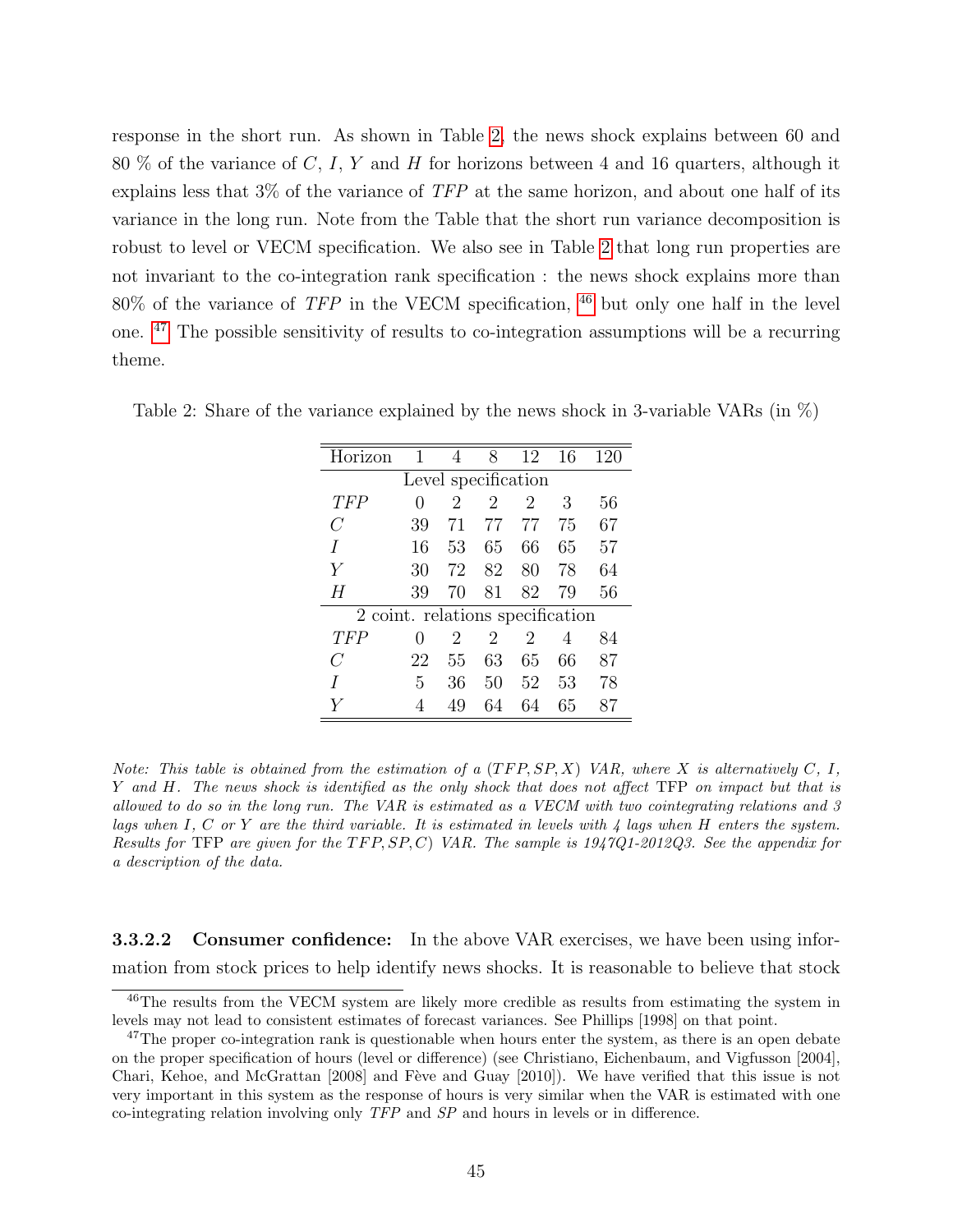response in the short run. As shown in Table 2, the news shock explains between 60 and 80 % of the variance of $C$, $I$, $Y$ and $H$ for horizons between 4 and 16 quarters, although it explains less that 3% of the variance of $TFP$ at the same horizon, and about one half of its variance in the long run. Note from the Table that the short run variance decomposition is robust to level or VECM specification. We also see in Table 2 that long run properties are not invariant to the co-integration rank specification : the news shock explains more than 80% of the variance of $TFP$ in the VECM specification, [46] but only one half in the level one. [47] The possible sensitivity of results to co-integration assumptions will be a recurring theme.

Table 2: Share of the variance explained by the news shock in 3-variable VARs (in %)

| Horizon | 1 | 4 | 8 | 12 | 16 | 120 |
|---|---|---|---|---|---|---|
| Level specification | | | | | | |
| $TFP$ | 0 | 2 | 2 | 2 | 3 | 56 |
| $C$ | 39 | 71 | 77 | 77 | 75 | 67 |
| $I$ | 16 | 53 | 65 | 66 | 65 | 57 |
| $Y$ | 30 | 72 | 82 | 80 | 78 | 64 |
| $H$ | 39 | 70 | 81 | 82 | 79 | 56 |
| 2 coint. relations specification | | | | | | |
| $TFP$ | 0 | 2 | 2 | 2 | 4 | 84 |
| $C$ | 22 | 55 | 63 | 65 | 66 | 87 |
| $I$ | 5 | 36 | 50 | 52 | 53 | 78 |
| $Y$ | 4 | 49 | 64 | 64 | 65 | 87 |

*Note: This table is obtained from the estimation of a $(TFP, SP, X)$ VAR, where $X$ is alternatively $C$, $I$, $Y$ and $H$. The news shock is identified as the only shock that does not affect* TFP *on impact but that is allowed to do so in the long run. The VAR is estimated as a VECM with two cointegrating relations and 3 lags when $I$, $C$ or $Y$ are the third variable. It is estimated in levels with 4 lags when $H$ enters the system. Results for* TFP *are given for the $(TFP, SP, C)$ VAR. The sample is 1947Q1-2012Q3. See the appendix for a description of the data.*

**3.3.2.2 Consumer confidence:** In the above VAR exercises, we have been using information from stock prices to help identify news shocks. It is reasonable to believe that stock

[46] The results from the VECM system are likely more credible as results from estimating the system in levels may not lead to consistent estimates of forecast variances. See Phillips [1998] on that point.

[47] The proper co-integration rank is questionable when hours enter the system, as there is an open debate on the proper specification of hours (level or difference) (see Christiano, Eichenbaum, and Vigfusson [2004], Chari, Kehoe, and McGrattan [2008] and Fève and Guay [2010]). We have verified that this issue is not very important in this system as the response of hours is very similar when the VAR is estimated with one co-integrating relation involving only $TFP$ and $SP$ and hours in levels or in difference.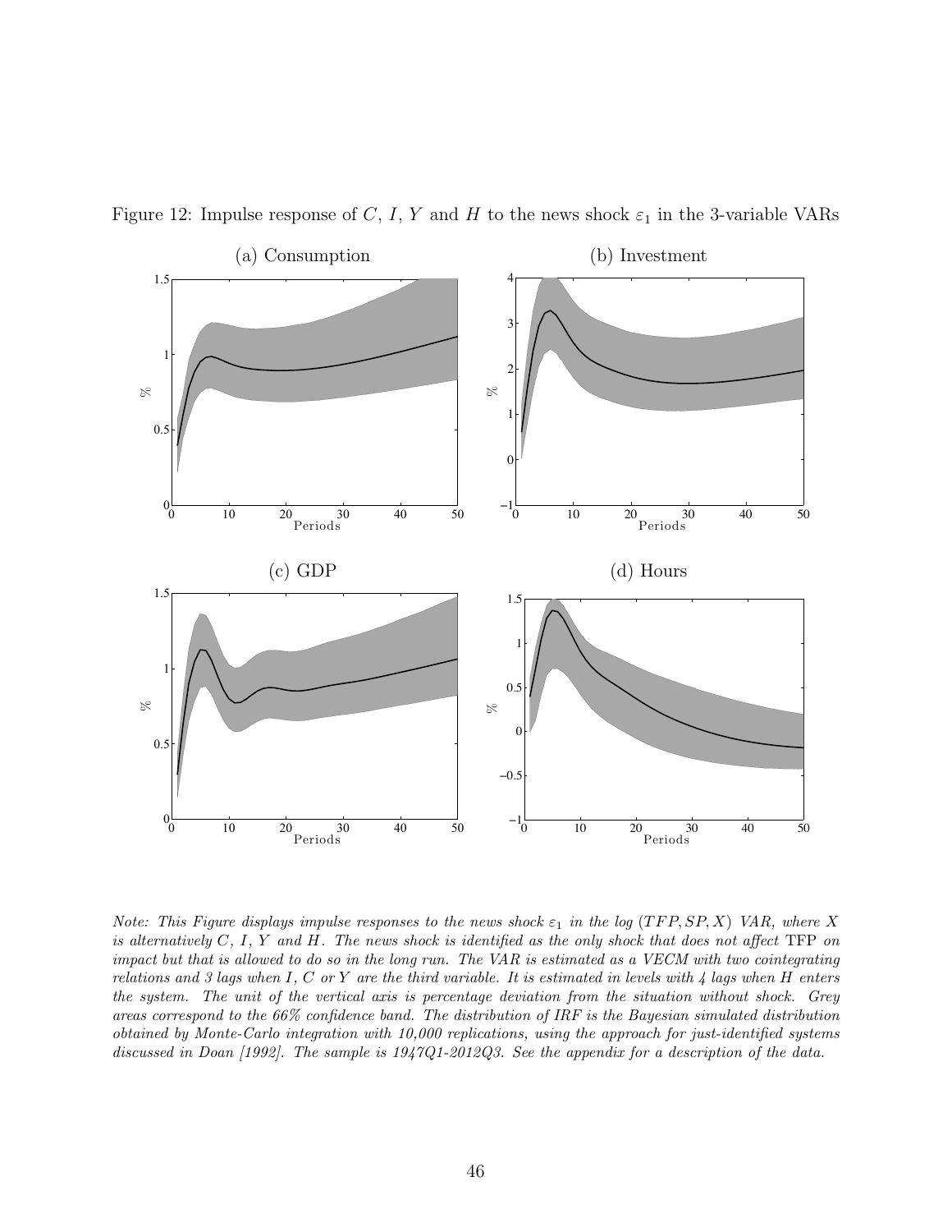Figure 12: Impulse response of $C$, $I$, $Y$ and $H$ to the news shock $\varepsilon_1$ in the 3-variable VARs

(a) Consumption

(b) Investment

(c) GDP

(d) Hours

*Note: This Figure displays impulse responses to the news shock $\varepsilon_1$ in the log $(TFP, SP, X)$ VAR, where $X$ is alternatively $C$, $I$, $Y$ and $H$. The news shock is identified as the only shock that does not affect* TFP *on impact but that is allowed to do so in the long run. The VAR is estimated as a VECM with two cointegrating relations and 3 lags when $I$, $C$ or $Y$ are the third variable. It is estimated in levels with 4 lags when $H$ enters the system. The unit of the vertical axis is percentage deviation from the situation without shock. Grey areas correspond to the 66% confidence band. The distribution of IRF is the Bayesian simulated distribution obtained by Monte-Carlo integration with 10,000 replications, using the approach for just-identified systems discussed in Doan [1992]. The sample is 1947Q1-2012Q3. See the appendix for a description of the data.*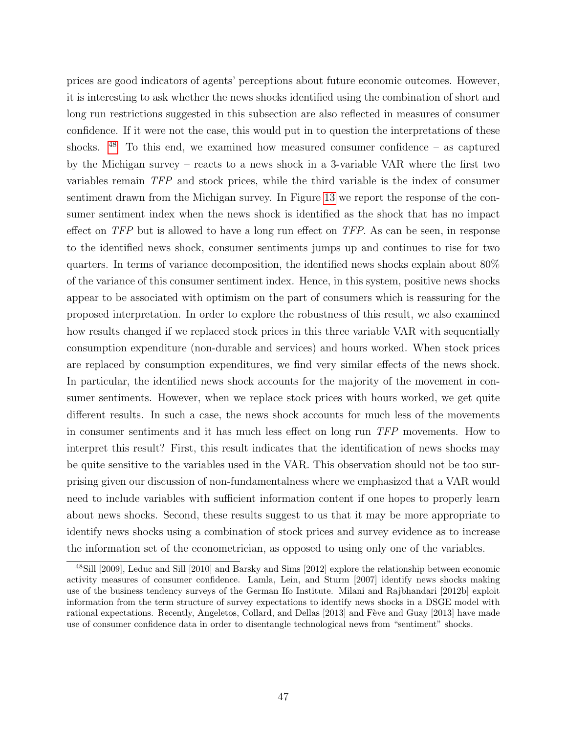prices are good indicators of agents' perceptions about future economic outcomes. However, it is interesting to ask whether the news shocks identified using the combination of short and long run restrictions suggested in this subsection are also reflected in measures of consumer confidence. If it were not the case, this would put in to question the interpretations of these shocks. [48] To this end, we examined how measured consumer confidence – as captured by the Michigan survey – reacts to a news shock in a 3-variable VAR where the first two variables remain *TFP* and stock prices, while the third variable is the index of consumer sentiment drawn from the Michigan survey. In Figure 13 we report the response of the consumer sentiment index when the news shock is identified as the shock that has no impact effect on *TFP* but is allowed to have a long run effect on *TFP*. As can be seen, in response to the identified news shock, consumer sentiments jumps up and continues to rise for two quarters. In terms of variance decomposition, the identified news shocks explain about 80% of the variance of this consumer sentiment index. Hence, in this system, positive news shocks appear to be associated with optimism on the part of consumers which is reassuring for the proposed interpretation. In order to explore the robustness of this result, we also examined how results changed if we replaced stock prices in this three variable VAR with sequentially consumption expenditure (non-durable and services) and hours worked. When stock prices are replaced by consumption expenditures, we find very similar effects of the news shock. In particular, the identified news shock accounts for the majority of the movement in consumer sentiments. However, when we replace stock prices with hours worked, we get quite different results. In such a case, the news shock accounts for much less of the movements in consumer sentiments and it has much less effect on long run *TFP* movements. How to interpret this result? First, this result indicates that the identification of news shocks may be quite sensitive to the variables used in the VAR. This observation should not be too surprising given our discussion of non-fundamentalness where we emphasized that a VAR would need to include variables with sufficient information content if one hopes to properly learn about news shocks. Second, these results suggest to us that it may be more appropriate to identify news shocks using a combination of stock prices and survey evidence as to increase the information set of the econometrician, as opposed to using only one of the variables.

[48] Sill [2009], Leduc and Sill [2010] and Barsky and Sims [2012] explore the relationship between economic activity measures of consumer confidence. Lamla, Lein, and Sturm [2007] identify news shocks making use of the business tendency surveys of the German Ifo Institute. Milani and Rajbhandari [2012b] exploit information from the term structure of survey expectations to identify news shocks in a DSGE model with rational expectations. Recently, Angeletos, Collard, and Dellas [2013] and Fève and Guay [2013] have made use of consumer confidence data in order to disentangle technological news from "sentiment" shocks.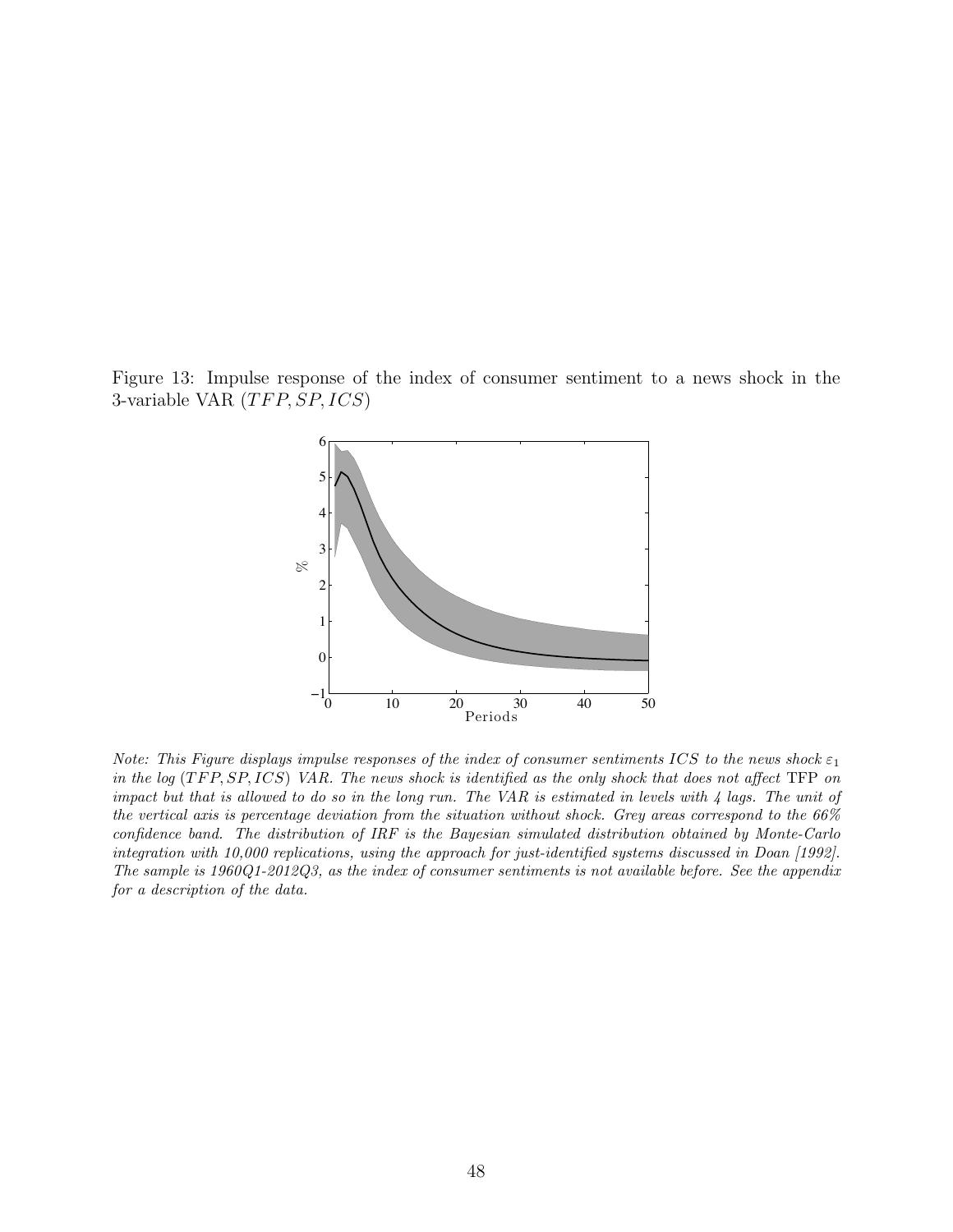Figure 13: Impulse response of the index of consumer sentiment to a news shock in the 3-variable VAR ($TFP, SP, ICS$)

*Note: This Figure displays impulse responses of the index of consumer sentiments $ICS$ to the news shock $\varepsilon_1$ in the log ($TFP, SP, ICS$) VAR. The news shock is identified as the only shock that does not affect* TFP *on impact but that is allowed to do so in the long run. The VAR is estimated in levels with 4 lags. The unit of the vertical axis is percentage deviation from the situation without shock. Grey areas correspond to the 66% confidence band. The distribution of IRF is the Bayesian simulated distribution obtained by Monte-Carlo integration with 10,000 replications, using the approach for just-identified systems discussed in Doan [1992]. The sample is 1960Q1-2012Q3, as the index of consumer sentiments is not available before. See the appendix for a description of the data.*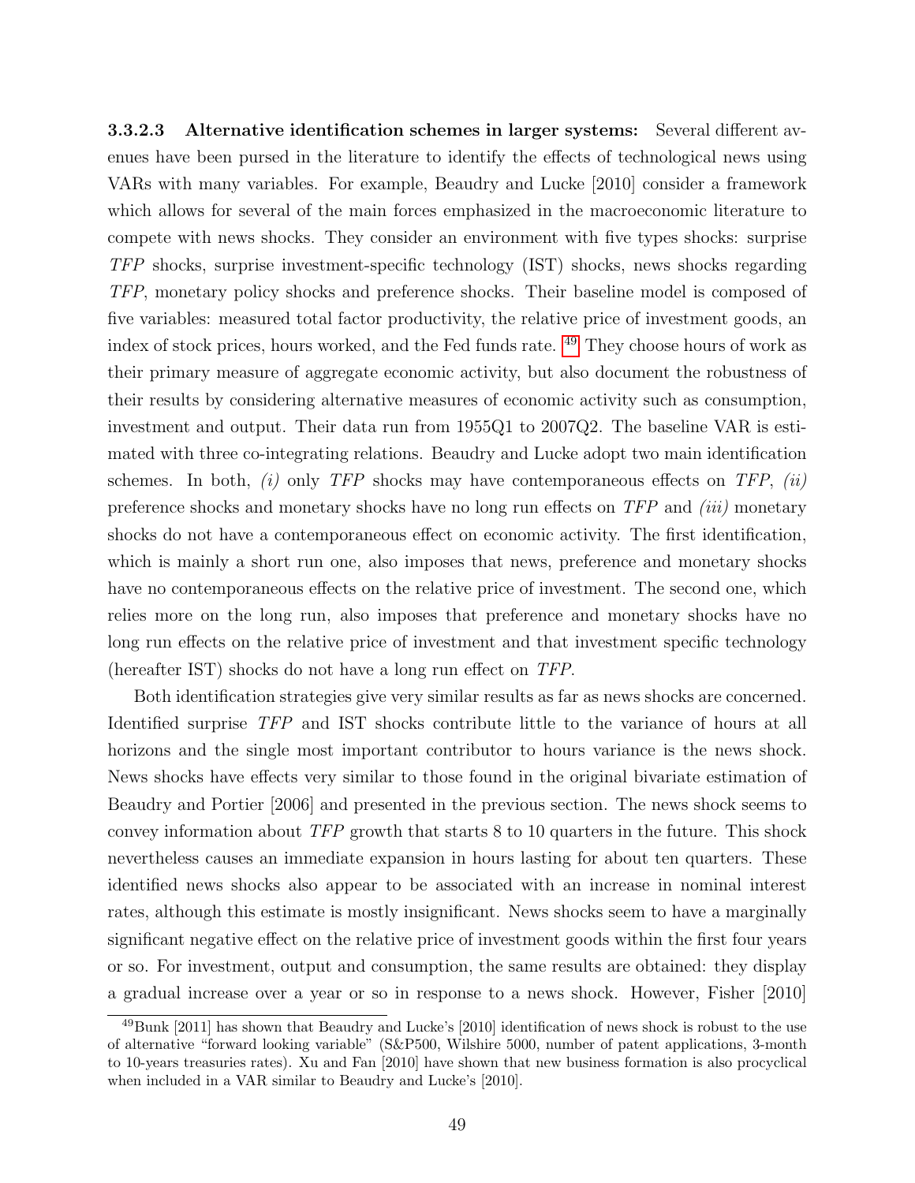**3.3.2.3 Alternative identification schemes in larger systems:** Several different avenues have been pursed in the literature to identify the effects of technological news using VARs with many variables. For example, Beaudry and Lucke [2010] consider a framework which allows for several of the main forces emphasized in the macroeconomic literature to compete with news shocks. They consider an environment with five types shocks: surprise *TFP* shocks, surprise investment-specific technology (IST) shocks, news shocks regarding *TFP*, monetary policy shocks and preference shocks. Their baseline model is composed of five variables: measured total factor productivity, the relative price of investment goods, an index of stock prices, hours worked, and the Fed funds rate. [49] They choose hours of work as their primary measure of aggregate economic activity, but also document the robustness of their results by considering alternative measures of economic activity such as consumption, investment and output. Their data run from 1955Q1 to 2007Q2. The baseline VAR is estimated with three co-integrating relations. Beaudry and Lucke adopt two main identification schemes. In both, *(i)* only *TFP* shocks may have contemporaneous effects on *TFP*, *(ii)* preference shocks and monetary shocks have no long run effects on *TFP* and *(iii)* monetary shocks do not have a contemporaneous effect on economic activity. The first identification, which is mainly a short run one, also imposes that news, preference and monetary shocks have no contemporaneous effects on the relative price of investment. The second one, which relies more on the long run, also imposes that preference and monetary shocks have no long run effects on the relative price of investment and that investment specific technology (hereafter IST) shocks do not have a long run effect on *TFP*.

Both identification strategies give very similar results as far as news shocks are concerned. Identified surprise *TFP* and IST shocks contribute little to the variance of hours at all horizons and the single most important contributor to hours variance is the news shock. News shocks have effects very similar to those found in the original bivariate estimation of Beaudry and Portier [2006] and presented in the previous section. The news shock seems to convey information about *TFP* growth that starts 8 to 10 quarters in the future. This shock nevertheless causes an immediate expansion in hours lasting for about ten quarters. These identified news shocks also appear to be associated with an increase in nominal interest rates, although this estimate is mostly insignificant. News shocks seem to have a marginally significant negative effect on the relative price of investment goods within the first four years or so. For investment, output and consumption, the same results are obtained: they display a gradual increase over a year or so in response to a news shock. However, Fisher [2010]

[49] Bunk [2011] has shown that Beaudry and Lucke's [2010] identification of news shock is robust to the use of alternative "forward looking variable" (S&P500, Wilshire 5000, number of patent applications, 3-month to 10-years treasuries rates). Xu and Fan [2010] have shown that new business formation is also procyclical when included in a VAR similar to Beaudry and Lucke's [2010].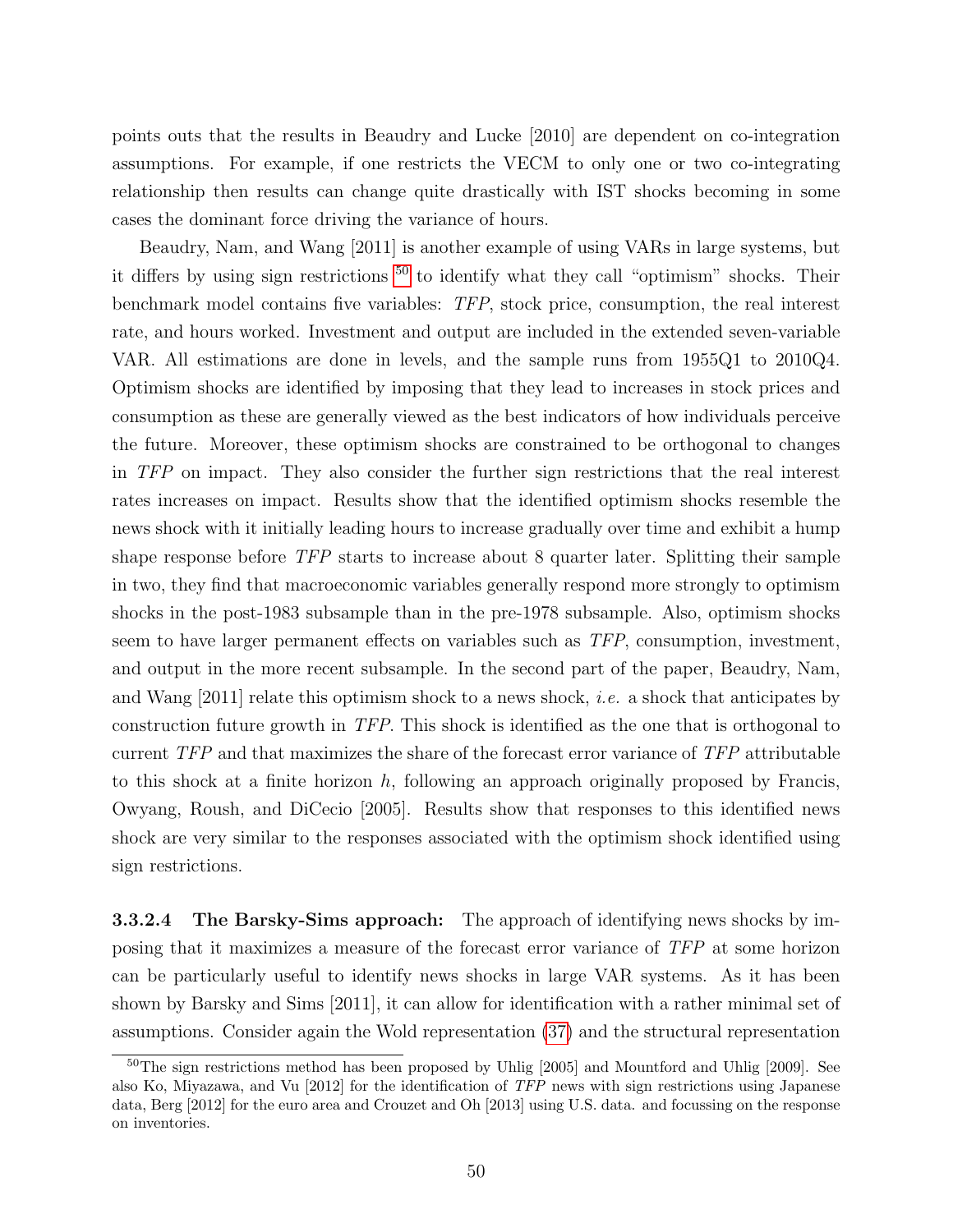points outs that the results in Beaudry and Lucke [2010] are dependent on co-integration assumptions. For example, if one restricts the VECM to only one or two co-integrating relationship then results can change quite drastically with IST shocks becoming in some cases the dominant force driving the variance of hours.

Beaudry, Nam, and Wang [2011] is another example of using VARs in large systems, but it differs by using sign restrictions [50] to identify what they call "optimism" shocks. Their benchmark model contains five variables: *TFP*, stock price, consumption, the real interest rate, and hours worked. Investment and output are included in the extended seven-variable VAR. All estimations are done in levels, and the sample runs from 1955Q1 to 2010Q4. Optimism shocks are identified by imposing that they lead to increases in stock prices and consumption as these are generally viewed as the best indicators of how individuals perceive the future. Moreover, these optimism shocks are constrained to be orthogonal to changes in *TFP* on impact. They also consider the further sign restrictions that the real interest rates increases on impact. Results show that the identified optimism shocks resemble the news shock with it initially leading hours to increase gradually over time and exhibit a hump shape response before *TFP* starts to increase about 8 quarter later. Splitting their sample in two, they find that macroeconomic variables generally respond more strongly to optimism shocks in the post-1983 subsample than in the pre-1978 subsample. Also, optimism shocks seem to have larger permanent effects on variables such as *TFP*, consumption, investment, and output in the more recent subsample. In the second part of the paper, Beaudry, Nam, and Wang [2011] relate this optimism shock to a news shock, *i.e.* a shock that anticipates by construction future growth in *TFP*. This shock is identified as the one that is orthogonal to current *TFP* and that maximizes the share of the forecast error variance of *TFP* attributable to this shock at a finite horizon $h$, following an approach originally proposed by Francis, Owyang, Roush, and DiCecio [2005]. Results show that responses to this identified news shock are very similar to the responses associated with the optimism shock identified using sign restrictions.

**3.3.2.4 The Barsky-Sims approach:** The approach of identifying news shocks by imposing that it maximizes a measure of the forecast error variance of *TFP* at some horizon can be particularly useful to identify news shocks in large VAR systems. As it has been shown by Barsky and Sims [2011], it can allow for identification with a rather minimal set of assumptions. Consider again the Wold representation (37) and the structural representation

[50] The sign restrictions method has been proposed by Uhlig [2005] and Mountford and Uhlig [2009]. See also Ko, Miyazawa, and Vu [2012] for the identification of *TFP* news with sign restrictions using Japanese data, Berg [2012] for the euro area and Crouzet and Oh [2013] using U.S. data. and focussing on the response on inventories.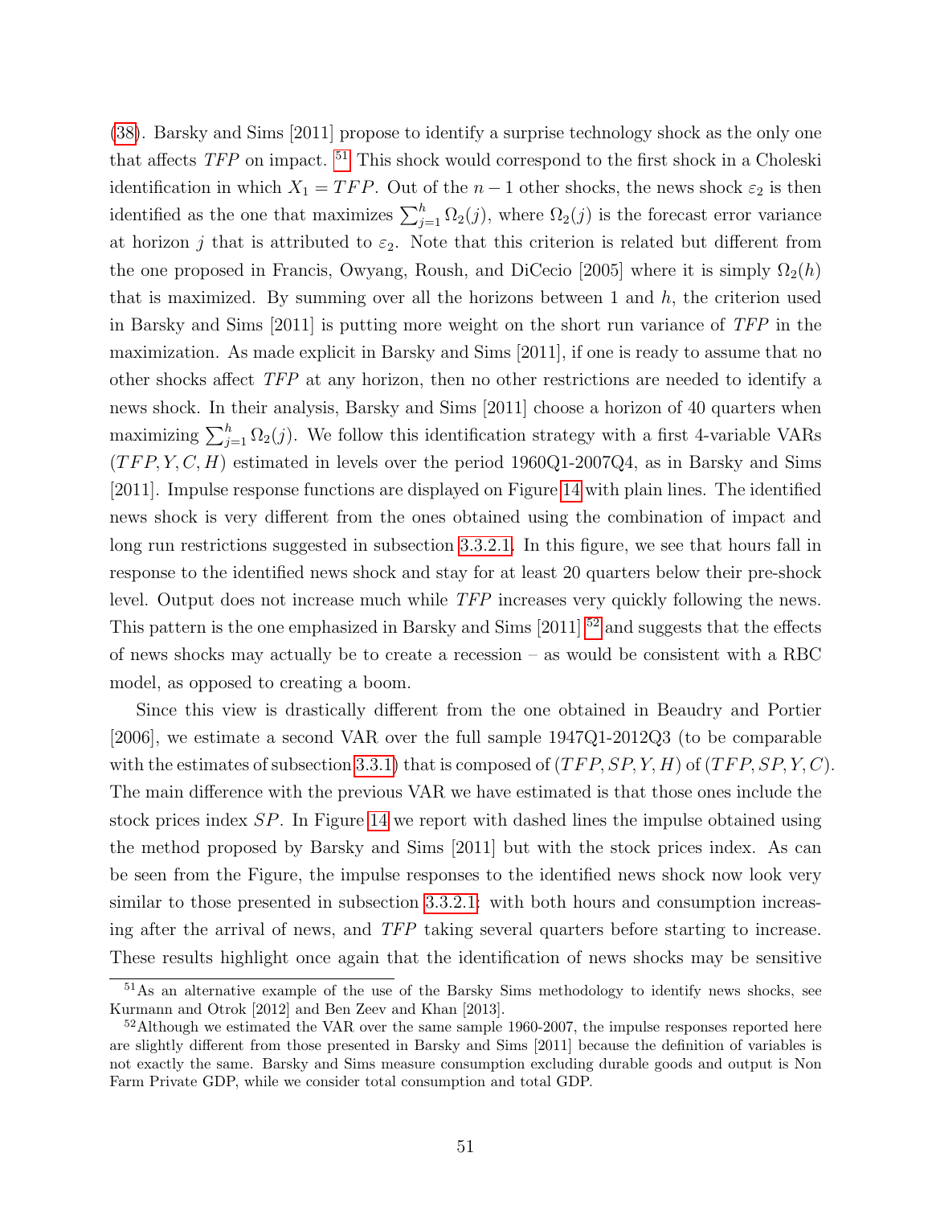(38). Barsky and Sims [2011] propose to identify a surprise technology shock as the only one that affects *TFP* on impact. [51] This shock would correspond to the first shock in a Choleski identification in which $X_1 = TFP$. Out of the $n-1$ other shocks, the news shock $\varepsilon_2$ is then identified as the one that maximizes $\sum_{j=1}^{h} \Omega_2(j)$, where $\Omega_2(j)$ is the forecast error variance at horizon $j$ that is attributed to $\varepsilon_2$. Note that this criterion is related but different from the one proposed in Francis, Owyang, Roush, and DiCecio [2005] where it is simply $\Omega_2(h)$ that is maximized. By summing over all the horizons between 1 and $h$, the criterion used in Barsky and Sims [2011] is putting more weight on the short run variance of *TFP* in the maximization. As made explicit in Barsky and Sims [2011], if one is ready to assume that no other shocks affect *TFP* at any horizon, then no other restrictions are needed to identify a news shock. In their analysis, Barsky and Sims [2011] choose a horizon of 40 quarters when maximizing $\sum_{j=1}^{h} \Omega_2(j)$. We follow this identification strategy with a first 4-variable VARs $(TFP, Y, C, H)$ estimated in levels over the period 1960Q1-2007Q4, as in Barsky and Sims [2011]. Impulse response functions are displayed on Figure 14 with plain lines. The identified news shock is very different from the ones obtained using the combination of impact and long run restrictions suggested in subsection 3.3.2.1. In this figure, we see that hours fall in response to the identified news shock and stay for at least 20 quarters below their pre-shock level. Output does not increase much while *TFP* increases very quickly following the news. This pattern is the one emphasized in Barsky and Sims [2011] [52] and suggests that the effects of news shocks may actually be to create a recession – as would be consistent with a RBC model, as opposed to creating a boom.

Since this view is drastically different from the one obtained in Beaudry and Portier [2006], we estimate a second VAR over the full sample 1947Q1-2012Q3 (to be comparable with the estimates of subsection 3.3.1) that is composed of $(TFP, SP, Y, H)$ of $(TFP, SP, Y, C)$. The main difference with the previous VAR we have estimated is that those ones include the stock prices index $SP$. In Figure 14 we report with dashed lines the impulse obtained using the method proposed by Barsky and Sims [2011] but with the stock prices index. As can be seen from the Figure, the impulse responses to the identified news shock now look very similar to those presented in subsection 3.3.2.1: with both hours and consumption increasing after the arrival of news, and *TFP* taking several quarters before starting to increase. These results highlight once again that the identification of news shocks may be sensitive

[51] As an alternative example of the use of the Barsky Sims methodology to identify news shocks, see Kurmann and Otrok [2012] and Ben Zeev and Khan [2013].

[52] Although we estimated the VAR over the same sample 1960-2007, the impulse responses reported here are slightly different from those presented in Barsky and Sims [2011] because the definition of variables is not exactly the same. Barsky and Sims measure consumption excluding durable goods and output is Non Farm Private GDP, while we consider total consumption and total GDP.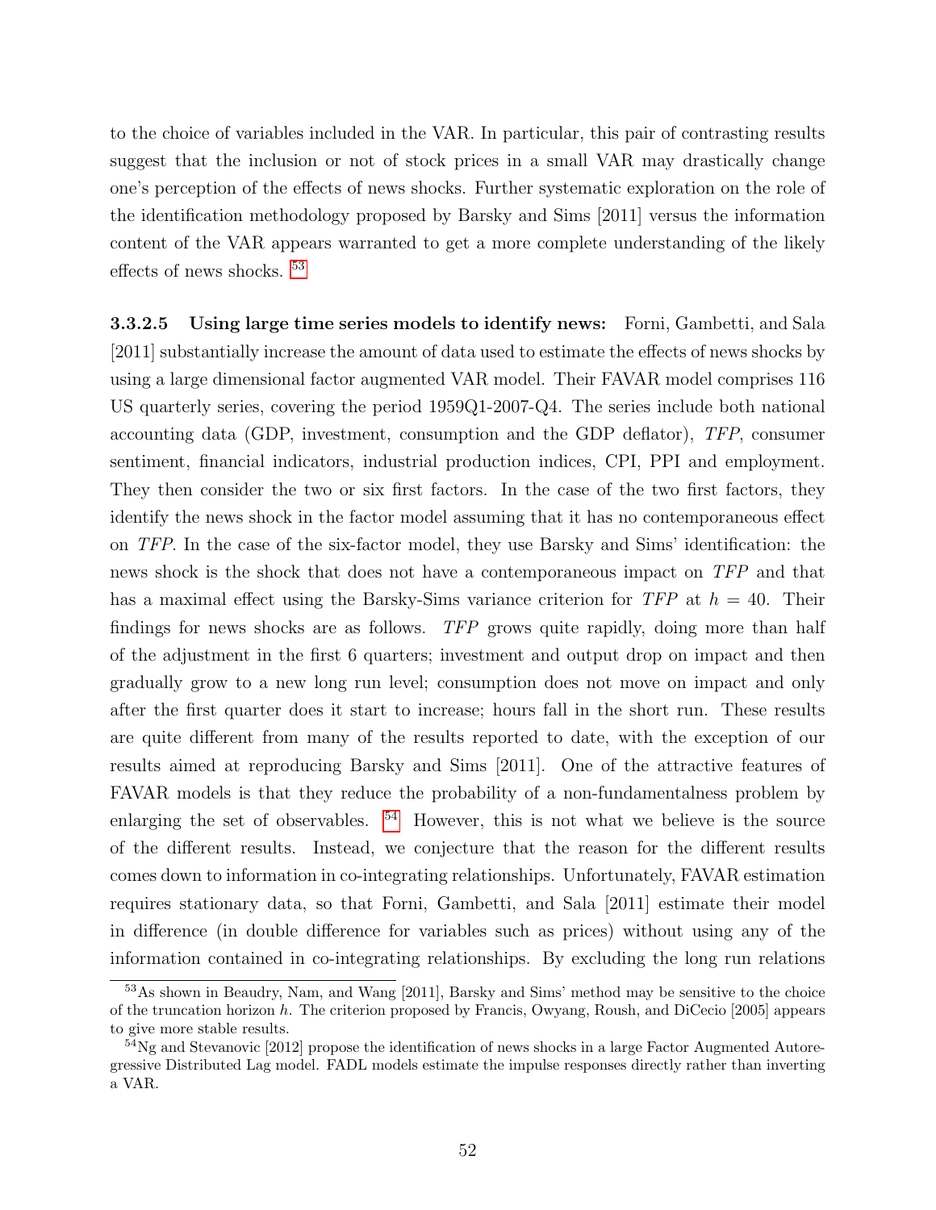to the choice of variables included in the VAR. In particular, this pair of contrasting results suggest that the inclusion or not of stock prices in a small VAR may drastically change one's perception of the effects of news shocks. Further systematic exploration on the role of the identification methodology proposed by Barsky and Sims [2011] versus the information content of the VAR appears warranted to get a more complete understanding of the likely effects of news shocks. [53]

**3.3.2.5 Using large time series models to identify news:** Forni, Gambetti, and Sala [2011] substantially increase the amount of data used to estimate the effects of news shocks by using a large dimensional factor augmented VAR model. Their FAVAR model comprises 116 US quarterly series, covering the period 1959Q1-2007-Q4. The series include both national accounting data (GDP, investment, consumption and the GDP deflator), *TFP*, consumer sentiment, financial indicators, industrial production indices, CPI, PPI and employment. They then consider the two or six first factors. In the case of the two first factors, they identify the news shock in the factor model assuming that it has no contemporaneous effect on *TFP*. In the case of the six-factor model, they use Barsky and Sims' identification: the news shock is the shock that does not have a contemporaneous impact on *TFP* and that has a maximal effect using the Barsky-Sims variance criterion for *TFP* at $h = 40$. Their findings for news shocks are as follows. *TFP* grows quite rapidly, doing more than half of the adjustment in the first 6 quarters; investment and output drop on impact and then gradually grow to a new long run level; consumption does not move on impact and only after the first quarter does it start to increase; hours fall in the short run. These results are quite different from many of the results reported to date, with the exception of our results aimed at reproducing Barsky and Sims [2011]. One of the attractive features of FAVAR models is that they reduce the probability of a non-fundamentalness problem by enlarging the set of observables. [54] However, this is not what we believe is the source of the different results. Instead, we conjecture that the reason for the different results comes down to information in co-integrating relationships. Unfortunately, FAVAR estimation requires stationary data, so that Forni, Gambetti, and Sala [2011] estimate their model in difference (in double difference for variables such as prices) without using any of the information contained in co-integrating relationships. By excluding the long run relations

[53] As shown in Beaudry, Nam, and Wang [2011], Barsky and Sims' method may be sensitive to the choice of the truncation horizon $h$. The criterion proposed by Francis, Owyang, Roush, and DiCecio [2005] appears to give more stable results.

[54] Ng and Stevanovic [2012] propose the identification of news shocks in a large Factor Augmented Autoregressive Distributed Lag model. FADL models estimate the impulse responses directly rather than inverting a VAR.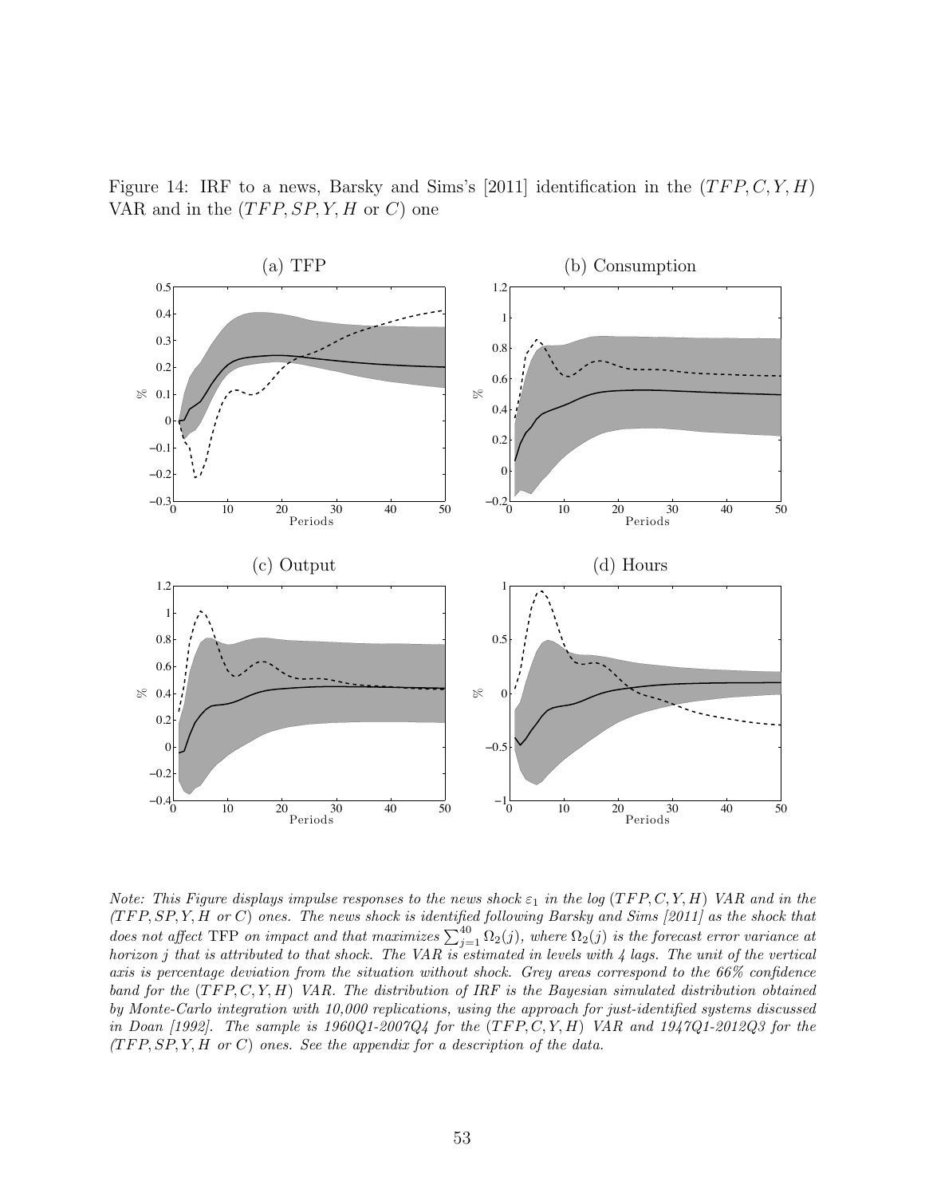Figure 14: IRF to a news, Barsky and Sims's [2011] identification in the $(TFP, C, Y, H)$ VAR and in the $(TFP, SP, Y, H$ or $C)$ one

*Note: This Figure displays impulse responses to the news shock $\varepsilon_1$ in the log $(TFP, C, Y, H)$ VAR and in the $(TFP, SP, Y, H$ or $C)$ ones. The news shock is identified following Barsky and Sims [2011] as the shock that does not affect* TFP *on impact and that maximizes $\sum_{j=1}^{40} \Omega_2(j)$, where $\Omega_2(j)$ is the forecast error variance at horizon $j$ that is attributed to that shock. The VAR is estimated in levels with 4 lags. The unit of the vertical axis is percentage deviation from the situation without shock. Grey areas correspond to the 66% confidence band for the $(TFP, C, Y, H)$ VAR. The distribution of IRF is the Bayesian simulated distribution obtained by Monte-Carlo integration with 10,000 replications, using the approach for just-identified systems discussed in Doan [1992]. The sample is 1960Q1-2007Q4 for the $(TFP, C, Y, H)$ VAR and 1947Q1-2012Q3 for the $(TFP, SP, Y, H$ or $C)$ ones. See the appendix for a description of the data.*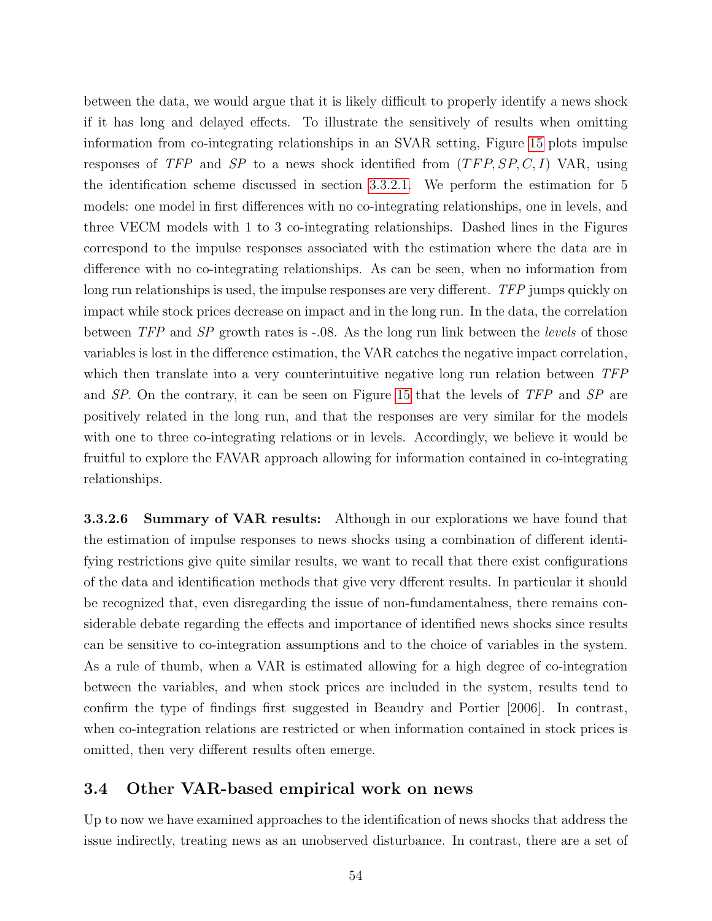between the data, we would argue that it is likely difficult to properly identify a news shock if it has long and delayed effects. To illustrate the sensitively of results when omitting information from co-integrating relationships in an SVAR setting, Figure 15 plots impulse responses of *TFP* and *SP* to a news shock identified from $(TFP, SP, C, I)$ VAR, using the identification scheme discussed in section 3.3.2.1. We perform the estimation for 5 models: one model in first differences with no co-integrating relationships, one in levels, and three VECM models with 1 to 3 co-integrating relationships. Dashed lines in the Figures correspond to the impulse responses associated with the estimation where the data are in difference with no co-integrating relationships. As can be seen, when no information from long run relationships is used, the impulse responses are very different. *TFP* jumps quickly on impact while stock prices decrease on impact and in the long run. In the data, the correlation between *TFP* and *SP* growth rates is -.08. As the long run link between the *levels* of those variables is lost in the difference estimation, the VAR catches the negative impact correlation, which then translate into a very counterintuitive negative long run relation between *TFP* and *SP*. On the contrary, it can be seen on Figure 15 that the levels of *TFP* and *SP* are positively related in the long run, and that the responses are very similar for the models with one to three co-integrating relations or in levels. Accordingly, we believe it would be fruitful to explore the FAVAR approach allowing for information contained in co-integrating relationships.

**3.3.2.6 Summary of VAR results:** Although in our explorations we have found that the estimation of impulse responses to news shocks using a combination of different identifying restrictions give quite similar results, we want to recall that there exist configurations of the data and identification methods that give very dfferent results. In particular it should be recognized that, even disregarding the issue of non-fundamentalness, there remains considerable debate regarding the effects and importance of identified news shocks since results can be sensitive to co-integration assumptions and to the choice of variables in the system. As a rule of thumb, when a VAR is estimated allowing for a high degree of co-integration between the variables, and when stock prices are included in the system, results tend to confirm the type of findings first suggested in Beaudry and Portier [2006]. In contrast, when co-integration relations are restricted or when information contained in stock prices is omitted, then very different results often emerge.

## 3.4 Other VAR-based empirical work on news

Up to now we have examined approaches to the identification of news shocks that address the issue indirectly, treating news as an unobserved disturbance. In contrast, there are a set of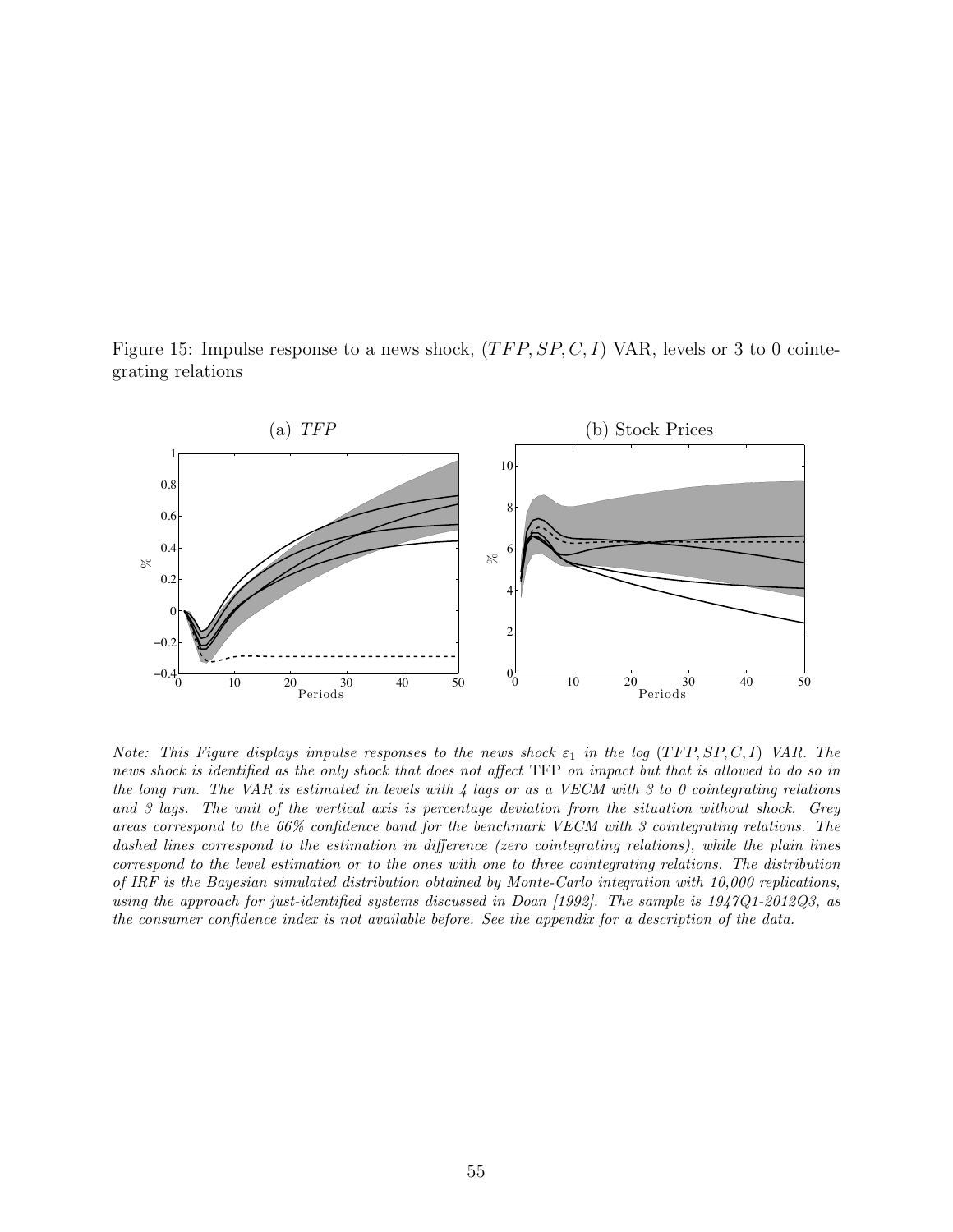Figure 15: Impulse response to a news shock, $(TFP, SP, C, I)$ VAR, levels or 3 to 0 cointegrating relations

*Note: This Figure displays impulse responses to the news shock $\varepsilon_1$ in the log $(TFP, SP, C, I)$ VAR. The news shock is identified as the only shock that does not affect* TFP *on impact but that is allowed to do so in the long run. The VAR is estimated in levels with 4 lags or as a VECM with 3 to 0 cointegrating relations and 3 lags. The unit of the vertical axis is percentage deviation from the situation without shock. Grey areas correspond to the 66% confidence band for the benchmark VECM with 3 cointegrating relations. The dashed lines correspond to the estimation in difference (zero cointegrating relations), while the plain lines correspond to the level estimation or to the ones with one to three cointegrating relations. The distribution of IRF is the Bayesian simulated distribution obtained by Monte-Carlo integration with 10,000 replications, using the approach for just-identified systems discussed in Doan [1992]. The sample is 1947Q1-2012Q3, as the consumer confidence index is not available before. See the appendix for a description of the data.*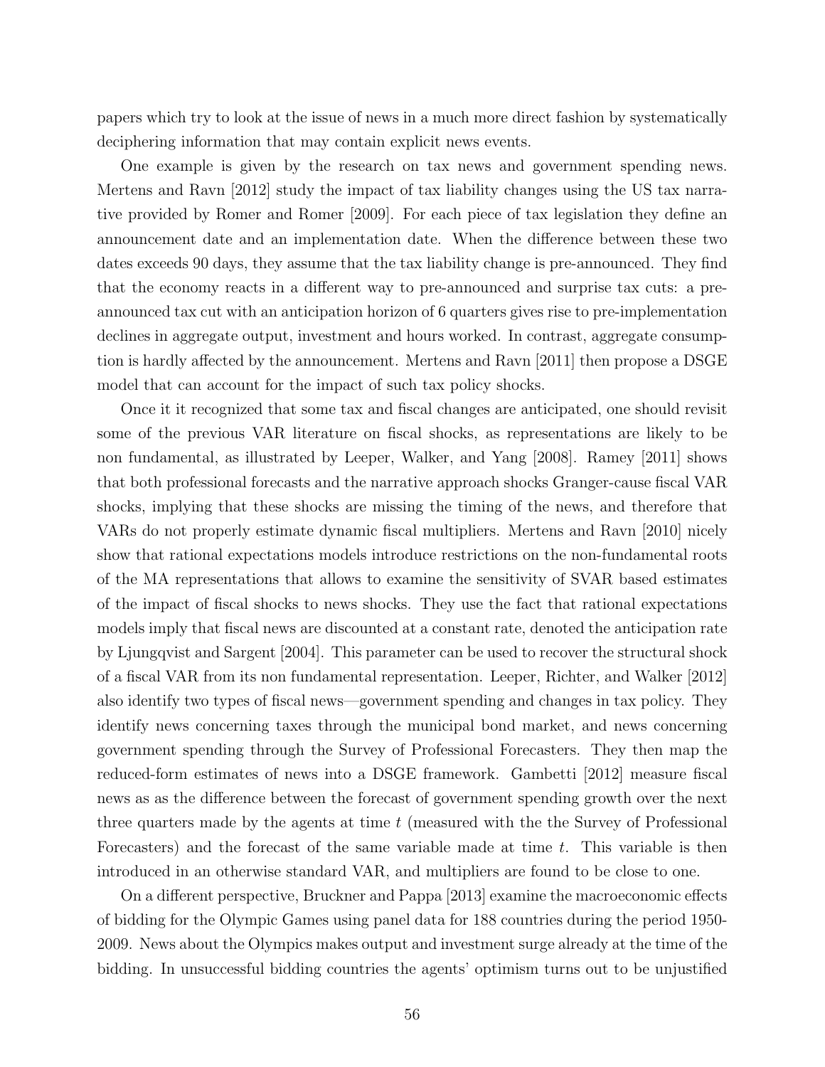papers which try to look at the issue of news in a much more direct fashion by systematically deciphering information that may contain explicit news events.

One example is given by the research on tax news and government spending news. Mertens and Ravn [2012] study the impact of tax liability changes using the US tax narrative provided by Romer and Romer [2009]. For each piece of tax legislation they define an announcement date and an implementation date. When the difference between these two dates exceeds 90 days, they assume that the tax liability change is pre-announced. They find that the economy reacts in a different way to pre-announced and surprise tax cuts: a pre-announced tax cut with an anticipation horizon of 6 quarters gives rise to pre-implementation declines in aggregate output, investment and hours worked. In contrast, aggregate consumption is hardly affected by the announcement. Mertens and Ravn [2011] then propose a DSGE model that can account for the impact of such tax policy shocks.

Once it it recognized that some tax and fiscal changes are anticipated, one should revisit some of the previous VAR literature on fiscal shocks, as representations are likely to be non fundamental, as illustrated by Leeper, Walker, and Yang [2008]. Ramey [2011] shows that both professional forecasts and the narrative approach shocks Granger-cause fiscal VAR shocks, implying that these shocks are missing the timing of the news, and therefore that VARs do not properly estimate dynamic fiscal multipliers. Mertens and Ravn [2010] nicely show that rational expectations models introduce restrictions on the non-fundamental roots of the MA representations that allows to examine the sensitivity of SVAR based estimates of the impact of fiscal shocks to news shocks. They use the fact that rational expectations models imply that fiscal news are discounted at a constant rate, denoted the anticipation rate by Ljungqvist and Sargent [2004]. This parameter can be used to recover the structural shock of a fiscal VAR from its non fundamental representation. Leeper, Richter, and Walker [2012] also identify two types of fiscal news—government spending and changes in tax policy. They identify news concerning taxes through the municipal bond market, and news concerning government spending through the Survey of Professional Forecasters. They then map the reduced-form estimates of news into a DSGE framework. Gambetti [2012] measure fiscal news as as the difference between the forecast of government spending growth over the next three quarters made by the agents at time $t$ (measured with the the Survey of Professional Forecasters) and the forecast of the same variable made at time $t$. This variable is then introduced in an otherwise standard VAR, and multipliers are found to be close to one.

On a different perspective, Bruckner and Pappa [2013] examine the macroeconomic effects of bidding for the Olympic Games using panel data for 188 countries during the period 1950-2009. News about the Olympics makes output and investment surge already at the time of the bidding. In unsuccessful bidding countries the agents' optimism turns out to be unjustified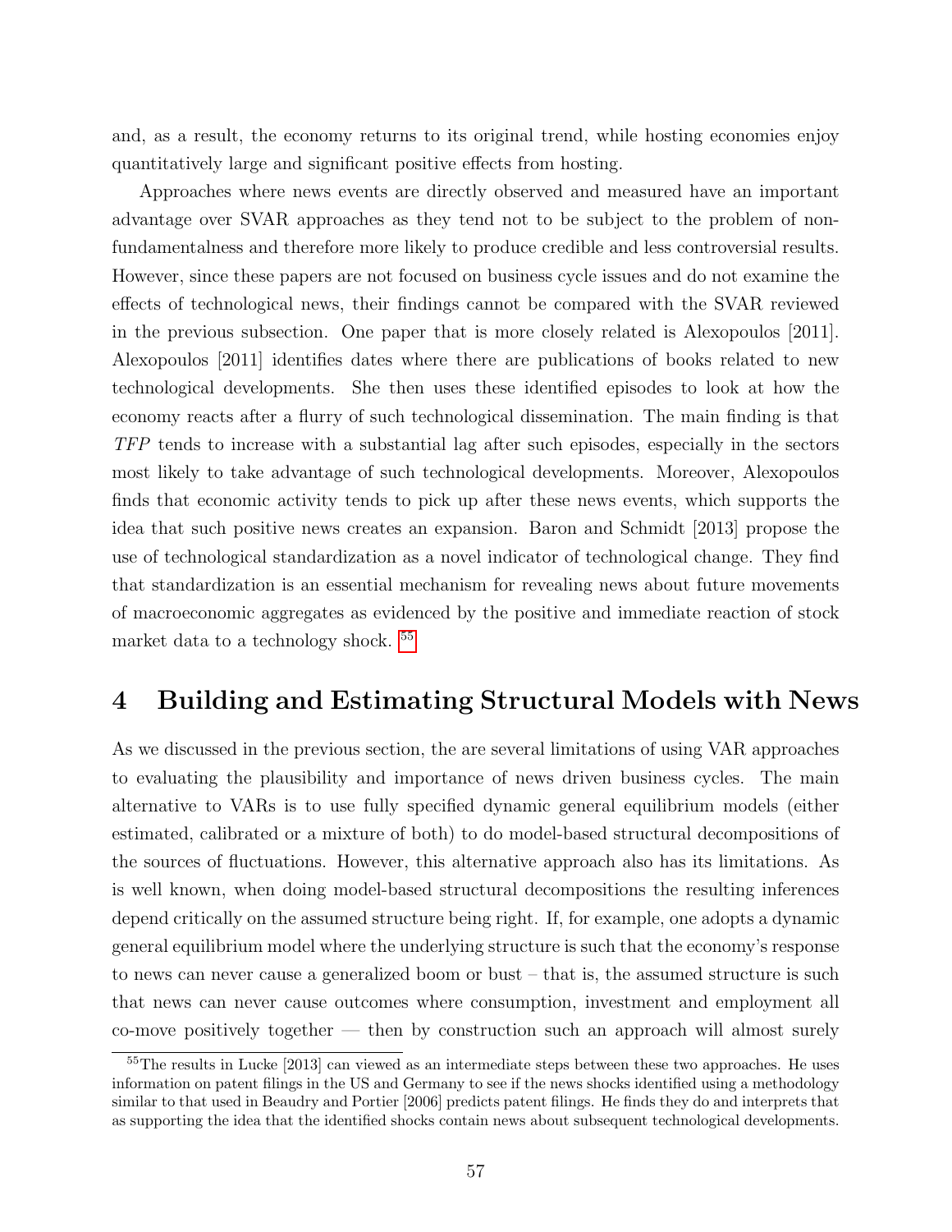and, as a result, the economy returns to its original trend, while hosting economies enjoy quantitatively large and significant positive effects from hosting.

Approaches where news events are directly observed and measured have an important advantage over SVAR approaches as they tend not to be subject to the problem of non-fundamentalness and therefore more likely to produce credible and less controversial results. However, since these papers are not focused on business cycle issues and do not examine the effects of technological news, their findings cannot be compared with the SVAR reviewed in the previous subsection. One paper that is more closely related is Alexopoulos [2011]. Alexopoulos [2011] identifies dates where there are publications of books related to new technological developments. She then uses these identified episodes to look at how the economy reacts after a flurry of such technological dissemination. The main finding is that *TFP* tends to increase with a substantial lag after such episodes, especially in the sectors most likely to take advantage of such technological developments. Moreover, Alexopoulos finds that economic activity tends to pick up after these news events, which supports the idea that such positive news creates an expansion. Baron and Schmidt [2013] propose the use of technological standardization as a novel indicator of technological change. They find that standardization is an essential mechanism for revealing news about future movements of macroeconomic aggregates as evidenced by the positive and immediate reaction of stock market data to a technology shock. [55]

# 4 Building and Estimating Structural Models with News

As we discussed in the previous section, the are several limitations of using VAR approaches to evaluating the plausibility and importance of news driven business cycles. The main alternative to VARs is to use fully specified dynamic general equilibrium models (either estimated, calibrated or a mixture of both) to do model-based structural decompositions of the sources of fluctuations. However, this alternative approach also has its limitations. As is well known, when doing model-based structural decompositions the resulting inferences depend critically on the assumed structure being right. If, for example, one adopts a dynamic general equilibrium model where the underlying structure is such that the economy's response to news can never cause a generalized boom or bust – that is, the assumed structure is such that news can never cause outcomes where consumption, investment and employment all co-move positively together — then by construction such an approach will almost surely

[55] The results in Lucke [2013] can viewed as an intermediate steps between these two approaches. He uses information on patent filings in the US and Germany to see if the news shocks identified using a methodology similar to that used in Beaudry and Portier [2006] predicts patent filings. He finds they do and interprets that as supporting the idea that the identified shocks contain news about subsequent technological developments.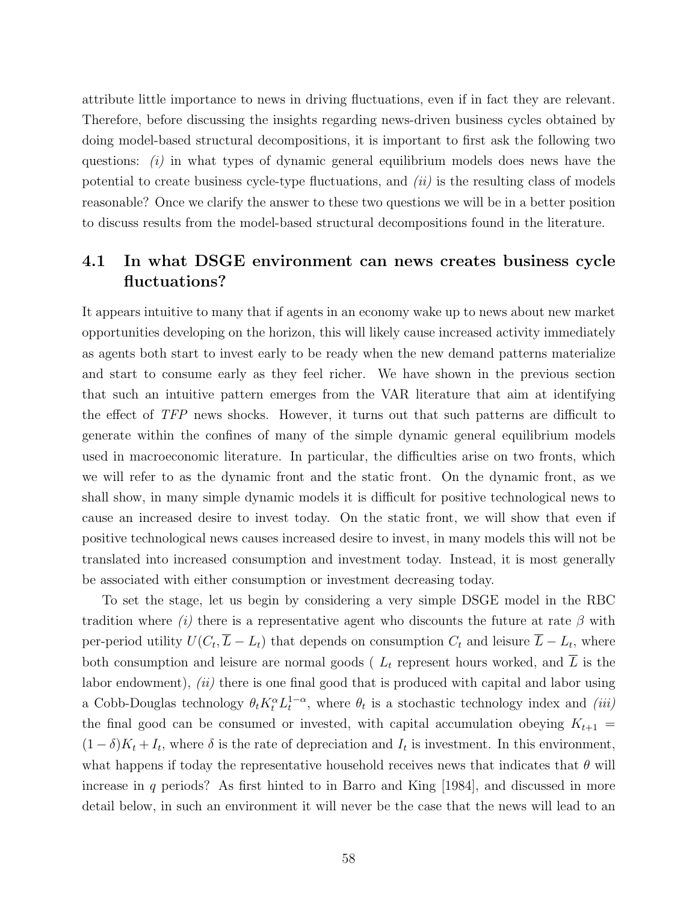attribute little importance to news in driving fluctuations, even if in fact they are relevant. Therefore, before discussing the insights regarding news-driven business cycles obtained by doing model-based structural decompositions, it is important to first ask the following two questions: *(i)* in what types of dynamic general equilibrium models does news have the potential to create business cycle-type fluctuations, and *(ii)* is the resulting class of models reasonable? Once we clarify the answer to these two questions we will be in a better position to discuss results from the model-based structural decompositions found in the literature.

## 4.1 In what DSGE environment can news creates business cycle fluctuations?

It appears intuitive to many that if agents in an economy wake up to news about new market opportunities developing on the horizon, this will likely cause increased activity immediately as agents both start to invest early to be ready when the new demand patterns materialize and start to consume early as they feel richer. We have shown in the previous section that such an intuitive pattern emerges from the VAR literature that aim at identifying the effect of *TFP* news shocks. However, it turns out that such patterns are difficult to generate within the confines of many of the simple dynamic general equilibrium models used in macroeconomic literature. In particular, the difficulties arise on two fronts, which we will refer to as the dynamic front and the static front. On the dynamic front, as we shall show, in many simple dynamic models it is difficult for positive technological news to cause an increased desire to invest today. On the static front, we will show that even if positive technological news causes increased desire to invest, in many models this will not be translated into increased consumption and investment today. Instead, it is most generally be associated with either consumption or investment decreasing today.

To set the stage, let us begin by considering a very simple DSGE model in the RBC tradition where *(i)* there is a representative agent who discounts the future at rate $\beta$ with per-period utility $U(C_t, \overline{L} - L_t)$ that depends on consumption $C_t$ and leisure $\overline{L} - L_t$, where both consumption and leisure are normal goods ( $L_t$ represent hours worked, and $\overline{L}$ is the labor endowment), *(ii)* there is one final good that is produced with capital and labor using a Cobb-Douglas technology $\theta_t K_t^{\alpha} L_t^{1-\alpha}$, where $\theta_t$ is a stochastic technology index and *(iii)* the final good can be consumed or invested, with capital accumulation obeying $K_{t+1} = (1-\delta)K_t + I_t$, where $\delta$ is the rate of depreciation and $I_t$ is investment. In this environment, what happens if today the representative household receives news that indicates that $\theta$ will increase in $q$ periods? As first hinted to in Barro and King [1984], and discussed in more detail below, in such an environment it will never be the case that the news will lead to an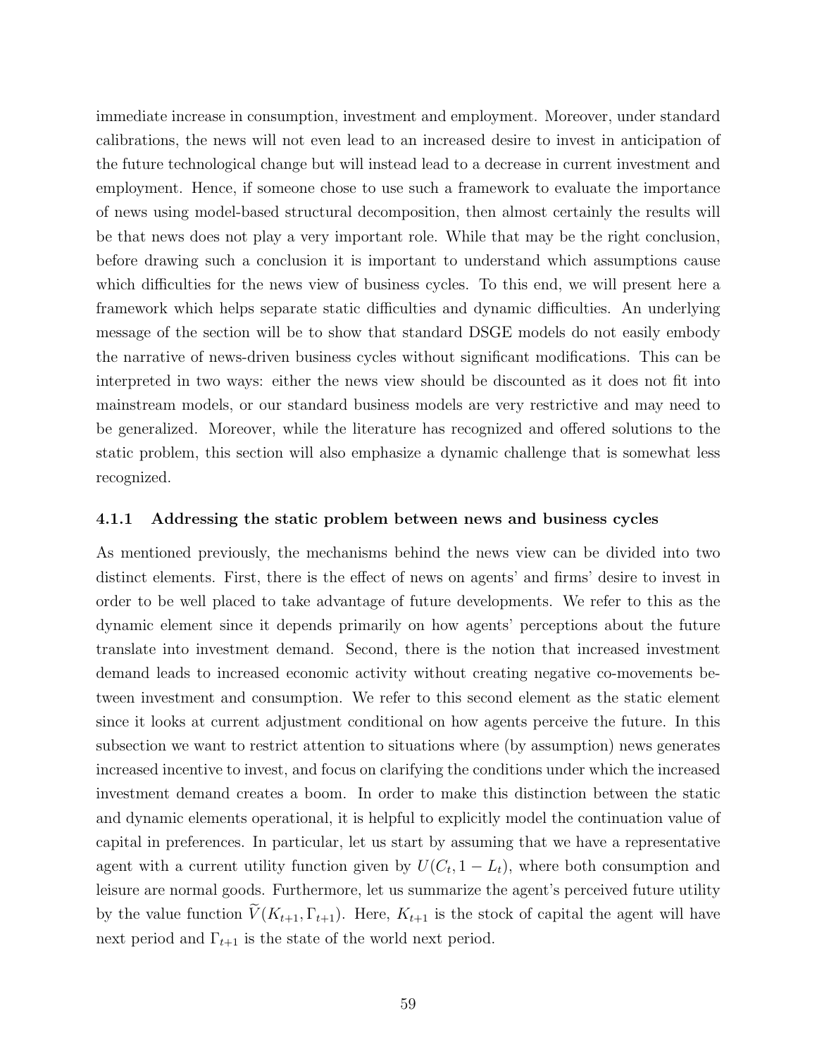immediate increase in consumption, investment and employment. Moreover, under standard calibrations, the news will not even lead to an increased desire to invest in anticipation of the future technological change but will instead lead to a decrease in current investment and employment. Hence, if someone chose to use such a framework to evaluate the importance of news using model-based structural decomposition, then almost certainly the results will be that news does not play a very important role. While that may be the right conclusion, before drawing such a conclusion it is important to understand which assumptions cause which difficulties for the news view of business cycles. To this end, we will present here a framework which helps separate static difficulties and dynamic difficulties. An underlying message of the section will be to show that standard DSGE models do not easily embody the narrative of news-driven business cycles without significant modifications. This can be interpreted in two ways: either the news view should be discounted as it does not fit into mainstream models, or our standard business models are very restrictive and may need to be generalized. Moreover, while the literature has recognized and offered solutions to the static problem, this section will also emphasize a dynamic challenge that is somewhat less recognized.

### 4.1.1 Addressing the static problem between news and business cycles

As mentioned previously, the mechanisms behind the news view can be divided into two distinct elements. First, there is the effect of news on agents' and firms' desire to invest in order to be well placed to take advantage of future developments. We refer to this as the dynamic element since it depends primarily on how agents' perceptions about the future translate into investment demand. Second, there is the notion that increased investment demand leads to increased economic activity without creating negative co-movements between investment and consumption. We refer to this second element as the static element since it looks at current adjustment conditional on how agents perceive the future. In this subsection we want to restrict attention to situations where (by assumption) news generates increased incentive to invest, and focus on clarifying the conditions under which the increased investment demand creates a boom. In order to make this distinction between the static and dynamic elements operational, it is helpful to explicitly model the continuation value of capital in preferences. In particular, let us start by assuming that we have a representative agent with a current utility function given by $U(C_t, 1 - L_t)$, where both consumption and leisure are normal goods. Furthermore, let us summarize the agent's perceived future utility by the value function $\widetilde{V}(K_{t+1}, \Gamma_{t+1})$. Here, $K_{t+1}$ is the stock of capital the agent will have next period and $\Gamma_{t+1}$ is the state of the world next period.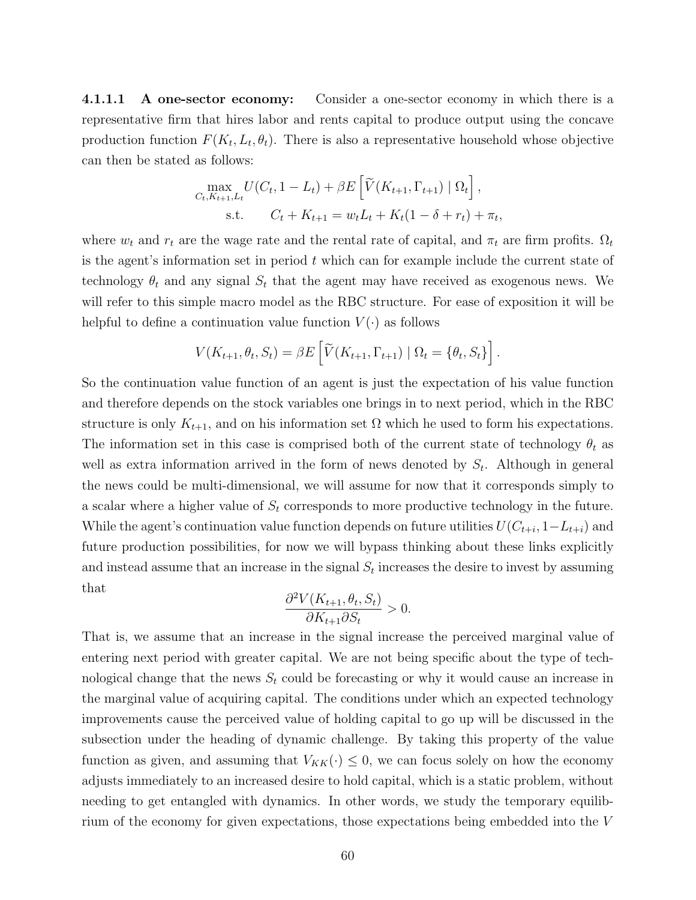#### 4.1.1.1 A one-sector economy:

Consider a one-sector economy in which there is a representative firm that hires labor and rents capital to produce output using the concave production function $F(K_t, L_t, \theta_t)$. There is also a representative household whose objective can then be stated as follows:

$$\max_{C_t, K_{t+1}, L_t} U(C_t, 1 - L_t) + \beta E\left[\widetilde{V}(K_{t+1}, \Gamma_{t+1}) \mid \Omega_t\right],$$
$$\text{s.t.} \qquad C_t + K_{t+1} = w_t L_t + K_t(1 - \delta + r_t) + \pi_t,$$

where $w_t$ and $r_t$ are the wage rate and the rental rate of capital, and $\pi_t$ are firm profits. $\Omega_t$ is the agent's information set in period $t$ which can for example include the current state of technology $\theta_t$ and any signal $S_t$ that the agent may have received as exogenous news. We will refer to this simple macro model as the RBC structure. For ease of exposition it will be helpful to define a continuation value function $V(\cdot)$ as follows

$$V(K_{t+1}, \theta_t, S_t) = \beta E\left[\widetilde{V}(K_{t+1}, \Gamma_{t+1}) \mid \Omega_t = \{\theta_t, S_t\}\right].$$

So the continuation value function of an agent is just the expectation of his value function and therefore depends on the stock variables one brings in to next period, which in the RBC structure is only $K_{t+1}$, and on his information set $\Omega$ which he used to form his expectations. The information set in this case is comprised both of the current state of technology $\theta_t$ as well as extra information arrived in the form of news denoted by $S_t$. Although in general the news could be multi-dimensional, we will assume for now that it corresponds simply to a scalar where a higher value of $S_t$ corresponds to more productive technology in the future. While the agent's continuation value function depends on future utilities $U(C_{t+i}, 1-L_{t+i})$ and future production possibilities, for now we will bypass thinking about these links explicitly and instead assume that an increase in the signal $S_t$ increases the desire to invest by assuming that

$$\frac{\partial^2 V(K_{t+1}, \theta_t, S_t)}{\partial K_{t+1} \partial S_t} > 0.$$

That is, we assume that an increase in the signal increase the perceived marginal value of entering next period with greater capital. We are not being specific about the type of technological change that the news $S_t$ could be forecasting or why it would cause an increase in the marginal value of acquiring capital. The conditions under which an expected technology improvements cause the perceived value of holding capital to go up will be discussed in the subsection under the heading of dynamic challenge. By taking this property of the value function as given, and assuming that $V_{KK}(\cdot) \leq 0$, we can focus solely on how the economy adjusts immediately to an increased desire to hold capital, which is a static problem, without needing to get entangled with dynamics. In other words, we study the temporary equilibrium of the economy for given expectations, those expectations being embedded into the $V$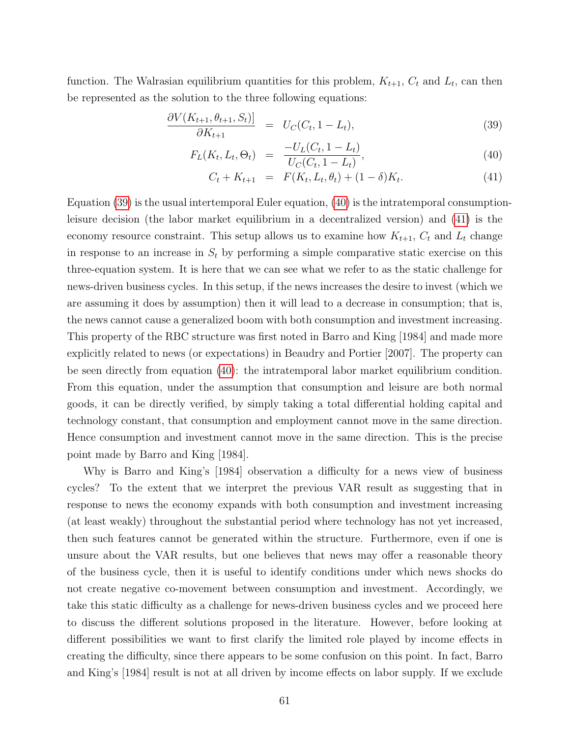function. The Walrasian equilibrium quantities for this problem, $K_{t+1}$, $C_t$ and $L_t$, can then be represented as the solution to the three following equations:

$$\frac{\partial V(K_{t+1}, \theta_{t+1}, S_t)]}{\partial K_{t+1}} = U_C(C_t, 1 - L_t), \tag{39}$$

$$F_L(K_t, L_t, \Theta_t) = \frac{-U_L(C_t, 1 - L_t)}{U_C(C_t, 1 - L_t)}, \tag{40}$$

$$C_t + K_{t+1} = F(K_t, L_t, \theta_t) + (1 - \delta)K_t. \tag{41}$$

Equation (39) is the usual intertemporal Euler equation, (40) is the intratemporal consumption-leisure decision (the labor market equilibrium in a decentralized version) and (41) is the economy resource constraint. This setup allows us to examine how $K_{t+1}$, $C_t$ and $L_t$ change in response to an increase in $S_t$ by performing a simple comparative static exercise on this three-equation system. It is here that we can see what we refer to as the static challenge for news-driven business cycles. In this setup, if the news increases the desire to invest (which we are assuming it does by assumption) then it will lead to a decrease in consumption; that is, the news cannot cause a generalized boom with both consumption and investment increasing. This property of the RBC structure was first noted in Barro and King [1984] and made more explicitly related to news (or expectations) in Beaudry and Portier [2007]. The property can be seen directly from equation (40): the intratemporal labor market equilibrium condition. From this equation, under the assumption that consumption and leisure are both normal goods, it can be directly verified, by simply taking a total differential holding capital and technology constant, that consumption and employment cannot move in the same direction. Hence consumption and investment cannot move in the same direction. This is the precise point made by Barro and King [1984].

Why is Barro and King's [1984] observation a difficulty for a news view of business cycles? To the extent that we interpret the previous VAR result as suggesting that in response to news the economy expands with both consumption and investment increasing (at least weakly) throughout the substantial period where technology has not yet increased, then such features cannot be generated within the structure. Furthermore, even if one is unsure about the VAR results, but one believes that news may offer a reasonable theory of the business cycle, then it is useful to identify conditions under which news shocks do not create negative co-movement between consumption and investment. Accordingly, we take this static difficulty as a challenge for news-driven business cycles and we proceed here to discuss the different solutions proposed in the literature. However, before looking at different possibilities we want to first clarify the limited role played by income effects in creating the difficulty, since there appears to be some confusion on this point. In fact, Barro and King's [1984] result is not at all driven by income effects on labor supply. If we exclude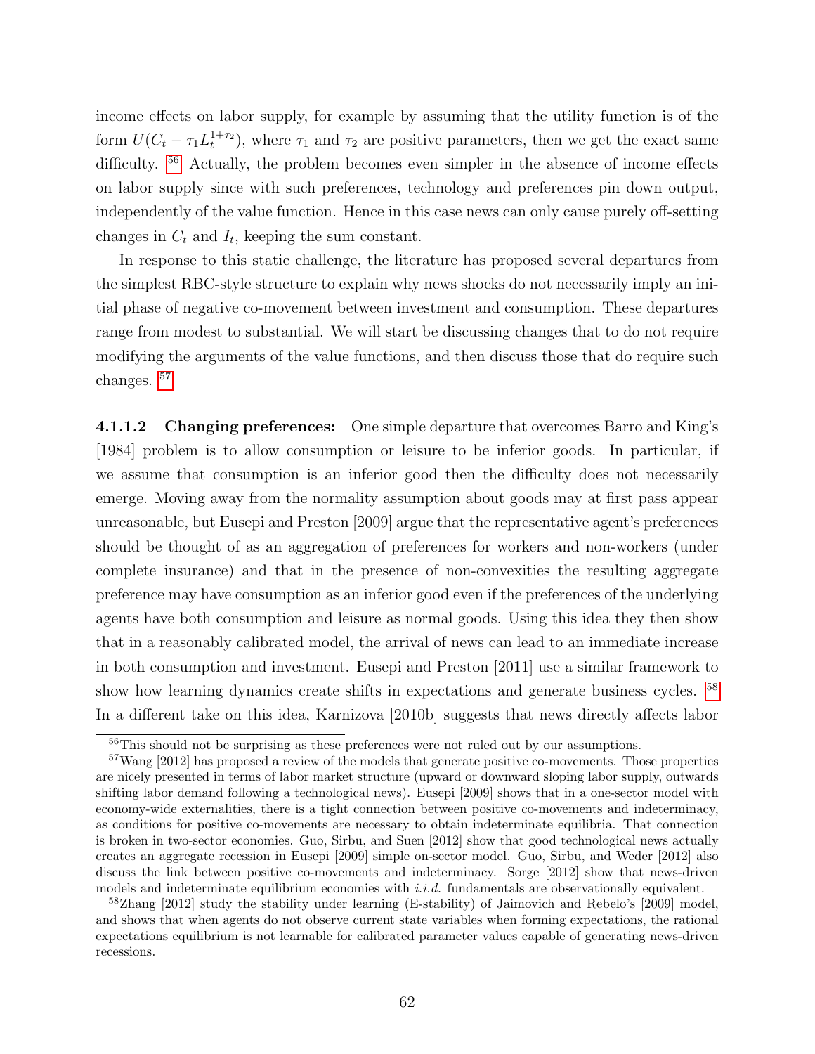income effects on labor supply, for example by assuming that the utility function is of the form $U(C_t - \tau_1 L_t^{1+\tau_2})$, where $\tau_1$ and $\tau_2$ are positive parameters, then we get the exact same difficulty. [56] Actually, the problem becomes even simpler in the absence of income effects on labor supply since with such preferences, technology and preferences pin down output, independently of the value function. Hence in this case news can only cause purely off-setting changes in $C_t$ and $I_t$, keeping the sum constant.

In response to this static challenge, the literature has proposed several departures from the simplest RBC-style structure to explain why news shocks do not necessarily imply an initial phase of negative co-movement between investment and consumption. These departures range from modest to substantial. We will start be discussing changes that to do not require modifying the arguments of the value functions, and then discuss those that do require such changes. [57]

**4.1.1.2 Changing preferences:** One simple departure that overcomes Barro and King's [1984] problem is to allow consumption or leisure to be inferior goods. In particular, if we assume that consumption is an inferior good then the difficulty does not necessarily emerge. Moving away from the normality assumption about goods may at first pass appear unreasonable, but Eusepi and Preston [2009] argue that the representative agent's preferences should be thought of as an aggregation of preferences for workers and non-workers (under complete insurance) and that in the presence of non-convexities the resulting aggregate preference may have consumption as an inferior good even if the preferences of the underlying agents have both consumption and leisure as normal goods. Using this idea they then show that in a reasonably calibrated model, the arrival of news can lead to an immediate increase in both consumption and investment. Eusepi and Preston [2011] use a similar framework to show how learning dynamics create shifts in expectations and generate business cycles. [58] In a different take on this idea, Karnizova [2010b] suggests that news directly affects labor

[56] This should not be surprising as these preferences were not ruled out by our assumptions.

[57] Wang [2012] has proposed a review of the models that generate positive co-movements. Those properties are nicely presented in terms of labor market structure (upward or downward sloping labor supply, outwards shifting labor demand following a technological news). Eusepi [2009] shows that in a one-sector model with economy-wide externalities, there is a tight connection between positive co-movements and indeterminacy, as conditions for positive co-movements are necessary to obtain indeterminate equilibria. That connection is broken in two-sector economies. Guo, Sirbu, and Suen [2012] show that good technological news actually creates an aggregate recession in Eusepi [2009] simple on-sector model. Guo, Sirbu, and Weder [2012] also discuss the link between positive co-movements and indeterminacy. Sorge [2012] show that news-driven models and indeterminate equilibrium economies with *i.i.d.* fundamentals are observationally equivalent.

[58] Zhang [2012] study the stability under learning (E-stability) of Jaimovich and Rebelo's [2009] model, and shows that when agents do not observe current state variables when forming expectations, the rational expectations equilibrium is not learnable for calibrated parameter values capable of generating news-driven recessions.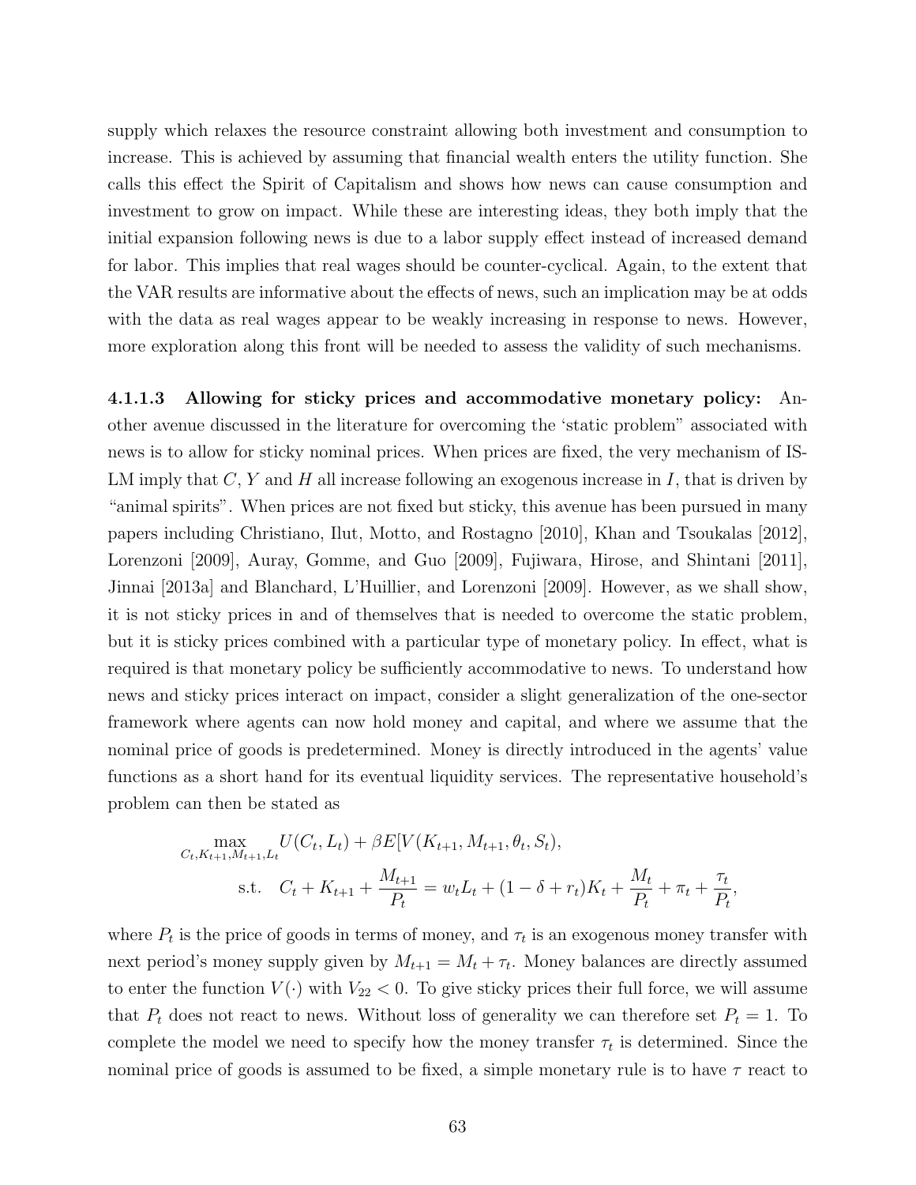supply which relaxes the resource constraint allowing both investment and consumption to increase. This is achieved by assuming that financial wealth enters the utility function. She calls this effect the Spirit of Capitalism and shows how news can cause consumption and investment to grow on impact. While these are interesting ideas, they both imply that the initial expansion following news is due to a labor supply effect instead of increased demand for labor. This implies that real wages should be counter-cyclical. Again, to the extent that the VAR results are informative about the effects of news, such an implication may be at odds with the data as real wages appear to be weakly increasing in response to news. However, more exploration along this front will be needed to assess the validity of such mechanisms.

**4.1.1.3 Allowing for sticky prices and accommodative monetary policy:** Another avenue discussed in the literature for overcoming the 'static problem" associated with news is to allow for sticky nominal prices. When prices are fixed, the very mechanism of IS-LM imply that $C$, $Y$ and $H$ all increase following an exogenous increase in $I$, that is driven by "animal spirits". When prices are not fixed but sticky, this avenue has been pursued in many papers including Christiano, Ilut, Motto, and Rostagno [2010], Khan and Tsoukalas [2012], Lorenzoni [2009], Auray, Gomme, and Guo [2009], Fujiwara, Hirose, and Shintani [2011], Jinnai [2013a] and Blanchard, L'Huillier, and Lorenzoni [2009]. However, as we shall show, it is not sticky prices in and of themselves that is needed to overcome the static problem, but it is sticky prices combined with a particular type of monetary policy. In effect, what is required is that monetary policy be sufficiently accommodative to news. To understand how news and sticky prices interact on impact, consider a slight generalization of the one-sector framework where agents can now hold money and capital, and where we assume that the nominal price of goods is predetermined. Money is directly introduced in the agents' value functions as a short hand for its eventual liquidity services. The representative household's problem can then be stated as

$$\max_{C_t, K_{t+1}, M_{t+1}, L_t} U(C_t, L_t) + \beta E[V(K_{t+1}, M_{t+1}, \theta_t, S_t),$$

$$\text{s.t.} \quad C_t + K_{t+1} + \frac{M_{t+1}}{P_t} = w_t L_t + (1 - \delta + r_t)K_t + \frac{M_t}{P_t} + \pi_t + \frac{\tau_t}{P_t},$$

where $P_t$ is the price of goods in terms of money, and $\tau_t$ is an exogenous money transfer with next period's money supply given by $M_{t+1} = M_t + \tau_t$. Money balances are directly assumed to enter the function $V(\cdot)$ with $V_{22} < 0$. To give sticky prices their full force, we will assume that $P_t$ does not react to news. Without loss of generality we can therefore set $P_t = 1$. To complete the model we need to specify how the money transfer $\tau_t$ is determined. Since the nominal price of goods is assumed to be fixed, a simple monetary rule is to have $\tau$ react to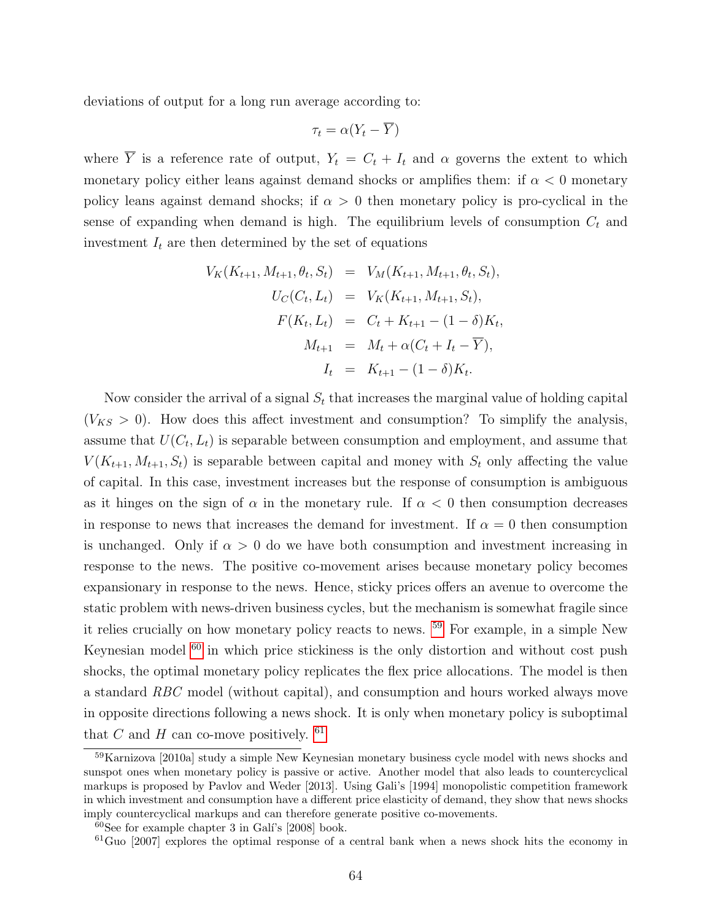deviations of output for a long run average according to:

$$\tau_t = \alpha(Y_t - \overline{Y})$$

where $\overline{Y}$ is a reference rate of output, $Y_t = C_t + I_t$ and $\alpha$ governs the extent to which monetary policy either leans against demand shocks or amplifies them: if $\alpha < 0$ monetary policy leans against demand shocks; if $\alpha > 0$ then monetary policy is pro-cyclical in the sense of expanding when demand is high. The equilibrium levels of consumption $C_t$ and investment $I_t$ are then determined by the set of equations

$$\begin{aligned}
V_K(K_{t+1}, M_{t+1}, \theta_t, S_t) &= V_M(K_{t+1}, M_{t+1}, \theta_t, S_t), \\
U_C(C_t, L_t) &= V_K(K_{t+1}, M_{t+1}, S_t), \\
F(K_t, L_t) &= C_t + K_{t+1} - (1-\delta)K_t, \\
M_{t+1} &= M_t + \alpha(C_t + I_t - \overline{Y}), \\
I_t &= K_{t+1} - (1-\delta)K_t.
\end{aligned}$$

Now consider the arrival of a signal $S_t$ that increases the marginal value of holding capital ($V_{KS} > 0$). How does this affect investment and consumption? To simplify the analysis, assume that $U(C_t, L_t)$ is separable between consumption and employment, and assume that $V(K_{t+1}, M_{t+1}, S_t)$ is separable between capital and money with $S_t$ only affecting the value of capital. In this case, investment increases but the response of consumption is ambiguous as it hinges on the sign of $\alpha$ in the monetary rule. If $\alpha < 0$ then consumption decreases in response to news that increases the demand for investment. If $\alpha = 0$ then consumption is unchanged. Only if $\alpha > 0$ do we have both consumption and investment increasing in response to the news. The positive co-movement arises because monetary policy becomes expansionary in response to the news. Hence, sticky prices offers an avenue to overcome the static problem with news-driven business cycles, but the mechanism is somewhat fragile since it relies crucially on how monetary policy reacts to news. [59] For example, in a simple New Keynesian model [60] in which price stickiness is the only distortion and without cost push shocks, the optimal monetary policy replicates the flex price allocations. The model is then a standard *RBC* model (without capital), and consumption and hours worked always move in opposite directions following a news shock. It is only when monetary policy is suboptimal that $C$ and $H$ can co-move positively. [61]

---

[59] Karnizova [2010a] study a simple New Keynesian monetary business cycle model with news shocks and sunspot ones when monetary policy is passive or active. Another model that also leads to countercyclical markups is proposed by Pavlov and Weder [2013]. Using Galí's [1994] monopolistic competition framework in which investment and consumption have a different price elasticity of demand, they show that news shocks imply countercyclical markups and can therefore generate positive co-movements.

[60] See for example chapter 3 in Galí's [2008] book.

[61] Guo [2007] explores the optimal response of a central bank when a news shock hits the economy in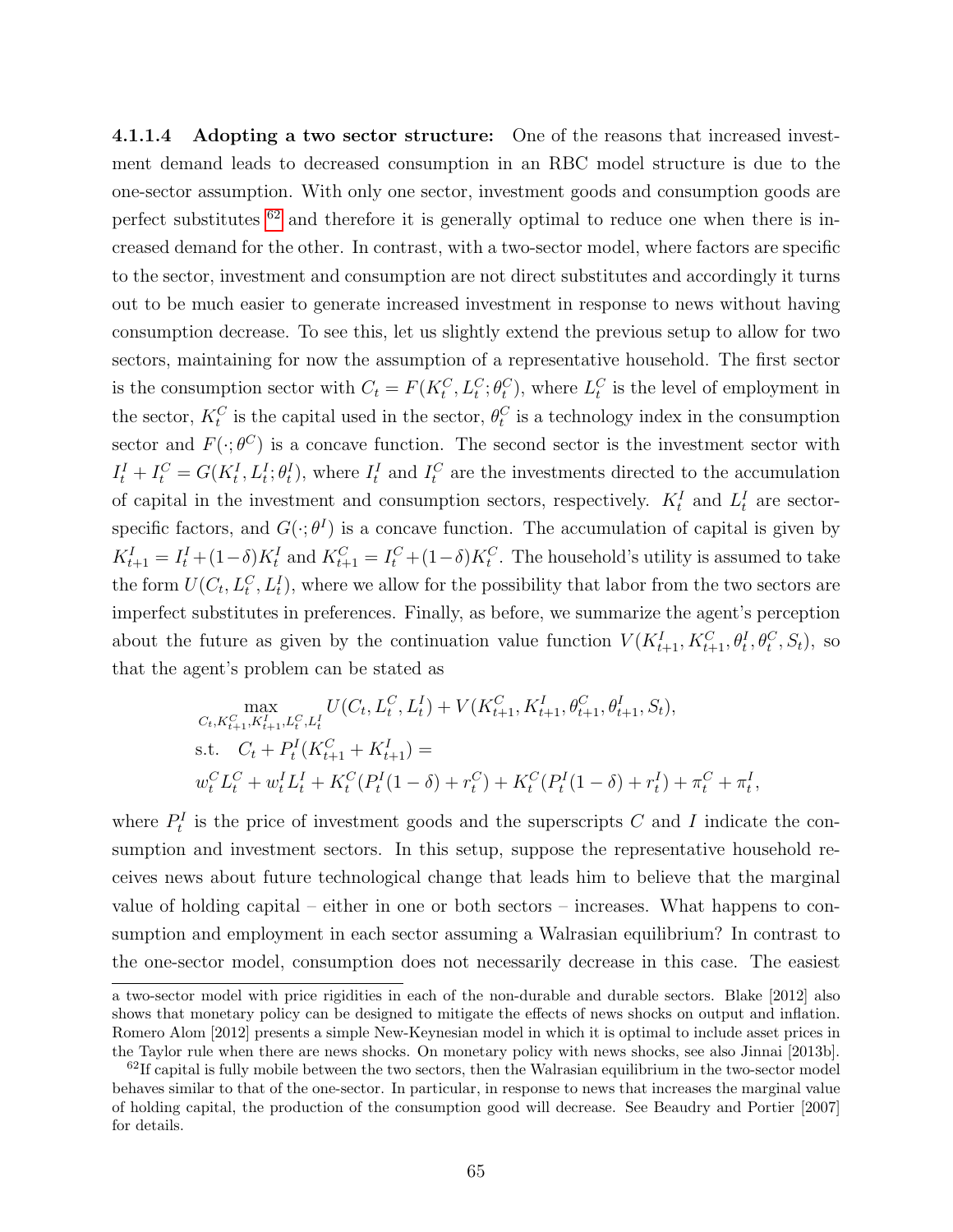**4.1.1.4 Adopting a two sector structure:** One of the reasons that increased investment demand leads to decreased consumption in an RBC model structure is due to the one-sector assumption. With only one sector, investment goods and consumption goods are perfect substitutes [62] and therefore it is generally optimal to reduce one when there is increased demand for the other. In contrast, with a two-sector model, where factors are specific to the sector, investment and consumption are not direct substitutes and accordingly it turns out to be much easier to generate increased investment in response to news without having consumption decrease. To see this, let us slightly extend the previous setup to allow for two sectors, maintaining for now the assumption of a representative household. The first sector is the consumption sector with $C_t = F(K_t^C, L_t^C; \theta_t^C)$, where $L_t^C$ is the level of employment in the sector, $K_t^C$ is the capital used in the sector, $\theta_t^C$ is a technology index in the consumption sector and $F(\cdot; \theta^C)$ is a concave function. The second sector is the investment sector with $I_t^I + I_t^C = G(K_t^I, L_t^I; \theta_t^I)$, where $I_t^I$ and $I_t^C$ are the investments directed to the accumulation of capital in the investment and consumption sectors, respectively. $K_t^I$ and $L_t^I$ are sector-specific factors, and $G(\cdot; \theta^I)$ is a concave function. The accumulation of capital is given by $K_{t+1}^I = I_t^I + (1-\delta)K_t^I$ and $K_{t+1}^C = I_t^C + (1-\delta)K_t^C$. The household's utility is assumed to take the form $U(C_t, L_t^C, L_t^I)$, where we allow for the possibility that labor from the two sectors are imperfect substitutes in preferences. Finally, as before, we summarize the agent's perception about the future as given by the continuation value function $V(K_{t+1}^I, K_{t+1}^C, \theta_t^I, \theta_t^C, S_t)$, so that the agent's problem can be stated as

$$
\begin{aligned}
&\max_{C_t, K_{t+1}^C, K_{t+1}^I, L_t^C, L_t^I} U(C_t, L_t^C, L_t^I) + V(K_{t+1}^C, K_{t+1}^I, \theta_{t+1}^C, \theta_{t+1}^I, S_t), \\
&\text{s.t.} \quad C_t + P_t^I (K_{t+1}^C + K_{t+1}^I) = \\
&w_t^C L_t^C + w_t^I L_t^I + K_t^C (P_t^I (1-\delta) + r_t^C) + K_t^C (P_t^I (1-\delta) + r_t^I) + \pi_t^C + \pi_t^I,
\end{aligned}
$$

where $P_t^I$ is the price of investment goods and the superscripts $C$ and $I$ indicate the consumption and investment sectors. In this setup, suppose the representative household receives news about future technological change that leads him to believe that the marginal value of holding capital – either in one or both sectors – increases. What happens to consumption and employment in each sector assuming a Walrasian equilibrium? In contrast to the one-sector model, consumption does not necessarily decrease in this case. The easiest

a two-sector model with price rigidities in each of the non-durable and durable sectors. Blake [2012] also shows that monetary policy can be designed to mitigate the effects of news shocks on output and inflation. Romero Alom [2012] presents a simple New-Keynesian model in which it is optimal to include asset prices in the Taylor rule when there are news shocks. On monetary policy with news shocks, see also Jinnai [2013b].

[62] If capital is fully mobile between the two sectors, then the Walrasian equilibrium in the two-sector model behaves similar to that of the one-sector. In particular, in response to news that increases the marginal value of holding capital, the production of the consumption good will decrease. See Beaudry and Portier [2007] for details.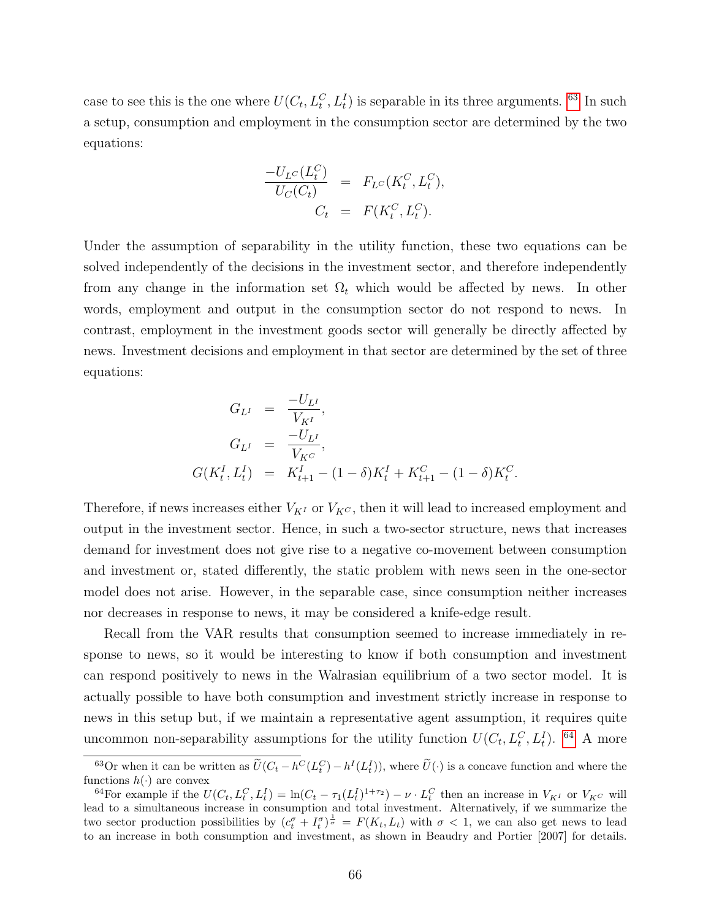case to see this is the one where $U(C_t, L_t^C, L_t^I)$ is separable in its three arguments. [63] In such a setup, consumption and employment in the consumption sector are determined by the two equations:

$$
\begin{aligned}
\frac{-U_{L^C}(L_t^C)}{U_C(C_t)} &= F_{L^C}(K_t^C, L_t^C), \\
C_t &= F(K_t^C, L_t^C).
\end{aligned}
$$

Under the assumption of separability in the utility function, these two equations can be solved independently of the decisions in the investment sector, and therefore independently from any change in the information set $\Omega_t$ which would be affected by news. In other words, employment and output in the consumption sector do not respond to news. In contrast, employment in the investment goods sector will generally be directly affected by news. Investment decisions and employment in that sector are determined by the set of three equations:

$$
\begin{aligned}
G_{L^I} &= \frac{-U_{L^I}}{V_{K^I}}, \\
G_{L^I} &= \frac{-U_{L^I}}{V_{K^C}}, \\
G(K_t^I, L_t^I) &= K_{t+1}^I - (1-\delta)K_t^I + K_{t+1}^C - (1-\delta)K_t^C.
\end{aligned}
$$

Therefore, if news increases either $V_{K^I}$ or $V_{K^C}$, then it will lead to increased employment and output in the investment sector. Hence, in such a two-sector structure, news that increases demand for investment does not give rise to a negative co-movement between consumption and investment or, stated differently, the static problem with news seen in the one-sector model does not arise. However, in the separable case, since consumption neither increases nor decreases in response to news, it may be considered a knife-edge result.

Recall from the VAR results that consumption seemed to increase immediately in response to news, so it would be interesting to know if both consumption and investment can respond positively to news in the Walrasian equilibrium of a two sector model. It is actually possible to have both consumption and investment strictly increase in response to news in this setup but, if we maintain a representative agent assumption, it requires quite uncommon non-separability assumptions for the utility function $U(C_t, L_t^C, L_t^I)$. [64] A more

---

[63] Or when it can be written as $\widetilde{U}(C_t - h^C(L_t^C) - h^I(L_t^I))$, where $\widetilde{U}(\cdot)$ is a concave function and where the functions $h(\cdot)$ are convex

[64] For example if the $U(C_t, L_t^C, L_t^I) = \ln(C_t - \tau_1(L_t^I)^{1+\tau_2}) - \nu \cdot L_t^C$ then an increase in $V_{K^I}$ or $V_{K^C}$ will lead to a simultaneous increase in consumption and total investment. Alternatively, if we summarize the two sector production possibilities by $(c_t^\sigma + I_t^\sigma)^{\frac{1}{\sigma}} = F(K_t, L_t)$ with $\sigma < 1$, we can also get news to lead to an increase in both consumption and investment, as shown in Beaudry and Portier [2007] for details.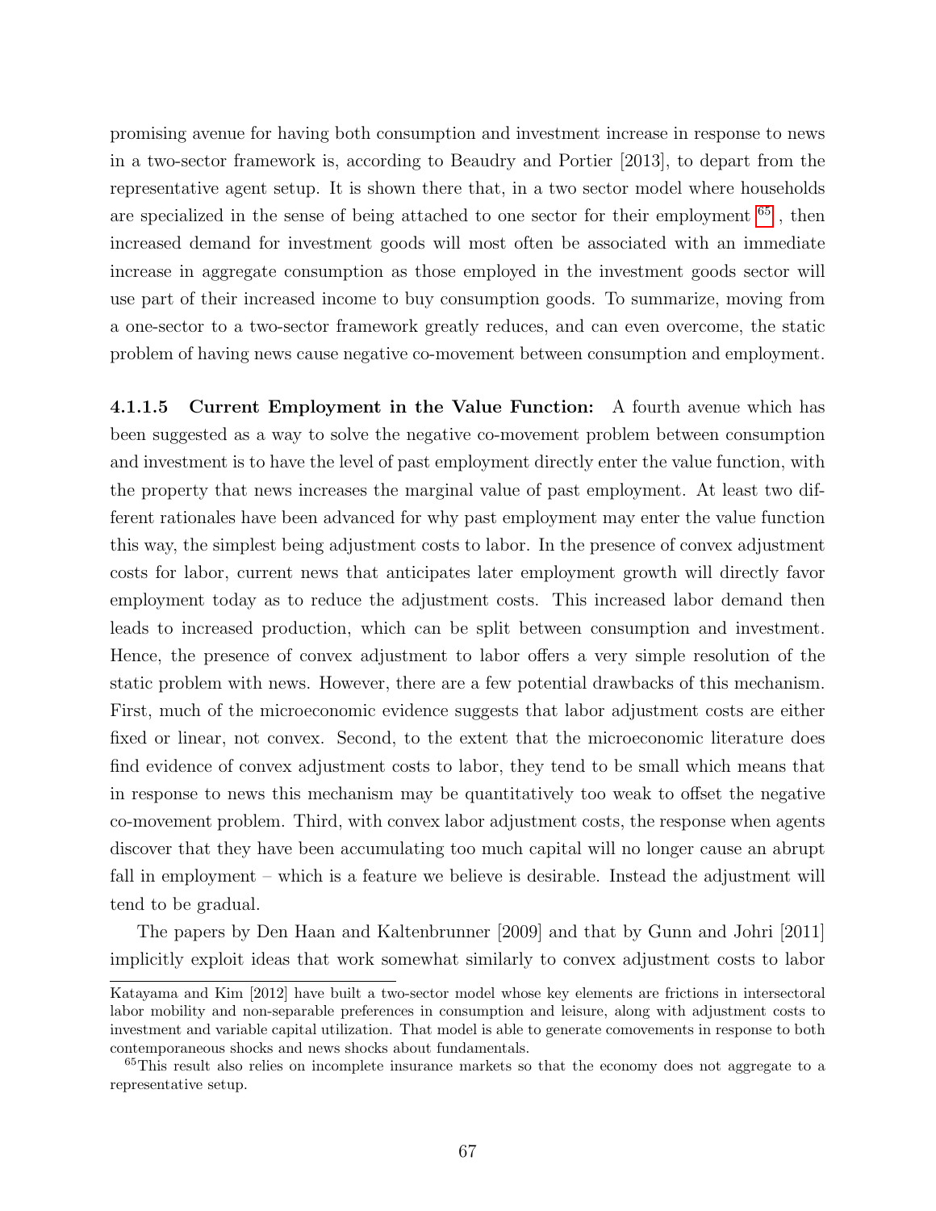promising avenue for having both consumption and investment increase in response to news in a two-sector framework is, according to Beaudry and Portier [2013], to depart from the representative agent setup. It is shown there that, in a two sector model where households are specialized in the sense of being attached to one sector for their employment [65], then increased demand for investment goods will most often be associated with an immediate increase in aggregate consumption as those employed in the investment goods sector will use part of their increased income to buy consumption goods. To summarize, moving from a one-sector to a two-sector framework greatly reduces, and can even overcome, the static problem of having news cause negative co-movement between consumption and employment.

**4.1.1.5 Current Employment in the Value Function:** A fourth avenue which has been suggested as a way to solve the negative co-movement problem between consumption and investment is to have the level of past employment directly enter the value function, with the property that news increases the marginal value of past employment. At least two different rationales have been advanced for why past employment may enter the value function this way, the simplest being adjustment costs to labor. In the presence of convex adjustment costs for labor, current news that anticipates later employment growth will directly favor employment today as to reduce the adjustment costs. This increased labor demand then leads to increased production, which can be split between consumption and investment. Hence, the presence of convex adjustment to labor offers a very simple resolution of the static problem with news. However, there are a few potential drawbacks of this mechanism. First, much of the microeconomic evidence suggests that labor adjustment costs are either fixed or linear, not convex. Second, to the extent that the microeconomic literature does find evidence of convex adjustment costs to labor, they tend to be small which means that in response to news this mechanism may be quantitatively too weak to offset the negative co-movement problem. Third, with convex labor adjustment costs, the response when agents discover that they have been accumulating too much capital will no longer cause an abrupt fall in employment – which is a feature we believe is desirable. Instead the adjustment will tend to be gradual.

The papers by Den Haan and Kaltenbrunner [2009] and that by Gunn and Johri [2011] implicitly exploit ideas that work somewhat similarly to convex adjustment costs to labor

---

Katayama and Kim [2012] have built a two-sector model whose key elements are frictions in intersectoral labor mobility and non-separable preferences in consumption and leisure, along with adjustment costs to investment and variable capital utilization. That model is able to generate comovements in response to both contemporaneous shocks and news shocks about fundamentals.

[65] This result also relies on incomplete insurance markets so that the economy does not aggregate to a representative setup.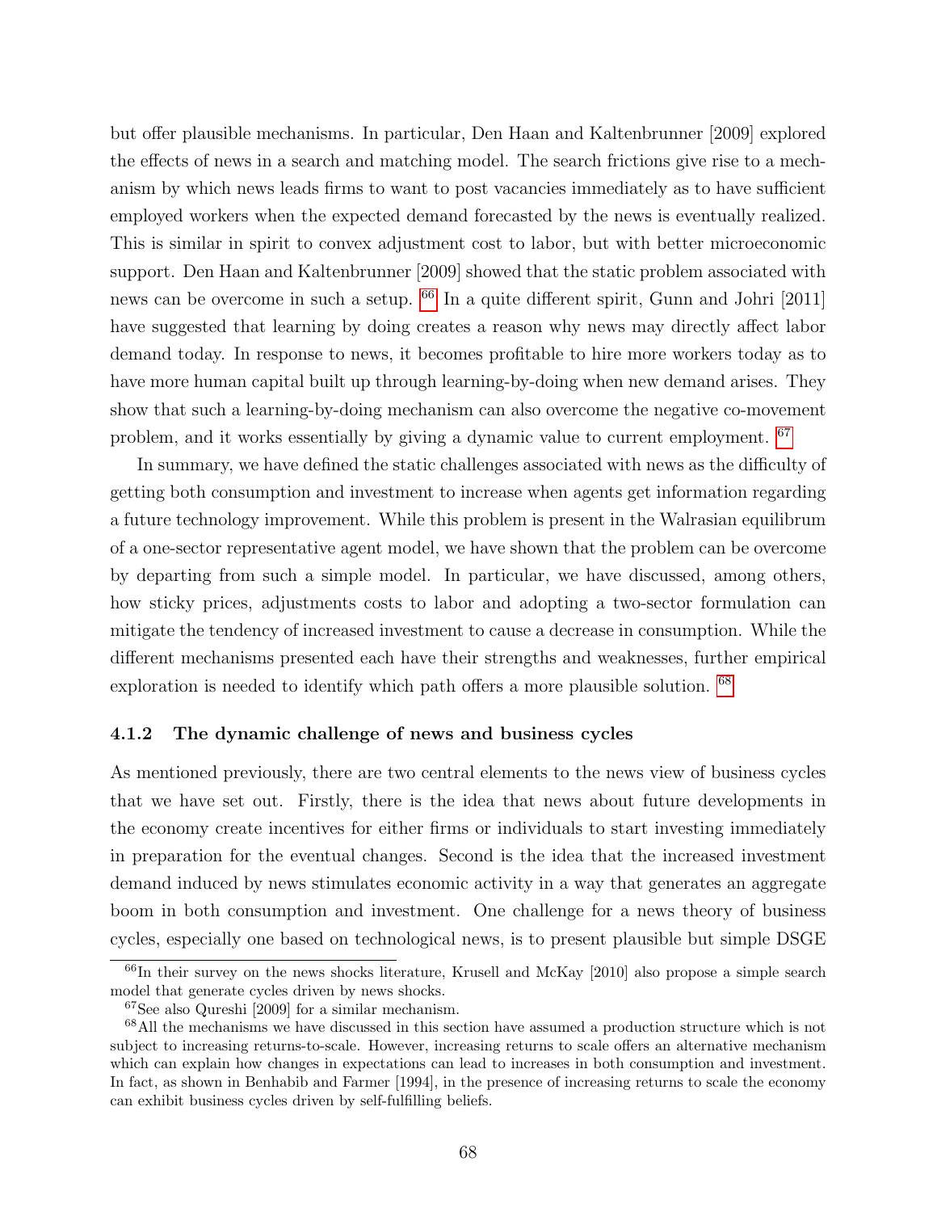but offer plausible mechanisms. In particular, Den Haan and Kaltenbrunner [2009] explored the effects of news in a search and matching model. The search frictions give rise to a mechanism by which news leads firms to want to post vacancies immediately as to have sufficient employed workers when the expected demand forecasted by the news is eventually realized. This is similar in spirit to convex adjustment cost to labor, but with better microeconomic support. Den Haan and Kaltenbrunner [2009] showed that the static problem associated with news can be overcome in such a setup. [66] In a quite different spirit, Gunn and Johri [2011] have suggested that learning by doing creates a reason why news may directly affect labor demand today. In response to news, it becomes profitable to hire more workers today as to have more human capital built up through learning-by-doing when new demand arises. They show that such a learning-by-doing mechanism can also overcome the negative co-movement problem, and it works essentially by giving a dynamic value to current employment. [67]

In summary, we have defined the static challenges associated with news as the difficulty of getting both consumption and investment to increase when agents get information regarding a future technology improvement. While this problem is present in the Walrasian equilibrum of a one-sector representative agent model, we have shown that the problem can be overcome by departing from such a simple model. In particular, we have discussed, among others, how sticky prices, adjustments costs to labor and adopting a two-sector formulation can mitigate the tendency of increased investment to cause a decrease in consumption. While the different mechanisms presented each have their strengths and weaknesses, further empirical exploration is needed to identify which path offers a more plausible solution. [68]

#### 4.1.2 The dynamic challenge of news and business cycles

As mentioned previously, there are two central elements to the news view of business cycles that we have set out. Firstly, there is the idea that news about future developments in the economy create incentives for either firms or individuals to start investing immediately in preparation for the eventual changes. Second is the idea that the increased investment demand induced by news stimulates economic activity in a way that generates an aggregate boom in both consumption and investment. One challenge for a news theory of business cycles, especially one based on technological news, is to present plausible but simple DSGE

[66] In their survey on the news shocks literature, Krusell and McKay [2010] also propose a simple search model that generate cycles driven by news shocks.

[67] See also Qureshi [2009] for a similar mechanism.

[68] All the mechanisms we have discussed in this section have assumed a production structure which is not subject to increasing returns-to-scale. However, increasing returns to scale offers an alternative mechanism which can explain how changes in expectations can lead to increases in both consumption and investment. In fact, as shown in Benhabib and Farmer [1994], in the presence of increasing returns to scale the economy can exhibit business cycles driven by self-fulfilling beliefs.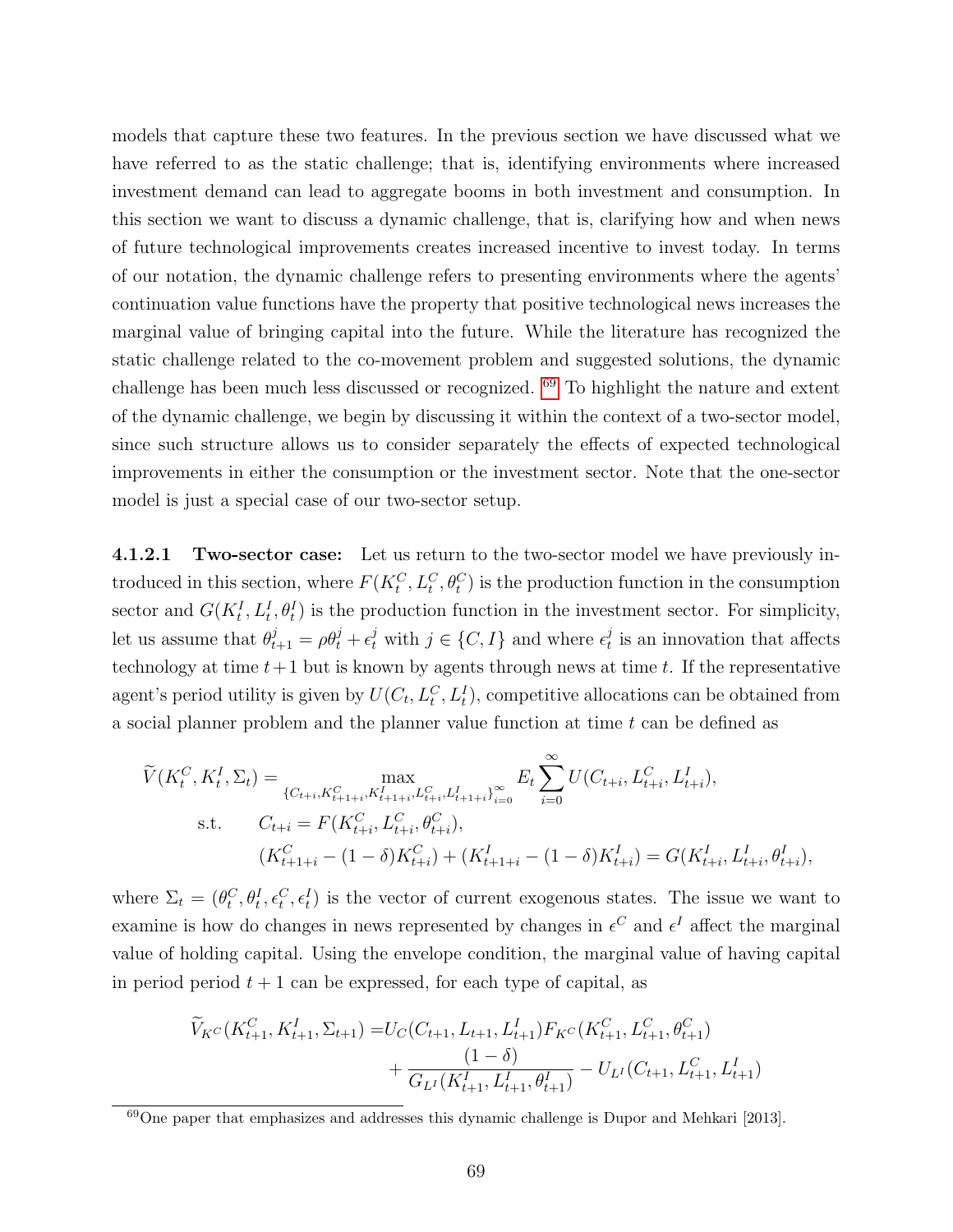models that capture these two features. In the previous section we have discussed what we have referred to as the static challenge; that is, identifying environments where increased investment demand can lead to aggregate booms in both investment and consumption. In this section we want to discuss a dynamic challenge, that is, clarifying how and when news of future technological improvements creates increased incentive to invest today. In terms of our notation, the dynamic challenge refers to presenting environments where the agents' continuation value functions have the property that positive technological news increases the marginal value of bringing capital into the future. While the literature has recognized the static challenge related to the co-movement problem and suggested solutions, the dynamic challenge has been much less discussed or recognized. [69] To highlight the nature and extent of the dynamic challenge, we begin by discussing it within the context of a two-sector model, since such structure allows us to consider separately the effects of expected technological improvements in either the consumption or the investment sector. Note that the one-sector model is just a special case of our two-sector setup.

**4.1.2.1 Two-sector case:** Let us return to the two-sector model we have previously introduced in this section, where $F(K_t^C, L_t^C, \theta_t^C)$ is the production function in the consumption sector and $G(K_t^I, L_t^I, \theta_t^I)$ is the production function in the investment sector. For simplicity, let us assume that $\theta_{t+1}^j = \rho\theta_t^j + \epsilon_t^j$ with $j \in \{C, I\}$ and where $\epsilon_t^j$ is an innovation that affects technology at time $t+1$ but is known by agents through news at time $t$. If the representative agent's period utility is given by $U(C_t, L_t^C, L_t^I)$, competitive allocations can be obtained from a social planner problem and the planner value function at time $t$ can be defined as

$$
\begin{aligned}
\widetilde{V}(K_t^C, K_t^I, \Sigma_t) = & \max_{\{C_{t+i}, K_{t+1+i}^C, K_{t+1+i}^I, L_{t+i}^C, L_{t+1+i}^I\}_{i=0}^{\infty}} E_t \sum_{i=0}^{\infty} U(C_{t+i}, L_{t+i}^C, L_{t+i}^I), \\
\text{s.t.} \quad & C_{t+i} = F(K_{t+i}^C, L_{t+i}^C, \theta_{t+i}^C), \\
& (K_{t+1+i}^C - (1-\delta)K_{t+i}^C) + (K_{t+1+i}^I - (1-\delta)K_{t+i}^I) = G(K_{t+i}^I, L_{t+i}^I, \theta_{t+i}^I),
\end{aligned}
$$

where $\Sigma_t = (\theta_t^C, \theta_t^I, \epsilon_t^C, \epsilon_t^I)$ is the vector of current exogenous states. The issue we want to examine is how do changes in news represented by changes in $\epsilon^C$ and $\epsilon^I$ affect the marginal value of holding capital. Using the envelope condition, the marginal value of having capital in period period $t+1$ can be expressed, for each type of capital, as

$$
\begin{aligned}
\widetilde{V}_{K^C}(K_{t+1}^C, K_{t+1}^I, \Sigma_{t+1}) = & U_C(C_{t+1}, L_{t+1}, L_{t+1}^I) F_{K^C}(K_{t+1}^C, L_{t+1}^C, \theta_{t+1}^C) \\
& + \frac{(1-\delta)}{G_{L^I}(K_{t+1}^I, L_{t+1}^I, \theta_{t+1}^I)} - U_{L^I}(C_{t+1}, L_{t+1}^C, L_{t+1}^I)
\end{aligned}
$$

[69] One paper that emphasizes and addresses this dynamic challenge is Dupor and Mehkari [2013].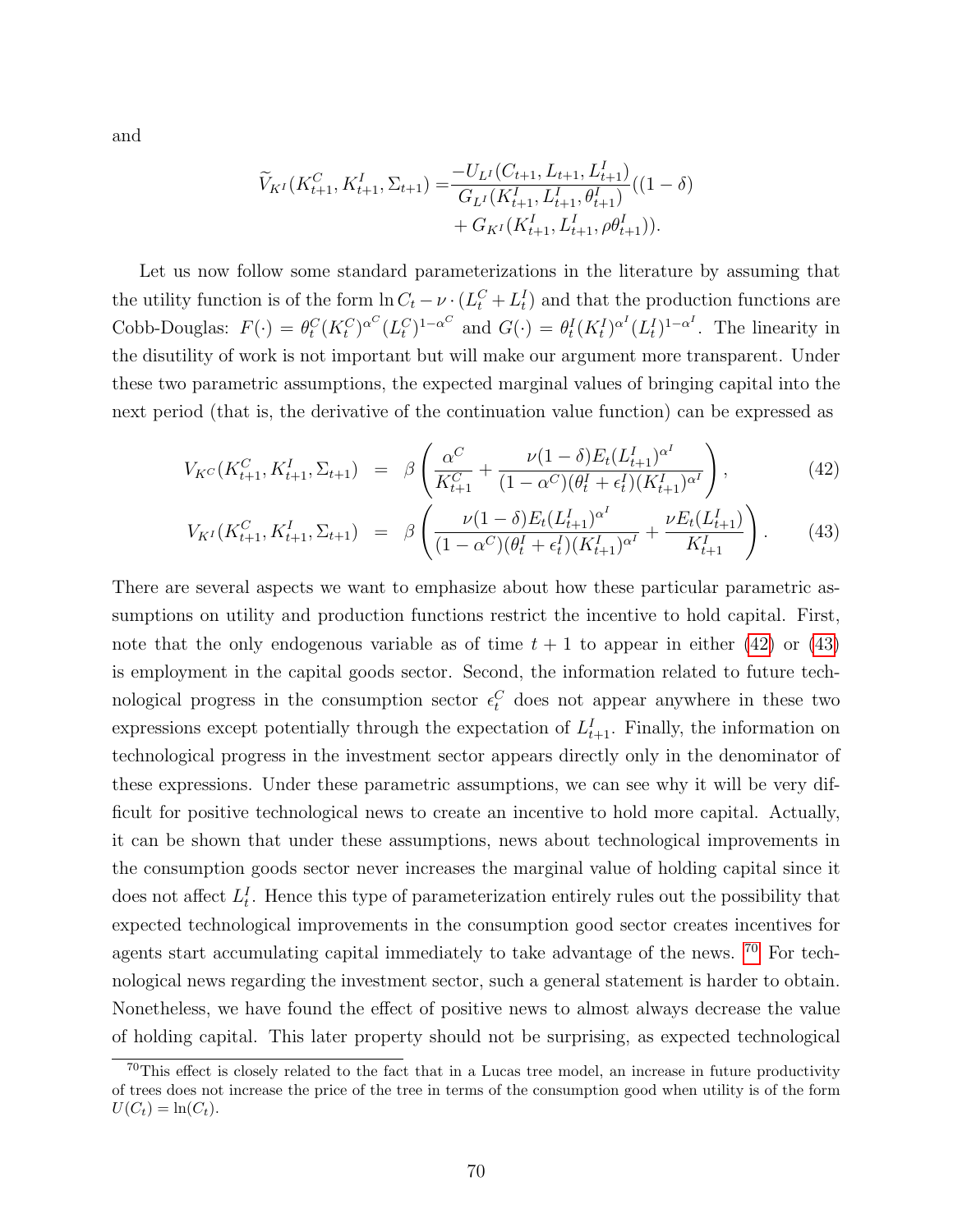and

$$
\begin{aligned}
\widetilde{V}_{K^I}(K^C_{t+1}, K^I_{t+1}, \Sigma_{t+1}) = & \frac{-U_{L^I}(C_{t+1}, L_{t+1}, L^I_{t+1})}{G_{L^I}(K^I_{t+1}, L^I_{t+1}, \theta^I_{t+1})}((1-\delta) \\
& + G_{K^I}(K^I_{t+1}, L^I_{t+1}, \rho\theta^I_{t+1})).
\end{aligned}
$$

Let us now follow some standard parameterizations in the literature by assuming that the utility function is of the form $\ln C_t - \nu \cdot (L^C_t + L^I_t)$ and that the production functions are Cobb-Douglas: $F(\cdot) = \theta^C_t (K^C_t)^{\alpha^C} (L^C_t)^{1-\alpha^C}$ and $G(\cdot) = \theta^I_t (K^I_t)^{\alpha^I} (L^I_t)^{1-\alpha^I}$. The linearity in the disutility of work is not important but will make our argument more transparent. Under these two parametric assumptions, the expected marginal values of bringing capital into the next period (that is, the derivative of the continuation value function) can be expressed as

$$
V_{K^C}(K^C_{t+1}, K^I_{t+1}, \Sigma_{t+1}) = \beta \left( \frac{\alpha^C}{K^C_{t+1}} + \frac{\nu(1-\delta)E_t(L^I_{t+1})^{\alpha^I}}{(1-\alpha^C)(\theta^I_t + \epsilon^I_t)(K^I_{t+1})^{\alpha^I}} \right), \tag{42}
$$

$$
V_{K^I}(K^C_{t+1}, K^I_{t+1}, \Sigma_{t+1}) = \beta \left( \frac{\nu(1-\delta)E_t(L^I_{t+1})^{\alpha^I}}{(1-\alpha^C)(\theta^I_t + \epsilon^I_t)(K^I_{t+1})^{\alpha^I}} + \frac{\nu E_t(L^I_{t+1})}{K^I_{t+1}} \right). \tag{43}
$$

There are several aspects we want to emphasize about how these particular parametric assumptions on utility and production functions restrict the incentive to hold capital. First, note that the only endogenous variable as of time $t+1$ to appear in either (42) or (43) is employment in the capital goods sector. Second, the information related to future technological progress in the consumption sector $\epsilon^C_t$ does not appear anywhere in these two expressions except potentially through the expectation of $L^I_{t+1}$. Finally, the information on technological progress in the investment sector appears directly only in the denominator of these expressions. Under these parametric assumptions, we can see why it will be very difficult for positive technological news to create an incentive to hold more capital. Actually, it can be shown that under these assumptions, news about technological improvements in the consumption goods sector never increases the marginal value of holding capital since it does not affect $L^I_t$. Hence this type of parameterization entirely rules out the possibility that expected technological improvements in the consumption good sector creates incentives for agents start accumulating capital immediately to take advantage of the news. [70] For technological news regarding the investment sector, such a general statement is harder to obtain. Nonetheless, we have found the effect of positive news to almost always decrease the value of holding capital. This later property should not be surprising, as expected technological

[70] This effect is closely related to the fact that in a Lucas tree model, an increase in future productivity of trees does not increase the price of the tree in terms of the consumption good when utility is of the form $U(C_t) = \ln(C_t)$.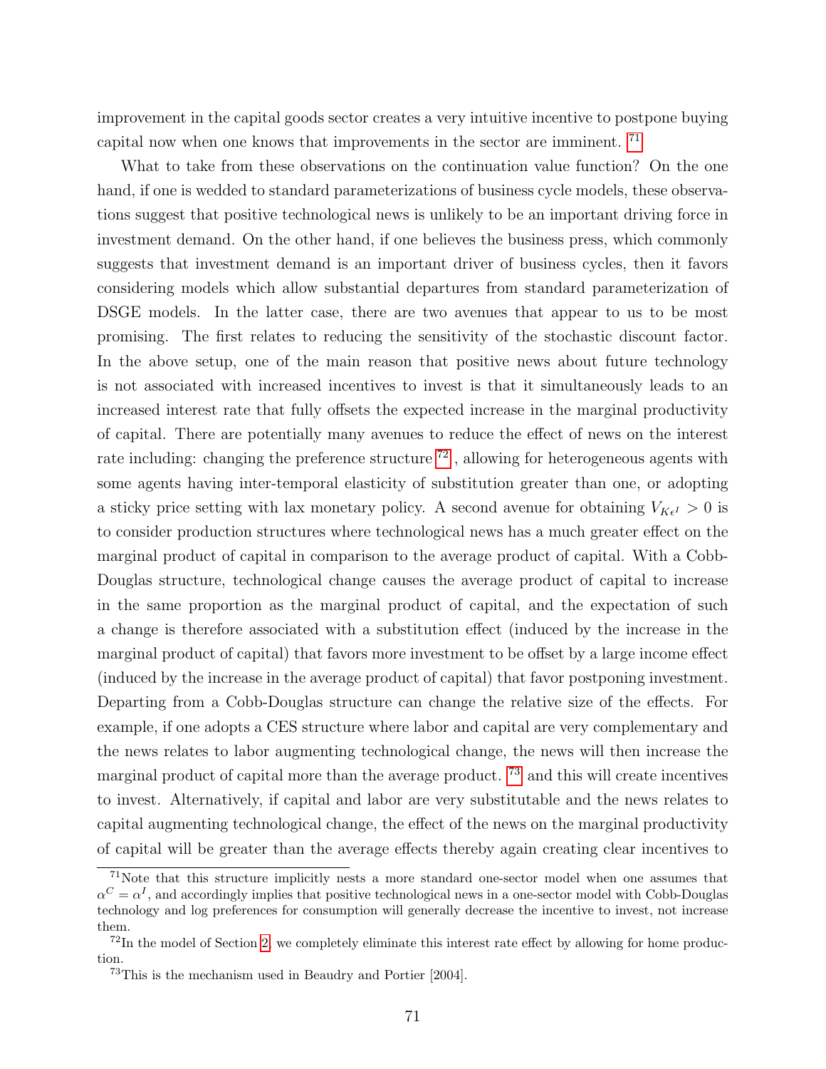improvement in the capital goods sector creates a very intuitive incentive to postpone buying capital now when one knows that improvements in the sector are imminent. [71]

What to take from these observations on the continuation value function? On the one hand, if one is wedded to standard parameterizations of business cycle models, these observations suggest that positive technological news is unlikely to be an important driving force in investment demand. On the other hand, if one believes the business press, which commonly suggests that investment demand is an important driver of business cycles, then it favors considering models which allow substantial departures from standard parameterization of DSGE models. In the latter case, there are two avenues that appear to us to be most promising. The first relates to reducing the sensitivity of the stochastic discount factor. In the above setup, one of the main reason that positive news about future technology is not associated with increased incentives to invest is that it simultaneously leads to an increased interest rate that fully offsets the expected increase in the marginal productivity of capital. There are potentially many avenues to reduce the effect of news on the interest rate including: changing the preference structure [72], allowing for heterogeneous agents with some agents having inter-temporal elasticity of substitution greater than one, or adopting a sticky price setting with lax monetary policy. A second avenue for obtaining $V_{K\epsilon^I} > 0$ is to consider production structures where technological news has a much greater effect on the marginal product of capital in comparison to the average product of capital. With a Cobb-Douglas structure, technological change causes the average product of capital to increase in the same proportion as the marginal product of capital, and the expectation of such a change is therefore associated with a substitution effect (induced by the increase in the marginal product of capital) that favors more investment to be offset by a large income effect (induced by the increase in the average product of capital) that favor postponing investment. Departing from a Cobb-Douglas structure can change the relative size of the effects. For example, if one adopts a CES structure where labor and capital are very complementary and the news relates to labor augmenting technological change, the news will then increase the marginal product of capital more than the average product. [73] and this will create incentives to invest. Alternatively, if capital and labor are very substitutable and the news relates to capital augmenting technological change, the effect of the news on the marginal productivity of capital will be greater than the average effects thereby again creating clear incentives to

[71] Note that this structure implicitly nests a more standard one-sector model when one assumes that $\alpha^C = \alpha^I$, and accordingly implies that positive technological news in a one-sector model with Cobb-Douglas technology and log preferences for consumption will generally decrease the incentive to invest, not increase them.

[72] In the model of Section 2, we completely eliminate this interest rate effect by allowing for home production.

[73] This is the mechanism used in Beaudry and Portier [2004].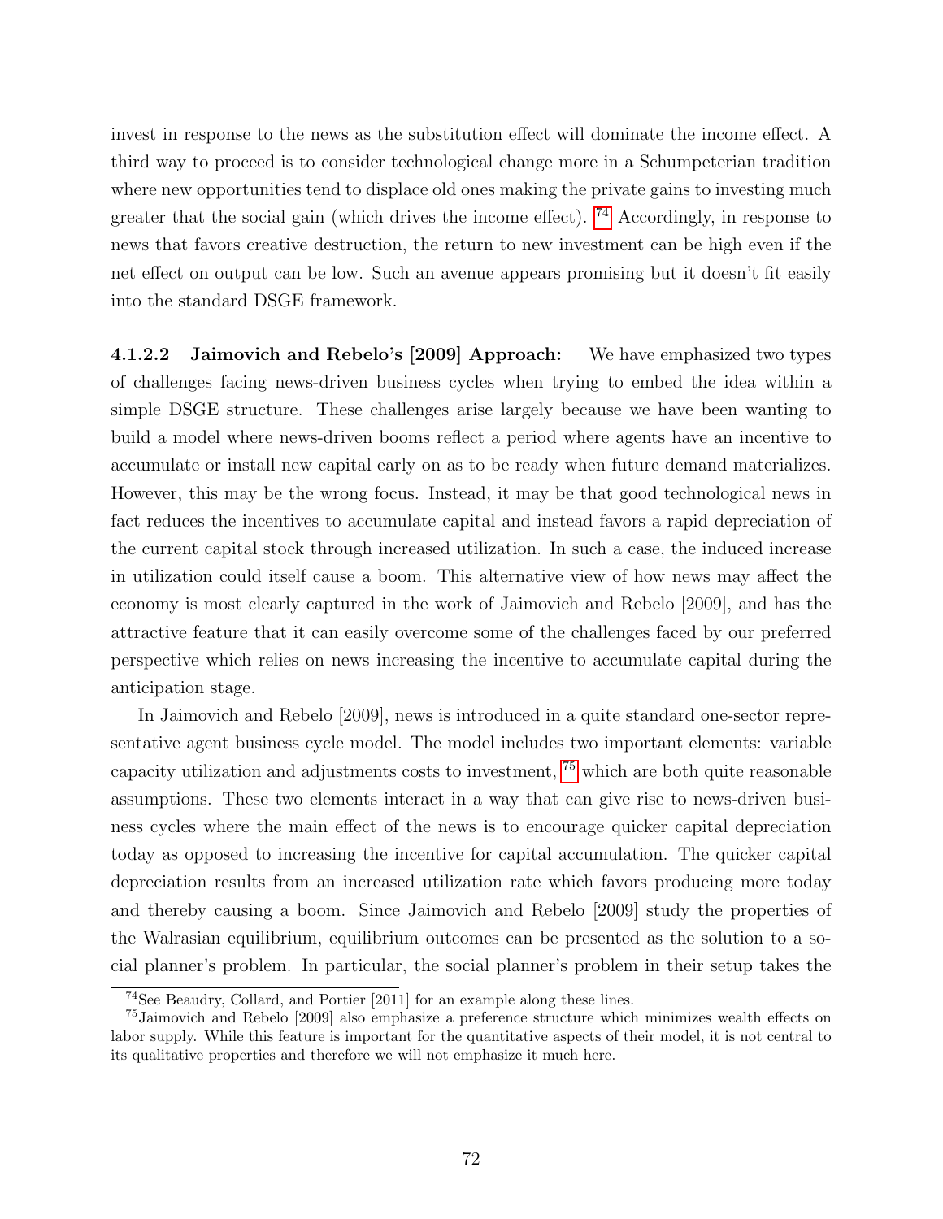invest in response to the news as the substitution effect will dominate the income effect. A third way to proceed is to consider technological change more in a Schumpeterian tradition where new opportunities tend to displace old ones making the private gains to investing much greater that the social gain (which drives the income effect). [74] Accordingly, in response to news that favors creative destruction, the return to new investment can be high even if the net effect on output can be low. Such an avenue appears promising but it doesn't fit easily into the standard DSGE framework.

#### 4.1.2.2 Jaimovich and Rebelo's [2009] Approach:

We have emphasized two types of challenges facing news-driven business cycles when trying to embed the idea within a simple DSGE structure. These challenges arise largely because we have been wanting to build a model where news-driven booms reflect a period where agents have an incentive to accumulate or install new capital early on as to be ready when future demand materializes. However, this may be the wrong focus. Instead, it may be that good technological news in fact reduces the incentives to accumulate capital and instead favors a rapid depreciation of the current capital stock through increased utilization. In such a case, the induced increase in utilization could itself cause a boom. This alternative view of how news may affect the economy is most clearly captured in the work of Jaimovich and Rebelo [2009], and has the attractive feature that it can easily overcome some of the challenges faced by our preferred perspective which relies on news increasing the incentive to accumulate capital during the anticipation stage.

In Jaimovich and Rebelo [2009], news is introduced in a quite standard one-sector representative agent business cycle model. The model includes two important elements: variable capacity utilization and adjustments costs to investment, [75] which are both quite reasonable assumptions. These two elements interact in a way that can give rise to news-driven business cycles where the main effect of the news is to encourage quicker capital depreciation today as opposed to increasing the incentive for capital accumulation. The quicker capital depreciation results from an increased utilization rate which favors producing more today and thereby causing a boom. Since Jaimovich and Rebelo [2009] study the properties of the Walrasian equilibrium, equilibrium outcomes can be presented as the solution to a social planner's problem. In particular, the social planner's problem in their setup takes the

[74] See Beaudry, Collard, and Portier [2011] for an example along these lines.

[75] Jaimovich and Rebelo [2009] also emphasize a preference structure which minimizes wealth effects on labor supply. While this feature is important for the quantitative aspects of their model, it is not central to its qualitative properties and therefore we will not emphasize it much here.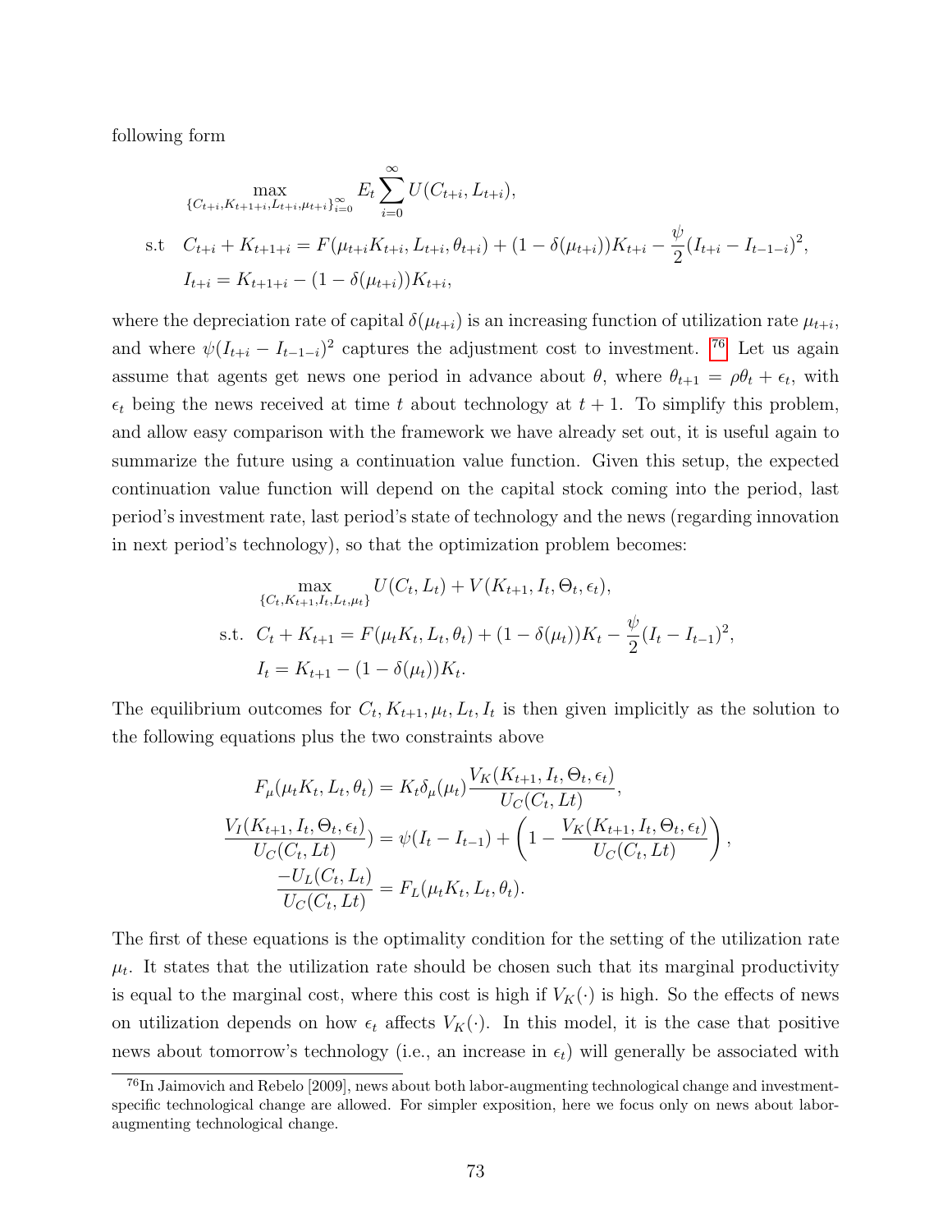following form

$$
\max_{\{C_{t+i},K_{t+1+i},L_{t+i},\mu_{t+i}\}_{i=0}^{\infty}} E_t \sum_{i=0}^{\infty} U(C_{t+i}, L_{t+i}),
$$

$$
\text{s.t} \quad C_{t+i} + K_{t+1+i} = F(\mu_{t+i}K_{t+i}, L_{t+i}, \theta_{t+i}) + (1 - \delta(\mu_{t+i}))K_{t+i} - \frac{\psi}{2}(I_{t+i} - I_{t-1-i})^2,
$$

$$
I_{t+i} = K_{t+1+i} - (1 - \delta(\mu_{t+i}))K_{t+i},
$$

where the depreciation rate of capital $\delta(\mu_{t+i})$ is an increasing function of utilization rate $\mu_{t+i}$, and where $\psi(I_{t+i} - I_{t-1-i})^2$ captures the adjustment cost to investment. [76] Let us again assume that agents get news one period in advance about $\theta$, where $\theta_{t+1} = \rho\theta_t + \epsilon_t$, with $\epsilon_t$ being the news received at time $t$ about technology at $t+1$. To simplify this problem, and allow easy comparison with the framework we have already set out, it is useful again to summarize the future using a continuation value function. Given this setup, the expected continuation value function will depend on the capital stock coming into the period, last period's investment rate, last period's state of technology and the news (regarding innovation in next period's technology), so that the optimization problem becomes:

$$
\max_{\{C_t,K_{t+1},I_t,L_t,\mu_t\}} U(C_t, L_t) + V(K_{t+1}, I_t, \Theta_t, \epsilon_t),
$$

$$
\text{s.t.} \quad C_t + K_{t+1} = F(\mu_t K_t, L_t, \theta_t) + (1 - \delta(\mu_t))K_t - \frac{\psi}{2}(I_t - I_{t-1})^2,
$$

$$
I_t = K_{t+1} - (1 - \delta(\mu_t))K_t.
$$

The equilibrium outcomes for $C_t, K_{t+1}, \mu_t, L_t, I_t$ is then given implicitly as the solution to the following equations plus the two constraints above

$$
F_\mu(\mu_t K_t, L_t, \theta_t) = K_t \delta_\mu(\mu_t) \frac{V_K(K_{t+1}, I_t, \Theta_t, \epsilon_t)}{U_C(C_t, Lt)},
$$

$$
\frac{V_I(K_{t+1}, I_t, \Theta_t, \epsilon_t)}{U_C(C_t, Lt)}) = \psi(I_t - I_{t-1}) + \left(1 - \frac{V_K(K_{t+1}, I_t, \Theta_t, \epsilon_t)}{U_C(C_t, Lt)}\right),
$$

$$
\frac{-U_L(C_t, L_t)}{U_C(C_t, Lt)} = F_L(\mu_t K_t, L_t, \theta_t).
$$

The first of these equations is the optimality condition for the setting of the utilization rate $\mu_t$. It states that the utilization rate should be chosen such that its marginal productivity is equal to the marginal cost, where this cost is high if $V_K(\cdot)$ is high. So the effects of news on utilization depends on how $\epsilon_t$ affects $V_K(\cdot)$. In this model, it is the case that positive news about tomorrow's technology (i.e., an increase in $\epsilon_t$) will generally be associated with

[76] In Jaimovich and Rebelo [2009], news about both labor-augmenting technological change and investment-specific technological change are allowed. For simpler exposition, here we focus only on news about labor-augmenting technological change.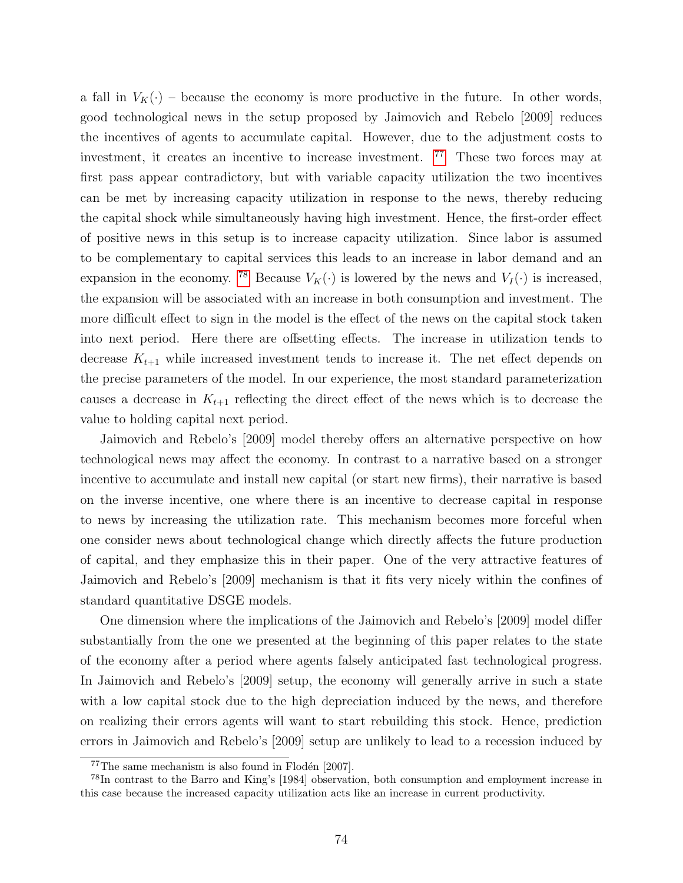a fall in $V_K(\cdot)$ – because the economy is more productive in the future. In other words, good technological news in the setup proposed by Jaimovich and Rebelo [2009] reduces the incentives of agents to accumulate capital. However, due to the adjustment costs to investment, it creates an incentive to increase investment. [77] These two forces may at first pass appear contradictory, but with variable capacity utilization the two incentives can be met by increasing capacity utilization in response to the news, thereby reducing the capital shock while simultaneously having high investment. Hence, the first-order effect of positive news in this setup is to increase capacity utilization. Since labor is assumed to be complementary to capital services this leads to an increase in labor demand and an expansion in the economy. [78] Because $V_K(\cdot)$ is lowered by the news and $V_I(\cdot)$ is increased, the expansion will be associated with an increase in both consumption and investment. The more difficult effect to sign in the model is the effect of the news on the capital stock taken into next period. Here there are offsetting effects. The increase in utilization tends to decrease $K_{t+1}$ while increased investment tends to increase it. The net effect depends on the precise parameters of the model. In our experience, the most standard parameterization causes a decrease in $K_{t+1}$ reflecting the direct effect of the news which is to decrease the value to holding capital next period.

Jaimovich and Rebelo's [2009] model thereby offers an alternative perspective on how technological news may affect the economy. In contrast to a narrative based on a stronger incentive to accumulate and install new capital (or start new firms), their narrative is based on the inverse incentive, one where there is an incentive to decrease capital in response to news by increasing the utilization rate. This mechanism becomes more forceful when one consider news about technological change which directly affects the future production of capital, and they emphasize this in their paper. One of the very attractive features of Jaimovich and Rebelo's [2009] mechanism is that it fits very nicely within the confines of standard quantitative DSGE models.

One dimension where the implications of the Jaimovich and Rebelo's [2009] model differ substantially from the one we presented at the beginning of this paper relates to the state of the economy after a period where agents falsely anticipated fast technological progress. In Jaimovich and Rebelo's [2009] setup, the economy will generally arrive in such a state with a low capital stock due to the high depreciation induced by the news, and therefore on realizing their errors agents will want to start rebuilding this stock. Hence, prediction errors in Jaimovich and Rebelo's [2009] setup are unlikely to lead to a recession induced by

[77] The same mechanism is also found in Flodén [2007].

[78] In contrast to the Barro and King's [1984] observation, both consumption and employment increase in this case because the increased capacity utilization acts like an increase in current productivity.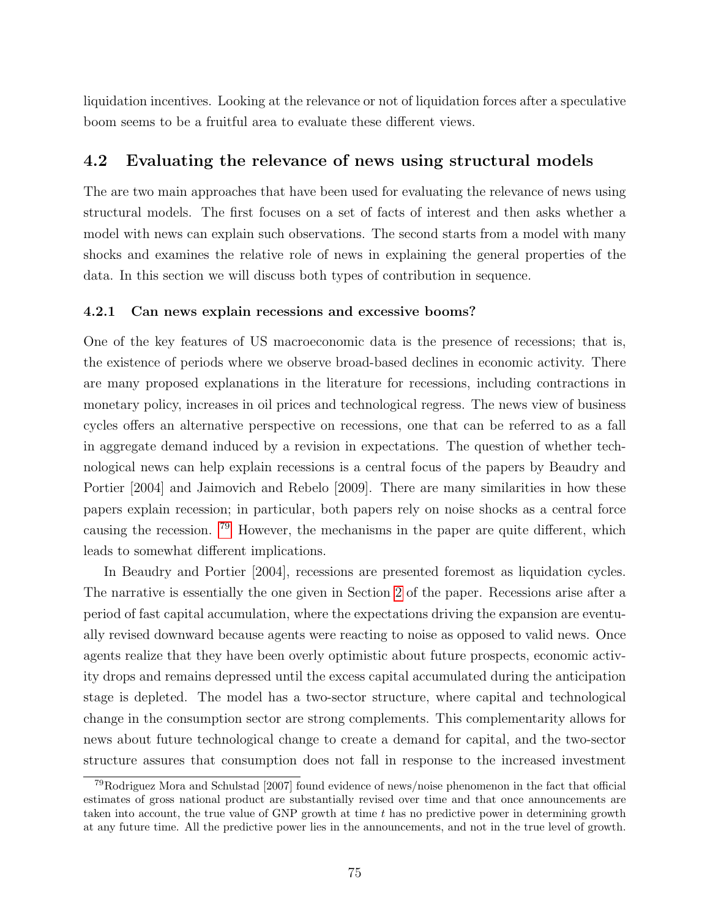liquidation incentives. Looking at the relevance or not of liquidation forces after a speculative boom seems to be a fruitful area to evaluate these different views.

## 4.2 Evaluating the relevance of news using structural models

The are two main approaches that have been used for evaluating the relevance of news using structural models. The first focuses on a set of facts of interest and then asks whether a model with news can explain such observations. The second starts from a model with many shocks and examines the relative role of news in explaining the general properties of the data. In this section we will discuss both types of contribution in sequence.

### 4.2.1 Can news explain recessions and excessive booms?

One of the key features of US macroeconomic data is the presence of recessions; that is, the existence of periods where we observe broad-based declines in economic activity. There are many proposed explanations in the literature for recessions, including contractions in monetary policy, increases in oil prices and technological regress. The news view of business cycles offers an alternative perspective on recessions, one that can be referred to as a fall in aggregate demand induced by a revision in expectations. The question of whether technological news can help explain recessions is a central focus of the papers by Beaudry and Portier [2004] and Jaimovich and Rebelo [2009]. There are many similarities in how these papers explain recession; in particular, both papers rely on noise shocks as a central force causing the recession. [79] However, the mechanisms in the paper are quite different, which leads to somewhat different implications.

In Beaudry and Portier [2004], recessions are presented foremost as liquidation cycles. The narrative is essentially the one given in Section 2 of the paper. Recessions arise after a period of fast capital accumulation, where the expectations driving the expansion are eventually revised downward because agents were reacting to noise as opposed to valid news. Once agents realize that they have been overly optimistic about future prospects, economic activity drops and remains depressed until the excess capital accumulated during the anticipation stage is depleted. The model has a two-sector structure, where capital and technological change in the consumption sector are strong complements. This complementarity allows for news about future technological change to create a demand for capital, and the two-sector structure assures that consumption does not fall in response to the increased investment

[79] Rodriguez Mora and Schulstad [2007] found evidence of news/noise phenomenon in the fact that official estimates of gross national product are substantially revised over time and that once announcements are taken into account, the true value of GNP growth at time $t$ has no predictive power in determining growth at any future time. All the predictive power lies in the announcements, and not in the true level of growth.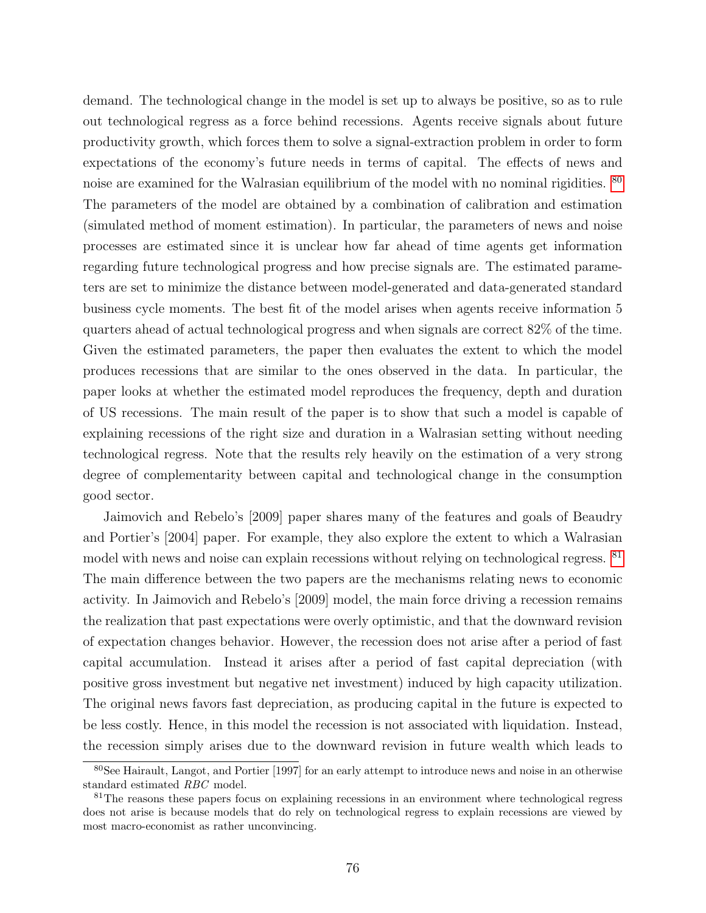demand. The technological change in the model is set up to always be positive, so as to rule out technological regress as a force behind recessions. Agents receive signals about future productivity growth, which forces them to solve a signal-extraction problem in order to form expectations of the economy's future needs in terms of capital. The effects of news and noise are examined for the Walrasian equilibrium of the model with no nominal rigidities. [80] The parameters of the model are obtained by a combination of calibration and estimation (simulated method of moment estimation). In particular, the parameters of news and noise processes are estimated since it is unclear how far ahead of time agents get information regarding future technological progress and how precise signals are. The estimated parameters are set to minimize the distance between model-generated and data-generated standard business cycle moments. The best fit of the model arises when agents receive information 5 quarters ahead of actual technological progress and when signals are correct 82% of the time. Given the estimated parameters, the paper then evaluates the extent to which the model produces recessions that are similar to the ones observed in the data. In particular, the paper looks at whether the estimated model reproduces the frequency, depth and duration of US recessions. The main result of the paper is to show that such a model is capable of explaining recessions of the right size and duration in a Walrasian setting without needing technological regress. Note that the results rely heavily on the estimation of a very strong degree of complementarity between capital and technological change in the consumption good sector.

Jaimovich and Rebelo's [2009] paper shares many of the features and goals of Beaudry and Portier's [2004] paper. For example, they also explore the extent to which a Walrasian model with news and noise can explain recessions without relying on technological regress. [81] The main difference between the two papers are the mechanisms relating news to economic activity. In Jaimovich and Rebelo's [2009] model, the main force driving a recession remains the realization that past expectations were overly optimistic, and that the downward revision of expectation changes behavior. However, the recession does not arise after a period of fast capital accumulation. Instead it arises after a period of fast capital depreciation (with positive gross investment but negative net investment) induced by high capacity utilization. The original news favors fast depreciation, as producing capital in the future is expected to be less costly. Hence, in this model the recession is not associated with liquidation. Instead, the recession simply arises due to the downward revision in future wealth which leads to

[80] See Hairault, Langot, and Portier [1997] for an early attempt to introduce news and noise in an otherwise standard estimated *RBC* model.

[81] The reasons these papers focus on explaining recessions in an environment where technological regress does not arise is because models that do rely on technological regress to explain recessions are viewed by most macro-economist as rather unconvincing.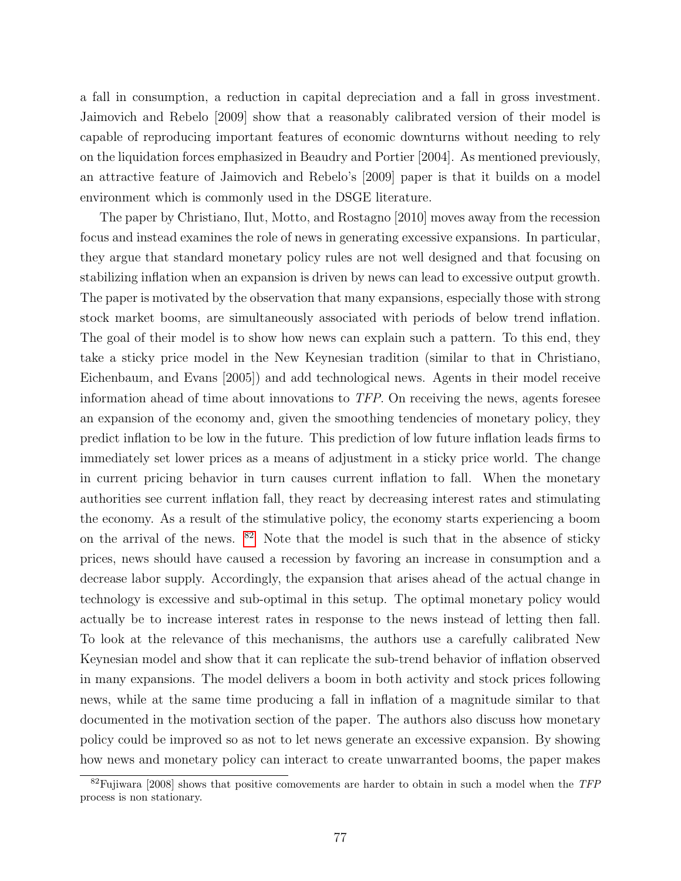a fall in consumption, a reduction in capital depreciation and a fall in gross investment. Jaimovich and Rebelo [2009] show that a reasonably calibrated version of their model is capable of reproducing important features of economic downturns without needing to rely on the liquidation forces emphasized in Beaudry and Portier [2004]. As mentioned previously, an attractive feature of Jaimovich and Rebelo's [2009] paper is that it builds on a model environment which is commonly used in the DSGE literature.

The paper by Christiano, Ilut, Motto, and Rostagno [2010] moves away from the recession focus and instead examines the role of news in generating excessive expansions. In particular, they argue that standard monetary policy rules are not well designed and that focusing on stabilizing inflation when an expansion is driven by news can lead to excessive output growth. The paper is motivated by the observation that many expansions, especially those with strong stock market booms, are simultaneously associated with periods of below trend inflation. The goal of their model is to show how news can explain such a pattern. To this end, they take a sticky price model in the New Keynesian tradition (similar to that in Christiano, Eichenbaum, and Evans [2005]) and add technological news. Agents in their model receive information ahead of time about innovations to *TFP*. On receiving the news, agents foresee an expansion of the economy and, given the smoothing tendencies of monetary policy, they predict inflation to be low in the future. This prediction of low future inflation leads firms to immediately set lower prices as a means of adjustment in a sticky price world. The change in current pricing behavior in turn causes current inflation to fall. When the monetary authorities see current inflation fall, they react by decreasing interest rates and stimulating the economy. As a result of the stimulative policy, the economy starts experiencing a boom on the arrival of the news. [82] Note that the model is such that in the absence of sticky prices, news should have caused a recession by favoring an increase in consumption and a decrease labor supply. Accordingly, the expansion that arises ahead of the actual change in technology is excessive and sub-optimal in this setup. The optimal monetary policy would actually be to increase interest rates in response to the news instead of letting then fall. To look at the relevance of this mechanisms, the authors use a carefully calibrated New Keynesian model and show that it can replicate the sub-trend behavior of inflation observed in many expansions. The model delivers a boom in both activity and stock prices following news, while at the same time producing a fall in inflation of a magnitude similar to that documented in the motivation section of the paper. The authors also discuss how monetary policy could be improved so as not to let news generate an excessive expansion. By showing how news and monetary policy can interact to create unwarranted booms, the paper makes

[82] Fujiwara [2008] shows that positive comovements are harder to obtain in such a model when the *TFP* process is non stationary.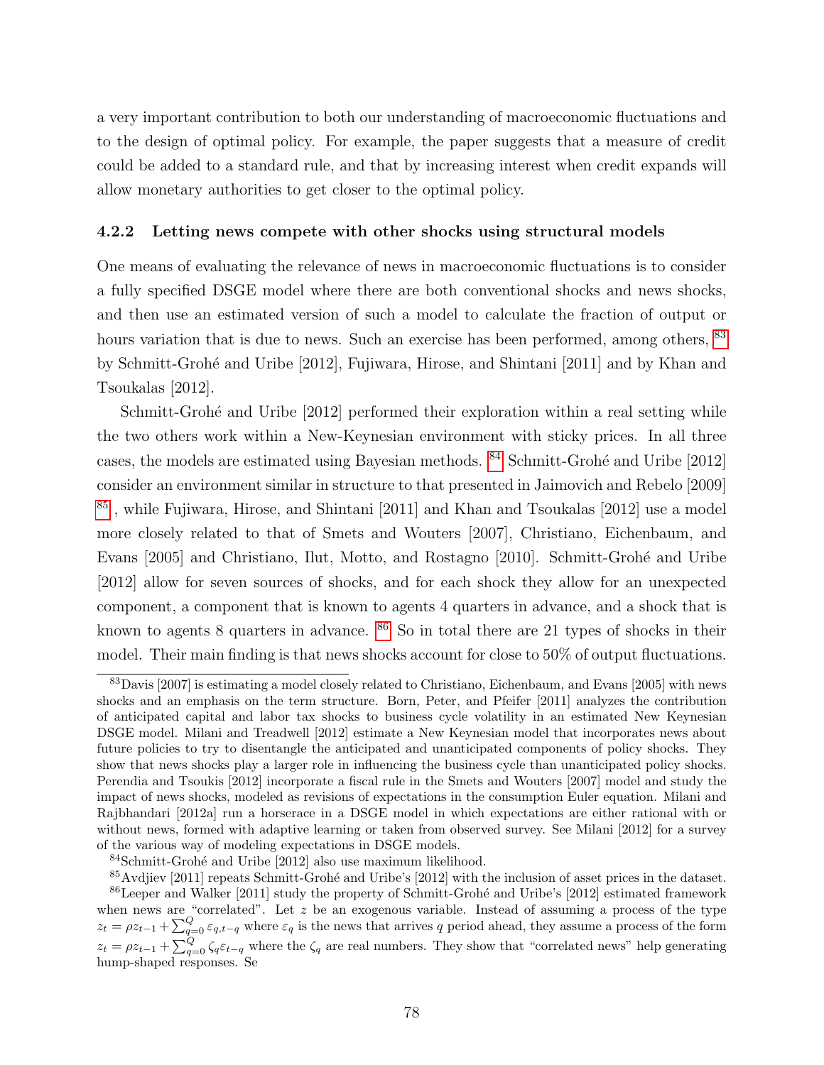a very important contribution to both our understanding of macroeconomic fluctuations and to the design of optimal policy. For example, the paper suggests that a measure of credit could be added to a standard rule, and that by increasing interest when credit expands will allow monetary authorities to get closer to the optimal policy.

### 4.2.2 Letting news compete with other shocks using structural models

One means of evaluating the relevance of news in macroeconomic fluctuations is to consider a fully specified DSGE model where there are both conventional shocks and news shocks, and then use an estimated version of such a model to calculate the fraction of output or hours variation that is due to news. Such an exercise has been performed, among others, [83] by Schmitt-Grohé and Uribe [2012], Fujiwara, Hirose, and Shintani [2011] and by Khan and Tsoukalas [2012].

Schmitt-Grohé and Uribe [2012] performed their exploration within a real setting while the two others work within a New-Keynesian environment with sticky prices. In all three cases, the models are estimated using Bayesian methods. [84] Schmitt-Grohé and Uribe [2012] consider an environment similar in structure to that presented in Jaimovich and Rebelo [2009] [85], while Fujiwara, Hirose, and Shintani [2011] and Khan and Tsoukalas [2012] use a model more closely related to that of Smets and Wouters [2007], Christiano, Eichenbaum, and Evans [2005] and Christiano, Ilut, Motto, and Rostagno [2010]. Schmitt-Grohé and Uribe [2012] allow for seven sources of shocks, and for each shock they allow for an unexpected component, a component that is known to agents 4 quarters in advance, and a shock that is known to agents 8 quarters in advance. [86] So in total there are 21 types of shocks in their model. Their main finding is that news shocks account for close to 50% of output fluctuations.

[83] Davis [2007] is estimating a model closely related to Christiano, Eichenbaum, and Evans [2005] with news shocks and an emphasis on the term structure. Born, Peter, and Pfeifer [2011] analyzes the contribution of anticipated capital and labor tax shocks to business cycle volatility in an estimated New Keynesian DSGE model. Milani and Treadwell [2012] estimate a New Keynesian model that incorporates news about future policies to try to disentangle the anticipated and unanticipated components of policy shocks. They show that news shocks play a larger role in influencing the business cycle than unanticipated policy shocks. Perendia and Tsoukis [2012] incorporate a fiscal rule in the Smets and Wouters [2007] model and study the impact of news shocks, modeled as revisions of expectations in the consumption Euler equation. Milani and Rajbhandari [2012a] run a horserace in a DSGE model in which expectations are either rational with or without news, formed with adaptive learning or taken from observed survey. See Milani [2012] for a survey of the various way of modeling expectations in DSGE models.

[84] Schmitt-Grohé and Uribe [2012] also use maximum likelihood.

[85] Avdjiev [2011] repeats Schmitt-Grohé and Uribe's [2012] with the inclusion of asset prices in the dataset.

[86] Leeper and Walker [2011] study the property of Schmitt-Grohé and Uribe's [2012] estimated framework when news are "correlated". Let $z$ be an exogenous variable. Instead of assuming a process of the type $z_t = \rho z_{t-1} + \sum_{q=0}^{Q} \varepsilon_{q,t-q}$ where $\varepsilon_q$ is the news that arrives $q$ period ahead, they assume a process of the form $z_t = \rho z_{t-1} + \sum_{q=0}^{Q} \zeta_q \varepsilon_{t-q}$ where the $\zeta_q$ are real numbers. They show that "correlated news" help generating hump-shaped responses. Se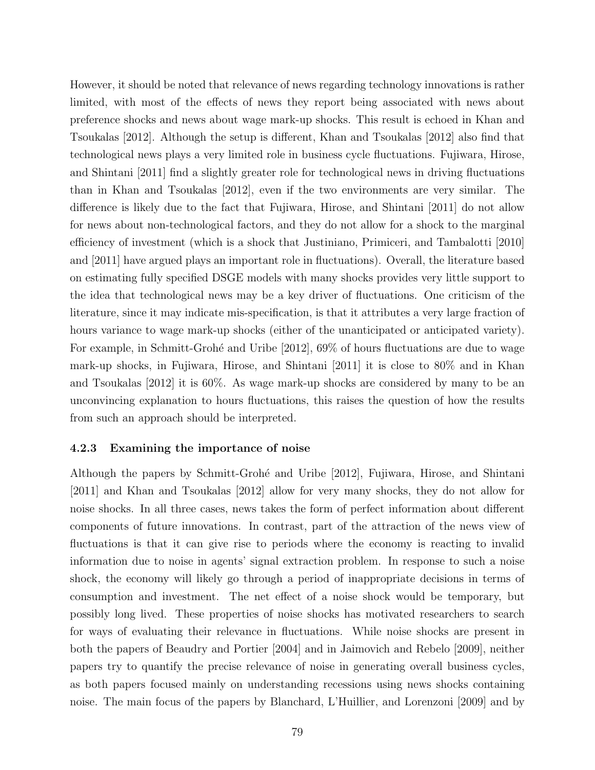However, it should be noted that relevance of news regarding technology innovations is rather limited, with most of the effects of news they report being associated with news about preference shocks and news about wage mark-up shocks. This result is echoed in Khan and Tsoukalas [2012]. Although the setup is different, Khan and Tsoukalas [2012] also find that technological news plays a very limited role in business cycle fluctuations. Fujiwara, Hirose, and Shintani [2011] find a slightly greater role for technological news in driving fluctuations than in Khan and Tsoukalas [2012], even if the two environments are very similar. The difference is likely due to the fact that Fujiwara, Hirose, and Shintani [2011] do not allow for news about non-technological factors, and they do not allow for a shock to the marginal efficiency of investment (which is a shock that Justiniano, Primiceri, and Tambalotti [2010] and [2011] have argued plays an important role in fluctuations). Overall, the literature based on estimating fully specified DSGE models with many shocks provides very little support to the idea that technological news may be a key driver of fluctuations. One criticism of the literature, since it may indicate mis-specification, is that it attributes a very large fraction of hours variance to wage mark-up shocks (either of the unanticipated or anticipated variety). For example, in Schmitt-Grohé and Uribe [2012], 69% of hours fluctuations are due to wage mark-up shocks, in Fujiwara, Hirose, and Shintani [2011] it is close to 80% and in Khan and Tsoukalas [2012] it is 60%. As wage mark-up shocks are considered by many to be an unconvincing explanation to hours fluctuations, this raises the question of how the results from such an approach should be interpreted.

### 4.2.3 Examining the importance of noise

Although the papers by Schmitt-Grohé and Uribe [2012], Fujiwara, Hirose, and Shintani [2011] and Khan and Tsoukalas [2012] allow for very many shocks, they do not allow for noise shocks. In all three cases, news takes the form of perfect information about different components of future innovations. In contrast, part of the attraction of the news view of fluctuations is that it can give rise to periods where the economy is reacting to invalid information due to noise in agents' signal extraction problem. In response to such a noise shock, the economy will likely go through a period of inappropriate decisions in terms of consumption and investment. The net effect of a noise shock would be temporary, but possibly long lived. These properties of noise shocks has motivated researchers to search for ways of evaluating their relevance in fluctuations. While noise shocks are present in both the papers of Beaudry and Portier [2004] and in Jaimovich and Rebelo [2009], neither papers try to quantify the precise relevance of noise in generating overall business cycles, as both papers focused mainly on understanding recessions using news shocks containing noise. The main focus of the papers by Blanchard, L'Huillier, and Lorenzoni [2009] and by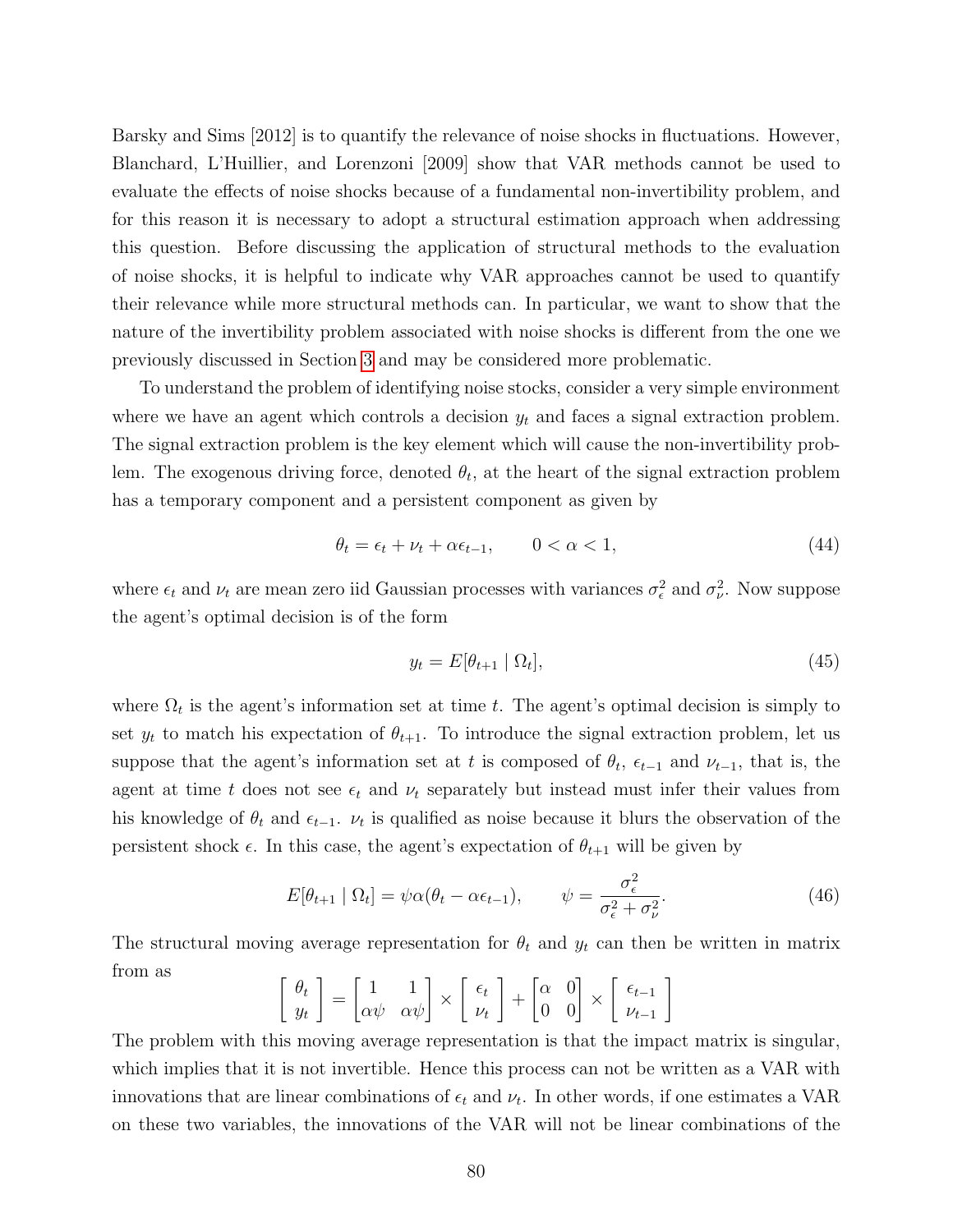Barsky and Sims [2012] is to quantify the relevance of noise shocks in fluctuations. However, Blanchard, L'Huillier, and Lorenzoni [2009] show that VAR methods cannot be used to evaluate the effects of noise shocks because of a fundamental non-invertibility problem, and for this reason it is necessary to adopt a structural estimation approach when addressing this question. Before discussing the application of structural methods to the evaluation of noise shocks, it is helpful to indicate why VAR approaches cannot be used to quantify their relevance while more structural methods can. In particular, we want to show that the nature of the invertibility problem associated with noise shocks is different from the one we previously discussed in Section 3 and may be considered more problematic.

To understand the problem of identifying noise stocks, consider a very simple environment where we have an agent which controls a decision $y_t$ and faces a signal extraction problem. The signal extraction problem is the key element which will cause the non-invertibility problem. The exogenous driving force, denoted $\theta_t$, at the heart of the signal extraction problem has a temporary component and a persistent component as given by

$$\theta_t = \epsilon_t + \nu_t + \alpha\epsilon_{t-1}, \qquad 0 < \alpha < 1, \tag{44}$$

where $\epsilon_t$ and $\nu_t$ are mean zero iid Gaussian processes with variances $\sigma_\epsilon^2$ and $\sigma_\nu^2$. Now suppose the agent's optimal decision is of the form

$$y_t = E[\theta_{t+1} \mid \Omega_t], \tag{45}$$

where $\Omega_t$ is the agent's information set at time $t$. The agent's optimal decision is simply to set $y_t$ to match his expectation of $\theta_{t+1}$. To introduce the signal extraction problem, let us suppose that the agent's information set at $t$ is composed of $\theta_t$, $\epsilon_{t-1}$ and $\nu_{t-1}$, that is, the agent at time $t$ does not see $\epsilon_t$ and $\nu_t$ separately but instead must infer their values from his knowledge of $\theta_t$ and $\epsilon_{t-1}$. $\nu_t$ is qualified as noise because it blurs the observation of the persistent shock $\epsilon$. In this case, the agent's expectation of $\theta_{t+1}$ will be given by

$$E[\theta_{t+1} \mid \Omega_t] = \psi\alpha(\theta_t - \alpha\epsilon_{t-1}), \qquad \psi = \frac{\sigma_\epsilon^2}{\sigma_\epsilon^2 + \sigma_\nu^2}. \tag{46}$$

The structural moving average representation for $\theta_t$ and $y_t$ can then be written in matrix from as

$$\begin{bmatrix} \theta_t \\ y_t \end{bmatrix} = \begin{bmatrix} 1 & 1 \\ \alpha\psi & \alpha\psi \end{bmatrix} \times \begin{bmatrix} \epsilon_t \\ \nu_t \end{bmatrix} + \begin{bmatrix} \alpha & 0 \\ 0 & 0 \end{bmatrix} \times \begin{bmatrix} \epsilon_{t-1} \\ \nu_{t-1} \end{bmatrix}$$

The problem with this moving average representation is that the impact matrix is singular, which implies that it is not invertible. Hence this process can not be written as a VAR with innovations that are linear combinations of $\epsilon_t$ and $\nu_t$. In other words, if one estimates a VAR on these two variables, the innovations of the VAR will not be linear combinations of the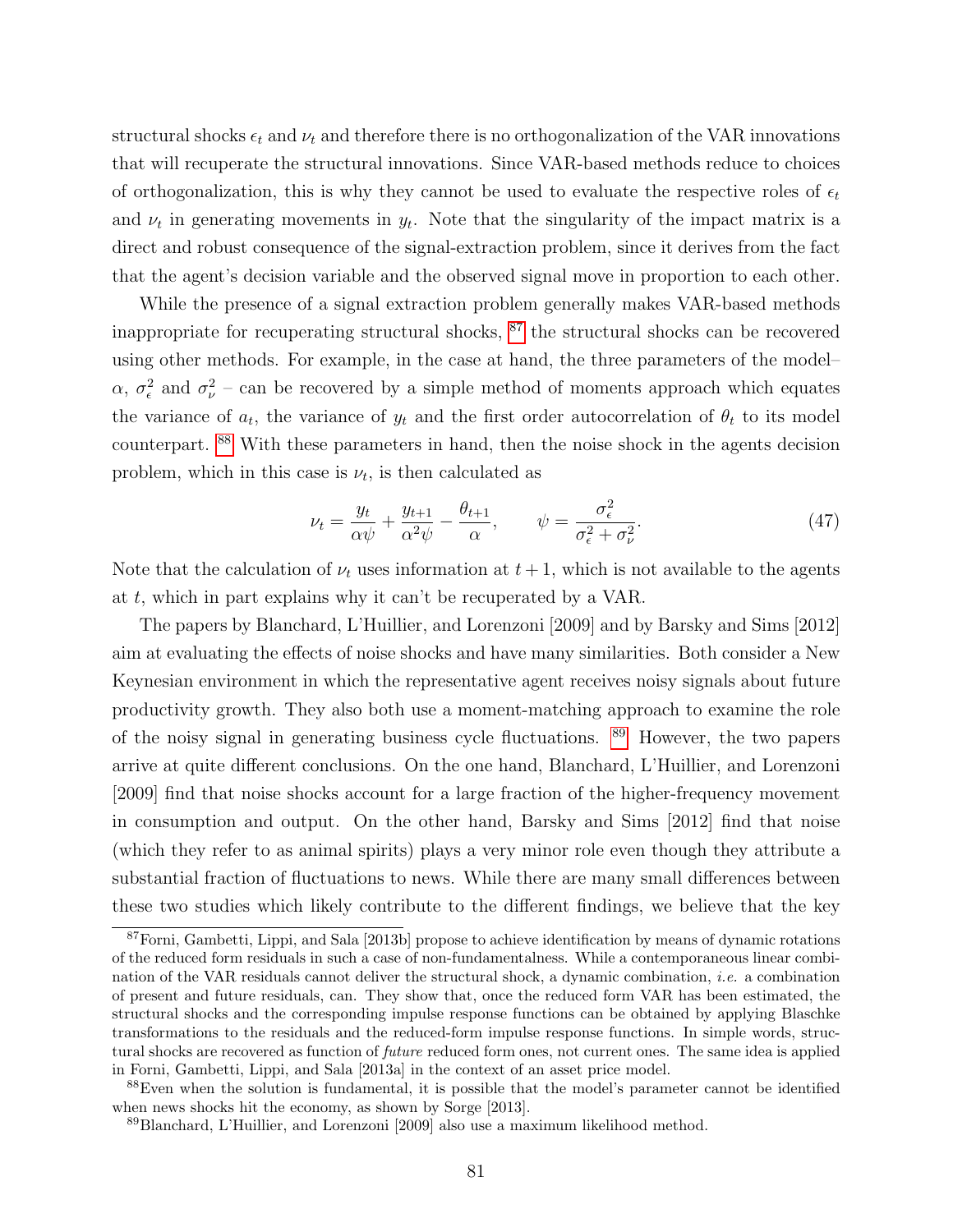structural shocks $\epsilon_t$ and $\nu_t$ and therefore there is no orthogonalization of the VAR innovations that will recuperate the structural innovations. Since VAR-based methods reduce to choices of orthogonalization, this is why they cannot be used to evaluate the respective roles of $\epsilon_t$ and $\nu_t$ in generating movements in $y_t$. Note that the singularity of the impact matrix is a direct and robust consequence of the signal-extraction problem, since it derives from the fact that the agent's decision variable and the observed signal move in proportion to each other.

While the presence of a signal extraction problem generally makes VAR-based methods inappropriate for recuperating structural shocks, [87] the structural shocks can be recovered using other methods. For example, in the case at hand, the three parameters of the model– $\alpha$, $\sigma_\epsilon^2$ and $\sigma_\nu^2$ – can be recovered by a simple method of moments approach which equates the variance of $a_t$, the variance of $y_t$ and the first order autocorrelation of $\theta_t$ to its model counterpart. [88] With these parameters in hand, then the noise shock in the agents decision problem, which in this case is $\nu_t$, is then calculated as

$$\nu_t = \frac{y_t}{\alpha\psi} + \frac{y_{t+1}}{\alpha^2\psi} - \frac{\theta_{t+1}}{\alpha}, \qquad \psi = \frac{\sigma_\epsilon^2}{\sigma_\epsilon^2 + \sigma_\nu^2}. \tag{47}$$

Note that the calculation of $\nu_t$ uses information at $t+1$, which is not available to the agents at $t$, which in part explains why it can't be recuperated by a VAR.

The papers by Blanchard, L'Huillier, and Lorenzoni [2009] and by Barsky and Sims [2012] aim at evaluating the effects of noise shocks and have many similarities. Both consider a New Keynesian environment in which the representative agent receives noisy signals about future productivity growth. They also both use a moment-matching approach to examine the role of the noisy signal in generating business cycle fluctuations. [89] However, the two papers arrive at quite different conclusions. On the one hand, Blanchard, L'Huillier, and Lorenzoni [2009] find that noise shocks account for a large fraction of the higher-frequency movement in consumption and output. On the other hand, Barsky and Sims [2012] find that noise (which they refer to as animal spirits) plays a very minor role even though they attribute a substantial fraction of fluctuations to news. While there are many small differences between these two studies which likely contribute to the different findings, we believe that the key

[87] Forni, Gambetti, Lippi, and Sala [2013b] propose to achieve identification by means of dynamic rotations of the reduced form residuals in such a case of non-fundamentalness. While a contemporaneous linear combination of the VAR residuals cannot deliver the structural shock, a dynamic combination, *i.e.* a combination of present and future residuals, can. They show that, once the reduced form VAR has been estimated, the structural shocks and the corresponding impulse response functions can be obtained by applying Blaschke transformations to the residuals and the reduced-form impulse response functions. In simple words, structural shocks are recovered as function of *future* reduced form ones, not current ones. The same idea is applied in Forni, Gambetti, Lippi, and Sala [2013a] in the context of an asset price model.

[88] Even when the solution is fundamental, it is possible that the model's parameter cannot be identified when news shocks hit the economy, as shown by Sorge [2013].

[89] Blanchard, L'Huillier, and Lorenzoni [2009] also use a maximum likelihood method.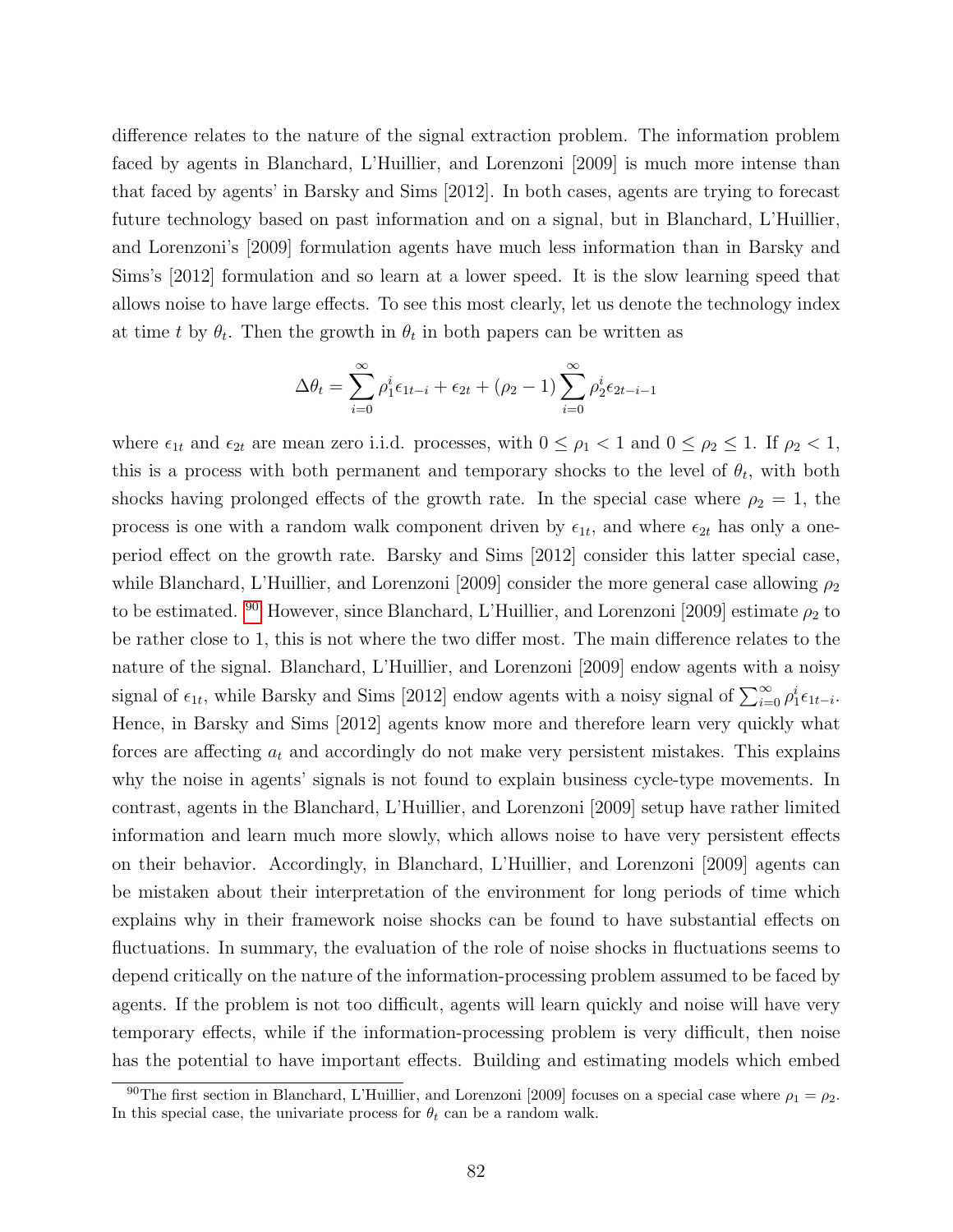difference relates to the nature of the signal extraction problem. The information problem faced by agents in Blanchard, L'Huillier, and Lorenzoni [2009] is much more intense than that faced by agents' in Barsky and Sims [2012]. In both cases, agents are trying to forecast future technology based on past information and on a signal, but in Blanchard, L'Huillier, and Lorenzoni's [2009] formulation agents have much less information than in Barsky and Sims's [2012] formulation and so learn at a lower speed. It is the slow learning speed that allows noise to have large effects. To see this most clearly, let us denote the technology index at time $t$ by $\theta_t$. Then the growth in $\theta_t$ in both papers can be written as

$$\Delta\theta_t = \sum_{i=0}^{\infty} \rho_1^i \epsilon_{1t-i} + \epsilon_{2t} + (\rho_2 - 1) \sum_{i=0}^{\infty} \rho_2^i \epsilon_{2t-i-1}$$

where $\epsilon_{1t}$ and $\epsilon_{2t}$ are mean zero i.i.d. processes, with $0 \leq \rho_1 < 1$ and $0 \leq \rho_2 \leq 1$. If $\rho_2 < 1$, this is a process with both permanent and temporary shocks to the level of $\theta_t$, with both shocks having prolonged effects of the growth rate. In the special case where $\rho_2 = 1$, the process is one with a random walk component driven by $\epsilon_{1t}$, and where $\epsilon_{2t}$ has only a one-period effect on the growth rate. Barsky and Sims [2012] consider this latter special case, while Blanchard, L'Huillier, and Lorenzoni [2009] consider the more general case allowing $\rho_2$ to be estimated. [90] However, since Blanchard, L'Huillier, and Lorenzoni [2009] estimate $\rho_2$ to be rather close to 1, this is not where the two differ most. The main difference relates to the nature of the signal. Blanchard, L'Huillier, and Lorenzoni [2009] endow agents with a noisy signal of $\epsilon_{1t}$, while Barsky and Sims [2012] endow agents with a noisy signal of $\sum_{i=0}^{\infty} \rho_1^i \epsilon_{1t-i}$. Hence, in Barsky and Sims [2012] agents know more and therefore learn very quickly what forces are affecting $a_t$ and accordingly do not make very persistent mistakes. This explains why the noise in agents' signals is not found to explain business cycle-type movements. In contrast, agents in the Blanchard, L'Huillier, and Lorenzoni [2009] setup have rather limited information and learn much more slowly, which allows noise to have very persistent effects on their behavior. Accordingly, in Blanchard, L'Huillier, and Lorenzoni [2009] agents can be mistaken about their interpretation of the environment for long periods of time which explains why in their framework noise shocks can be found to have substantial effects on fluctuations. In summary, the evaluation of the role of noise shocks in fluctuations seems to depend critically on the nature of the information-processing problem assumed to be faced by agents. If the problem is not too difficult, agents will learn quickly and noise will have very temporary effects, while if the information-processing problem is very difficult, then noise has the potential to have important effects. Building and estimating models which embed

[90] The first section in Blanchard, L'Huillier, and Lorenzoni [2009] focuses on a special case where $\rho_1 = \rho_2$. In this special case, the univariate process for $\theta_t$ can be a random walk.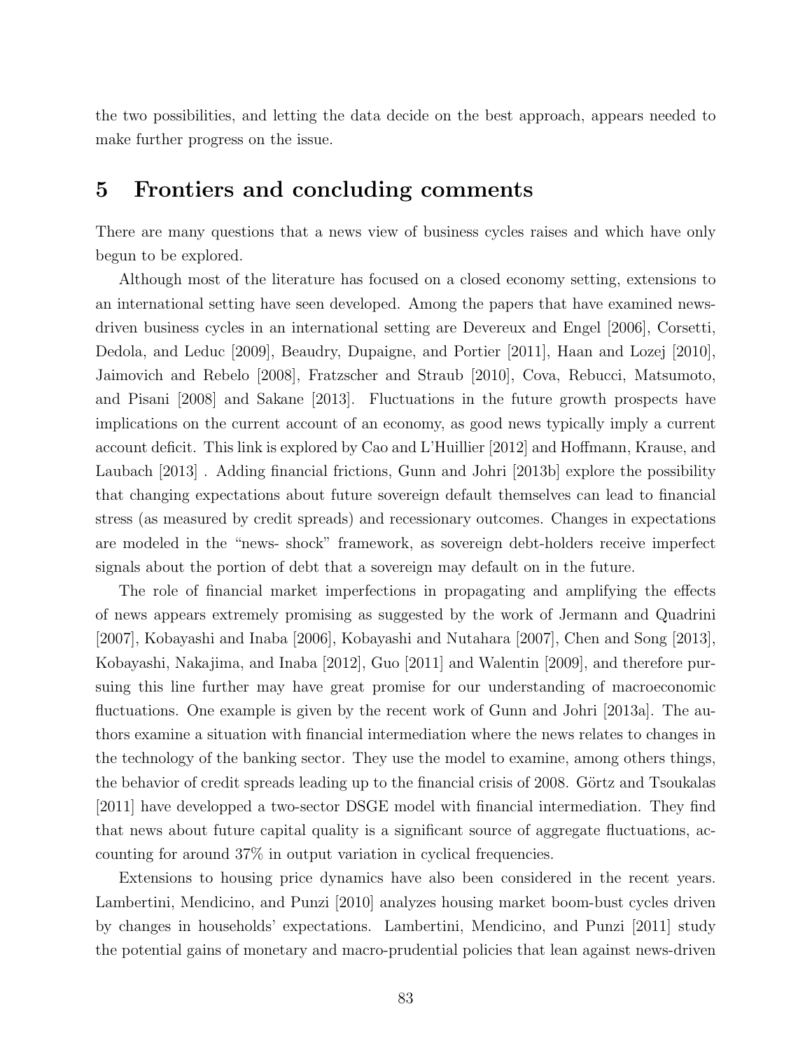the two possibilities, and letting the data decide on the best approach, appears needed to make further progress on the issue.

# 5 Frontiers and concluding comments

There are many questions that a news view of business cycles raises and which have only begun to be explored.

Although most of the literature has focused on a closed economy setting, extensions to an international setting have seen developed. Among the papers that have examined news-driven business cycles in an international setting are Devereux and Engel [2006], Corsetti, Dedola, and Leduc [2009], Beaudry, Dupaigne, and Portier [2011], Haan and Lozej [2010], Jaimovich and Rebelo [2008], Fratzscher and Straub [2010], Cova, Rebucci, Matsumoto, and Pisani [2008] and Sakane [2013]. Fluctuations in the future growth prospects have implications on the current account of an economy, as good news typically imply a current account deficit. This link is explored by Cao and L'Huillier [2012] and Hoffmann, Krause, and Laubach [2013] . Adding financial frictions, Gunn and Johri [2013b] explore the possibility that changing expectations about future sovereign default themselves can lead to financial stress (as measured by credit spreads) and recessionary outcomes. Changes in expectations are modeled in the "news- shock" framework, as sovereign debt-holders receive imperfect signals about the portion of debt that a sovereign may default on in the future.

The role of financial market imperfections in propagating and amplifying the effects of news appears extremely promising as suggested by the work of Jermann and Quadrini [2007], Kobayashi and Inaba [2006], Kobayashi and Nutahara [2007], Chen and Song [2013], Kobayashi, Nakajima, and Inaba [2012], Guo [2011] and Walentin [2009], and therefore pursuing this line further may have great promise for our understanding of macroeconomic fluctuations. One example is given by the recent work of Gunn and Johri [2013a]. The authors examine a situation with financial intermediation where the news relates to changes in the technology of the banking sector. They use the model to examine, among others things, the behavior of credit spreads leading up to the financial crisis of 2008. Görtz and Tsoukalas [2011] have developped a two-sector DSGE model with financial intermediation. They find that news about future capital quality is a significant source of aggregate fluctuations, accounting for around 37% in output variation in cyclical frequencies.

Extensions to housing price dynamics have also been considered in the recent years. Lambertini, Mendicino, and Punzi [2010] analyzes housing market boom-bust cycles driven by changes in households' expectations. Lambertini, Mendicino, and Punzi [2011] study the potential gains of monetary and macro-prudential policies that lean against news-driven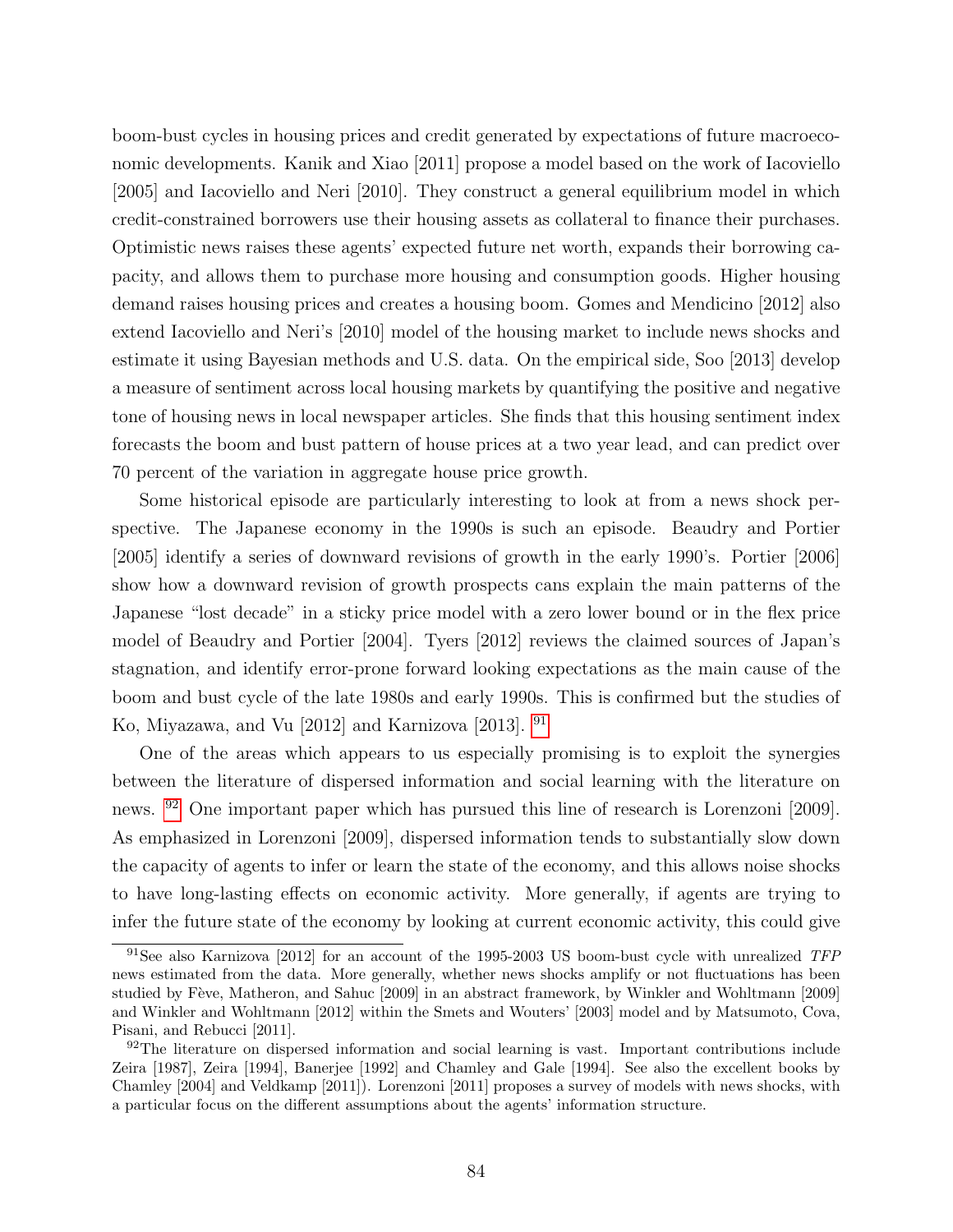boom-bust cycles in housing prices and credit generated by expectations of future macroeconomic developments. Kanik and Xiao [2011] propose a model based on the work of Iacoviello [2005] and Iacoviello and Neri [2010]. They construct a general equilibrium model in which credit-constrained borrowers use their housing assets as collateral to finance their purchases. Optimistic news raises these agents' expected future net worth, expands their borrowing capacity, and allows them to purchase more housing and consumption goods. Higher housing demand raises housing prices and creates a housing boom. Gomes and Mendicino [2012] also extend Iacoviello and Neri's [2010] model of the housing market to include news shocks and estimate it using Bayesian methods and U.S. data. On the empirical side, Soo [2013] develop a measure of sentiment across local housing markets by quantifying the positive and negative tone of housing news in local newspaper articles. She finds that this housing sentiment index forecasts the boom and bust pattern of house prices at a two year lead, and can predict over 70 percent of the variation in aggregate house price growth.

Some historical episode are particularly interesting to look at from a news shock perspective. The Japanese economy in the 1990s is such an episode. Beaudry and Portier [2005] identify a series of downward revisions of growth in the early 1990's. Portier [2006] show how a downward revision of growth prospects cans explain the main patterns of the Japanese "lost decade" in a sticky price model with a zero lower bound or in the flex price model of Beaudry and Portier [2004]. Tyers [2012] reviews the claimed sources of Japan's stagnation, and identify error-prone forward looking expectations as the main cause of the boom and bust cycle of the late 1980s and early 1990s. This is confirmed but the studies of Ko, Miyazawa, and Vu [2012] and Karnizova [2013]. [91]

One of the areas which appears to us especially promising is to exploit the synergies between the literature of dispersed information and social learning with the literature on news. [92] One important paper which has pursued this line of research is Lorenzoni [2009]. As emphasized in Lorenzoni [2009], dispersed information tends to substantially slow down the capacity of agents to infer or learn the state of the economy, and this allows noise shocks to have long-lasting effects on economic activity. More generally, if agents are trying to infer the future state of the economy by looking at current economic activity, this could give

[91] See also Karnizova [2012] for an account of the 1995-2003 US boom-bust cycle with unrealized *TFP* news estimated from the data. More generally, whether news shocks amplify or not fluctuations has been studied by Fève, Matheron, and Sahuc [2009] in an abstract framework, by Winkler and Wohltmann [2009] and Winkler and Wohltmann [2012] within the Smets and Wouters' [2003] model and by Matsumoto, Cova, Pisani, and Rebucci [2011].

[92] The literature on dispersed information and social learning is vast. Important contributions include Zeira [1987], Zeira [1994], Banerjee [1992] and Chamley and Gale [1994]. See also the excellent books by Chamley [2004] and Veldkamp [2011]). Lorenzoni [2011] proposes a survey of models with news shocks, with a particular focus on the different assumptions about the agents' information structure.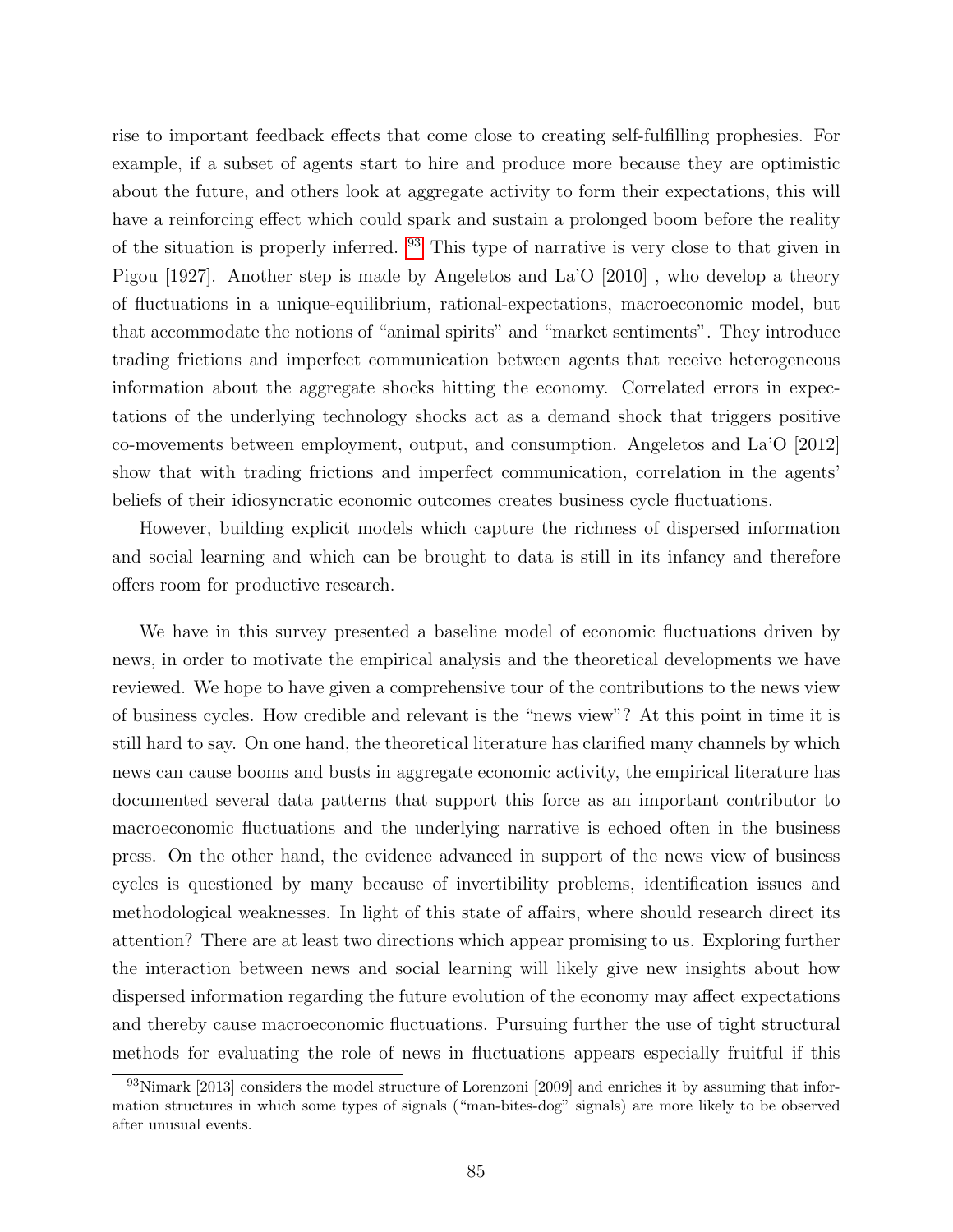rise to important feedback effects that come close to creating self-fulfilling prophesies. For example, if a subset of agents start to hire and produce more because they are optimistic about the future, and others look at aggregate activity to form their expectations, this will have a reinforcing effect which could spark and sustain a prolonged boom before the reality of the situation is properly inferred. [93] This type of narrative is very close to that given in Pigou [1927]. Another step is made by Angeletos and La'O [2010] , who develop a theory of fluctuations in a unique-equilibrium, rational-expectations, macroeconomic model, but that accommodate the notions of "animal spirits" and "market sentiments". They introduce trading frictions and imperfect communication between agents that receive heterogeneous information about the aggregate shocks hitting the economy. Correlated errors in expectations of the underlying technology shocks act as a demand shock that triggers positive co-movements between employment, output, and consumption. Angeletos and La'O [2012] show that with trading frictions and imperfect communication, correlation in the agents' beliefs of their idiosyncratic economic outcomes creates business cycle fluctuations.

However, building explicit models which capture the richness of dispersed information and social learning and which can be brought to data is still in its infancy and therefore offers room for productive research.

We have in this survey presented a baseline model of economic fluctuations driven by news, in order to motivate the empirical analysis and the theoretical developments we have reviewed. We hope to have given a comprehensive tour of the contributions to the news view of business cycles. How credible and relevant is the "news view"? At this point in time it is still hard to say. On one hand, the theoretical literature has clarified many channels by which news can cause booms and busts in aggregate economic activity, the empirical literature has documented several data patterns that support this force as an important contributor to macroeconomic fluctuations and the underlying narrative is echoed often in the business press. On the other hand, the evidence advanced in support of the news view of business cycles is questioned by many because of invertibility problems, identification issues and methodological weaknesses. In light of this state of affairs, where should research direct its attention? There are at least two directions which appear promising to us. Exploring further the interaction between news and social learning will likely give new insights about how dispersed information regarding the future evolution of the economy may affect expectations and thereby cause macroeconomic fluctuations. Pursuing further the use of tight structural methods for evaluating the role of news in fluctuations appears especially fruitful if this

[93] Nimark [2013] considers the model structure of Lorenzoni [2009] and enriches it by assuming that information structures in which some types of signals ("man-bites-dog" signals) are more likely to be observed after unusual events.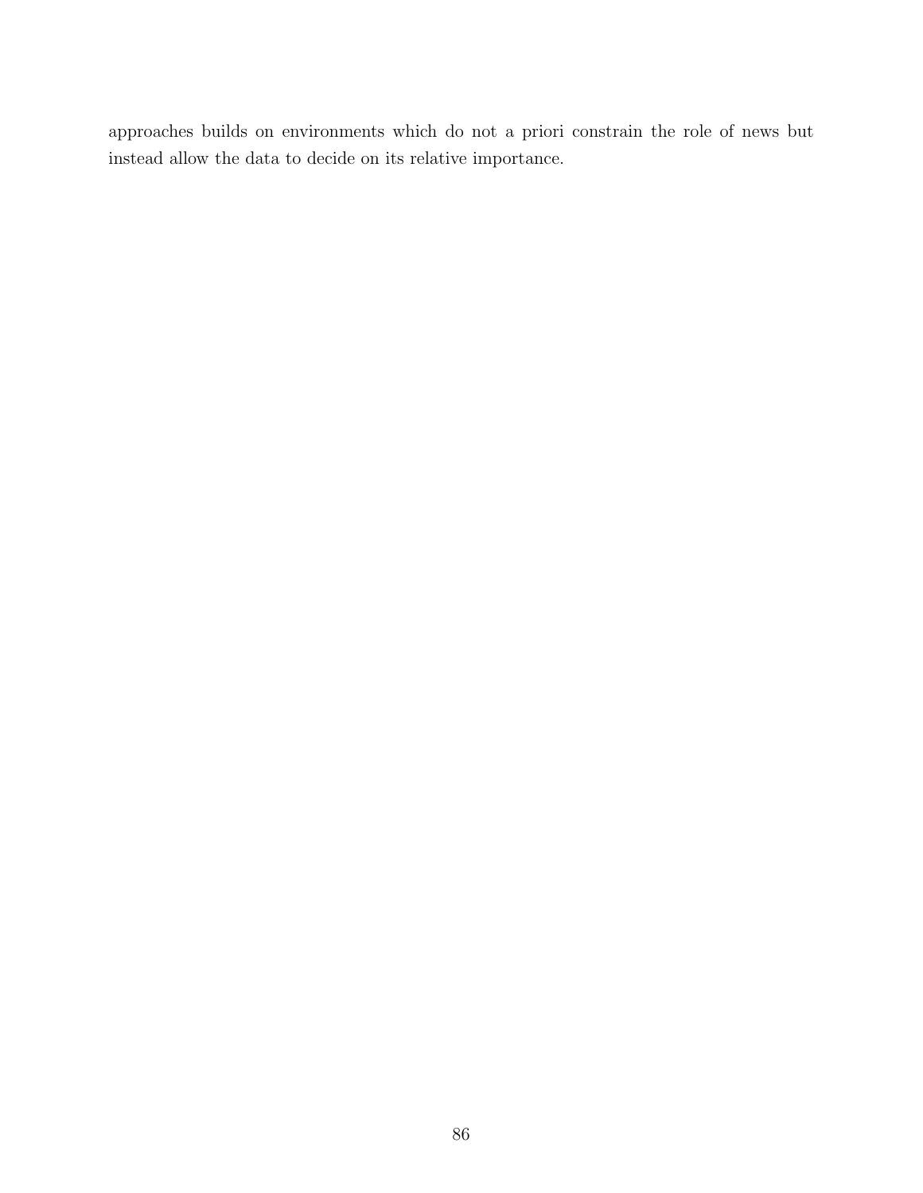approaches builds on environments which do not a priori constrain the role of news but instead allow the data to decide on its relative importance.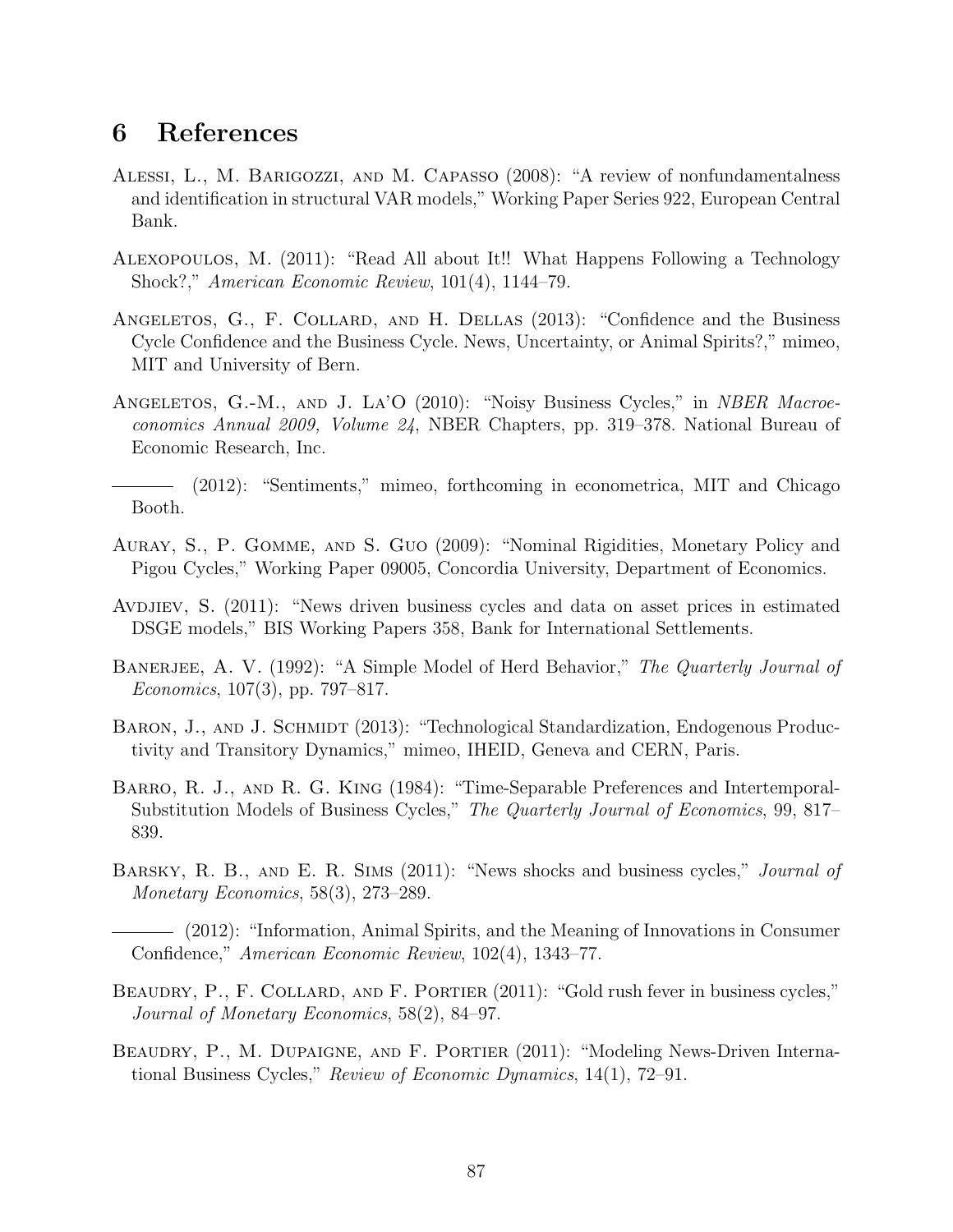# 6 References

Alessi, L., M. Barigozzi, and M. Capasso (2008): "A review of nonfundamentalness and identification in structural VAR models," Working Paper Series 922, European Central Bank.

Alexopoulos, M. (2011): "Read All about It!! What Happens Following a Technology Shock?," *American Economic Review*, 101(4), 1144–79.

Angeletos, G., F. Collard, and H. Dellas (2013): "Confidence and the Business Cycle Confidence and the Business Cycle. News, Uncertainty, or Animal Spirits?," mimeo, MIT and University of Bern.

Angeletos, G.-M., and J. La'O (2010): "Noisy Business Cycles," in *NBER Macroeconomics Annual 2009, Volume 24*, NBER Chapters, pp. 319–378. National Bureau of Economic Research, Inc.

——— (2012): "Sentiments," mimeo, forthcoming in econometrica, MIT and Chicago Booth.

Auray, S., P. Gomme, and S. Guo (2009): "Nominal Rigidities, Monetary Policy and Pigou Cycles," Working Paper 09005, Concordia University, Department of Economics.

Avdjiev, S. (2011): "News driven business cycles and data on asset prices in estimated DSGE models," BIS Working Papers 358, Bank for International Settlements.

Banerjee, A. V. (1992): "A Simple Model of Herd Behavior," *The Quarterly Journal of Economics*, 107(3), pp. 797–817.

Baron, J., and J. Schmidt (2013): "Technological Standardization, Endogenous Productivity and Transitory Dynamics," mimeo, IHEID, Geneva and CERN, Paris.

Barro, R. J., and R. G. King (1984): "Time-Separable Preferences and Intertemporal-Substitution Models of Business Cycles," *The Quarterly Journal of Economics*, 99, 817–839.

Barsky, R. B., and E. R. Sims (2011): "News shocks and business cycles," *Journal of Monetary Economics*, 58(3), 273–289.

——— (2012): "Information, Animal Spirits, and the Meaning of Innovations in Consumer Confidence," *American Economic Review*, 102(4), 1343–77.

Beaudry, P., F. Collard, and F. Portier (2011): "Gold rush fever in business cycles," *Journal of Monetary Economics*, 58(2), 84–97.

Beaudry, P., M. Dupaigne, and F. Portier (2011): "Modeling News-Driven International Business Cycles," *Review of Economic Dynamics*, 14(1), 72–91.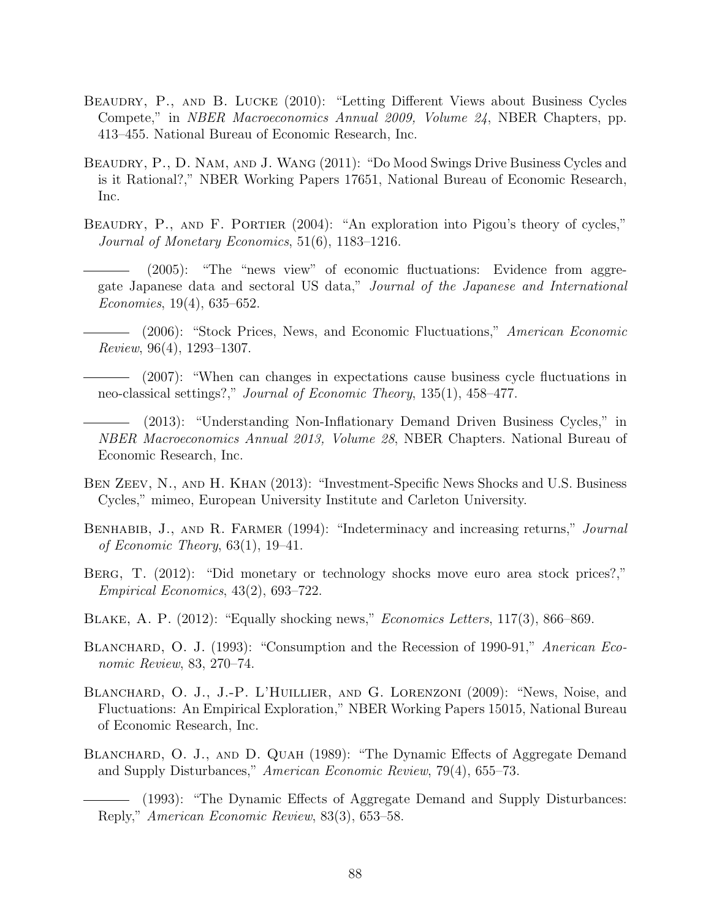Beaudry, P., and B. Lucke (2010): "Letting Different Views about Business Cycles Compete," in *NBER Macroeconomics Annual 2009, Volume 24*, NBER Chapters, pp. 413–455. National Bureau of Economic Research, Inc.

Beaudry, P., D. Nam, and J. Wang (2011): "Do Mood Swings Drive Business Cycles and is it Rational?," NBER Working Papers 17651, National Bureau of Economic Research, Inc.

Beaudry, P., and F. Portier (2004): "An exploration into Pigou's theory of cycles," *Journal of Monetary Economics*, 51(6), 1183–1216.

——— (2005): "The "news view" of economic fluctuations: Evidence from aggregate Japanese data and sectoral US data," *Journal of the Japanese and International Economies*, 19(4), 635–652.

——— (2006): "Stock Prices, News, and Economic Fluctuations," *American Economic Review*, 96(4), 1293–1307.

——— (2007): "When can changes in expectations cause business cycle fluctuations in neo-classical settings?," *Journal of Economic Theory*, 135(1), 458–477.

——— (2013): "Understanding Non-Inflationary Demand Driven Business Cycles," in *NBER Macroeconomics Annual 2013, Volume 28*, NBER Chapters. National Bureau of Economic Research, Inc.

Ben Zeev, N., and H. Khan (2013): "Investment-Specific News Shocks and U.S. Business Cycles," mimeo, European University Institute and Carleton University.

Benhabib, J., and R. Farmer (1994): "Indeterminacy and increasing returns," *Journal of Economic Theory*, 63(1), 19–41.

Berg, T. (2012): "Did monetary or technology shocks move euro area stock prices?," *Empirical Economics*, 43(2), 693–722.

Blake, A. P. (2012): "Equally shocking news," *Economics Letters*, 117(3), 866–869.

Blanchard, O. J. (1993): "Consumption and the Recession of 1990-91," *American Economic Review*, 83, 270–74.

Blanchard, O. J., J.-P. L'Huillier, and G. Lorenzoni (2009): "News, Noise, and Fluctuations: An Empirical Exploration," NBER Working Papers 15015, National Bureau of Economic Research, Inc.

Blanchard, O. J., and D. Quah (1989): "The Dynamic Effects of Aggregate Demand and Supply Disturbances," *American Economic Review*, 79(4), 655–73.

——— (1993): "The Dynamic Effects of Aggregate Demand and Supply Disturbances: Reply," *American Economic Review*, 83(3), 653–58.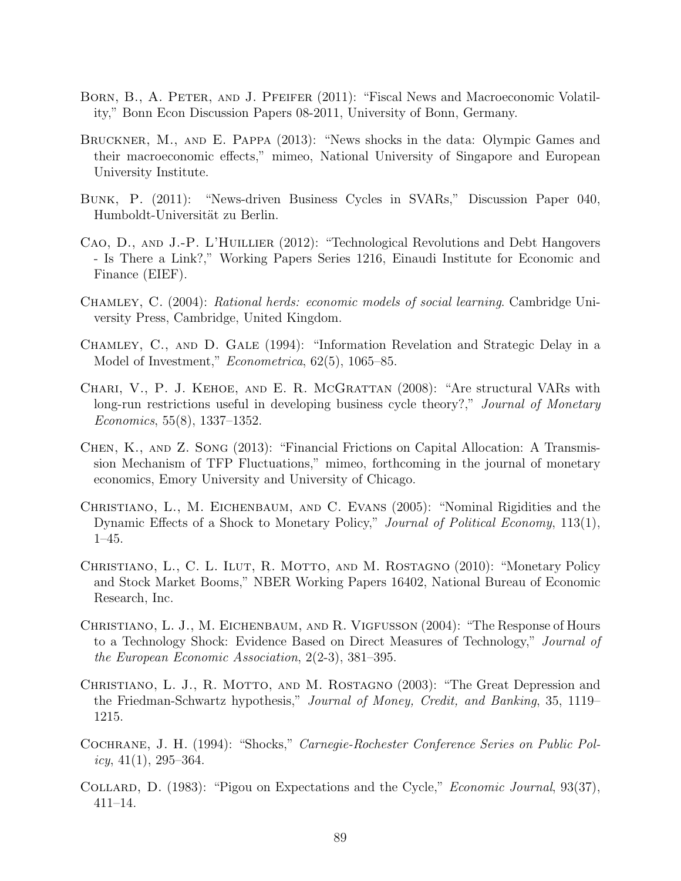Born, B., A. Peter, and J. Pfeifer (2011): "Fiscal News and Macroeconomic Volatility," Bonn Econ Discussion Papers 08-2011, University of Bonn, Germany.

Bruckner, M., and E. Pappa (2013): "News shocks in the data: Olympic Games and their macroeconomic effects," mimeo, National University of Singapore and European University Institute.

Bunk, P. (2011): "News-driven Business Cycles in SVARs," Discussion Paper 040, Humboldt-Universität zu Berlin.

Cao, D., and J.-P. L'Huillier (2012): "Technological Revolutions and Debt Hangovers - Is There a Link?," Working Papers Series 1216, Einaudi Institute for Economic and Finance (EIEF).

Chamley, C. (2004): *Rational herds: economic models of social learning*. Cambridge University Press, Cambridge, United Kingdom.

Chamley, C., and D. Gale (1994): "Information Revelation and Strategic Delay in a Model of Investment," *Econometrica*, 62(5), 1065–85.

Chari, V., P. J. Kehoe, and E. R. McGrattan (2008): "Are structural VARs with long-run restrictions useful in developing business cycle theory?," *Journal of Monetary Economics*, 55(8), 1337–1352.

Chen, K., and Z. Song (2013): "Financial Frictions on Capital Allocation: A Transmission Mechanism of TFP Fluctuations," mimeo, forthcoming in the journal of monetary economics, Emory University and University of Chicago.

Christiano, L., M. Eichenbaum, and C. Evans (2005): "Nominal Rigidities and the Dynamic Effects of a Shock to Monetary Policy," *Journal of Political Economy*, 113(1), 1–45.

Christiano, L., C. L. Ilut, R. Motto, and M. Rostagno (2010): "Monetary Policy and Stock Market Booms," NBER Working Papers 16402, National Bureau of Economic Research, Inc.

Christiano, L. J., M. Eichenbaum, and R. Vigfusson (2004): "The Response of Hours to a Technology Shock: Evidence Based on Direct Measures of Technology," *Journal of the European Economic Association*, 2(2-3), 381–395.

Christiano, L. J., R. Motto, and M. Rostagno (2003): "The Great Depression and the Friedman-Schwartz hypothesis," *Journal of Money, Credit, and Banking*, 35, 1119–1215.

Cochrane, J. H. (1994): "Shocks," *Carnegie-Rochester Conference Series on Public Policy*, 41(1), 295–364.

Collard, D. (1983): "Pigou on Expectations and the Cycle," *Economic Journal*, 93(37), 411–14.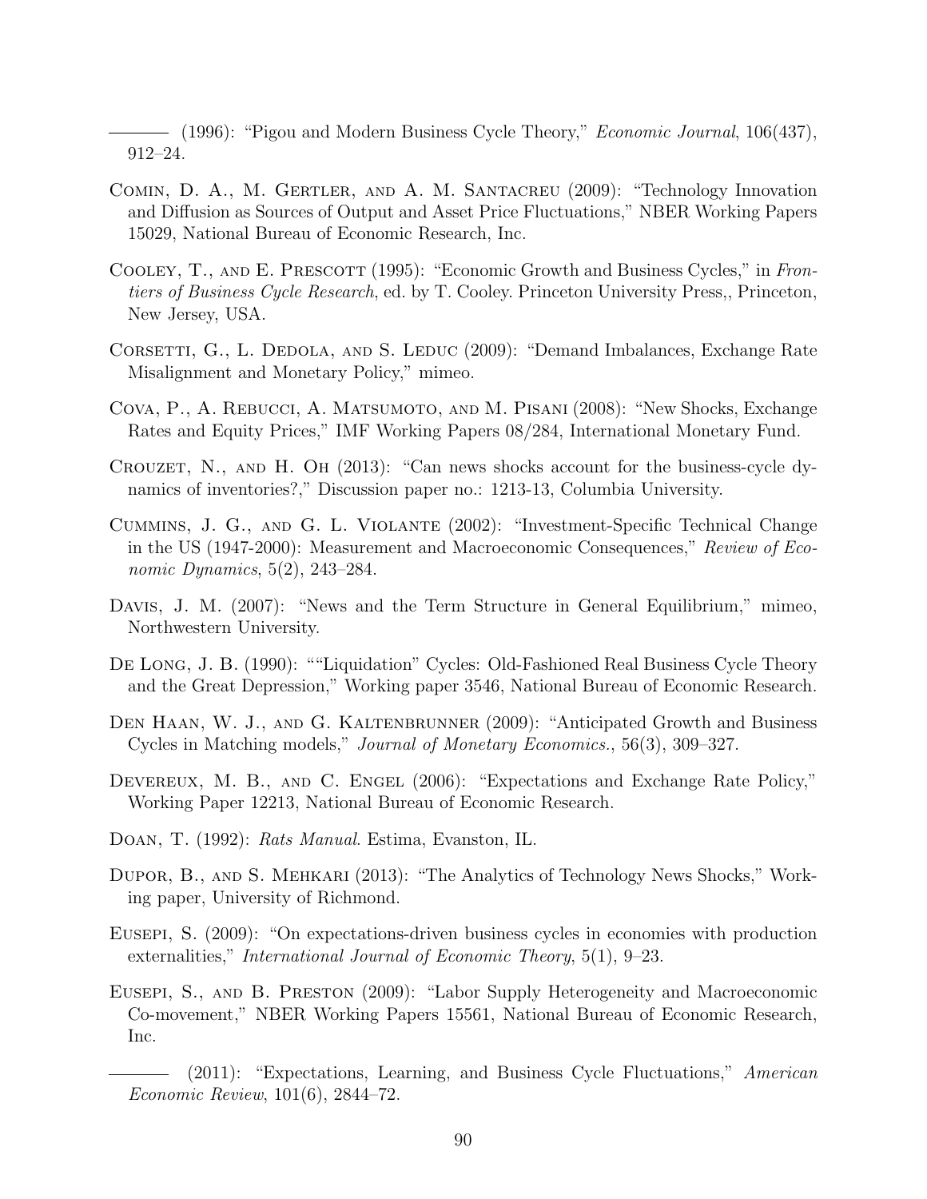——— (1996): "Pigou and Modern Business Cycle Theory," *Economic Journal*, 106(437), 912–24.

Comin, D. A., M. Gertler, and A. M. Santacreu (2009): "Technology Innovation and Diffusion as Sources of Output and Asset Price Fluctuations," NBER Working Papers 15029, National Bureau of Economic Research, Inc.

Cooley, T., and E. Prescott (1995): "Economic Growth and Business Cycles," in *Frontiers of Business Cycle Research*, ed. by T. Cooley. Princeton University Press,, Princeton, New Jersey, USA.

Corsetti, G., L. Dedola, and S. Leduc (2009): "Demand Imbalances, Exchange Rate Misalignment and Monetary Policy," mimeo.

Cova, P., A. Rebucci, A. Matsumoto, and M. Pisani (2008): "New Shocks, Exchange Rates and Equity Prices," IMF Working Papers 08/284, International Monetary Fund.

Crouzet, N., and H. Oh (2013): "Can news shocks account for the business-cycle dynamics of inventories?," Discussion paper no.: 1213-13, Columbia University.

Cummins, J. G., and G. L. Violante (2002): "Investment-Specific Technical Change in the US (1947-2000): Measurement and Macroeconomic Consequences," *Review of Economic Dynamics*, 5(2), 243–284.

Davis, J. M. (2007): "News and the Term Structure in General Equilibrium," mimeo, Northwestern University.

De Long, J. B. (1990): ""Liquidation" Cycles: Old-Fashioned Real Business Cycle Theory and the Great Depression," Working paper 3546, National Bureau of Economic Research.

Den Haan, W. J., and G. Kaltenbrunner (2009): "Anticipated Growth and Business Cycles in Matching models," *Journal of Monetary Economics.*, 56(3), 309–327.

Devereux, M. B., and C. Engel (2006): "Expectations and Exchange Rate Policy," Working Paper 12213, National Bureau of Economic Research.

Doan, T. (1992): *Rats Manual*. Estima, Evanston, IL.

Dupor, B., and S. Mehkari (2013): "The Analytics of Technology News Shocks," Working paper, University of Richmond.

Eusepi, S. (2009): "On expectations-driven business cycles in economies with production externalities," *International Journal of Economic Theory*, 5(1), 9–23.

Eusepi, S., and B. Preston (2009): "Labor Supply Heterogeneity and Macroeconomic Co-movement," NBER Working Papers 15561, National Bureau of Economic Research, Inc.

——— (2011): "Expectations, Learning, and Business Cycle Fluctuations," *American Economic Review*, 101(6), 2844–72.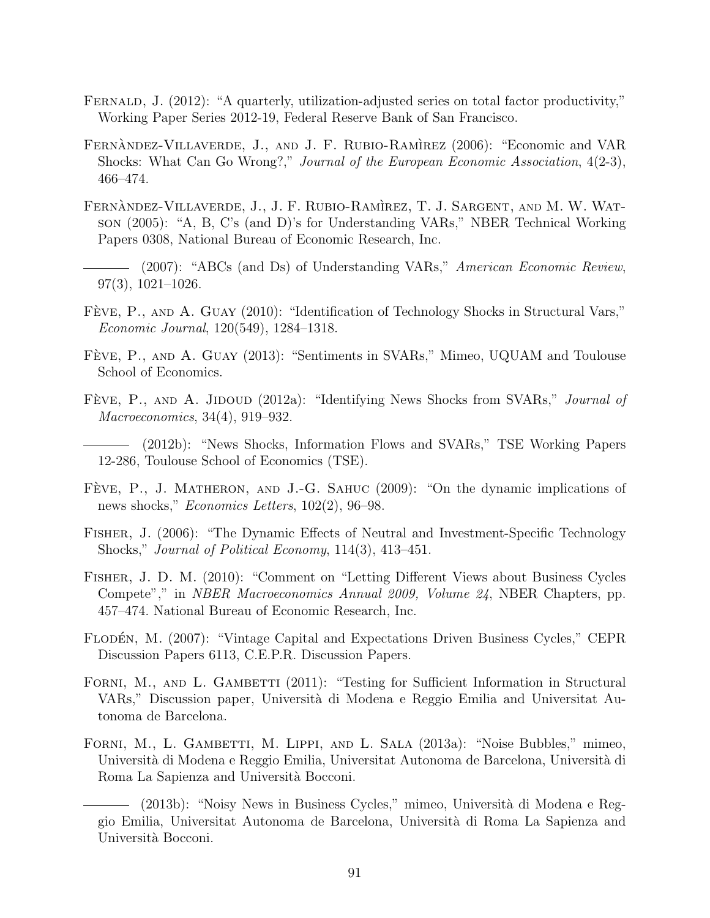Fernald, J. (2012): "A quarterly, utilization-adjusted series on total factor productivity," Working Paper Series 2012-19, Federal Reserve Bank of San Francisco.

Fernàndez-Villaverde, J., and J. F. Rubio-Ramìrez (2006): "Economic and VAR Shocks: What Can Go Wrong?," *Journal of the European Economic Association*, 4(2-3), 466–474.

Fernàndez-Villaverde, J., J. F. Rubio-Ramìrez, T. J. Sargent, and M. W. Watson (2005): "A, B, C's (and D)'s for Understanding VARs," NBER Technical Working Papers 0308, National Bureau of Economic Research, Inc.

——— (2007): "ABCs (and Ds) of Understanding VARs," *American Economic Review*, 97(3), 1021–1026.

Fève, P., and A. Guay (2010): "Identification of Technology Shocks in Structural Vars," *Economic Journal*, 120(549), 1284–1318.

Fève, P., and A. Guay (2013): "Sentiments in SVARs," Mimeo, UQUAM and Toulouse School of Economics.

Fève, P., and A. Jidoud (2012a): "Identifying News Shocks from SVARs," *Journal of Macroeconomics*, 34(4), 919–932.

——— (2012b): "News Shocks, Information Flows and SVARs," TSE Working Papers 12-286, Toulouse School of Economics (TSE).

Fève, P., J. Matheron, and J.-G. Sahuc (2009): "On the dynamic implications of news shocks," *Economics Letters*, 102(2), 96–98.

Fisher, J. (2006): "The Dynamic Effects of Neutral and Investment-Specific Technology Shocks," *Journal of Political Economy*, 114(3), 413–451.

Fisher, J. D. M. (2010): "Comment on "Letting Different Views about Business Cycles Compete"," in *NBER Macroeconomics Annual 2009, Volume 24*, NBER Chapters, pp. 457–474. National Bureau of Economic Research, Inc.

Flodén, M. (2007): "Vintage Capital and Expectations Driven Business Cycles," CEPR Discussion Papers 6113, C.E.P.R. Discussion Papers.

Forni, M., and L. Gambetti (2011): "Testing for Sufficient Information in Structural VARs," Discussion paper, Università di Modena e Reggio Emilia and Universitat Autonoma de Barcelona.

Forni, M., L. Gambetti, M. Lippi, and L. Sala (2013a): "Noise Bubbles," mimeo, Università di Modena e Reggio Emilia, Universitat Autonoma de Barcelona, Università di Roma La Sapienza and Università Bocconi.

——— (2013b): "Noisy News in Business Cycles," mimeo, Università di Modena e Reggio Emilia, Universitat Autonoma de Barcelona, Università di Roma La Sapienza and Università Bocconi.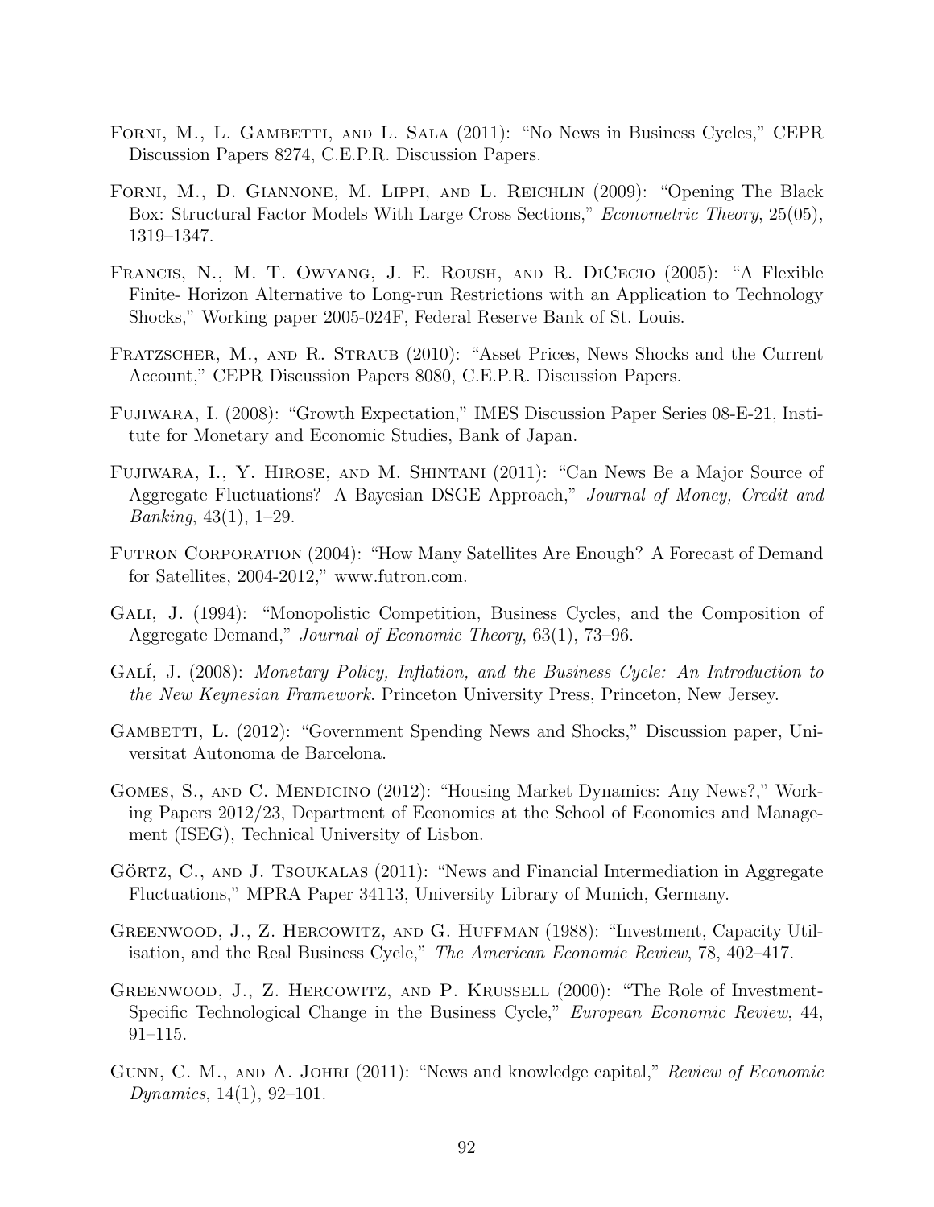Forni, M., L. Gambetti, and L. Sala (2011): "No News in Business Cycles," CEPR Discussion Papers 8274, C.E.P.R. Discussion Papers.

Forni, M., D. Giannone, M. Lippi, and L. Reichlin (2009): "Opening The Black Box: Structural Factor Models With Large Cross Sections," *Econometric Theory*, 25(05), 1319–1347.

Francis, N., M. T. Owyang, J. E. Roush, and R. DiCecio (2005): "A Flexible Finite- Horizon Alternative to Long-run Restrictions with an Application to Technology Shocks," Working paper 2005-024F, Federal Reserve Bank of St. Louis.

Fratzscher, M., and R. Straub (2010): "Asset Prices, News Shocks and the Current Account," CEPR Discussion Papers 8080, C.E.P.R. Discussion Papers.

Fujiwara, I. (2008): "Growth Expectation," IMES Discussion Paper Series 08-E-21, Institute for Monetary and Economic Studies, Bank of Japan.

Fujiwara, I., Y. Hirose, and M. Shintani (2011): "Can News Be a Major Source of Aggregate Fluctuations? A Bayesian DSGE Approach," *Journal of Money, Credit and Banking*, 43(1), 1–29.

Futron Corporation (2004): "How Many Satellites Are Enough? A Forecast of Demand for Satellites, 2004-2012," www.futron.com.

Gali, J. (1994): "Monopolistic Competition, Business Cycles, and the Composition of Aggregate Demand," *Journal of Economic Theory*, 63(1), 73–96.

Galí, J. (2008): *Monetary Policy, Inflation, and the Business Cycle: An Introduction to the New Keynesian Framework*. Princeton University Press, Princeton, New Jersey.

Gambetti, L. (2012): "Government Spending News and Shocks," Discussion paper, Universitat Autonoma de Barcelona.

Gomes, S., and C. Mendicino (2012): "Housing Market Dynamics: Any News?," Working Papers 2012/23, Department of Economics at the School of Economics and Management (ISEG), Technical University of Lisbon.

Görtz, C., and J. Tsoukalas (2011): "News and Financial Intermediation in Aggregate Fluctuations," MPRA Paper 34113, University Library of Munich, Germany.

Greenwood, J., Z. Hercowitz, and G. Huffman (1988): "Investment, Capacity Utilisation, and the Real Business Cycle," *The American Economic Review*, 78, 402–417.

Greenwood, J., Z. Hercowitz, and P. Krussell (2000): "The Role of Investment-Specific Technological Change in the Business Cycle," *European Economic Review*, 44, 91–115.

Gunn, C. M., and A. Johri (2011): "News and knowledge capital," *Review of Economic Dynamics*, 14(1), 92–101.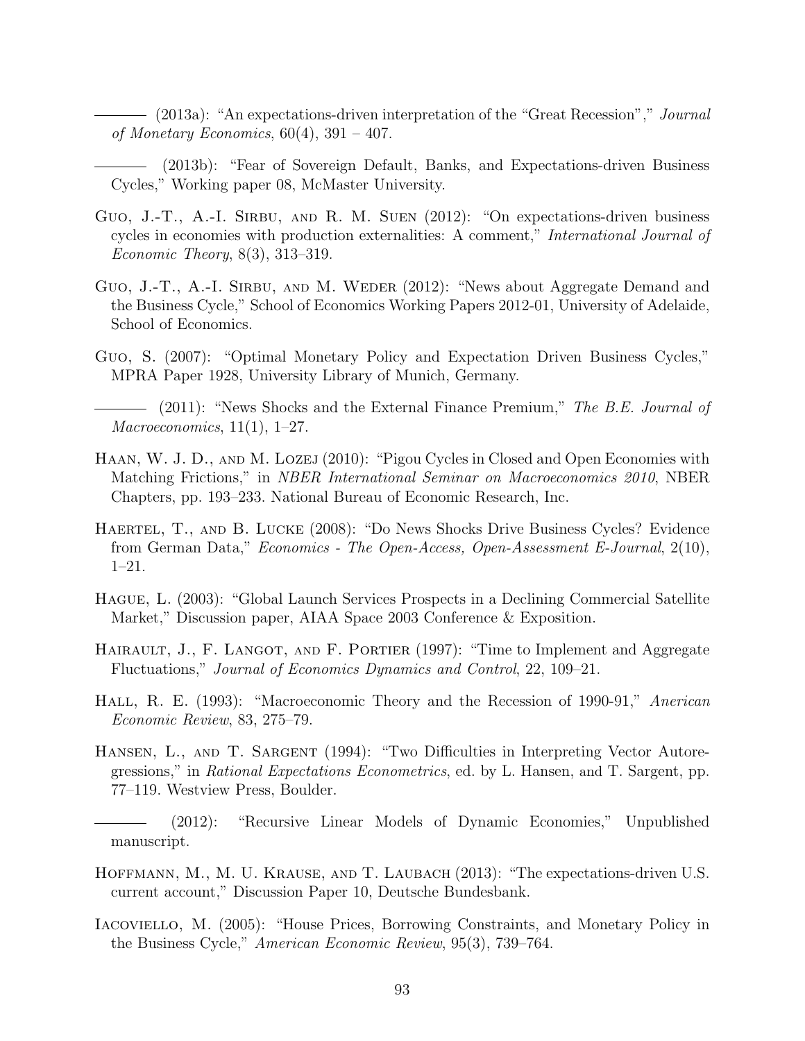——— (2013a): "An expectations-driven interpretation of the "Great Recession"," *Journal of Monetary Economics*, 60(4), 391 – 407.

——— (2013b): "Fear of Sovereign Default, Banks, and Expectations-driven Business Cycles," Working paper 08, McMaster University.

Guo, J.-T., A.-I. Sirbu, and R. M. Suen (2012): "On expectations-driven business cycles in economies with production externalities: A comment," *International Journal of Economic Theory*, 8(3), 313–319.

Guo, J.-T., A.-I. Sirbu, and M. Weder (2012): "News about Aggregate Demand and the Business Cycle," School of Economics Working Papers 2012-01, University of Adelaide, School of Economics.

Guo, S. (2007): "Optimal Monetary Policy and Expectation Driven Business Cycles," MPRA Paper 1928, University Library of Munich, Germany.

——— (2011): "News Shocks and the External Finance Premium," *The B.E. Journal of Macroeconomics*, 11(1), 1–27.

Haan, W. J. D., and M. Lozej (2010): "Pigou Cycles in Closed and Open Economies with Matching Frictions," in *NBER International Seminar on Macroeconomics 2010*, NBER Chapters, pp. 193–233. National Bureau of Economic Research, Inc.

Haertel, T., and B. Lucke (2008): "Do News Shocks Drive Business Cycles? Evidence from German Data," *Economics - The Open-Access, Open-Assessment E-Journal*, 2(10), 1–21.

Hague, L. (2003): "Global Launch Services Prospects in a Declining Commercial Satellite Market," Discussion paper, AIAA Space 2003 Conference & Exposition.

Hairault, J., F. Langot, and F. Portier (1997): "Time to Implement and Aggregate Fluctuations," *Journal of Economics Dynamics and Control*, 22, 109–21.

Hall, R. E. (1993): "Macroeconomic Theory and the Recession of 1990-91," *Anerican Economic Review*, 83, 275–79.

Hansen, L., and T. Sargent (1994): "Two Difficulties in Interpreting Vector Autoregressions," in *Rational Expectations Econometrics*, ed. by L. Hansen, and T. Sargent, pp. 77–119. Westview Press, Boulder.

——— (2012): "Recursive Linear Models of Dynamic Economies," Unpublished manuscript.

Hoffmann, M., M. U. Krause, and T. Laubach (2013): "The expectations-driven U.S. current account," Discussion Paper 10, Deutsche Bundesbank.

Iacoviello, M. (2005): "House Prices, Borrowing Constraints, and Monetary Policy in the Business Cycle," *American Economic Review*, 95(3), 739–764.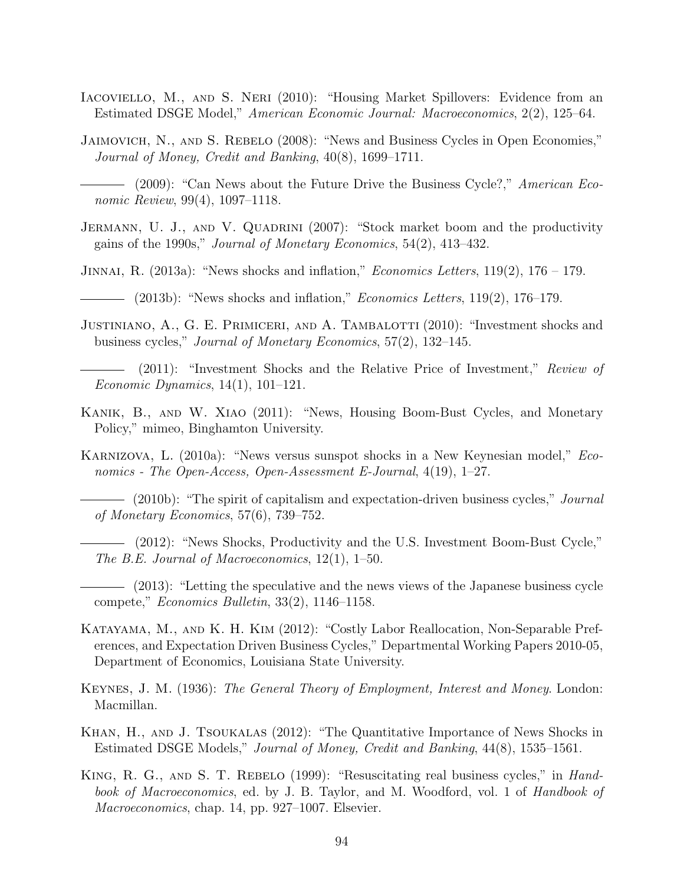Iacoviello, M., and S. Neri (2010): "Housing Market Spillovers: Evidence from an Estimated DSGE Model," *American Economic Journal: Macroeconomics*, 2(2), 125–64.

Jaimovich, N., and S. Rebelo (2008): "News and Business Cycles in Open Economies," *Journal of Money, Credit and Banking*, 40(8), 1699–1711.

——— (2009): "Can News about the Future Drive the Business Cycle?," *American Economic Review*, 99(4), 1097–1118.

Jermann, U. J., and V. Quadrini (2007): "Stock market boom and the productivity gains of the 1990s," *Journal of Monetary Economics*, 54(2), 413–432.

Jinnai, R. (2013a): "News shocks and inflation," *Economics Letters*, 119(2), 176 – 179.

——— (2013b): "News shocks and inflation," *Economics Letters*, 119(2), 176–179.

Justiniano, A., G. E. Primiceri, and A. Tambalotti (2010): "Investment shocks and business cycles," *Journal of Monetary Economics*, 57(2), 132–145.

——— (2011): "Investment Shocks and the Relative Price of Investment," *Review of Economic Dynamics*, 14(1), 101–121.

Kanik, B., and W. Xiao (2011): "News, Housing Boom-Bust Cycles, and Monetary Policy," mimeo, Binghamton University.

Karnizova, L. (2010a): "News versus sunspot shocks in a New Keynesian model," *Economics - The Open-Access, Open-Assessment E-Journal*, 4(19), 1–27.

——— (2010b): "The spirit of capitalism and expectation-driven business cycles," *Journal of Monetary Economics*, 57(6), 739–752.

——— (2012): "News Shocks, Productivity and the U.S. Investment Boom-Bust Cycle," *The B.E. Journal of Macroeconomics*, 12(1), 1–50.

——— (2013): "Letting the speculative and the news views of the Japanese business cycle compete," *Economics Bulletin*, 33(2), 1146–1158.

Katayama, M., and K. H. Kim (2012): "Costly Labor Reallocation, Non-Separable Preferences, and Expectation Driven Business Cycles," Departmental Working Papers 2010-05, Department of Economics, Louisiana State University.

Keynes, J. M. (1936): *The General Theory of Employment, Interest and Money*. London: Macmillan.

Khan, H., and J. Tsoukalas (2012): "The Quantitative Importance of News Shocks in Estimated DSGE Models," *Journal of Money, Credit and Banking*, 44(8), 1535–1561.

King, R. G., and S. T. Rebelo (1999): "Resuscitating real business cycles," in *Handbook of Macroeconomics*, ed. by J. B. Taylor, and M. Woodford, vol. 1 of *Handbook of Macroeconomics*, chap. 14, pp. 927–1007. Elsevier.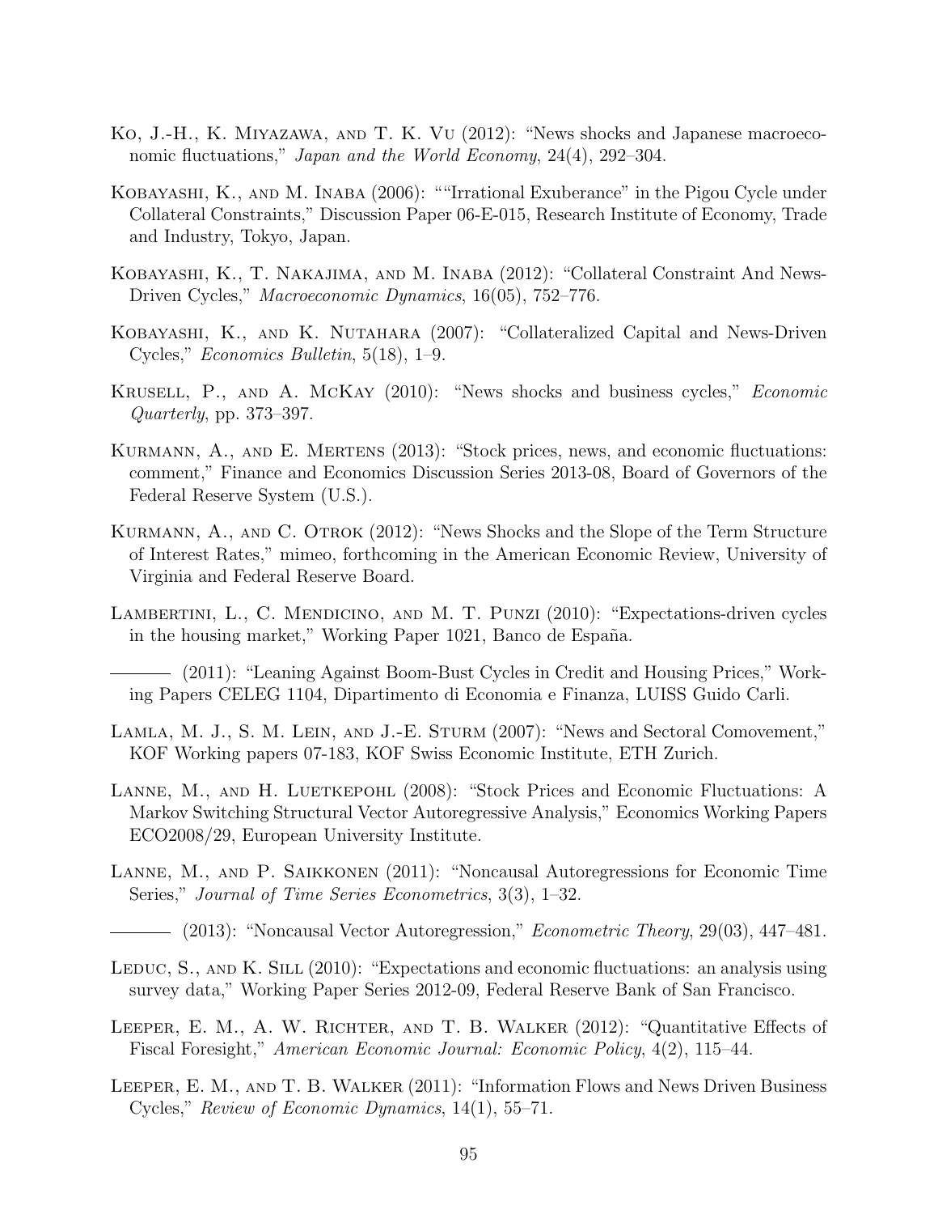Ko, J.-H., K. Miyazawa, and T. K. Vu (2012): "News shocks and Japanese macroeconomic fluctuations," *Japan and the World Economy*, 24(4), 292–304.

Kobayashi, K., and M. Inaba (2006): ""Irrational Exuberance" in the Pigou Cycle under Collateral Constraints," Discussion Paper 06-E-015, Research Institute of Economy, Trade and Industry, Tokyo, Japan.

Kobayashi, K., T. Nakajima, and M. Inaba (2012): "Collateral Constraint And News-Driven Cycles," *Macroeconomic Dynamics*, 16(05), 752–776.

Kobayashi, K., and K. Nutahara (2007): "Collateralized Capital and News-Driven Cycles," *Economics Bulletin*, 5(18), 1–9.

Krusell, P., and A. McKay (2010): "News shocks and business cycles," *Economic Quarterly*, pp. 373–397.

Kurmann, A., and E. Mertens (2013): "Stock prices, news, and economic fluctuations: comment," Finance and Economics Discussion Series 2013-08, Board of Governors of the Federal Reserve System (U.S.).

Kurmann, A., and C. Otrok (2012): "News Shocks and the Slope of the Term Structure of Interest Rates," mimeo, forthcoming in the American Economic Review, University of Virginia and Federal Reserve Board.

Lambertini, L., C. Mendicino, and M. T. Punzi (2010): "Expectations-driven cycles in the housing market," Working Paper 1021, Banco de España.

——— (2011): "Leaning Against Boom-Bust Cycles in Credit and Housing Prices," Working Papers CELEG 1104, Dipartimento di Economia e Finanza, LUISS Guido Carli.

Lamla, M. J., S. M. Lein, and J.-E. Sturm (2007): "News and Sectoral Comovement," KOF Working papers 07-183, KOF Swiss Economic Institute, ETH Zurich.

Lanne, M., and H. Luetkepohl (2008): "Stock Prices and Economic Fluctuations: A Markov Switching Structural Vector Autoregressive Analysis," Economics Working Papers ECO2008/29, European University Institute.

Lanne, M., and P. Saikkonen (2011): "Noncausal Autoregressions for Economic Time Series," *Journal of Time Series Econometrics*, 3(3), 1–32.

——— (2013): "Noncausal Vector Autoregression," *Econometric Theory*, 29(03), 447–481.

Leduc, S., and K. Sill (2010): "Expectations and economic fluctuations: an analysis using survey data," Working Paper Series 2012-09, Federal Reserve Bank of San Francisco.

Leeper, E. M., A. W. Richter, and T. B. Walker (2012): "Quantitative Effects of Fiscal Foresight," *American Economic Journal: Economic Policy*, 4(2), 115–44.

Leeper, E. M., and T. B. Walker (2011): "Information Flows and News Driven Business Cycles," *Review of Economic Dynamics*, 14(1), 55–71.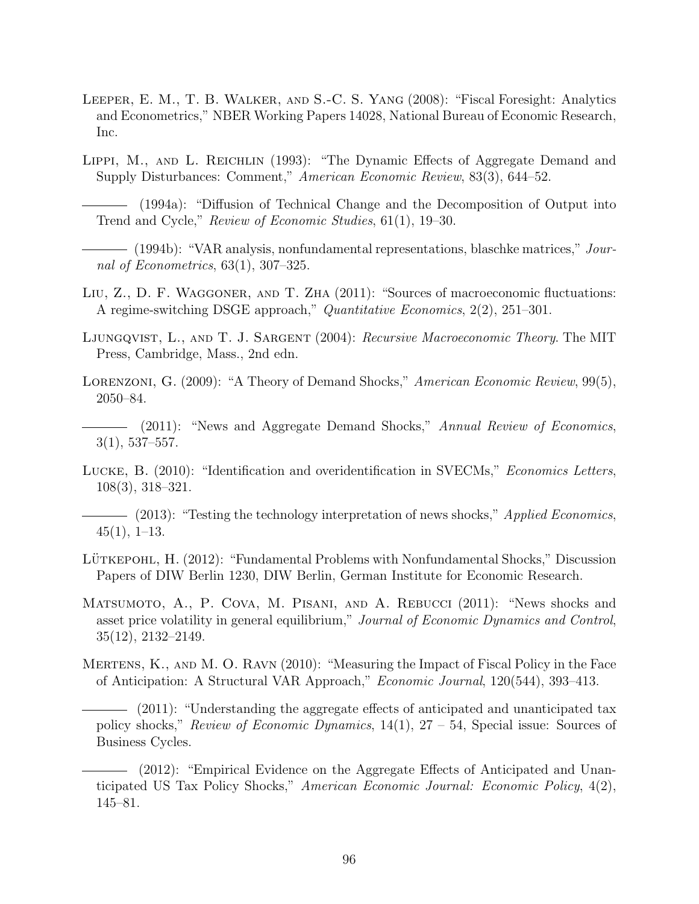Leeper, E. M., T. B. Walker, and S.-C. S. Yang (2008): "Fiscal Foresight: Analytics and Econometrics," NBER Working Papers 14028, National Bureau of Economic Research, Inc.

Lippi, M., and L. Reichlin (1993): "The Dynamic Effects of Aggregate Demand and Supply Disturbances: Comment," *American Economic Review*, 83(3), 644–52.

——— (1994a): "Diffusion of Technical Change and the Decomposition of Output into Trend and Cycle," *Review of Economic Studies*, 61(1), 19–30.

——— (1994b): "VAR analysis, nonfundamental representations, blaschke matrices," *Journal of Econometrics*, 63(1), 307–325.

Liu, Z., D. F. Waggoner, and T. Zha (2011): "Sources of macroeconomic fluctuations: A regime-switching DSGE approach," *Quantitative Economics*, 2(2), 251–301.

Ljungqvist, L., and T. J. Sargent (2004): *Recursive Macroeconomic Theory*. The MIT Press, Cambridge, Mass., 2nd edn.

Lorenzoni, G. (2009): "A Theory of Demand Shocks," *American Economic Review*, 99(5), 2050–84.

——— (2011): "News and Aggregate Demand Shocks," *Annual Review of Economics*, 3(1), 537–557.

Lucke, B. (2010): "Identification and overidentification in SVECMs," *Economics Letters*, 108(3), 318–321.

——— (2013): "Testing the technology interpretation of news shocks," *Applied Economics*, 45(1), 1–13.

Lütkepohl, H. (2012): "Fundamental Problems with Nonfundamental Shocks," Discussion Papers of DIW Berlin 1230, DIW Berlin, German Institute for Economic Research.

Matsumoto, A., P. Cova, M. Pisani, and A. Rebucci (2011): "News shocks and asset price volatility in general equilibrium," *Journal of Economic Dynamics and Control*, 35(12), 2132–2149.

Mertens, K., and M. O. Ravn (2010): "Measuring the Impact of Fiscal Policy in the Face of Anticipation: A Structural VAR Approach," *Economic Journal*, 120(544), 393–413.

——— (2011): "Understanding the aggregate effects of anticipated and unanticipated tax policy shocks," *Review of Economic Dynamics*, 14(1), 27 – 54, Special issue: Sources of Business Cycles.

——— (2012): "Empirical Evidence on the Aggregate Effects of Anticipated and Unanticipated US Tax Policy Shocks," *American Economic Journal: Economic Policy*, 4(2), 145–81.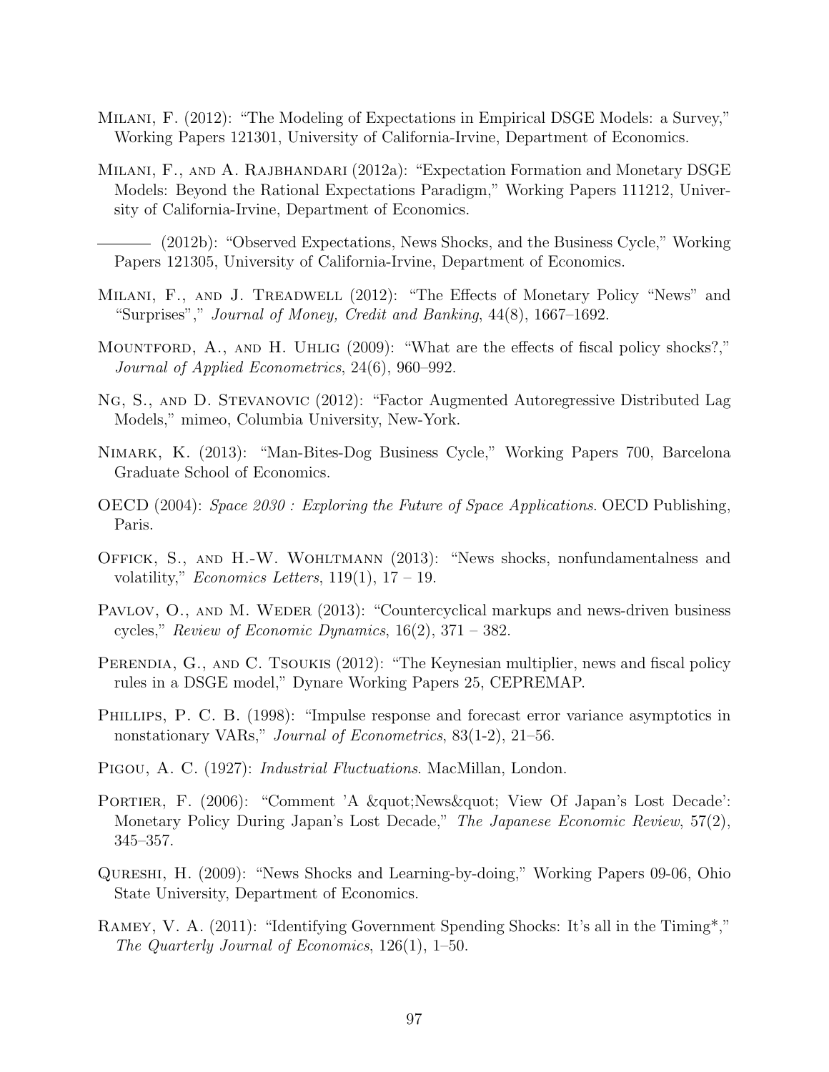Milani, F. (2012): "The Modeling of Expectations in Empirical DSGE Models: a Survey," Working Papers 121301, University of California-Irvine, Department of Economics.

Milani, F., and A. Rajbhandari (2012a): "Expectation Formation and Monetary DSGE Models: Beyond the Rational Expectations Paradigm," Working Papers 111212, University of California-Irvine, Department of Economics.

——— (2012b): "Observed Expectations, News Shocks, and the Business Cycle," Working Papers 121305, University of California-Irvine, Department of Economics.

Milani, F., and J. Treadwell (2012): "The Effects of Monetary Policy "News" and "Surprises"," *Journal of Money, Credit and Banking*, 44(8), 1667–1692.

Mountford, A., and H. Uhlig (2009): "What are the effects of fiscal policy shocks?," *Journal of Applied Econometrics*, 24(6), 960–992.

Ng, S., and D. Stevanovic (2012): "Factor Augmented Autoregressive Distributed Lag Models," mimeo, Columbia University, New-York.

Nimark, K. (2013): "Man-Bites-Dog Business Cycle," Working Papers 700, Barcelona Graduate School of Economics.

OECD (2004): *Space 2030 : Exploring the Future of Space Applications*. OECD Publishing, Paris.

Offick, S., and H.-W. Wohltmann (2013): "News shocks, nonfundamentalness and volatility," *Economics Letters*, 119(1), 17 – 19.

Pavlov, O., and M. Weder (2013): "Countercyclical markups and news-driven business cycles," *Review of Economic Dynamics*, 16(2), 371 – 382.

Perendia, G., and C. Tsoukis (2012): "The Keynesian multiplier, news and fiscal policy rules in a DSGE model," Dynare Working Papers 25, CEPREMAP.

Phillips, P. C. B. (1998): "Impulse response and forecast error variance asymptotics in nonstationary VARs," *Journal of Econometrics*, 83(1-2), 21–56.

Pigou, A. C. (1927): *Industrial Fluctuations*. MacMillan, London.

Portier, F. (2006): "Comment 'A &quot;News&quot; View Of Japan's Lost Decade': Monetary Policy During Japan's Lost Decade," *The Japanese Economic Review*, 57(2), 345–357.

Qureshi, H. (2009): "News Shocks and Learning-by-doing," Working Papers 09-06, Ohio State University, Department of Economics.

Ramey, V. A. (2011): "Identifying Government Spending Shocks: It's all in the Timing*," *The Quarterly Journal of Economics*, 126(1), 1–50.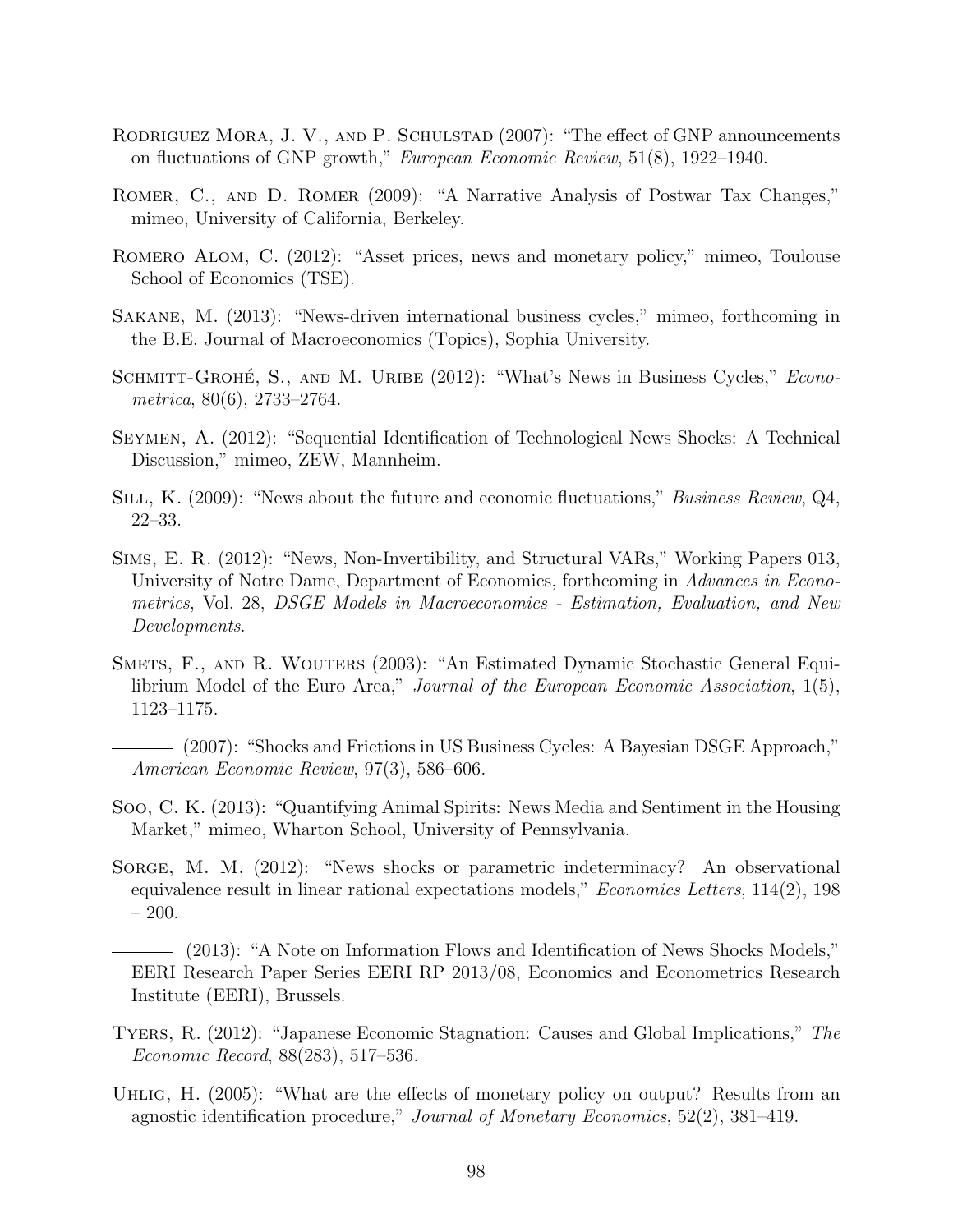Rodriguez Mora, J. V., and P. Schulstad (2007): "The effect of GNP announcements on fluctuations of GNP growth," *European Economic Review*, 51(8), 1922–1940.

Romer, C., and D. Romer (2009): "A Narrative Analysis of Postwar Tax Changes," mimeo, University of California, Berkeley.

Romero Alom, C. (2012): "Asset prices, news and monetary policy," mimeo, Toulouse School of Economics (TSE).

Sakane, M. (2013): "News-driven international business cycles," mimeo, forthcoming in the B.E. Journal of Macroeconomics (Topics), Sophia University.

Schmitt-Grohé, S., and M. Uribe (2012): "What's News in Business Cycles," *Econometrica*, 80(6), 2733–2764.

Seymen, A. (2012): "Sequential Identification of Technological News Shocks: A Technical Discussion," mimeo, ZEW, Mannheim.

Sill, K. (2009): "News about the future and economic fluctuations," *Business Review*, Q4, 22–33.

Sims, E. R. (2012): "News, Non-Invertibility, and Structural VARs," Working Papers 013, University of Notre Dame, Department of Economics, forthcoming in *Advances in Econometrics*, Vol. 28, *DSGE Models in Macroeconomics - Estimation, Evaluation, and New Developments*.

Smets, F., and R. Wouters (2003): "An Estimated Dynamic Stochastic General Equilibrium Model of the Euro Area," *Journal of the European Economic Association*, 1(5), 1123–1175.

——— (2007): "Shocks and Frictions in US Business Cycles: A Bayesian DSGE Approach," *American Economic Review*, 97(3), 586–606.

Soo, C. K. (2013): "Quantifying Animal Spirits: News Media and Sentiment in the Housing Market," mimeo, Wharton School, University of Pennsylvania.

Sorge, M. M. (2012): "News shocks or parametric indeterminacy? An observational equivalence result in linear rational expectations models," *Economics Letters*, 114(2), 198 – 200.

——— (2013): "A Note on Information Flows and Identification of News Shocks Models," EERI Research Paper Series EERI RP 2013/08, Economics and Econometrics Research Institute (EERI), Brussels.

Tyers, R. (2012): "Japanese Economic Stagnation: Causes and Global Implications," *The Economic Record*, 88(283), 517–536.

Uhlig, H. (2005): "What are the effects of monetary policy on output? Results from an agnostic identification procedure," *Journal of Monetary Economics*, 52(2), 381–419.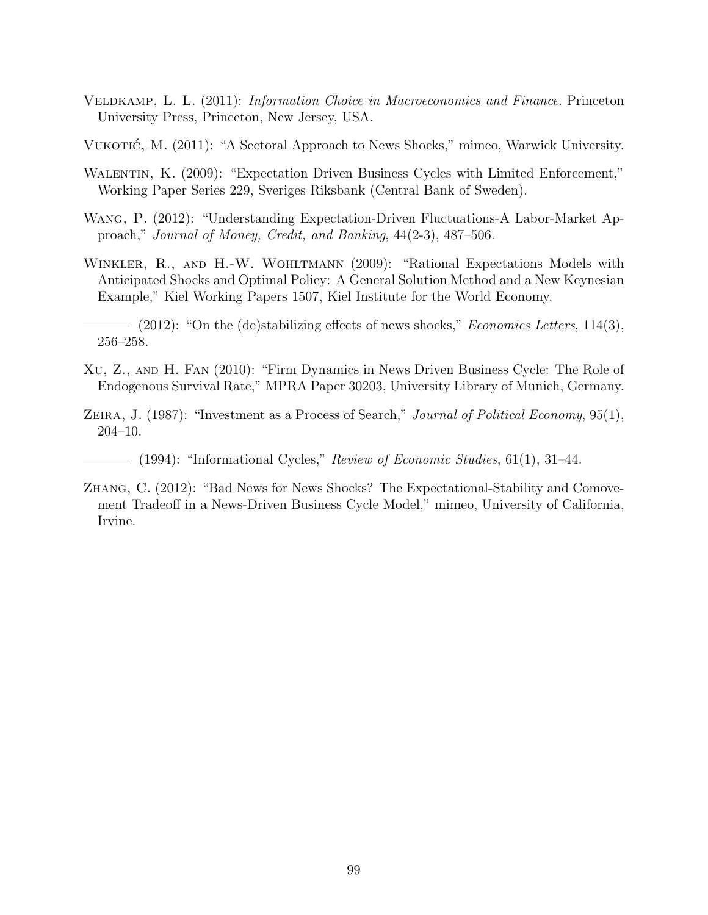Veldkamp, L. L. (2011): *Information Choice in Macroeconomics and Finance*. Princeton University Press, Princeton, New Jersey, USA.

Vukotić, M. (2011): "A Sectoral Approach to News Shocks," mimeo, Warwick University.

Walentin, K. (2009): "Expectation Driven Business Cycles with Limited Enforcement," Working Paper Series 229, Sveriges Riksbank (Central Bank of Sweden).

Wang, P. (2012): "Understanding Expectation-Driven Fluctuations-A Labor-Market Approach," *Journal of Money, Credit, and Banking*, 44(2-3), 487–506.

Winkler, R., and H.-W. Wohltmann (2009): "Rational Expectations Models with Anticipated Shocks and Optimal Policy: A General Solution Method and a New Keynesian Example," Kiel Working Papers 1507, Kiel Institute for the World Economy.

——— (2012): "On the (de)stabilizing effects of news shocks," *Economics Letters*, 114(3), 256–258.

Xu, Z., and H. Fan (2010): "Firm Dynamics in News Driven Business Cycle: The Role of Endogenous Survival Rate," MPRA Paper 30203, University Library of Munich, Germany.

Zeira, J. (1987): "Investment as a Process of Search," *Journal of Political Economy*, 95(1), 204–10.

——— (1994): "Informational Cycles," *Review of Economic Studies*, 61(1), 31–44.

Zhang, C. (2012): "Bad News for News Shocks? The Expectational-Stability and Comovement Tradeoff in a News-Driven Business Cycle Model," mimeo, University of California, Irvine.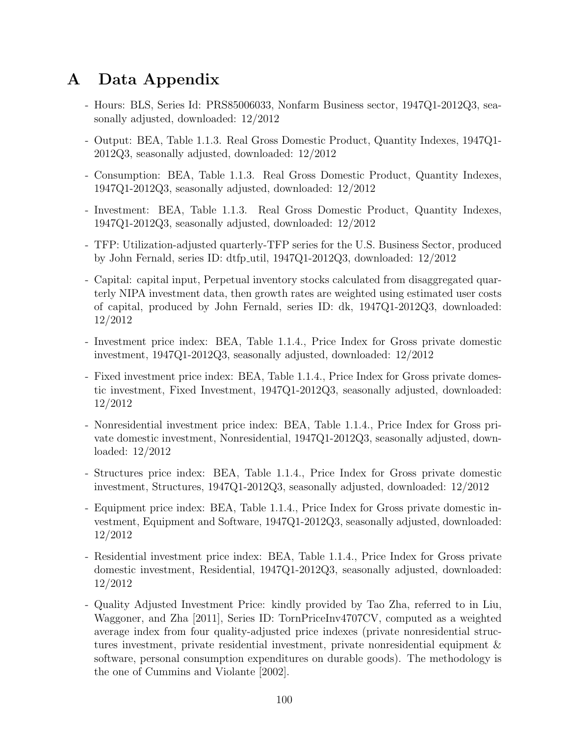# A Data Appendix

- Hours: BLS, Series Id: PRS85006033, Nonfarm Business sector, 1947Q1-2012Q3, seasonally adjusted, downloaded: 12/2012
- Output: BEA, Table 1.1.3. Real Gross Domestic Product, Quantity Indexes, 1947Q1-2012Q3, seasonally adjusted, downloaded: 12/2012
- Consumption: BEA, Table 1.1.3. Real Gross Domestic Product, Quantity Indexes, 1947Q1-2012Q3, seasonally adjusted, downloaded: 12/2012
- Investment: BEA, Table 1.1.3. Real Gross Domestic Product, Quantity Indexes, 1947Q1-2012Q3, seasonally adjusted, downloaded: 12/2012
- TFP: Utilization-adjusted quarterly-TFP series for the U.S. Business Sector, produced by John Fernald, series ID: dtfp_util, 1947Q1-2012Q3, downloaded: 12/2012
- Capital: capital input, Perpetual inventory stocks calculated from disaggregated quarterly NIPA investment data, then growth rates are weighted using estimated user costs of capital, produced by John Fernald, series ID: dk, 1947Q1-2012Q3, downloaded: 12/2012
- Investment price index: BEA, Table 1.1.4., Price Index for Gross private domestic investment, 1947Q1-2012Q3, seasonally adjusted, downloaded: 12/2012
- Fixed investment price index: BEA, Table 1.1.4., Price Index for Gross private domestic investment, Fixed Investment, 1947Q1-2012Q3, seasonally adjusted, downloaded: 12/2012
- Nonresidential investment price index: BEA, Table 1.1.4., Price Index for Gross private domestic investment, Nonresidential, 1947Q1-2012Q3, seasonally adjusted, downloaded: 12/2012
- Structures price index: BEA, Table 1.1.4., Price Index for Gross private domestic investment, Structures, 1947Q1-2012Q3, seasonally adjusted, downloaded: 12/2012
- Equipment price index: BEA, Table 1.1.4., Price Index for Gross private domestic investment, Equipment and Software, 1947Q1-2012Q3, seasonally adjusted, downloaded: 12/2012
- Residential investment price index: BEA, Table 1.1.4., Price Index for Gross private domestic investment, Residential, 1947Q1-2012Q3, seasonally adjusted, downloaded: 12/2012
- Quality Adjusted Investment Price: kindly provided by Tao Zha, referred to in Liu, Waggoner, and Zha [2011], Series ID: TornPriceInv4707CV, computed as a weighted average index from four quality-adjusted price indexes (private nonresidential structures investment, private residential investment, private nonresidential equipment & software, personal consumption expenditures on durable goods). The methodology is the one of Cummins and Violante [2002].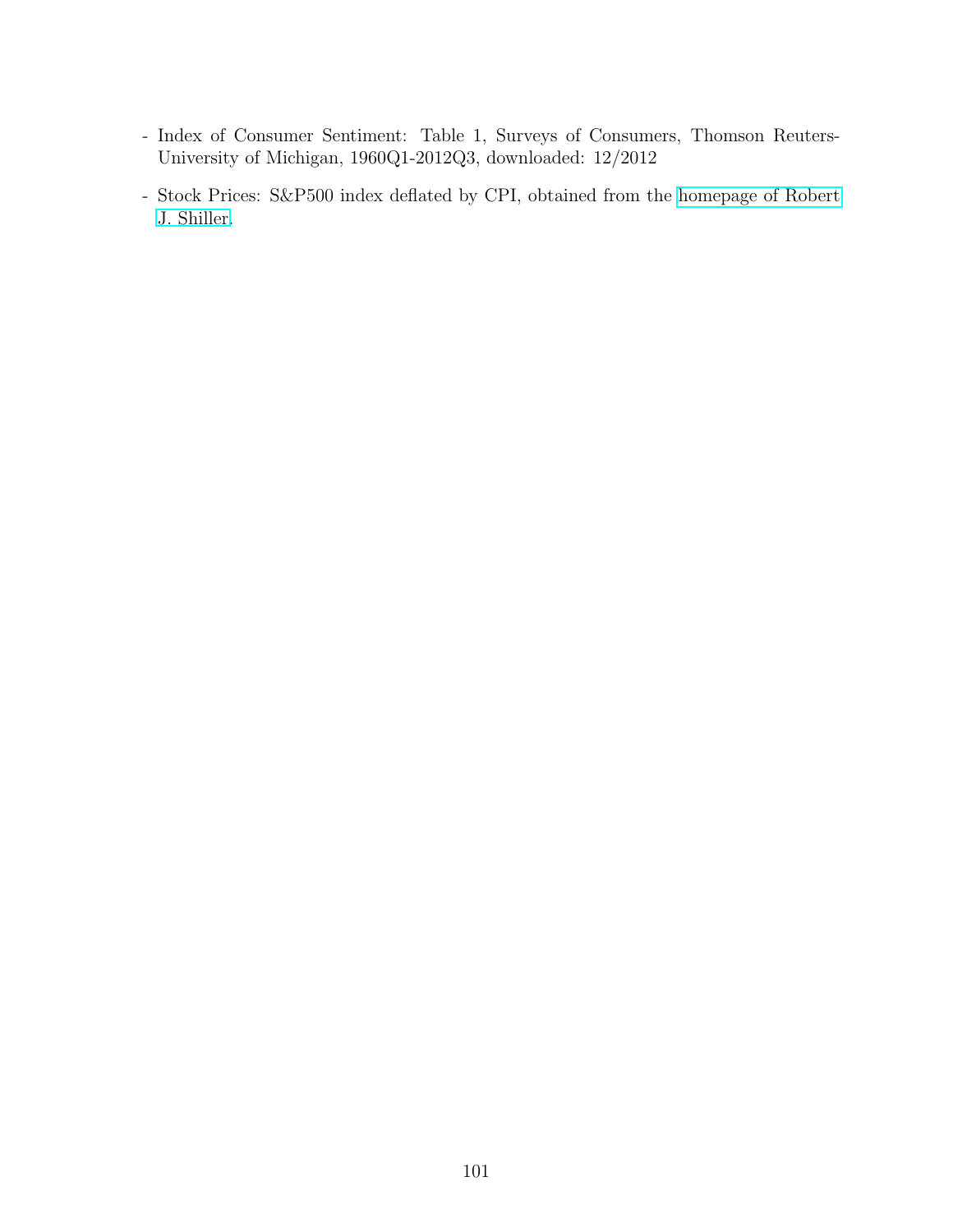- Index of Consumer Sentiment: Table 1, Surveys of Consumers, Thomson Reuters-University of Michigan, 1960Q1-2012Q3, downloaded: 12/2012

- Stock Prices: S&P500 index deflated by CPI, obtained from the homepage of Robert J. Shiller.